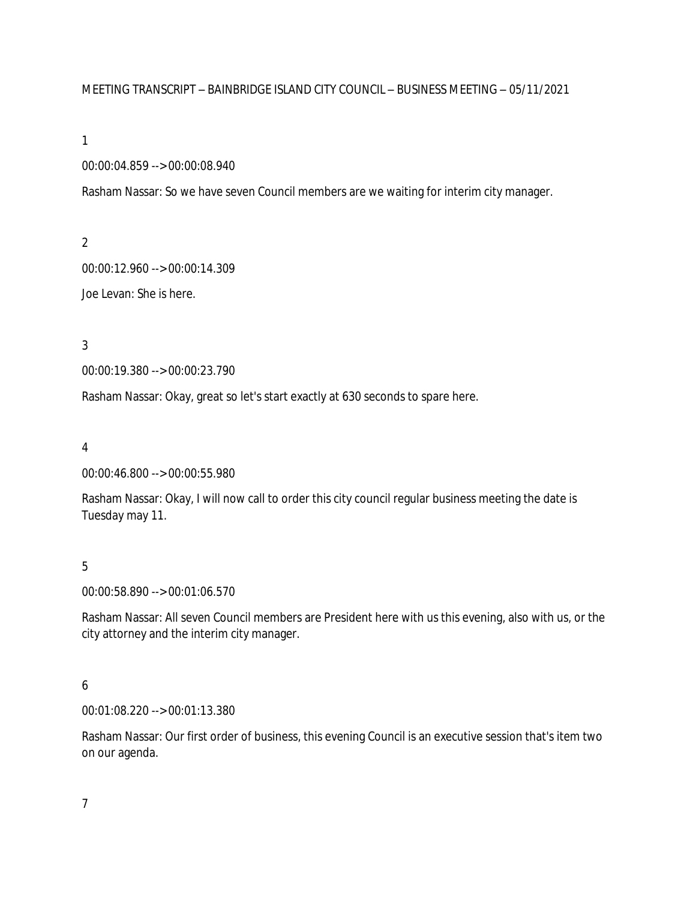MEETING TRANSCRIPT – BAINBRIDGE ISLAND CITY COUNCIL – BUSINESS MEETING – 05/11/2021

1

00:00:04.859 --> 00:00:08.940

Rasham Nassar: So we have seven Council members are we waiting for interim city manager.

2

00:00:12.960 --> 00:00:14.309

Joe Levan: She is here.

3

00:00:19.380 --> 00:00:23.790

Rasham Nassar: Okay, great so let's start exactly at 630 seconds to spare here.

4

00:00:46.800 --> 00:00:55.980

Rasham Nassar: Okay, I will now call to order this city council regular business meeting the date is Tuesday may 11.

5

00:00:58.890 --> 00:01:06.570

Rasham Nassar: All seven Council members are President here with us this evening, also with us, or the city attorney and the interim city manager.

6

00:01:08.220 --> 00:01:13.380

Rasham Nassar: Our first order of business, this evening Council is an executive session that's item two on our agenda.

7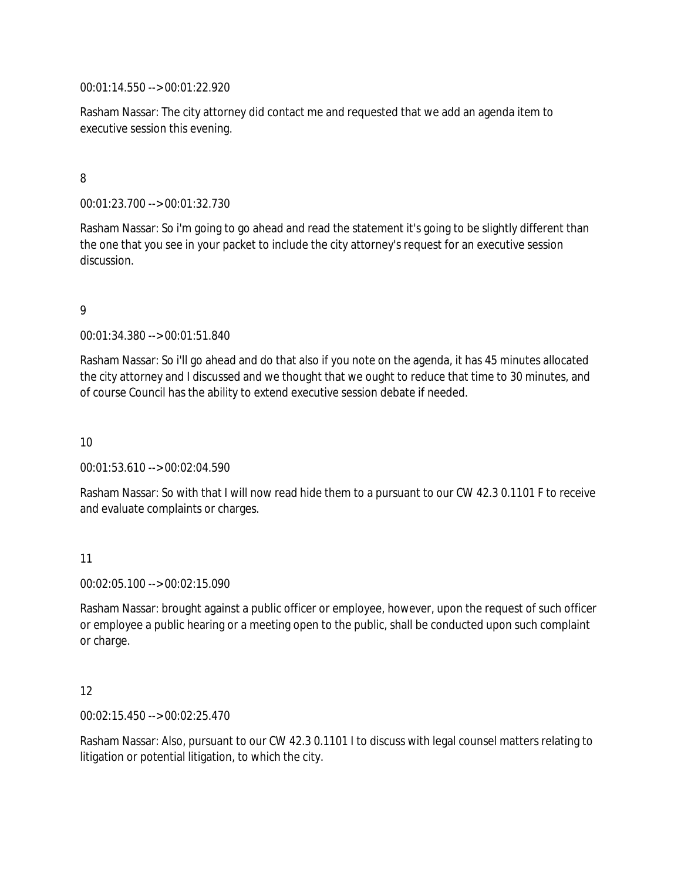00:01:14.550 --> 00:01:22.920

Rasham Nassar: The city attorney did contact me and requested that we add an agenda item to executive session this evening.

8

00:01:23.700 --> 00:01:32.730

Rasham Nassar: So i'm going to go ahead and read the statement it's going to be slightly different than the one that you see in your packet to include the city attorney's request for an executive session discussion.

9

00:01:34.380 --> 00:01:51.840

Rasham Nassar: So i'll go ahead and do that also if you note on the agenda, it has 45 minutes allocated the city attorney and I discussed and we thought that we ought to reduce that time to 30 minutes, and of course Council has the ability to extend executive session debate if needed.

10

00:01:53.610 --> 00:02:04.590

Rasham Nassar: So with that I will now read hide them to a pursuant to our CW 42.3 0.1101 F to receive and evaluate complaints or charges.

11

00:02:05.100 --> 00:02:15.090

Rasham Nassar: brought against a public officer or employee, however, upon the request of such officer or employee a public hearing or a meeting open to the public, shall be conducted upon such complaint or charge.

12

00:02:15.450 --> 00:02:25.470

Rasham Nassar: Also, pursuant to our CW 42.3 0.1101 I to discuss with legal counsel matters relating to litigation or potential litigation, to which the city.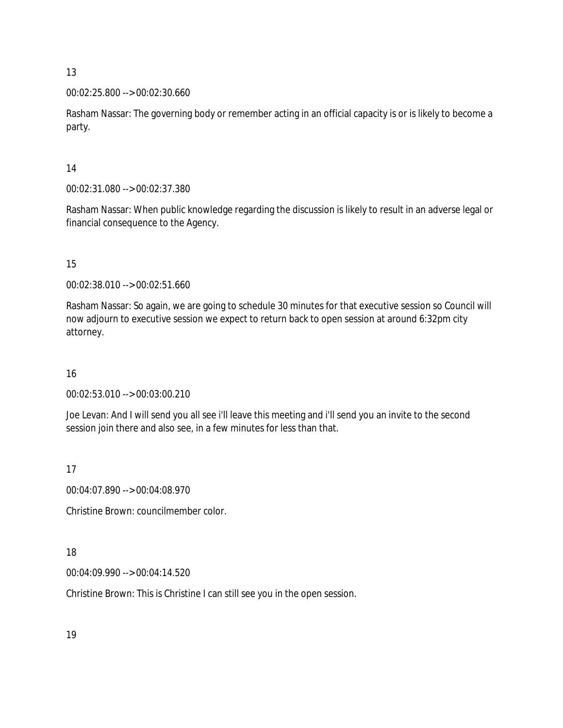13

00:02:25.800 --> 00:02:30.660

Rasham Nassar: The governing body or remember acting in an official capacity is or is likely to become a party.

14

00:02:31.080 --> 00:02:37.380

Rasham Nassar: When public knowledge regarding the discussion is likely to result in an adverse legal or financial consequence to the Agency.

15

00:02:38.010 --> 00:02:51.660

Rasham Nassar: So again, we are going to schedule 30 minutes for that executive session so Council will now adjourn to executive session we expect to return back to open session at around 6:32pm city attorney.

16

00:02:53.010 --> 00:03:00.210

Joe Levan: And I will send you all see i'll leave this meeting and i'll send you an invite to the second session join there and also see, in a few minutes for less than that.

17

00:04:07.890 --> 00:04:08.970

Christine Brown: councilmember color.

18

00:04:09.990 --> 00:04:14.520

Christine Brown: This is Christine I can still see you in the open session.

19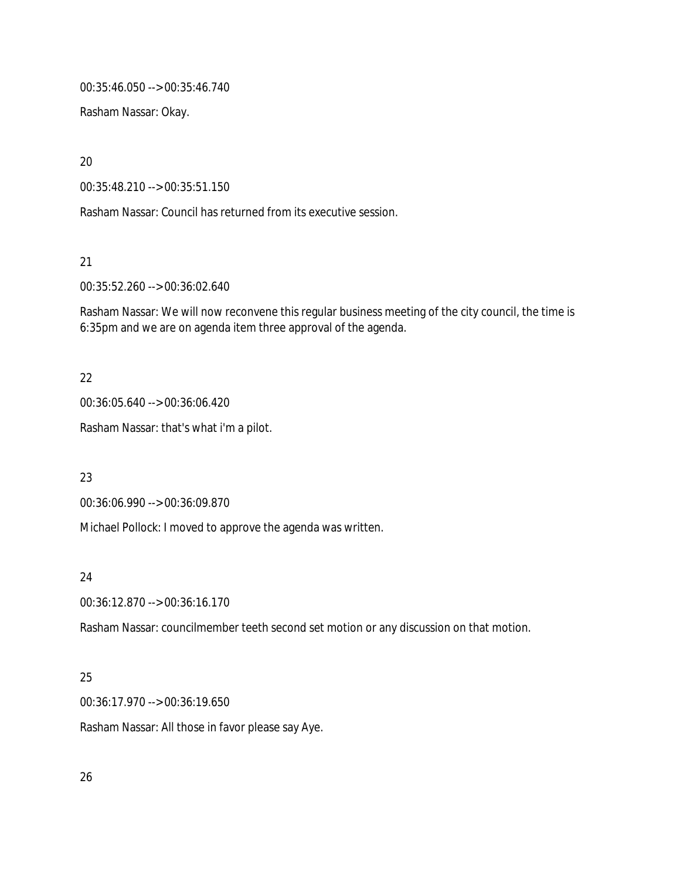00:35:46.050 --> 00:35:46.740

Rasham Nassar: Okay.

20

00:35:48.210 --> 00:35:51.150

Rasham Nassar: Council has returned from its executive session.

21

00:35:52.260 --> 00:36:02.640

Rasham Nassar: We will now reconvene this regular business meeting of the city council, the time is 6:35pm and we are on agenda item three approval of the agenda.

22

00:36:05.640 --> 00:36:06.420

Rasham Nassar: that's what i'm a pilot.

23

00:36:06.990 --> 00:36:09.870

Michael Pollock: I moved to approve the agenda was written.

24

00:36:12.870 --> 00:36:16.170

Rasham Nassar: councilmember teeth second set motion or any discussion on that motion.

25

00:36:17.970 --> 00:36:19.650

Rasham Nassar: All those in favor please say Aye.

26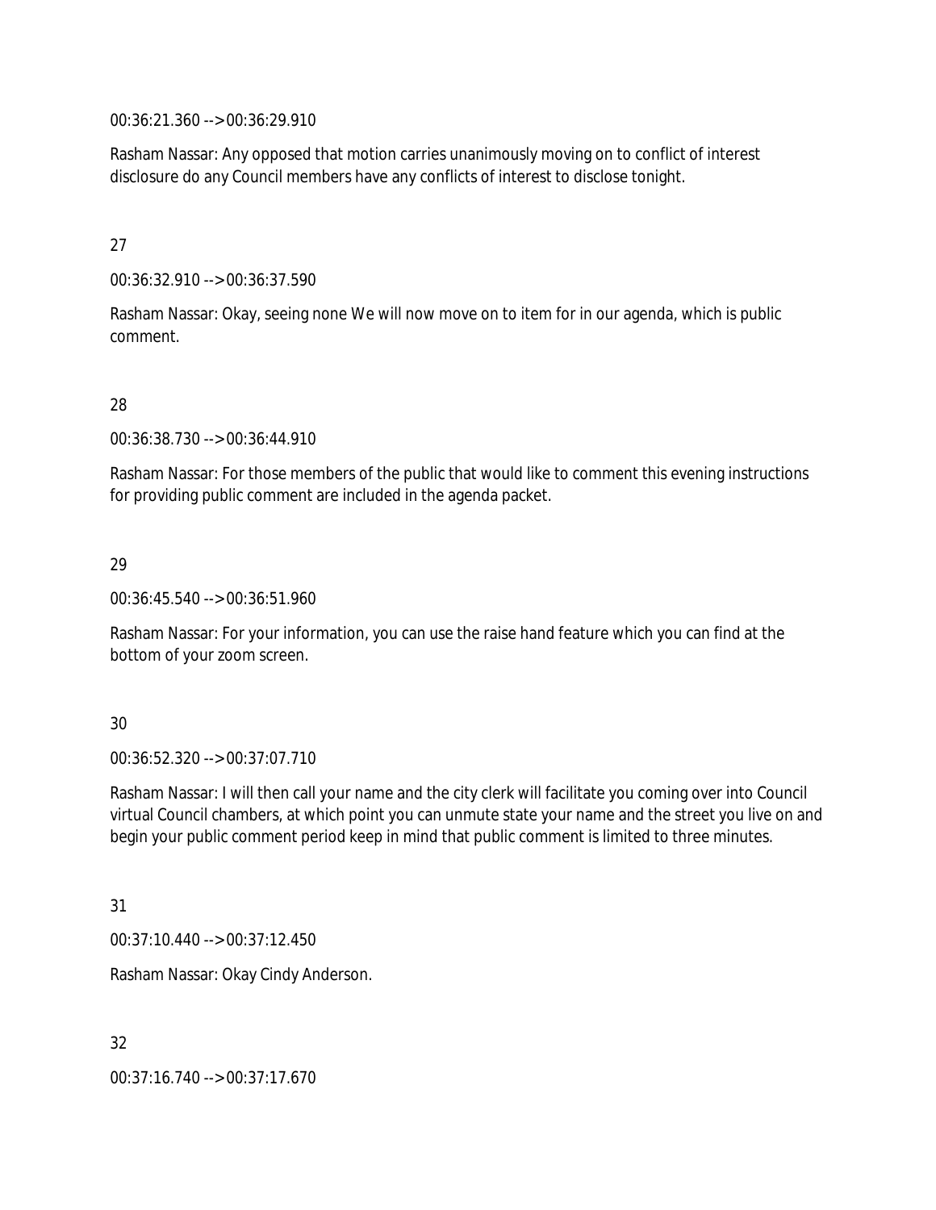00:36:21.360 --> 00:36:29.910

Rasham Nassar: Any opposed that motion carries unanimously moving on to conflict of interest disclosure do any Council members have any conflicts of interest to disclose tonight.

27

00:36:32.910 --> 00:36:37.590

Rasham Nassar: Okay, seeing none We will now move on to item for in our agenda, which is public comment.

28

00:36:38.730 --> 00:36:44.910

Rasham Nassar: For those members of the public that would like to comment this evening instructions for providing public comment are included in the agenda packet.

29

00:36:45.540 --> 00:36:51.960

Rasham Nassar: For your information, you can use the raise hand feature which you can find at the bottom of your zoom screen.

30

00:36:52.320 --> 00:37:07.710

Rasham Nassar: I will then call your name and the city clerk will facilitate you coming over into Council virtual Council chambers, at which point you can unmute state your name and the street you live on and begin your public comment period keep in mind that public comment is limited to three minutes.

31

00:37:10.440 --> 00:37:12.450

Rasham Nassar: Okay Cindy Anderson.

32

00:37:16.740 --> 00:37:17.670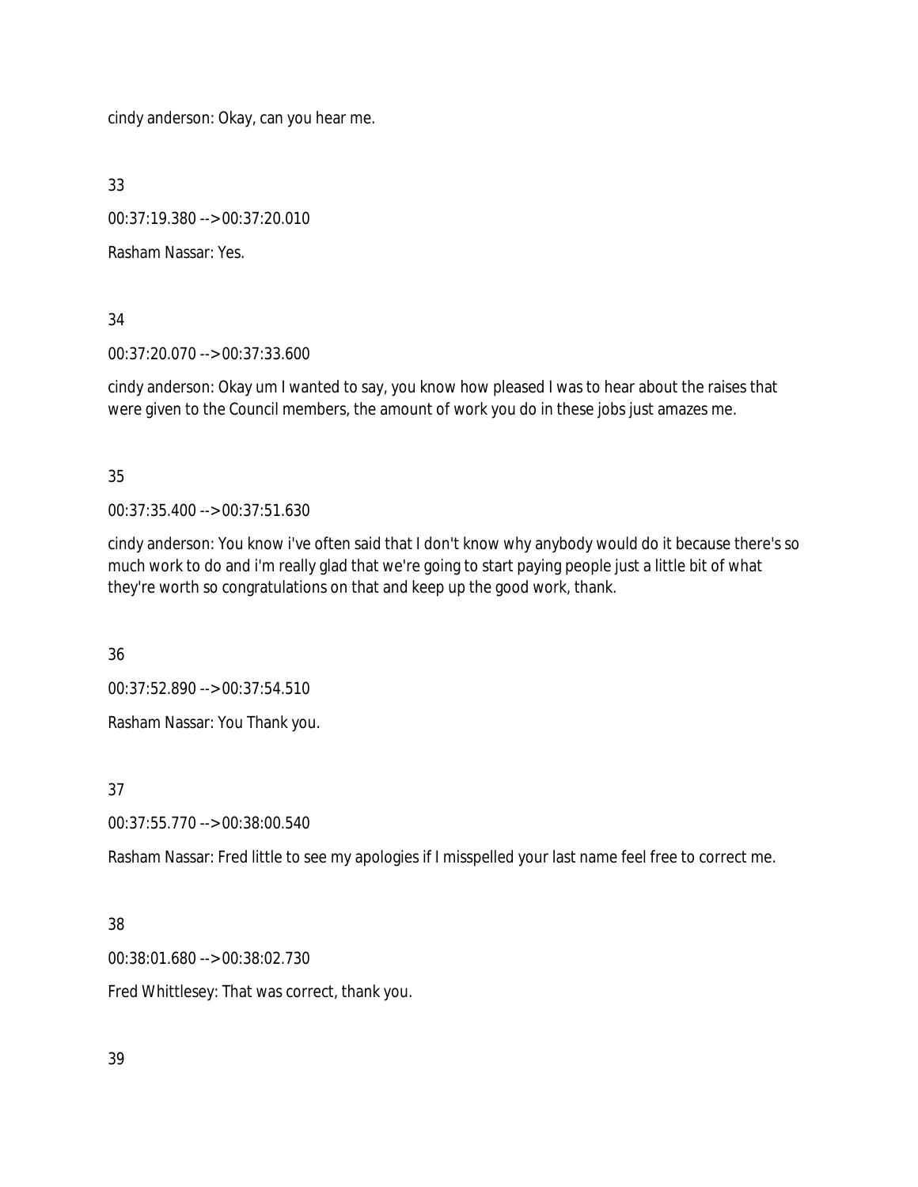cindy anderson: Okay, can you hear me.

33

00:37:19.380 --> 00:37:20.010

Rasham Nassar: Yes.

34

00:37:20.070 --> 00:37:33.600

cindy anderson: Okay um I wanted to say, you know how pleased I was to hear about the raises that were given to the Council members, the amount of work you do in these jobs just amazes me.

35

00:37:35.400 --> 00:37:51.630

cindy anderson: You know i've often said that I don't know why anybody would do it because there's so much work to do and i'm really glad that we're going to start paying people just a little bit of what they're worth so congratulations on that and keep up the good work, thank.

36

00:37:52.890 --> 00:37:54.510

Rasham Nassar: You Thank you.

37

00:37:55.770 --> 00:38:00.540

Rasham Nassar: Fred little to see my apologies if I misspelled your last name feel free to correct me.

38

00:38:01.680 --> 00:38:02.730

Fred Whittlesey: That was correct, thank you.

39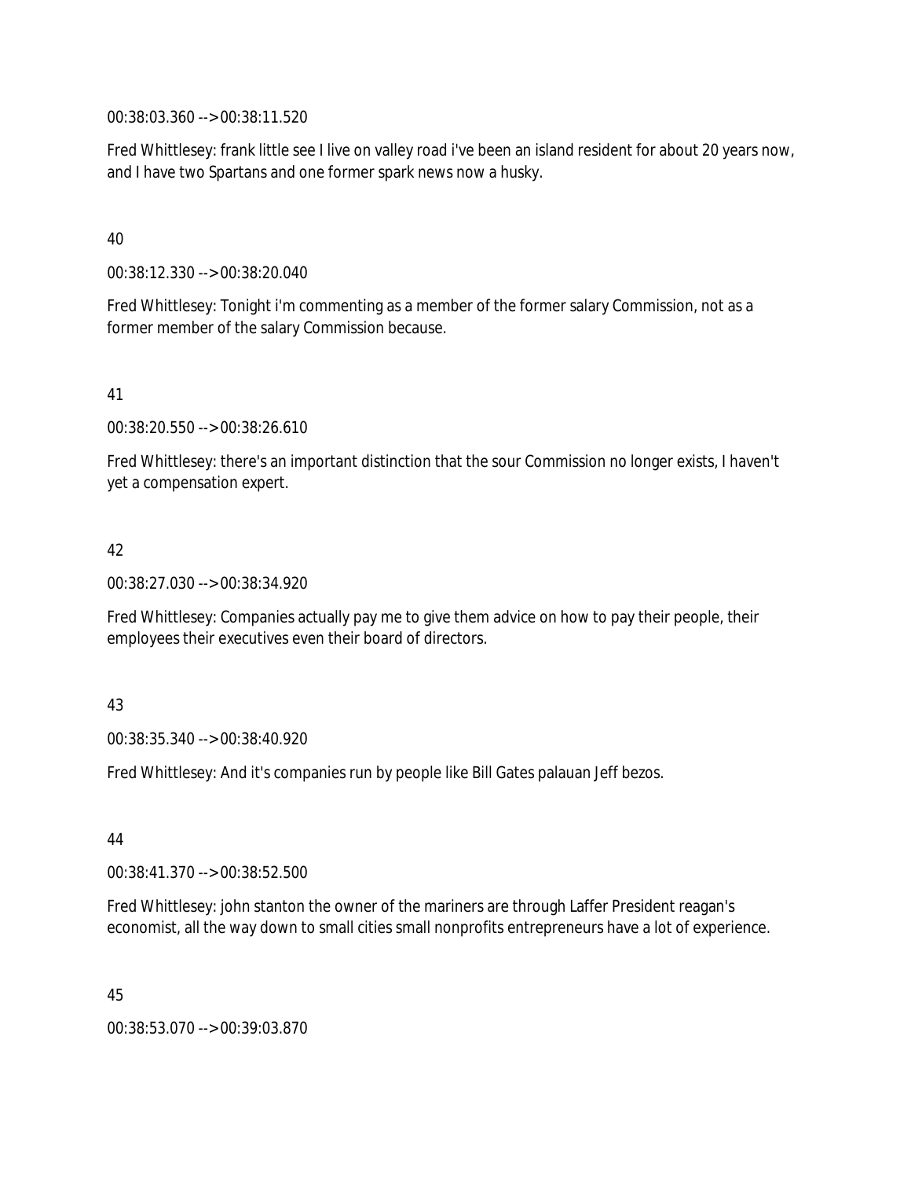00:38:03.360 --> 00:38:11.520

Fred Whittlesey: frank little see I live on valley road i've been an island resident for about 20 years now, and I have two Spartans and one former spark news now a husky.

40

00:38:12.330 --> 00:38:20.040

Fred Whittlesey: Tonight i'm commenting as a member of the former salary Commission, not as a former member of the salary Commission because.

41

00:38:20.550 --> 00:38:26.610

Fred Whittlesey: there's an important distinction that the sour Commission no longer exists, I haven't yet a compensation expert.

42

00:38:27.030 --> 00:38:34.920

Fred Whittlesey: Companies actually pay me to give them advice on how to pay their people, their employees their executives even their board of directors.

43

00:38:35.340 --> 00:38:40.920

Fred Whittlesey: And it's companies run by people like Bill Gates palauan Jeff bezos.

44

00:38:41.370 --> 00:38:52.500

Fred Whittlesey: john stanton the owner of the mariners are through Laffer President reagan's economist, all the way down to small cities small nonprofits entrepreneurs have a lot of experience.

45

00:38:53.070 --> 00:39:03.870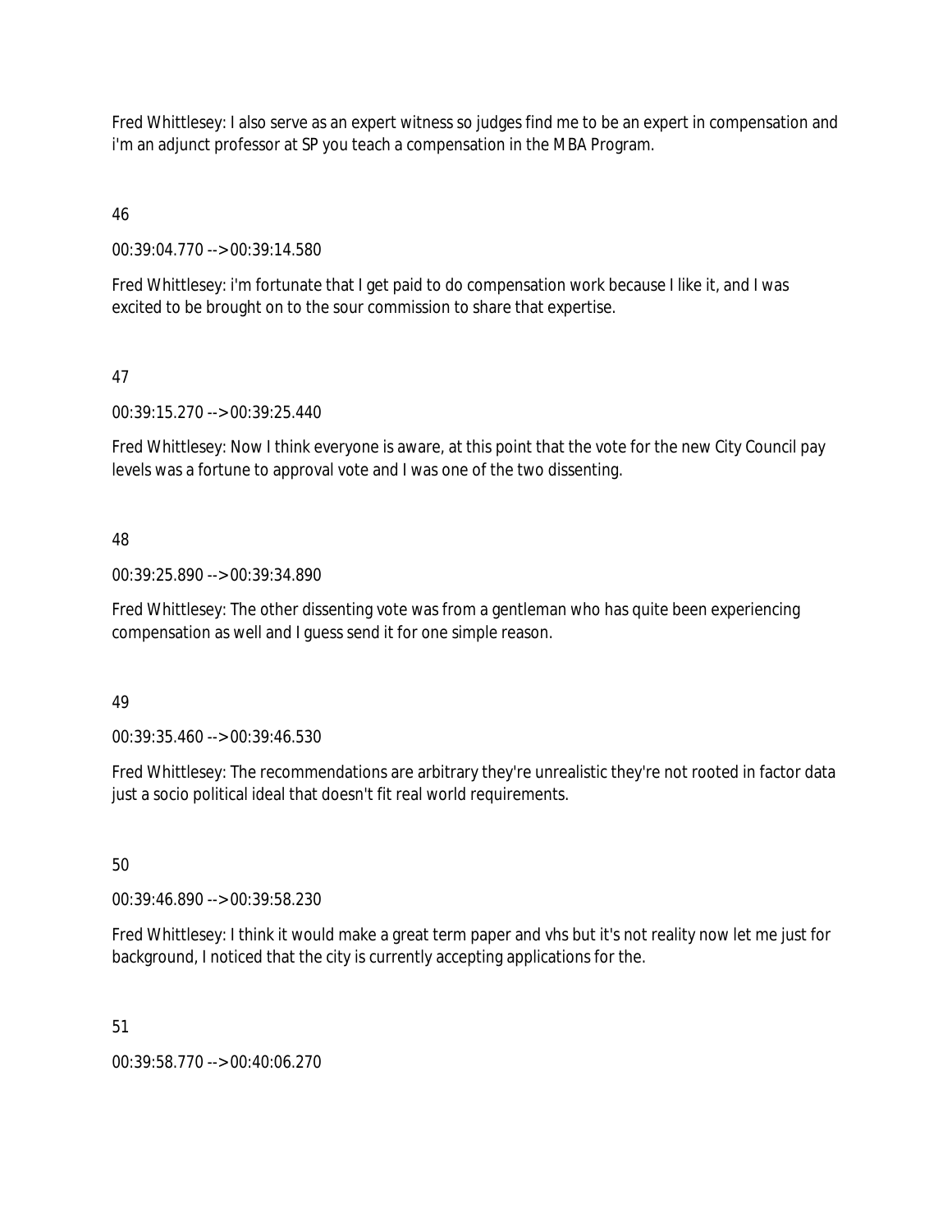Fred Whittlesey: I also serve as an expert witness so judges find me to be an expert in compensation and i'm an adjunct professor at SP you teach a compensation in the MBA Program.

46

00:39:04.770 --> 00:39:14.580

Fred Whittlesey: i'm fortunate that I get paid to do compensation work because I like it, and I was excited to be brought on to the sour commission to share that expertise.

47

00:39:15.270 --> 00:39:25.440

Fred Whittlesey: Now I think everyone is aware, at this point that the vote for the new City Council pay levels was a fortune to approval vote and I was one of the two dissenting.

48

00:39:25.890 --> 00:39:34.890

Fred Whittlesey: The other dissenting vote was from a gentleman who has quite been experiencing compensation as well and I guess send it for one simple reason.

49

00:39:35.460 --> 00:39:46.530

Fred Whittlesey: The recommendations are arbitrary they're unrealistic they're not rooted in factor data just a socio political ideal that doesn't fit real world requirements.

50

00:39:46.890 --> 00:39:58.230

Fred Whittlesey: I think it would make a great term paper and vhs but it's not reality now let me just for background, I noticed that the city is currently accepting applications for the.

51

00:39:58.770 --> 00:40:06.270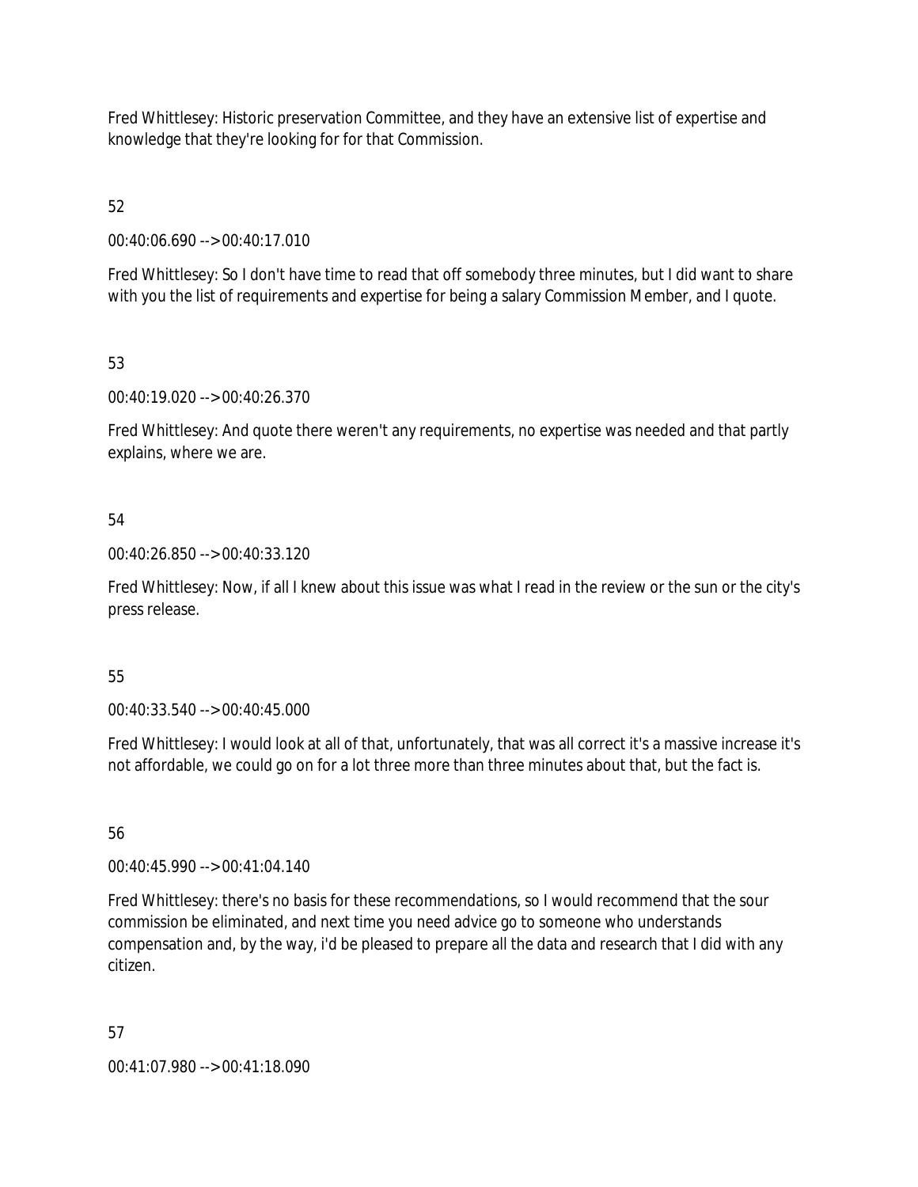Fred Whittlesey: Historic preservation Committee, and they have an extensive list of expertise and knowledge that they're looking for for that Commission.

52

00:40:06.690 --> 00:40:17.010

Fred Whittlesey: So I don't have time to read that off somebody three minutes, but I did want to share with you the list of requirements and expertise for being a salary Commission Member, and I quote.

53

00:40:19.020 --> 00:40:26.370

Fred Whittlesey: And quote there weren't any requirements, no expertise was needed and that partly explains, where we are.

54

00:40:26.850 --> 00:40:33.120

Fred Whittlesey: Now, if all I knew about this issue was what I read in the review or the sun or the city's press release.

55

00:40:33.540 --> 00:40:45.000

Fred Whittlesey: I would look at all of that, unfortunately, that was all correct it's a massive increase it's not affordable, we could go on for a lot three more than three minutes about that, but the fact is.

56

00:40:45.990 --> 00:41:04.140

Fred Whittlesey: there's no basis for these recommendations, so I would recommend that the sour commission be eliminated, and next time you need advice go to someone who understands compensation and, by the way, i'd be pleased to prepare all the data and research that I did with any citizen.

57

00:41:07.980 --> 00:41:18.090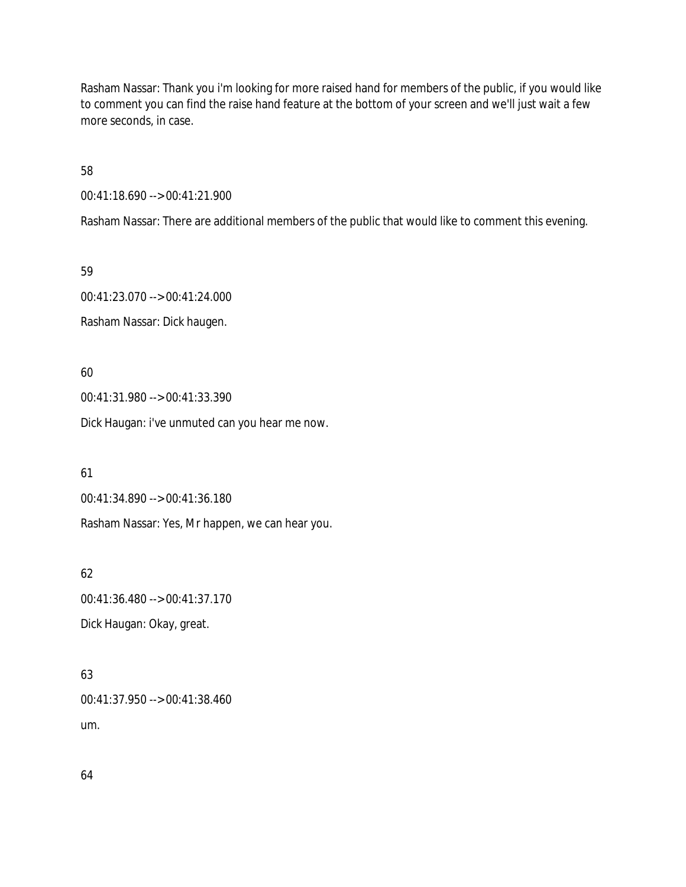Rasham Nassar: Thank you i'm looking for more raised hand for members of the public, if you would like to comment you can find the raise hand feature at the bottom of your screen and we'll just wait a few more seconds, in case.

58

00:41:18.690 --> 00:41:21.900

Rasham Nassar: There are additional members of the public that would like to comment this evening.

59

00:41:23.070 --> 00:41:24.000

Rasham Nassar: Dick haugen.

60

00:41:31.980 --> 00:41:33.390

Dick Haugan: i've unmuted can you hear me now.

61

00:41:34.890 --> 00:41:36.180

Rasham Nassar: Yes, Mr happen, we can hear you.

62

00:41:36.480 --> 00:41:37.170

Dick Haugan: Okay, great.

63

00:41:37.950 --> 00:41:38.460

um.

64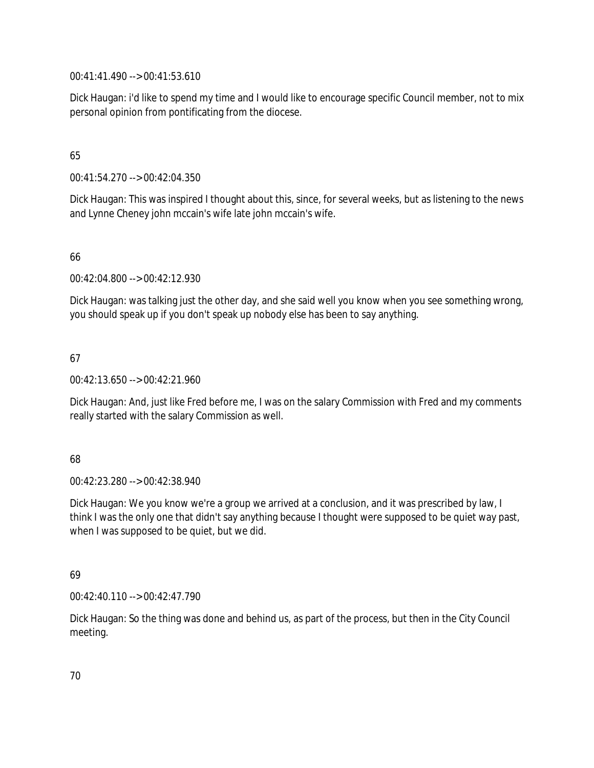00:41:41.490 --> 00:41:53.610

Dick Haugan: i'd like to spend my time and I would like to encourage specific Council member, not to mix personal opinion from pontificating from the diocese.

65

00:41:54.270 --> 00:42:04.350

Dick Haugan: This was inspired I thought about this, since, for several weeks, but as listening to the news and Lynne Cheney john mccain's wife late john mccain's wife.

66

00:42:04.800 --> 00:42:12.930

Dick Haugan: was talking just the other day, and she said well you know when you see something wrong, you should speak up if you don't speak up nobody else has been to say anything.

67

00:42:13.650 --> 00:42:21.960

Dick Haugan: And, just like Fred before me, I was on the salary Commission with Fred and my comments really started with the salary Commission as well.

68

00:42:23.280 --> 00:42:38.940

Dick Haugan: We you know we're a group we arrived at a conclusion, and it was prescribed by law, I think I was the only one that didn't say anything because I thought were supposed to be quiet way past, when I was supposed to be quiet, but we did.

69

00:42:40.110 --> 00:42:47.790

Dick Haugan: So the thing was done and behind us, as part of the process, but then in the City Council meeting.

70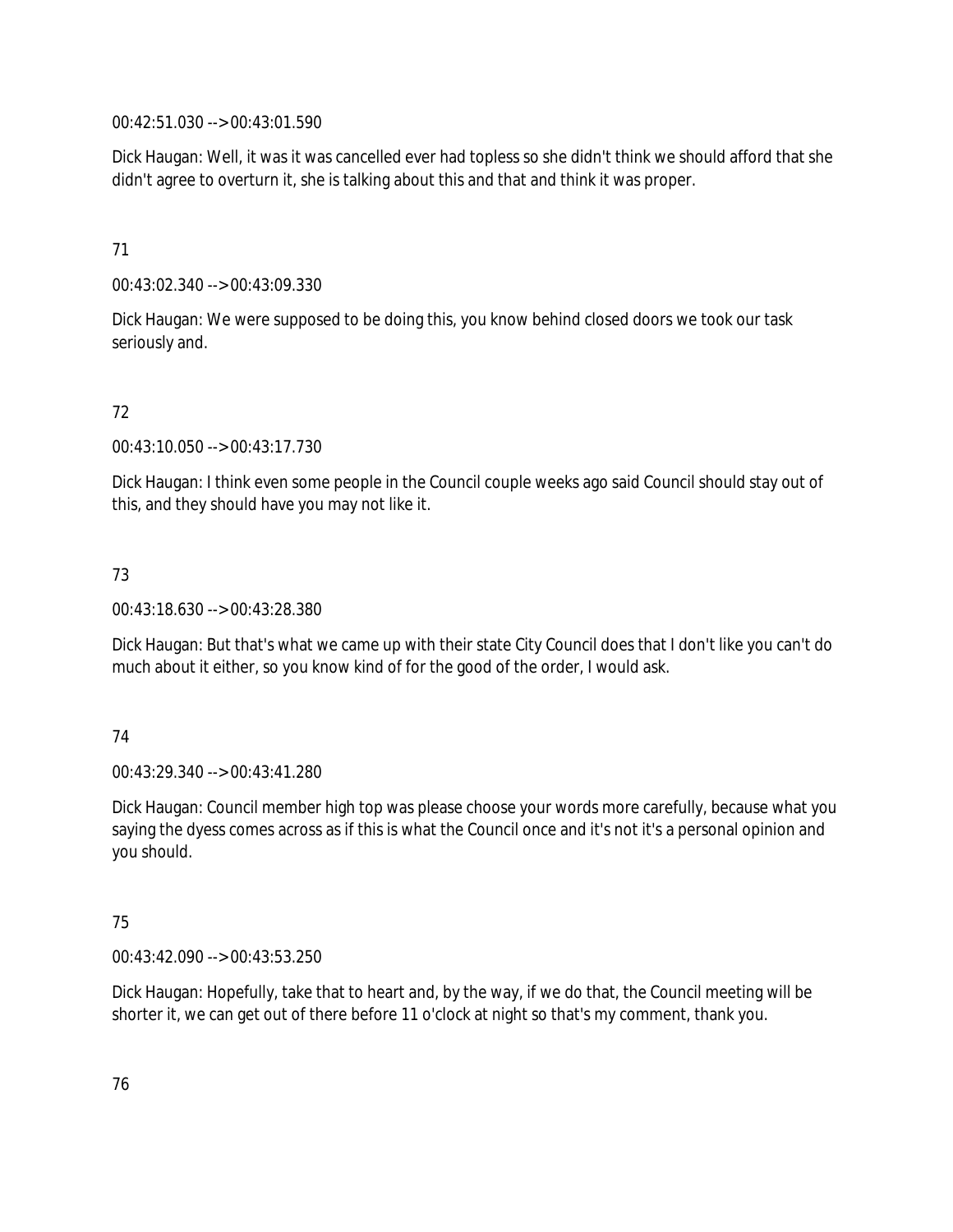00:42:51.030 --> 00:43:01.590

Dick Haugan: Well, it was it was cancelled ever had topless so she didn't think we should afford that she didn't agree to overturn it, she is talking about this and that and think it was proper.

71

00:43:02.340 --> 00:43:09.330

Dick Haugan: We were supposed to be doing this, you know behind closed doors we took our task seriously and.

72

00:43:10.050 --> 00:43:17.730

Dick Haugan: I think even some people in the Council couple weeks ago said Council should stay out of this, and they should have you may not like it.

73

00:43:18.630 --> 00:43:28.380

Dick Haugan: But that's what we came up with their state City Council does that I don't like you can't do much about it either, so you know kind of for the good of the order, I would ask.

74

00:43:29.340 --> 00:43:41.280

Dick Haugan: Council member high top was please choose your words more carefully, because what you saying the dyess comes across as if this is what the Council once and it's not it's a personal opinion and you should.

75

00:43:42.090 --> 00:43:53.250

Dick Haugan: Hopefully, take that to heart and, by the way, if we do that, the Council meeting will be shorter it, we can get out of there before 11 o'clock at night so that's my comment, thank you.

76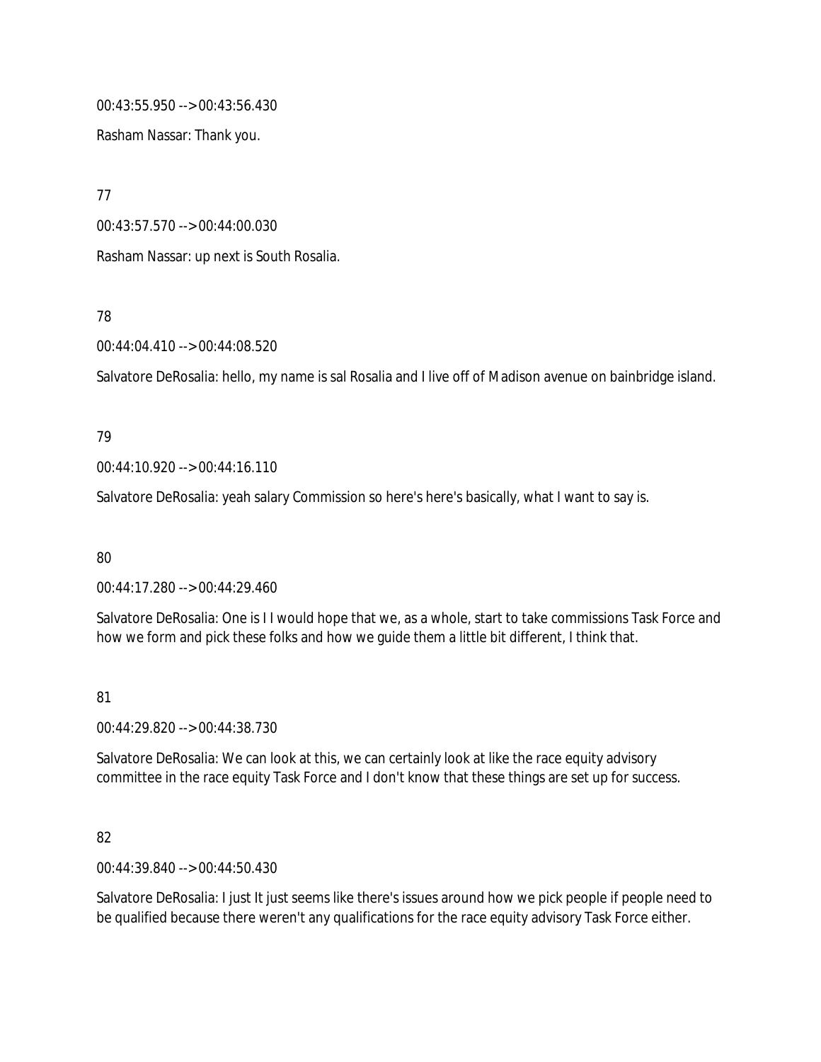00:43:55.950 --> 00:43:56.430

Rasham Nassar: Thank you.

77

00:43:57.570 --> 00:44:00.030

Rasham Nassar: up next is South Rosalia.

78

00:44:04.410 --> 00:44:08.520

Salvatore DeRosalia: hello, my name is sal Rosalia and I live off of Madison avenue on bainbridge island.

79

00:44:10.920 --> 00:44:16.110

Salvatore DeRosalia: yeah salary Commission so here's here's basically, what I want to say is.

80

00:44:17.280 --> 00:44:29.460

Salvatore DeRosalia: One is I I would hope that we, as a whole, start to take commissions Task Force and how we form and pick these folks and how we guide them a little bit different, I think that.

81

00:44:29.820 --> 00:44:38.730

Salvatore DeRosalia: We can look at this, we can certainly look at like the race equity advisory committee in the race equity Task Force and I don't know that these things are set up for success.

82

00:44:39.840 --> 00:44:50.430

Salvatore DeRosalia: I just It just seems like there's issues around how we pick people if people need to be qualified because there weren't any qualifications for the race equity advisory Task Force either.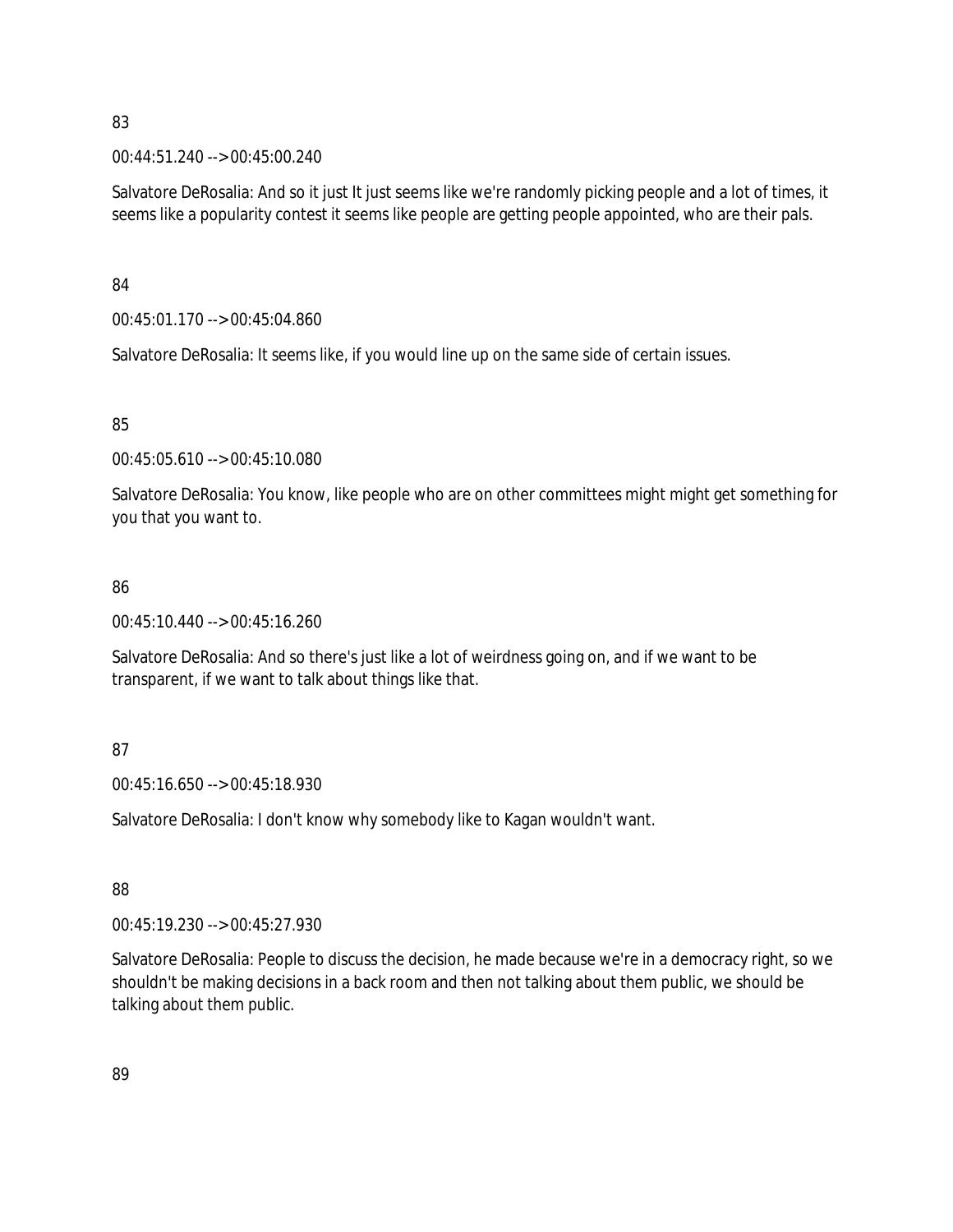83

00:44:51.240 --> 00:45:00.240

Salvatore DeRosalia: And so it just It just seems like we're randomly picking people and a lot of times, it seems like a popularity contest it seems like people are getting people appointed, who are their pals.

84

00:45:01.170 --> 00:45:04.860

Salvatore DeRosalia: It seems like, if you would line up on the same side of certain issues.

85

00:45:05.610 --> 00:45:10.080

Salvatore DeRosalia: You know, like people who are on other committees might might get something for you that you want to.

86

00:45:10.440 --> 00:45:16.260

Salvatore DeRosalia: And so there's just like a lot of weirdness going on, and if we want to be transparent, if we want to talk about things like that.

87

00:45:16.650 --> 00:45:18.930

Salvatore DeRosalia: I don't know why somebody like to Kagan wouldn't want.

88

00:45:19.230 --> 00:45:27.930

Salvatore DeRosalia: People to discuss the decision, he made because we're in a democracy right, so we shouldn't be making decisions in a back room and then not talking about them public, we should be talking about them public.

89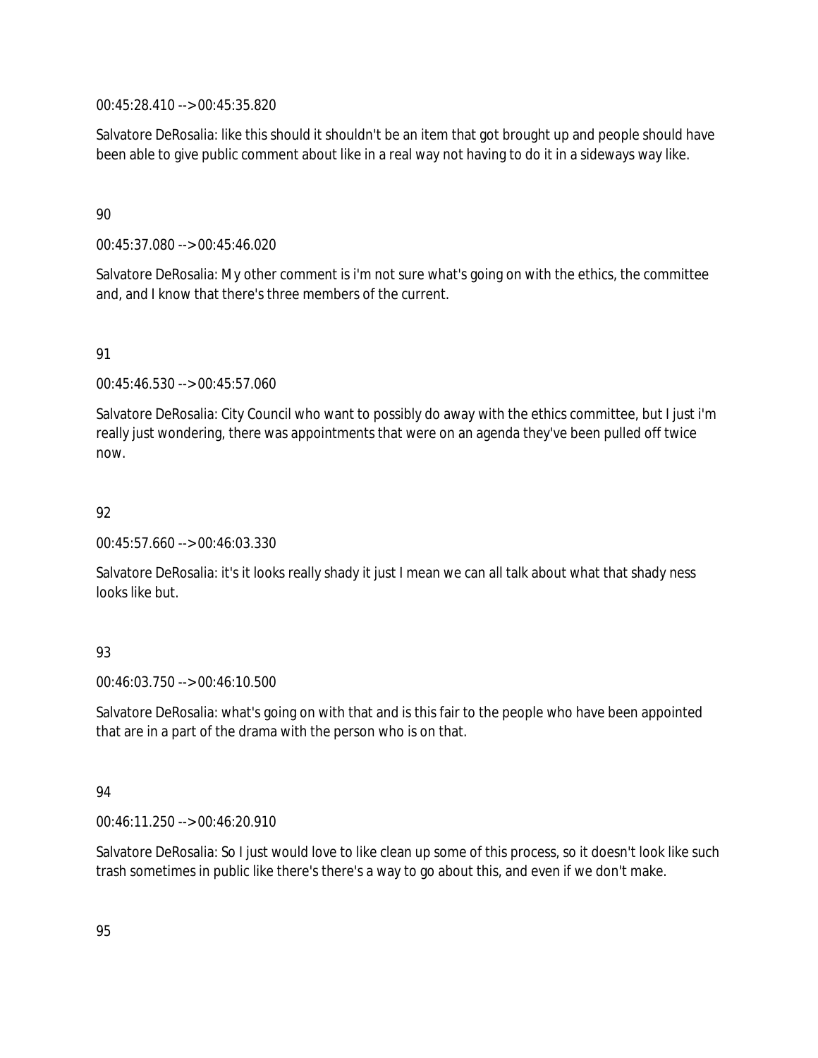00:45:28.410 --> 00:45:35.820

Salvatore DeRosalia: like this should it shouldn't be an item that got brought up and people should have been able to give public comment about like in a real way not having to do it in a sideways way like.

90

00:45:37.080 --> 00:45:46.020

Salvatore DeRosalia: My other comment is i'm not sure what's going on with the ethics, the committee and, and I know that there's three members of the current.

91

00:45:46.530 --> 00:45:57.060

Salvatore DeRosalia: City Council who want to possibly do away with the ethics committee, but I just i'm really just wondering, there was appointments that were on an agenda they've been pulled off twice now.

92

00:45:57.660 --> 00:46:03.330

Salvatore DeRosalia: it's it looks really shady it just I mean we can all talk about what that shady ness looks like but.

93

00:46:03.750 --> 00:46:10.500

Salvatore DeRosalia: what's going on with that and is this fair to the people who have been appointed that are in a part of the drama with the person who is on that.

94

00:46:11.250 --> 00:46:20.910

Salvatore DeRosalia: So I just would love to like clean up some of this process, so it doesn't look like such trash sometimes in public like there's there's a way to go about this, and even if we don't make.

95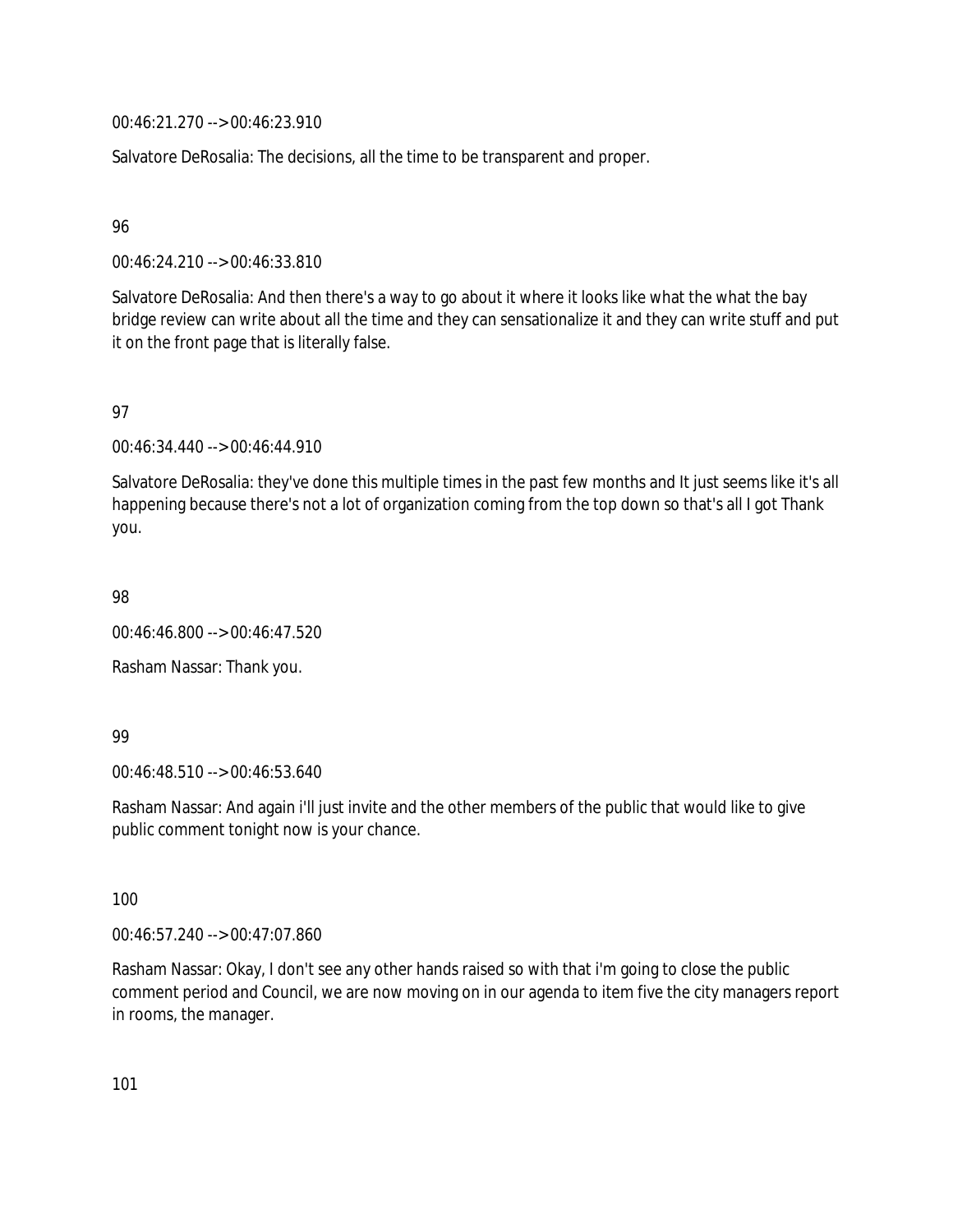00:46:21.270 --> 00:46:23.910

Salvatore DeRosalia: The decisions, all the time to be transparent and proper.

96

00:46:24.210 --> 00:46:33.810

Salvatore DeRosalia: And then there's a way to go about it where it looks like what the what the bay bridge review can write about all the time and they can sensationalize it and they can write stuff and put it on the front page that is literally false.

97

00:46:34.440 --> 00:46:44.910

Salvatore DeRosalia: they've done this multiple times in the past few months and It just seems like it's all happening because there's not a lot of organization coming from the top down so that's all I got Thank you.

98

00:46:46.800 --> 00:46:47.520

Rasham Nassar: Thank you.

99

00:46:48.510 --> 00:46:53.640

Rasham Nassar: And again i'll just invite and the other members of the public that would like to give public comment tonight now is your chance.

100

00:46:57.240 --> 00:47:07.860

Rasham Nassar: Okay, I don't see any other hands raised so with that i'm going to close the public comment period and Council, we are now moving on in our agenda to item five the city managers report in rooms, the manager.

101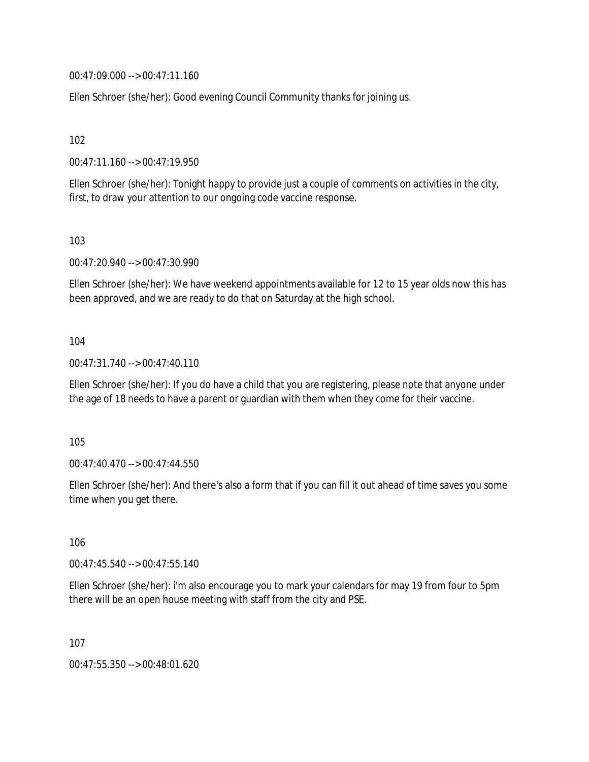00:47:09.000 --> 00:47:11.160

Ellen Schroer (she/her): Good evening Council Community thanks for joining us.

102

00:47:11.160 --> 00:47:19.950

Ellen Schroer (she/her): Tonight happy to provide just a couple of comments on activities in the city, first, to draw your attention to our ongoing code vaccine response.

103

00:47:20.940 --> 00:47:30.990

Ellen Schroer (she/her): We have weekend appointments available for 12 to 15 year olds now this has been approved, and we are ready to do that on Saturday at the high school.

104

00:47:31.740 --> 00:47:40.110

Ellen Schroer (she/her): If you do have a child that you are registering, please note that anyone under the age of 18 needs to have a parent or guardian with them when they come for their vaccine.

105

00:47:40.470 --> 00:47:44.550

Ellen Schroer (she/her): And there's also a form that if you can fill it out ahead of time saves you some time when you get there.

106

00:47:45.540 --> 00:47:55.140

Ellen Schroer (she/her): i'm also encourage you to mark your calendars for may 19 from four to 5pm there will be an open house meeting with staff from the city and PSE.

107

00:47:55.350 --> 00:48:01.620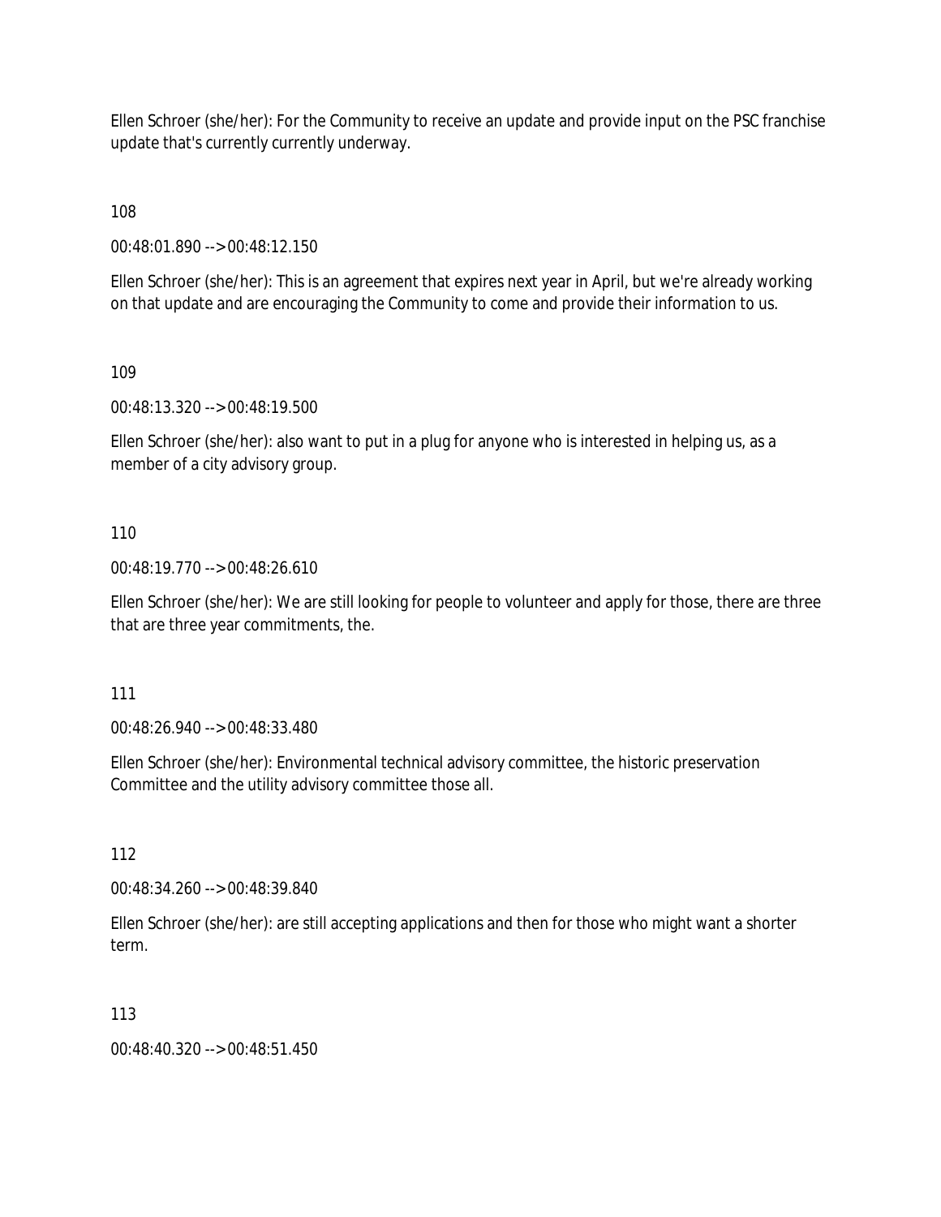Ellen Schroer (she/her): For the Community to receive an update and provide input on the PSC franchise update that's currently currently underway.

108

00:48:01.890 --> 00:48:12.150

Ellen Schroer (she/her): This is an agreement that expires next year in April, but we're already working on that update and are encouraging the Community to come and provide their information to us.

109

00:48:13.320 --> 00:48:19.500

Ellen Schroer (she/her): also want to put in a plug for anyone who is interested in helping us, as a member of a city advisory group.

110

00:48:19.770 --> 00:48:26.610

Ellen Schroer (she/her): We are still looking for people to volunteer and apply for those, there are three that are three year commitments, the.

111

00:48:26.940 --> 00:48:33.480

Ellen Schroer (she/her): Environmental technical advisory committee, the historic preservation Committee and the utility advisory committee those all.

112

00:48:34.260 --> 00:48:39.840

Ellen Schroer (she/her): are still accepting applications and then for those who might want a shorter term.

113

00:48:40.320 --> 00:48:51.450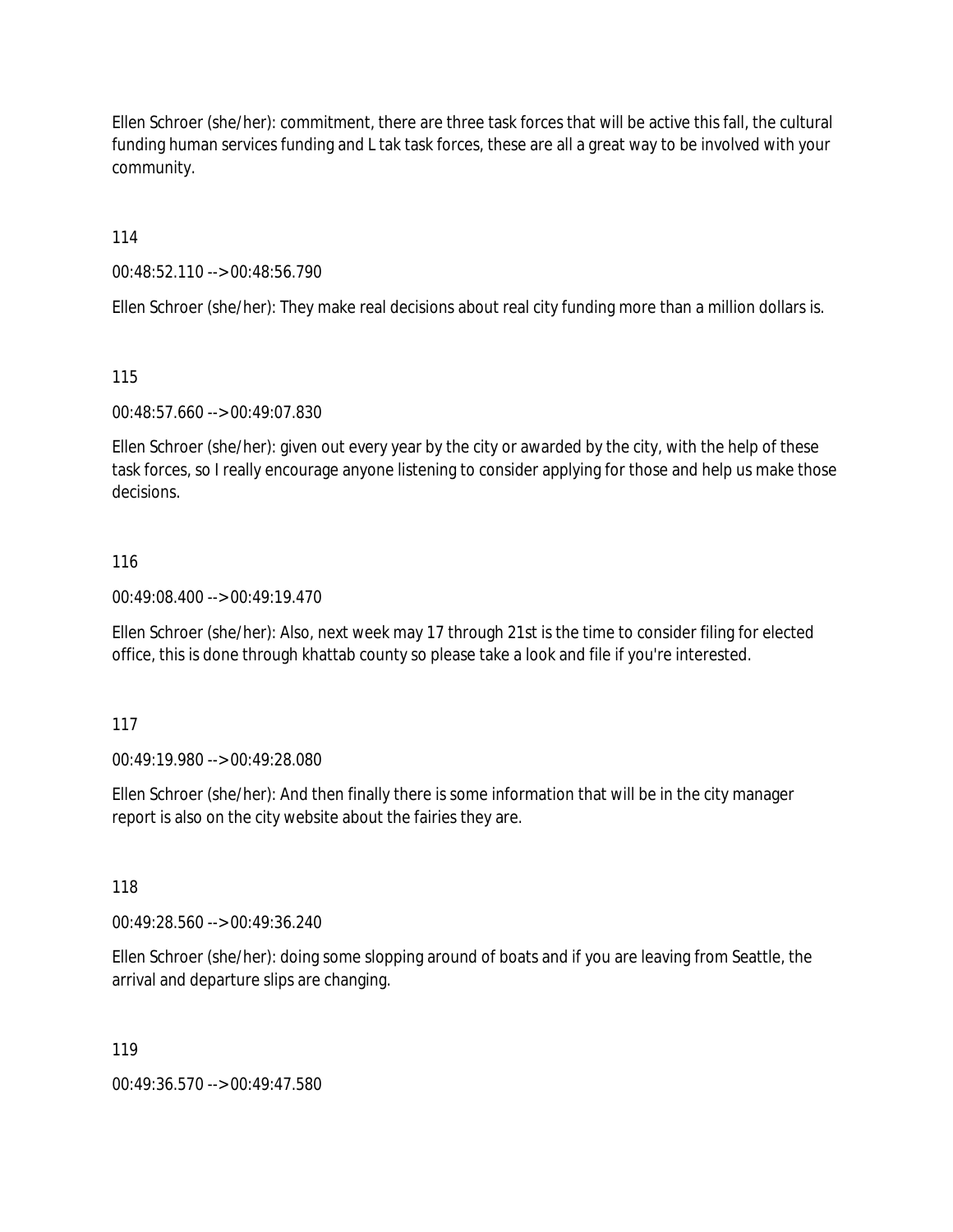Ellen Schroer (she/her): commitment, there are three task forces that will be active this fall, the cultural funding human services funding and L tak task forces, these are all a great way to be involved with your community.

114

00:48:52.110 --> 00:48:56.790

Ellen Schroer (she/her): They make real decisions about real city funding more than a million dollars is.

115

00:48:57.660 --> 00:49:07.830

Ellen Schroer (she/her): given out every year by the city or awarded by the city, with the help of these task forces, so I really encourage anyone listening to consider applying for those and help us make those decisions.

116

00:49:08.400 --> 00:49:19.470

Ellen Schroer (she/her): Also, next week may 17 through 21st is the time to consider filing for elected office, this is done through khattab county so please take a look and file if you're interested.

117

00:49:19.980 --> 00:49:28.080

Ellen Schroer (she/her): And then finally there is some information that will be in the city manager report is also on the city website about the fairies they are.

118

00:49:28.560 --> 00:49:36.240

Ellen Schroer (she/her): doing some slopping around of boats and if you are leaving from Seattle, the arrival and departure slips are changing.

119

00:49:36.570 --> 00:49:47.580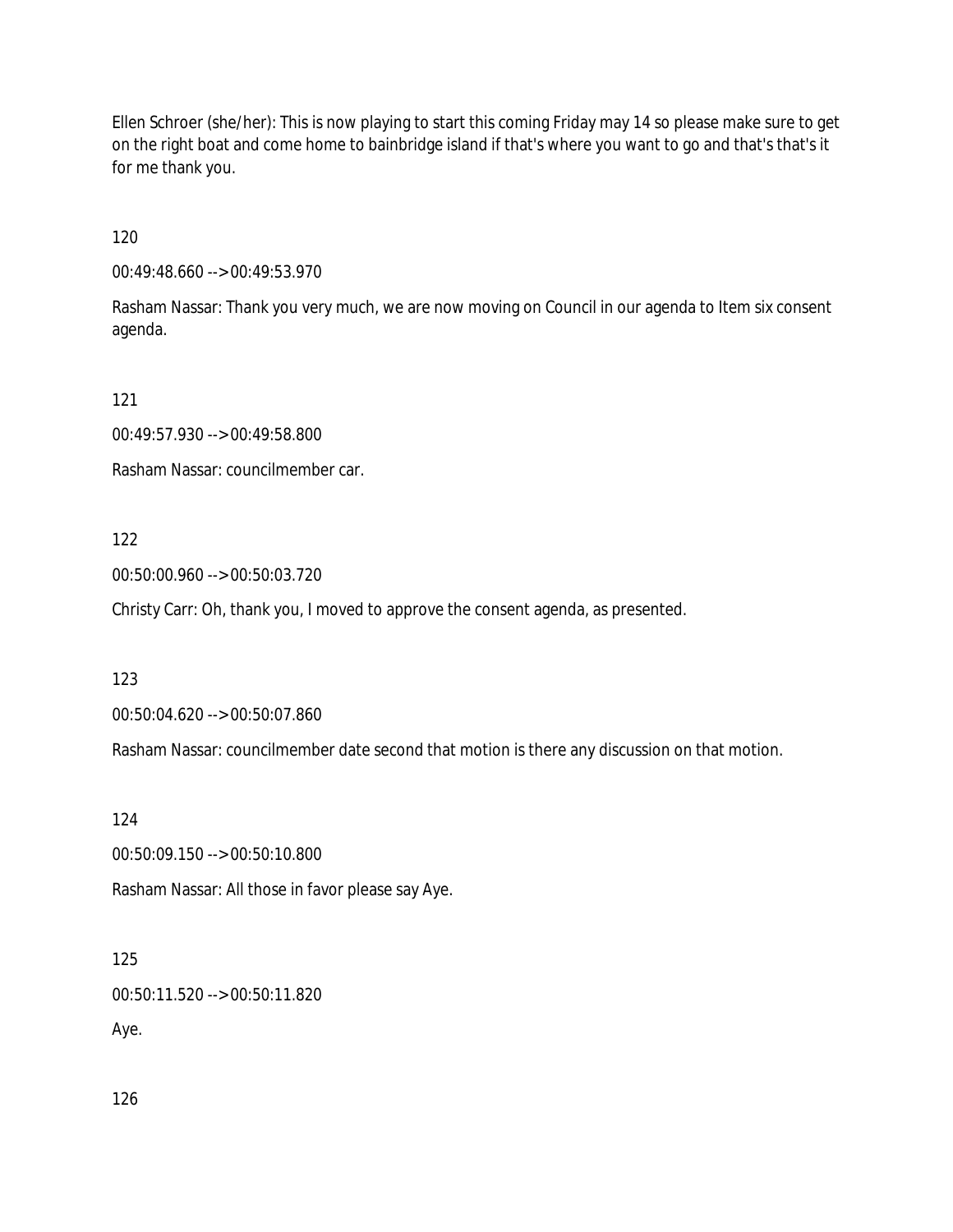Ellen Schroer (she/her): This is now playing to start this coming Friday may 14 so please make sure to get on the right boat and come home to bainbridge island if that's where you want to go and that's that's it for me thank you.

120

00:49:48.660 --> 00:49:53.970

Rasham Nassar: Thank you very much, we are now moving on Council in our agenda to Item six consent agenda.

121

00:49:57.930 --> 00:49:58.800

Rasham Nassar: councilmember car.

122

00:50:00.960 --> 00:50:03.720

Christy Carr: Oh, thank you, I moved to approve the consent agenda, as presented.

123

00:50:04.620 --> 00:50:07.860

Rasham Nassar: councilmember date second that motion is there any discussion on that motion.

124

00:50:09.150 --> 00:50:10.800

Rasham Nassar: All those in favor please say Aye.

125

00:50:11.520 --> 00:50:11.820

Aye.

126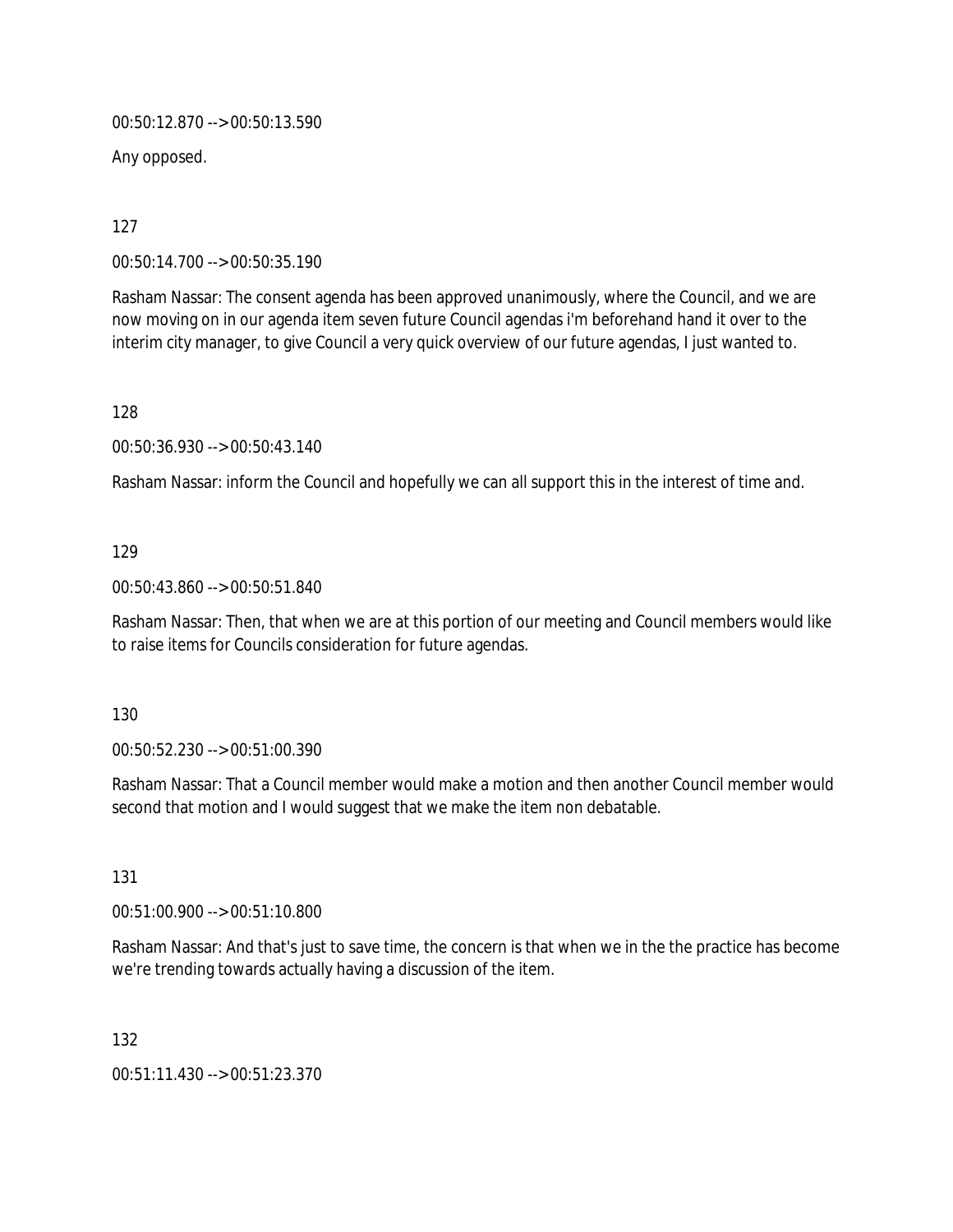00:50:12.870 --> 00:50:13.590

Any opposed.

127

00:50:14.700 --> 00:50:35.190

Rasham Nassar: The consent agenda has been approved unanimously, where the Council, and we are now moving on in our agenda item seven future Council agendas i'm beforehand hand it over to the interim city manager, to give Council a very quick overview of our future agendas, I just wanted to.

128

00:50:36.930 --> 00:50:43.140

Rasham Nassar: inform the Council and hopefully we can all support this in the interest of time and.

129

00:50:43.860 --> 00:50:51.840

Rasham Nassar: Then, that when we are at this portion of our meeting and Council members would like to raise items for Councils consideration for future agendas.

130

00:50:52.230 --> 00:51:00.390

Rasham Nassar: That a Council member would make a motion and then another Council member would second that motion and I would suggest that we make the item non debatable.

131

00:51:00.900 --> 00:51:10.800

Rasham Nassar: And that's just to save time, the concern is that when we in the the practice has become we're trending towards actually having a discussion of the item.

132

00:51:11.430 --> 00:51:23.370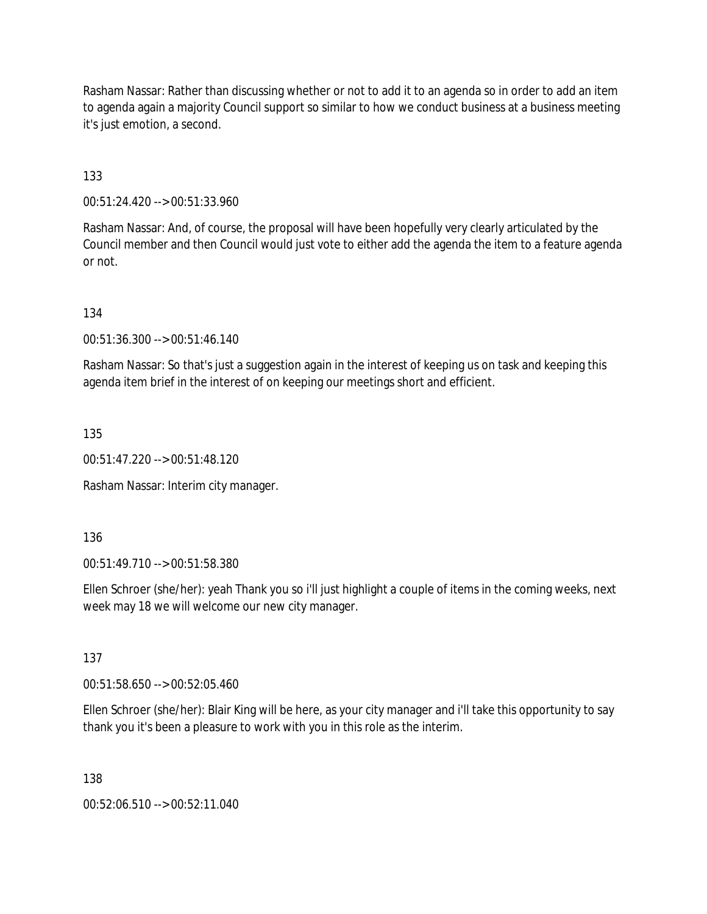Rasham Nassar: Rather than discussing whether or not to add it to an agenda so in order to add an item to agenda again a majority Council support so similar to how we conduct business at a business meeting it's just emotion, a second.

133

00:51:24.420 --> 00:51:33.960

Rasham Nassar: And, of course, the proposal will have been hopefully very clearly articulated by the Council member and then Council would just vote to either add the agenda the item to a feature agenda or not.

134

00:51:36.300 --> 00:51:46.140

Rasham Nassar: So that's just a suggestion again in the interest of keeping us on task and keeping this agenda item brief in the interest of on keeping our meetings short and efficient.

135

00:51:47.220 --> 00:51:48.120

Rasham Nassar: Interim city manager.

136

00:51:49.710 --> 00:51:58.380

Ellen Schroer (she/her): yeah Thank you so i'll just highlight a couple of items in the coming weeks, next week may 18 we will welcome our new city manager.

137

00:51:58.650 --> 00:52:05.460

Ellen Schroer (she/her): Blair King will be here, as your city manager and i'll take this opportunity to say thank you it's been a pleasure to work with you in this role as the interim.

138

00:52:06.510 --> 00:52:11.040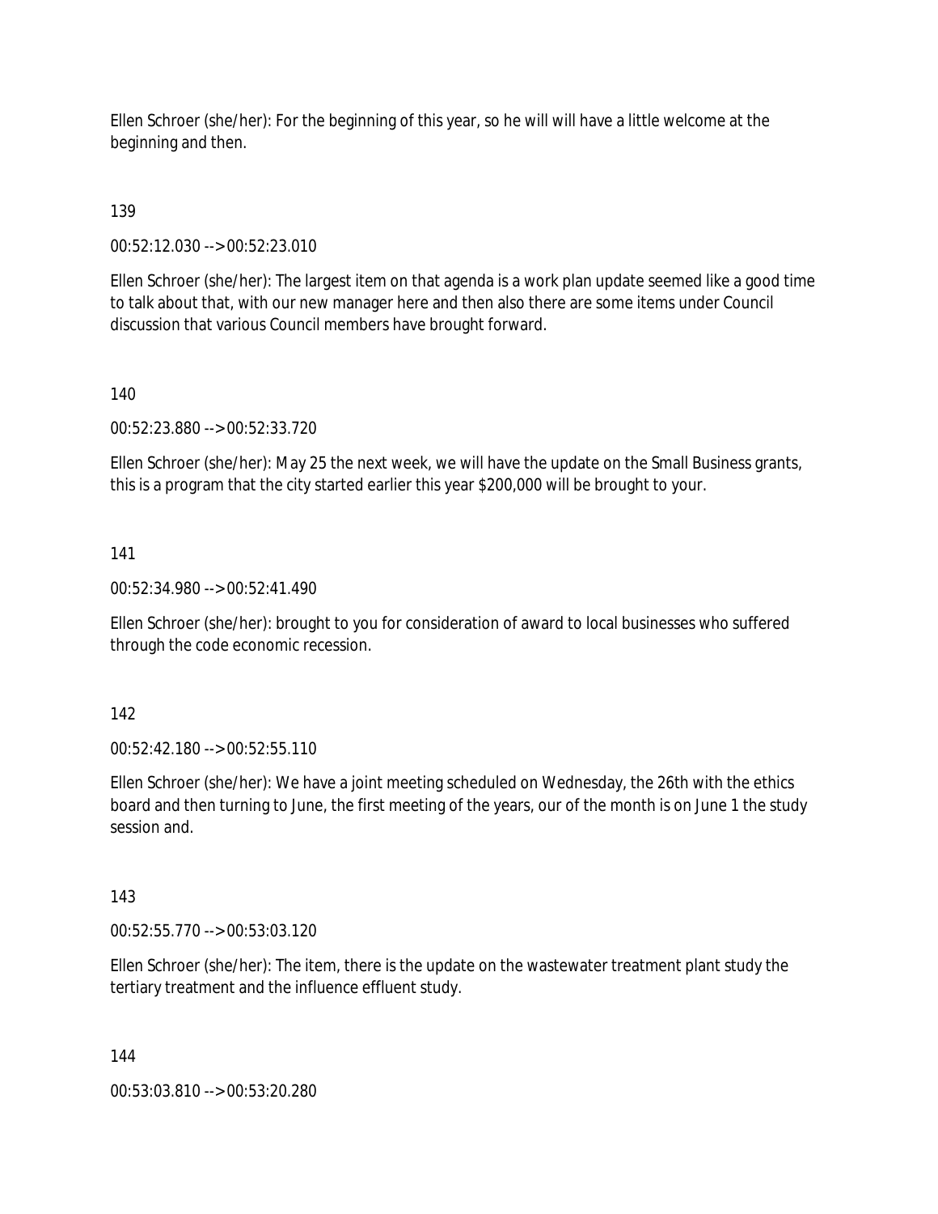Ellen Schroer (she/her): For the beginning of this year, so he will will have a little welcome at the beginning and then.

139

00:52:12.030 --> 00:52:23.010

Ellen Schroer (she/her): The largest item on that agenda is a work plan update seemed like a good time to talk about that, with our new manager here and then also there are some items under Council discussion that various Council members have brought forward.

140

00:52:23.880 --> 00:52:33.720

Ellen Schroer (she/her): May 25 the next week, we will have the update on the Small Business grants, this is a program that the city started earlier this year $200,000 will be brought to your.

141

00:52:34.980 --> 00:52:41.490

Ellen Schroer (she/her): brought to you for consideration of award to local businesses who suffered through the code economic recession.

142

00:52:42.180 --> 00:52:55.110

Ellen Schroer (she/her): We have a joint meeting scheduled on Wednesday, the 26th with the ethics board and then turning to June, the first meeting of the years, our of the month is on June 1 the study session and.

143

00:52:55.770 --> 00:53:03.120

Ellen Schroer (she/her): The item, there is the update on the wastewater treatment plant study the tertiary treatment and the influence effluent study.

144

00:53:03.810 --> 00:53:20.280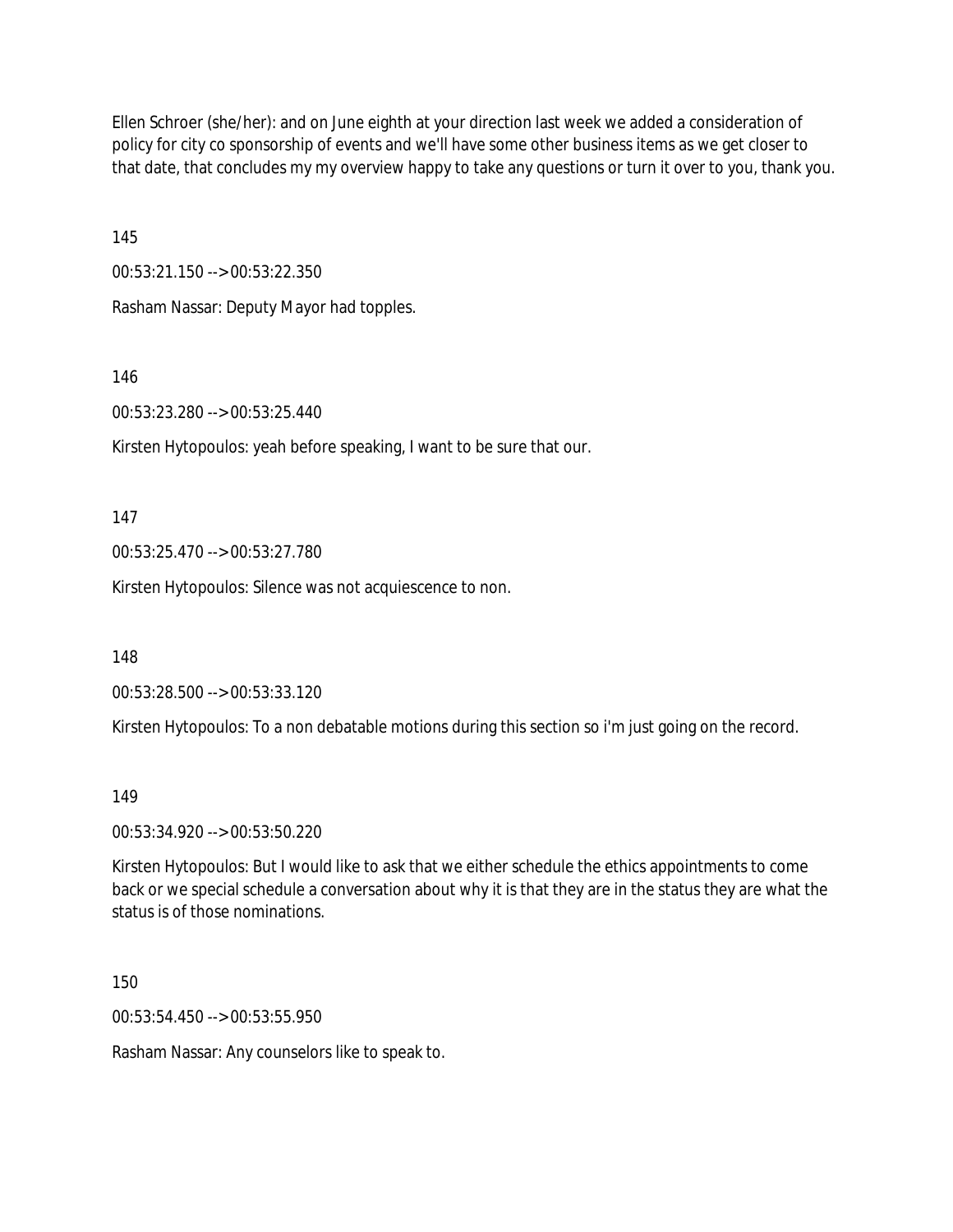Ellen Schroer (she/her): and on June eighth at your direction last week we added a consideration of policy for city co sponsorship of events and we'll have some other business items as we get closer to that date, that concludes my my overview happy to take any questions or turn it over to you, thank you.

145

00:53:21.150 --> 00:53:22.350

Rasham Nassar: Deputy Mayor had topples.

146

00:53:23.280 --> 00:53:25.440

Kirsten Hytopoulos: yeah before speaking, I want to be sure that our.

147

00:53:25.470 --> 00:53:27.780

Kirsten Hytopoulos: Silence was not acquiescence to non.

148

00:53:28.500 --> 00:53:33.120

Kirsten Hytopoulos: To a non debatable motions during this section so i'm just going on the record.

149

00:53:34.920 --> 00:53:50.220

Kirsten Hytopoulos: But I would like to ask that we either schedule the ethics appointments to come back or we special schedule a conversation about why it is that they are in the status they are what the status is of those nominations.

150

00:53:54.450 --> 00:53:55.950

Rasham Nassar: Any counselors like to speak to.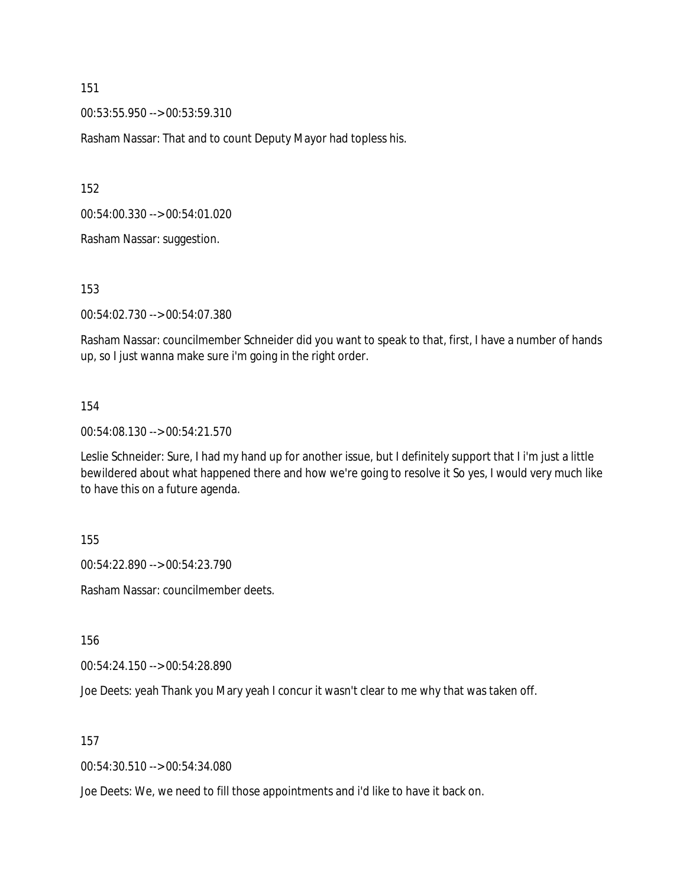151

00:53:55.950 --> 00:53:59.310

Rasham Nassar: That and to count Deputy Mayor had topless his.

152

00:54:00.330 --> 00:54:01.020

Rasham Nassar: suggestion.

153

00:54:02.730 --> 00:54:07.380

Rasham Nassar: councilmember Schneider did you want to speak to that, first, I have a number of hands up, so I just wanna make sure i'm going in the right order.

154

00:54:08.130 --> 00:54:21.570

Leslie Schneider: Sure, I had my hand up for another issue, but I definitely support that I i'm just a little bewildered about what happened there and how we're going to resolve it So yes, I would very much like to have this on a future agenda.

155

00:54:22.890 --> 00:54:23.790

Rasham Nassar: councilmember deets.

156

00:54:24.150 --> 00:54:28.890

Joe Deets: yeah Thank you Mary yeah I concur it wasn't clear to me why that was taken off.

157

00:54:30.510 --> 00:54:34.080

Joe Deets: We, we need to fill those appointments and i'd like to have it back on.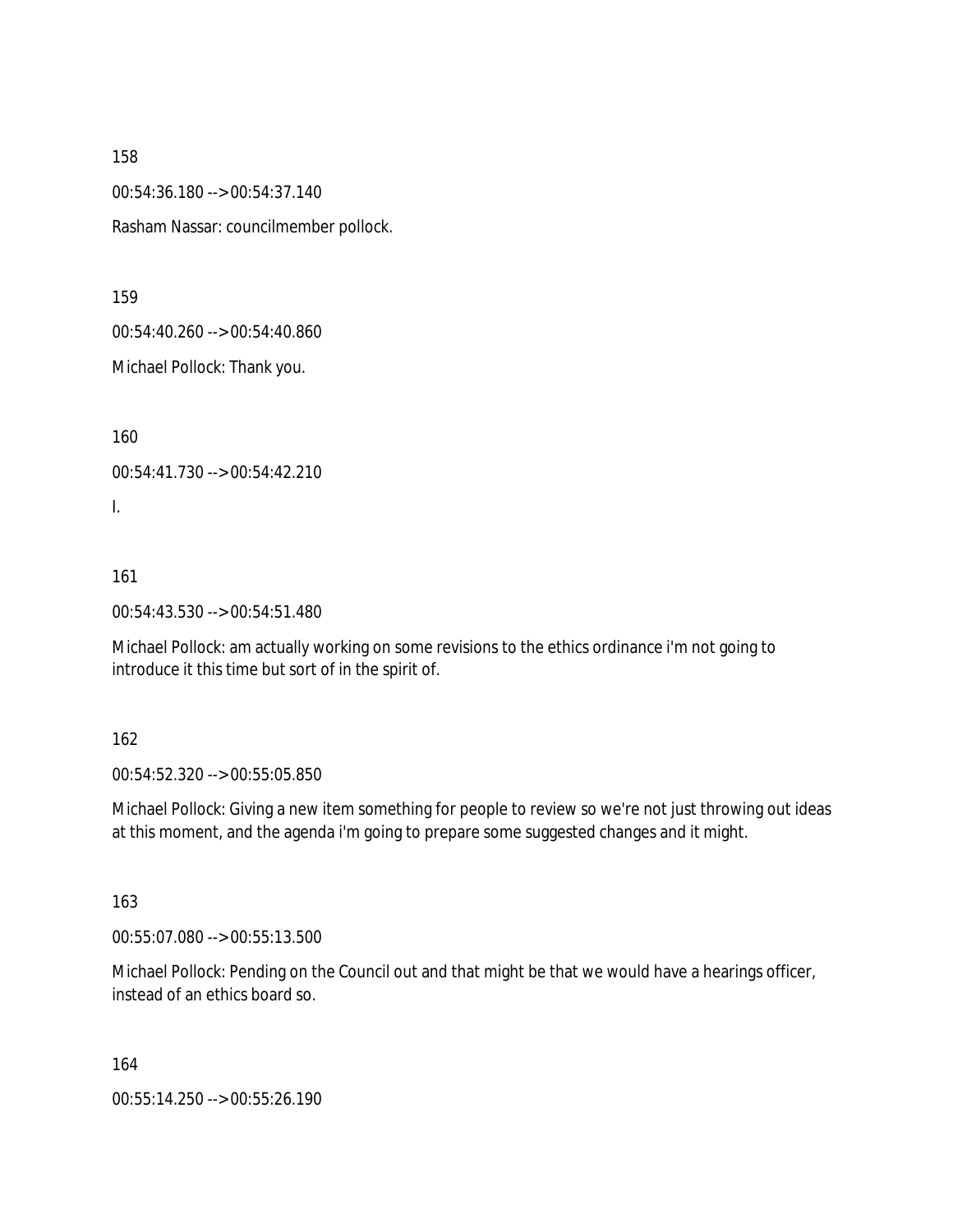158

00:54:36.180 --> 00:54:37.140

Rasham Nassar: councilmember pollock.

159

00:54:40.260 --> 00:54:40.860

Michael Pollock: Thank you.

160

00:54:41.730 --> 00:54:42.210

I.

161

00:54:43.530 --> 00:54:51.480

Michael Pollock: am actually working on some revisions to the ethics ordinance i'm not going to introduce it this time but sort of in the spirit of.

162

00:54:52.320 --> 00:55:05.850

Michael Pollock: Giving a new item something for people to review so we're not just throwing out ideas at this moment, and the agenda i'm going to prepare some suggested changes and it might.

163

00:55:07.080 --> 00:55:13.500

Michael Pollock: Pending on the Council out and that might be that we would have a hearings officer, instead of an ethics board so.

164

00:55:14.250 --> 00:55:26.190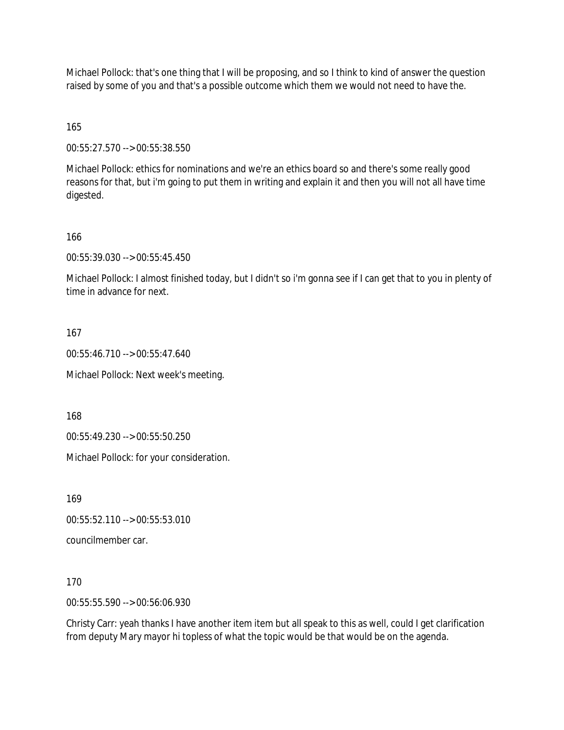Michael Pollock: that's one thing that I will be proposing, and so I think to kind of answer the question raised by some of you and that's a possible outcome which them we would not need to have the.

165

00:55:27.570 --> 00:55:38.550

Michael Pollock: ethics for nominations and we're an ethics board so and there's some really good reasons for that, but i'm going to put them in writing and explain it and then you will not all have time digested.

166

00:55:39.030 --> 00:55:45.450

Michael Pollock: I almost finished today, but I didn't so i'm gonna see if I can get that to you in plenty of time in advance for next.

167

00:55:46.710 --> 00:55:47.640

Michael Pollock: Next week's meeting.

168

00:55:49.230 --> 00:55:50.250

Michael Pollock: for your consideration.

169

00:55:52.110 --> 00:55:53.010

councilmember car.

170

00:55:55.590 --> 00:56:06.930

Christy Carr: yeah thanks I have another item item but all speak to this as well, could I get clarification from deputy Mary mayor hi topless of what the topic would be that would be on the agenda.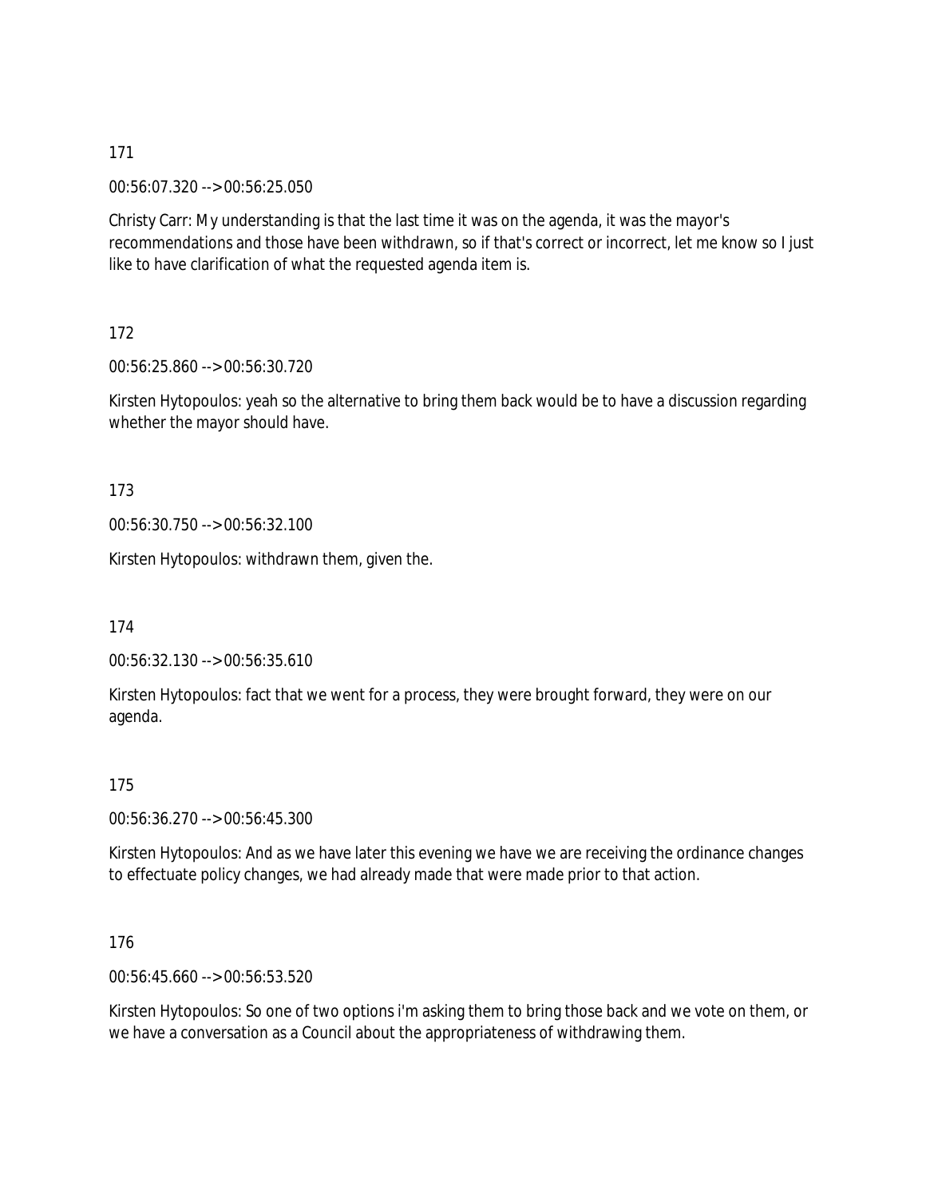171

00:56:07.320 --> 00:56:25.050

Christy Carr: My understanding is that the last time it was on the agenda, it was the mayor's recommendations and those have been withdrawn, so if that's correct or incorrect, let me know so I just like to have clarification of what the requested agenda item is.

172

00:56:25.860 --> 00:56:30.720

Kirsten Hytopoulos: yeah so the alternative to bring them back would be to have a discussion regarding whether the mayor should have.

173

00:56:30.750 --> 00:56:32.100

Kirsten Hytopoulos: withdrawn them, given the.

174

00:56:32.130 --> 00:56:35.610

Kirsten Hytopoulos: fact that we went for a process, they were brought forward, they were on our agenda.

175

00:56:36.270 --> 00:56:45.300

Kirsten Hytopoulos: And as we have later this evening we have we are receiving the ordinance changes to effectuate policy changes, we had already made that were made prior to that action.

176

00:56:45.660 --> 00:56:53.520

Kirsten Hytopoulos: So one of two options i'm asking them to bring those back and we vote on them, or we have a conversation as a Council about the appropriateness of withdrawing them.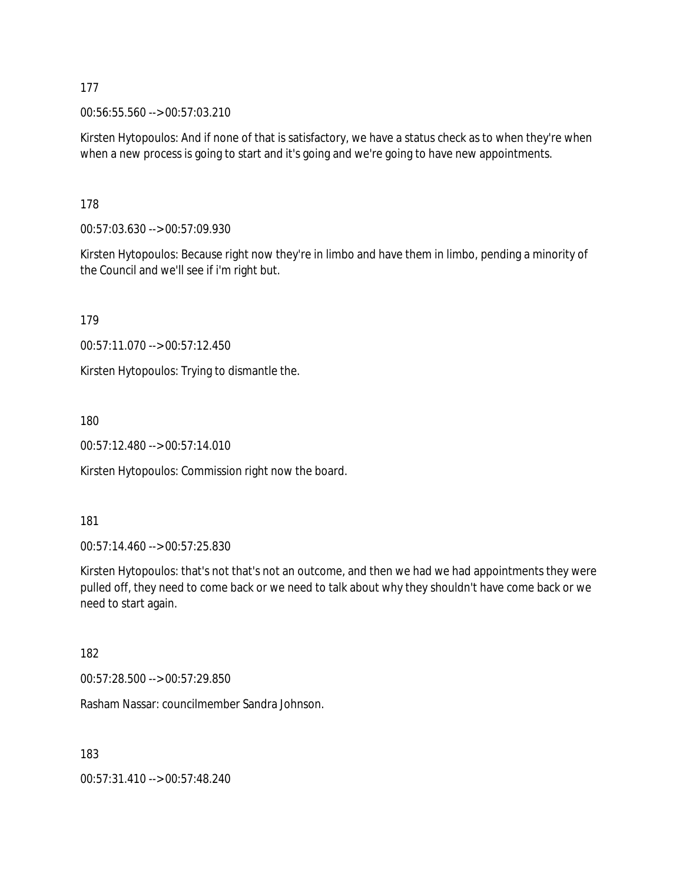177

00:56:55.560 --> 00:57:03.210

Kirsten Hytopoulos: And if none of that is satisfactory, we have a status check as to when they're when when a new process is going to start and it's going and we're going to have new appointments.

178

00:57:03.630 --> 00:57:09.930

Kirsten Hytopoulos: Because right now they're in limbo and have them in limbo, pending a minority of the Council and we'll see if i'm right but.

179

00:57:11.070 --> 00:57:12.450

Kirsten Hytopoulos: Trying to dismantle the.

180

00:57:12.480 --> 00:57:14.010

Kirsten Hytopoulos: Commission right now the board.

181

00:57:14.460 --> 00:57:25.830

Kirsten Hytopoulos: that's not that's not an outcome, and then we had we had appointments they were pulled off, they need to come back or we need to talk about why they shouldn't have come back or we need to start again.

182

00:57:28.500 --> 00:57:29.850

Rasham Nassar: councilmember Sandra Johnson.

183

00:57:31.410 --> 00:57:48.240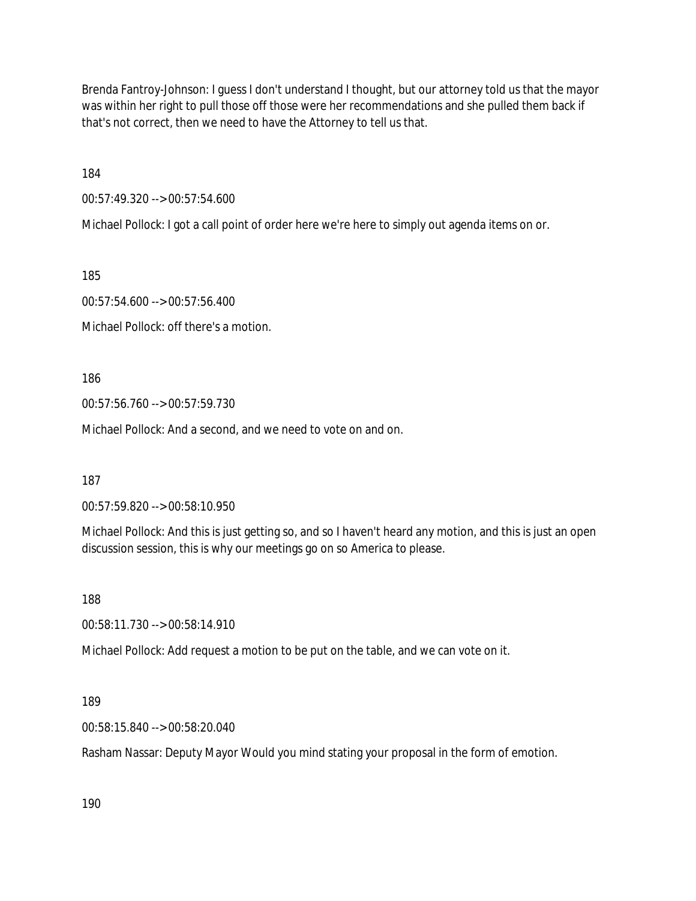Brenda Fantroy-Johnson: I guess I don't understand I thought, but our attorney told us that the mayor was within her right to pull those off those were her recommendations and she pulled them back if that's not correct, then we need to have the Attorney to tell us that.

184

00:57:49.320 --> 00:57:54.600

Michael Pollock: I got a call point of order here we're here to simply out agenda items on or.

185

00:57:54.600 --> 00:57:56.400

Michael Pollock: off there's a motion.

186

00:57:56.760 --> 00:57:59.730

Michael Pollock: And a second, and we need to vote on and on.

187

00:57:59.820 --> 00:58:10.950

Michael Pollock: And this is just getting so, and so I haven't heard any motion, and this is just an open discussion session, this is why our meetings go on so America to please.

188

00:58:11.730 --> 00:58:14.910

Michael Pollock: Add request a motion to be put on the table, and we can vote on it.

189

00:58:15.840 --> 00:58:20.040

Rasham Nassar: Deputy Mayor Would you mind stating your proposal in the form of emotion.

190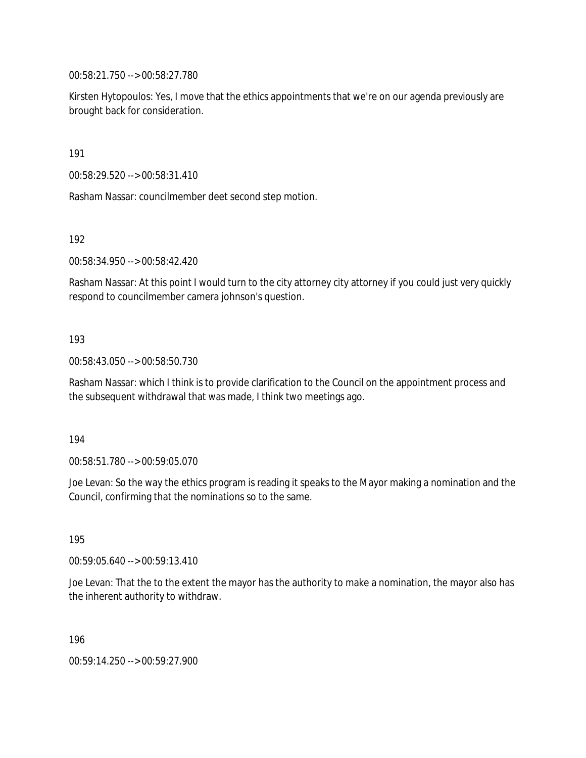00:58:21.750 --> 00:58:27.780

Kirsten Hytopoulos: Yes, I move that the ethics appointments that we're on our agenda previously are brought back for consideration.

191

00:58:29.520 --> 00:58:31.410

Rasham Nassar: councilmember deet second step motion.

192

00:58:34.950 --> 00:58:42.420

Rasham Nassar: At this point I would turn to the city attorney city attorney if you could just very quickly respond to councilmember camera johnson's question.

193

00:58:43.050 --> 00:58:50.730

Rasham Nassar: which I think is to provide clarification to the Council on the appointment process and the subsequent withdrawal that was made, I think two meetings ago.

194

00:58:51.780 --> 00:59:05.070

Joe Levan: So the way the ethics program is reading it speaks to the Mayor making a nomination and the Council, confirming that the nominations so to the same.

195

00:59:05.640 --> 00:59:13.410

Joe Levan: That the to the extent the mayor has the authority to make a nomination, the mayor also has the inherent authority to withdraw.

196

00:59:14.250 --> 00:59:27.900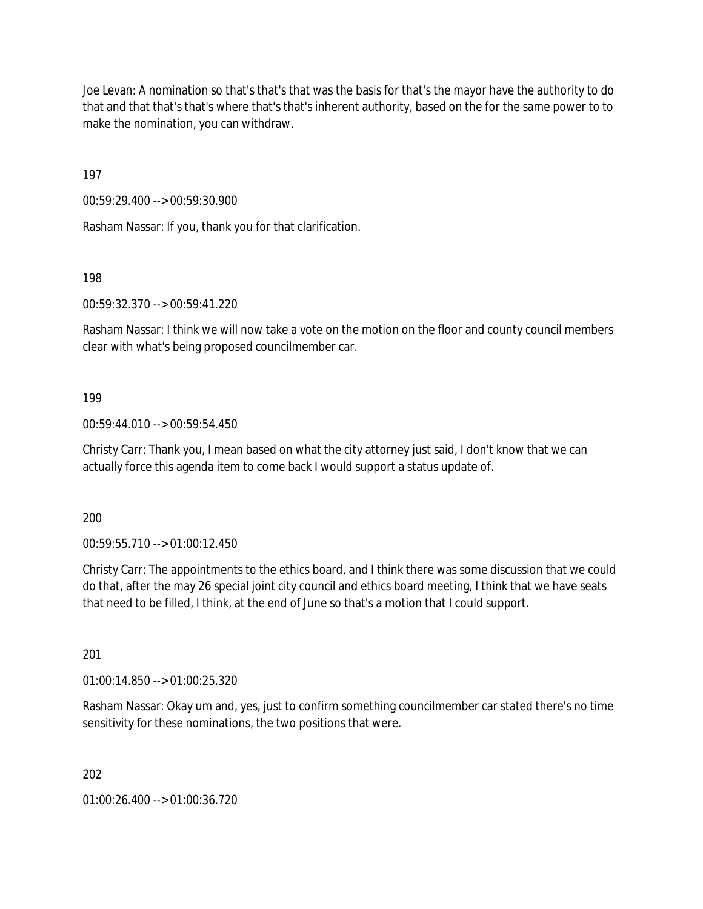Joe Levan: A nomination so that's that's that was the basis for that's the mayor have the authority to do that and that that's that's where that's that's inherent authority, based on the for the same power to to make the nomination, you can withdraw.

197

00:59:29.400 --> 00:59:30.900

Rasham Nassar: If you, thank you for that clarification.

198

00:59:32.370 --> 00:59:41.220

Rasham Nassar: I think we will now take a vote on the motion on the floor and county council members clear with what's being proposed councilmember car.

199

00:59:44.010 --> 00:59:54.450

Christy Carr: Thank you, I mean based on what the city attorney just said, I don't know that we can actually force this agenda item to come back I would support a status update of.

200

00:59:55.710 --> 01:00:12.450

Christy Carr: The appointments to the ethics board, and I think there was some discussion that we could do that, after the may 26 special joint city council and ethics board meeting, I think that we have seats that need to be filled, I think, at the end of June so that's a motion that I could support.

201

01:00:14.850 --> 01:00:25.320

Rasham Nassar: Okay um and, yes, just to confirm something councilmember car stated there's no time sensitivity for these nominations, the two positions that were.

202

01:00:26.400 --> 01:00:36.720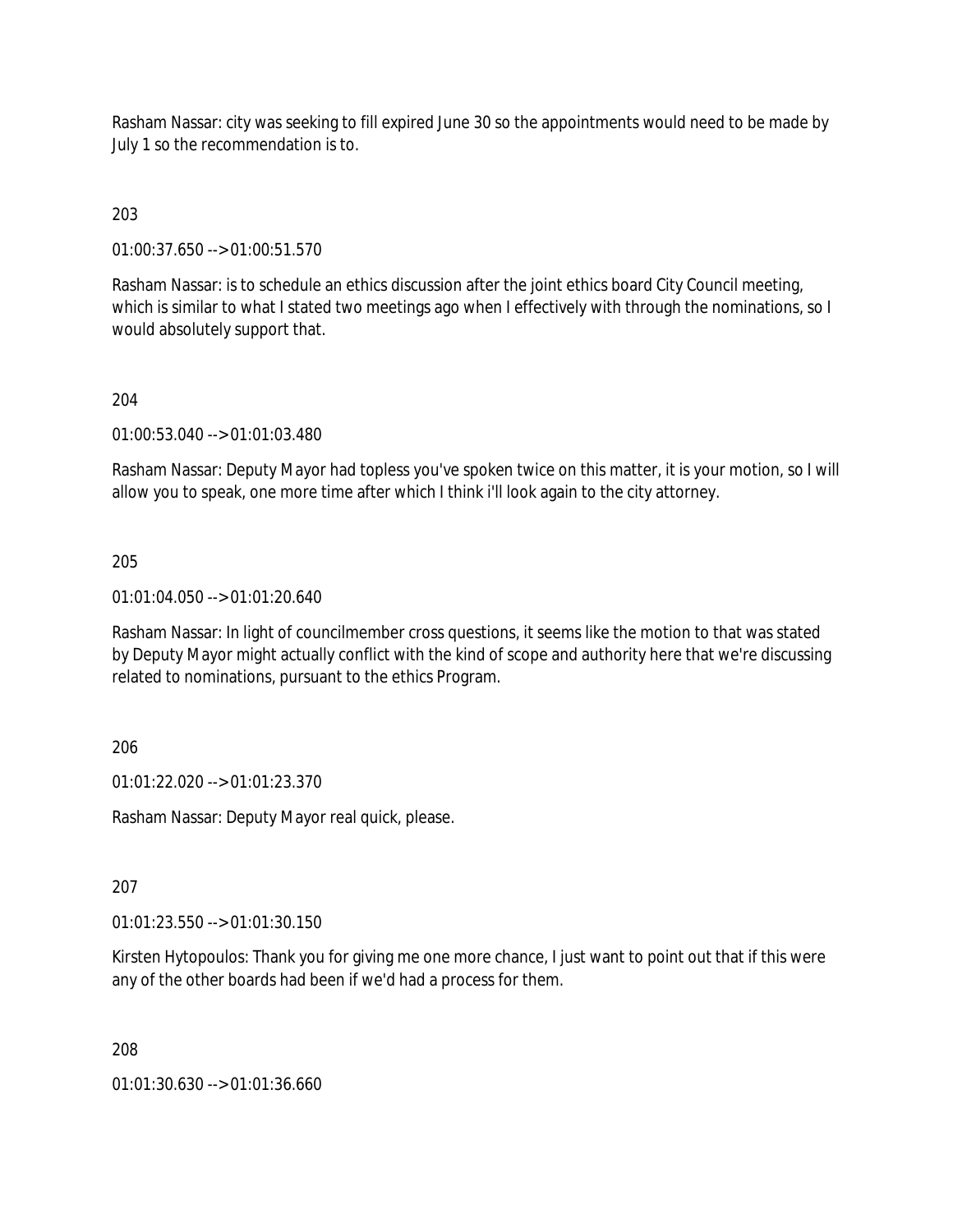Rasham Nassar: city was seeking to fill expired June 30 so the appointments would need to be made by July 1 so the recommendation is to.

203

01:00:37.650 --> 01:00:51.570

Rasham Nassar: is to schedule an ethics discussion after the joint ethics board City Council meeting, which is similar to what I stated two meetings ago when I effectively with through the nominations, so I would absolutely support that.

204

01:00:53.040 --> 01:01:03.480

Rasham Nassar: Deputy Mayor had topless you've spoken twice on this matter, it is your motion, so I will allow you to speak, one more time after which I think i'll look again to the city attorney.

205

01:01:04.050 --> 01:01:20.640

Rasham Nassar: In light of councilmember cross questions, it seems like the motion to that was stated by Deputy Mayor might actually conflict with the kind of scope and authority here that we're discussing related to nominations, pursuant to the ethics Program.

206

01:01:22.020 --> 01:01:23.370

Rasham Nassar: Deputy Mayor real quick, please.

207

01:01:23.550 --> 01:01:30.150

Kirsten Hytopoulos: Thank you for giving me one more chance, I just want to point out that if this were any of the other boards had been if we'd had a process for them.

208

01:01:30.630 --> 01:01:36.660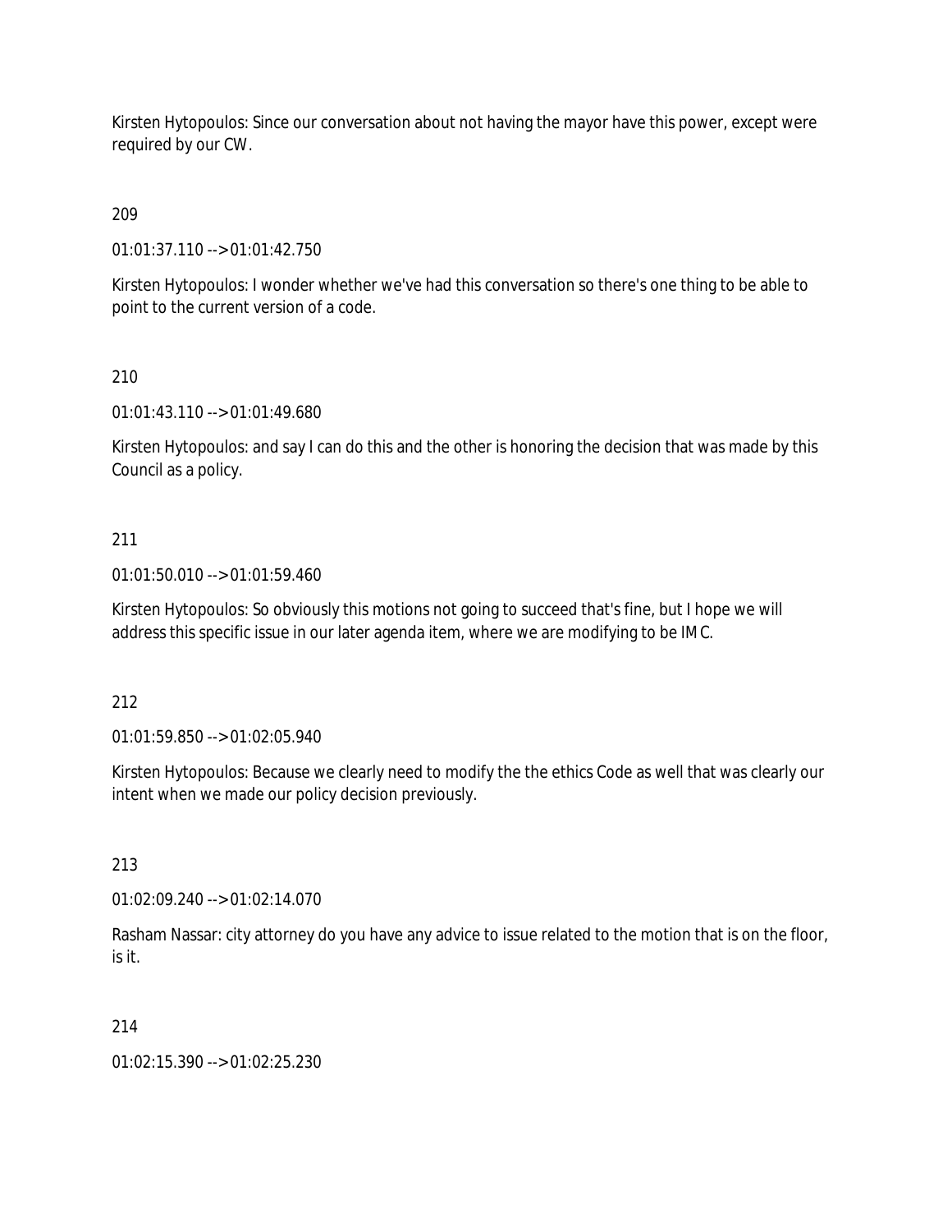Kirsten Hytopoulos: Since our conversation about not having the mayor have this power, except were required by our CW.

209

01:01:37.110 --> 01:01:42.750

Kirsten Hytopoulos: I wonder whether we've had this conversation so there's one thing to be able to point to the current version of a code.

210

01:01:43.110 --> 01:01:49.680

Kirsten Hytopoulos: and say I can do this and the other is honoring the decision that was made by this Council as a policy.

211

01:01:50.010 --> 01:01:59.460

Kirsten Hytopoulos: So obviously this motions not going to succeed that's fine, but I hope we will address this specific issue in our later agenda item, where we are modifying to be IMC.

212

01:01:59.850 --> 01:02:05.940

Kirsten Hytopoulos: Because we clearly need to modify the the ethics Code as well that was clearly our intent when we made our policy decision previously.

213

01:02:09.240 --> 01:02:14.070

Rasham Nassar: city attorney do you have any advice to issue related to the motion that is on the floor, is it.

214

01:02:15.390 --> 01:02:25.230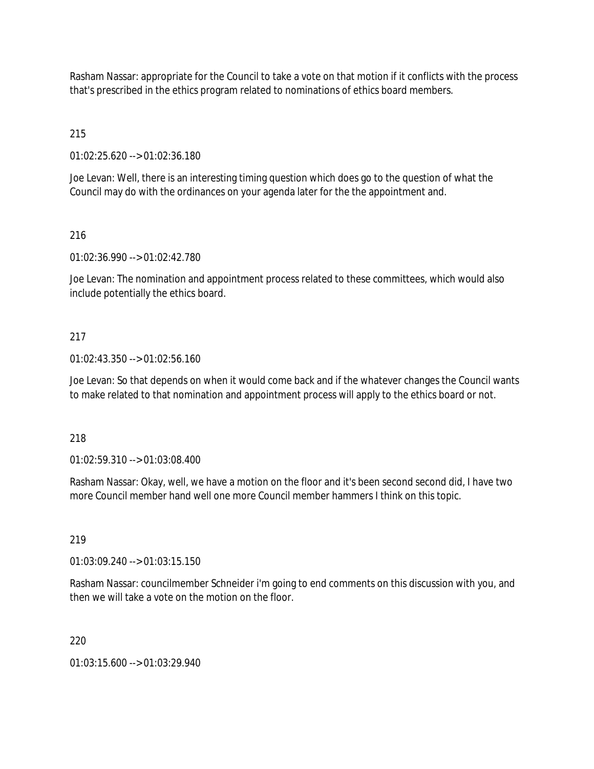Rasham Nassar: appropriate for the Council to take a vote on that motion if it conflicts with the process that's prescribed in the ethics program related to nominations of ethics board members.

215

01:02:25.620 --> 01:02:36.180

Joe Levan: Well, there is an interesting timing question which does go to the question of what the Council may do with the ordinances on your agenda later for the the appointment and.

216

01:02:36.990 --> 01:02:42.780

Joe Levan: The nomination and appointment process related to these committees, which would also include potentially the ethics board.

217

01:02:43.350 --> 01:02:56.160

Joe Levan: So that depends on when it would come back and if the whatever changes the Council wants to make related to that nomination and appointment process will apply to the ethics board or not.

218

01:02:59.310 --> 01:03:08.400

Rasham Nassar: Okay, well, we have a motion on the floor and it's been second second did, I have two more Council member hand well one more Council member hammers I think on this topic.

219

01:03:09.240 --> 01:03:15.150

Rasham Nassar: councilmember Schneider i'm going to end comments on this discussion with you, and then we will take a vote on the motion on the floor.

220

01:03:15.600 --> 01:03:29.940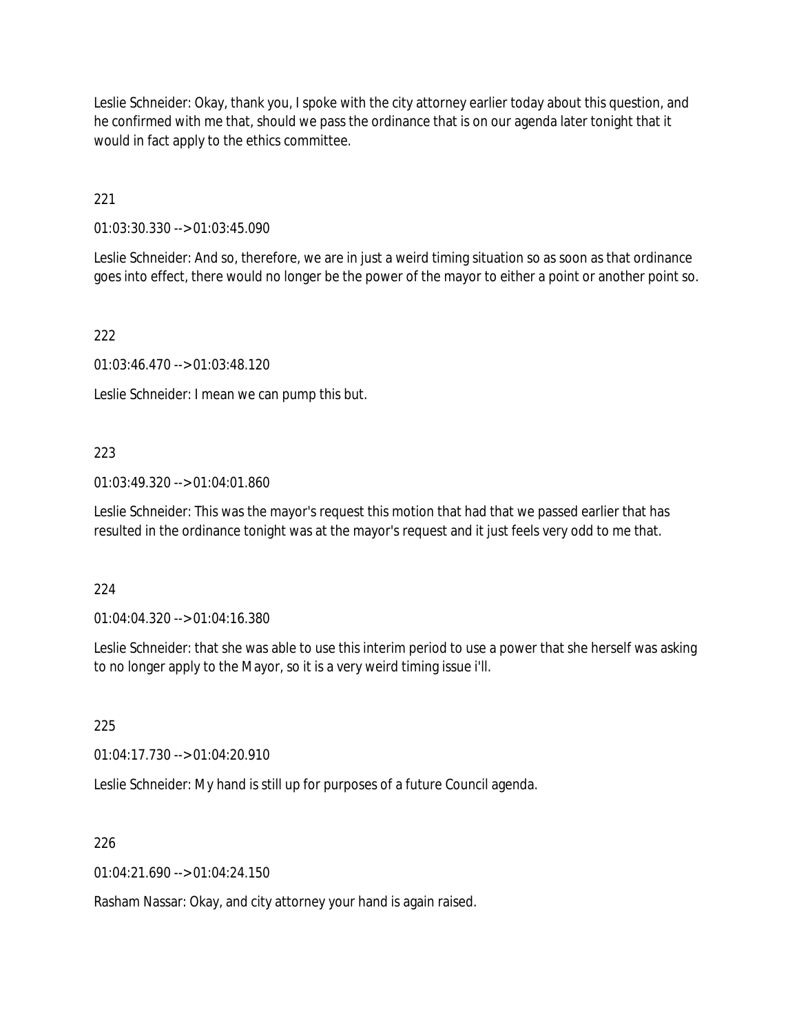Leslie Schneider: Okay, thank you, I spoke with the city attorney earlier today about this question, and he confirmed with me that, should we pass the ordinance that is on our agenda later tonight that it would in fact apply to the ethics committee.

221

01:03:30.330 --> 01:03:45.090

Leslie Schneider: And so, therefore, we are in just a weird timing situation so as soon as that ordinance goes into effect, there would no longer be the power of the mayor to either a point or another point so.

222

01:03:46.470 --> 01:03:48.120

Leslie Schneider: I mean we can pump this but.

223

01:03:49.320 --> 01:04:01.860

Leslie Schneider: This was the mayor's request this motion that had that we passed earlier that has resulted in the ordinance tonight was at the mayor's request and it just feels very odd to me that.

224

01:04:04.320 --> 01:04:16.380

Leslie Schneider: that she was able to use this interim period to use a power that she herself was asking to no longer apply to the Mayor, so it is a very weird timing issue i'll.

225

01:04:17.730 --> 01:04:20.910

Leslie Schneider: My hand is still up for purposes of a future Council agenda.

226

01:04:21.690 --> 01:04:24.150

Rasham Nassar: Okay, and city attorney your hand is again raised.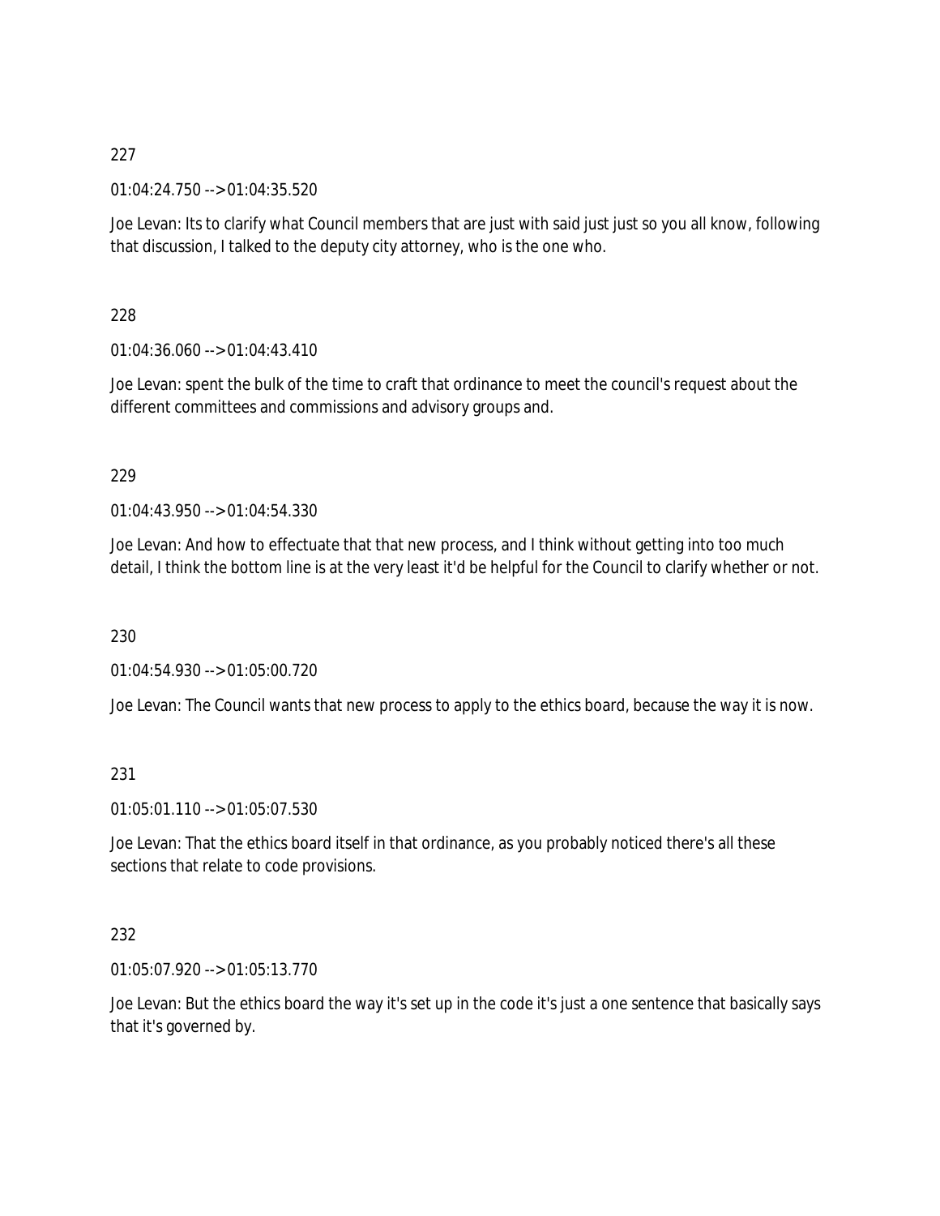227

01:04:24.750 --> 01:04:35.520

Joe Levan: Its to clarify what Council members that are just with said just just so you all know, following that discussion, I talked to the deputy city attorney, who is the one who.

228

01:04:36.060 --> 01:04:43.410

Joe Levan: spent the bulk of the time to craft that ordinance to meet the council's request about the different committees and commissions and advisory groups and.

229

01:04:43.950 --> 01:04:54.330

Joe Levan: And how to effectuate that that new process, and I think without getting into too much detail, I think the bottom line is at the very least it'd be helpful for the Council to clarify whether or not.

230

01:04:54.930 --> 01:05:00.720

Joe Levan: The Council wants that new process to apply to the ethics board, because the way it is now.

231

01:05:01.110 --> 01:05:07.530

Joe Levan: That the ethics board itself in that ordinance, as you probably noticed there's all these sections that relate to code provisions.

232

01:05:07.920 --> 01:05:13.770

Joe Levan: But the ethics board the way it's set up in the code it's just a one sentence that basically says that it's governed by.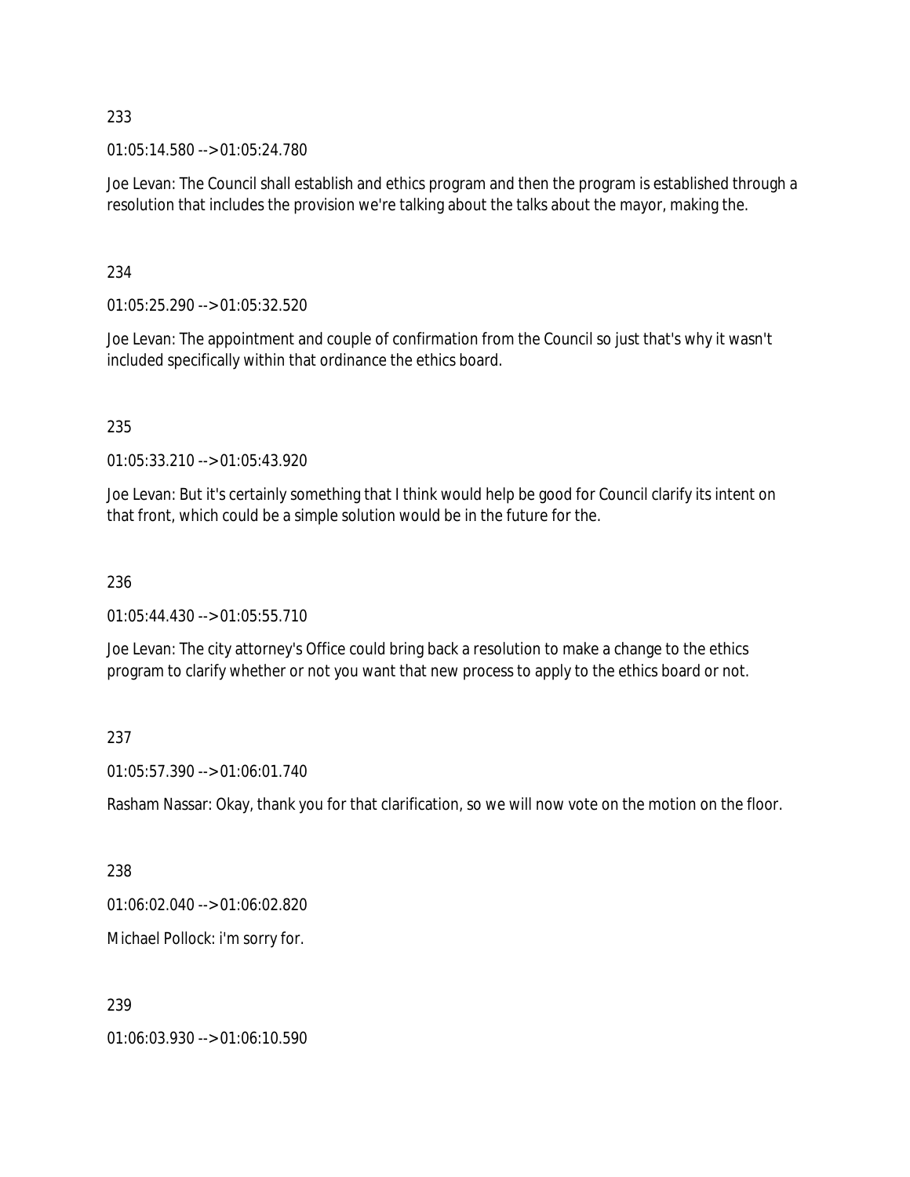233

01:05:14.580 --> 01:05:24.780

Joe Levan: The Council shall establish and ethics program and then the program is established through a resolution that includes the provision we're talking about the talks about the mayor, making the.

234

01:05:25.290 --> 01:05:32.520

Joe Levan: The appointment and couple of confirmation from the Council so just that's why it wasn't included specifically within that ordinance the ethics board.

235

01:05:33.210 --> 01:05:43.920

Joe Levan: But it's certainly something that I think would help be good for Council clarify its intent on that front, which could be a simple solution would be in the future for the.

236

01:05:44.430 --> 01:05:55.710

Joe Levan: The city attorney's Office could bring back a resolution to make a change to the ethics program to clarify whether or not you want that new process to apply to the ethics board or not.

237

01:05:57.390 --> 01:06:01.740

Rasham Nassar: Okay, thank you for that clarification, so we will now vote on the motion on the floor.

238

01:06:02.040 --> 01:06:02.820

Michael Pollock: i'm sorry for.

239

01:06:03.930 --> 01:06:10.590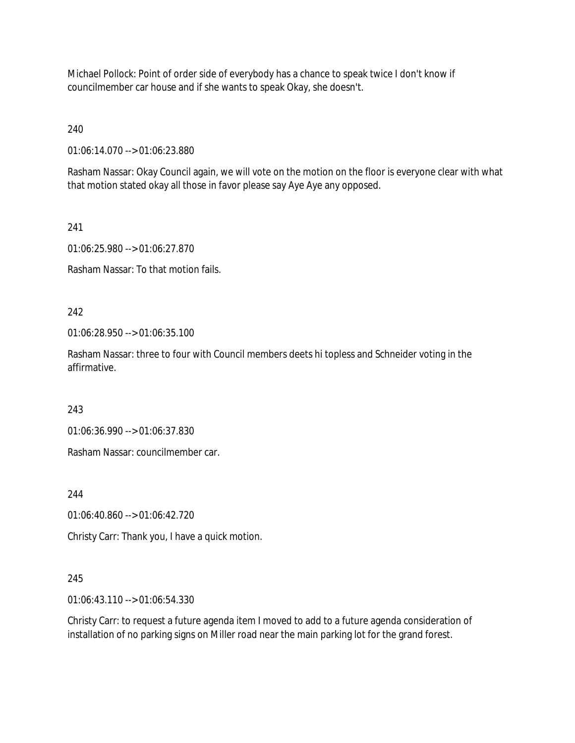Michael Pollock: Point of order side of everybody has a chance to speak twice I don't know if councilmember car house and if she wants to speak Okay, she doesn't.

240

01:06:14.070 --> 01:06:23.880

Rasham Nassar: Okay Council again, we will vote on the motion on the floor is everyone clear with what that motion stated okay all those in favor please say Aye Aye any opposed.

241

01:06:25.980 --> 01:06:27.870

Rasham Nassar: To that motion fails.

242

01:06:28.950 --> 01:06:35.100

Rasham Nassar: three to four with Council members deets hi topless and Schneider voting in the affirmative.

243

01:06:36.990 --> 01:06:37.830

Rasham Nassar: councilmember car.

244

01:06:40.860 --> 01:06:42.720

Christy Carr: Thank you, I have a quick motion.

245

01:06:43.110 --> 01:06:54.330

Christy Carr: to request a future agenda item I moved to add to a future agenda consideration of installation of no parking signs on Miller road near the main parking lot for the grand forest.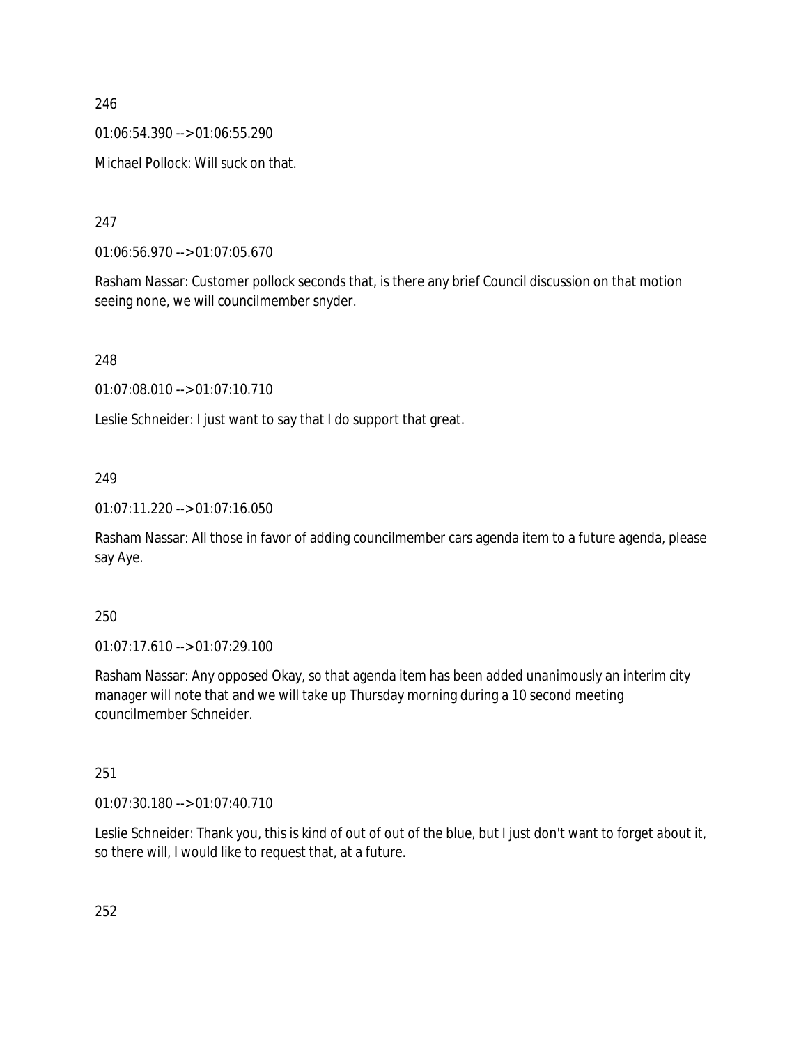246

01:06:54.390 --> 01:06:55.290

Michael Pollock: Will suck on that.

247

01:06:56.970 --> 01:07:05.670

Rasham Nassar: Customer pollock seconds that, is there any brief Council discussion on that motion seeing none, we will councilmember snyder.

248

01:07:08.010 --> 01:07:10.710

Leslie Schneider: I just want to say that I do support that great.

249

01:07:11.220 --> 01:07:16.050

Rasham Nassar: All those in favor of adding councilmember cars agenda item to a future agenda, please say Aye.

250

01:07:17.610 --> 01:07:29.100

Rasham Nassar: Any opposed Okay, so that agenda item has been added unanimously an interim city manager will note that and we will take up Thursday morning during a 10 second meeting councilmember Schneider.

251

01:07:30.180 --> 01:07:40.710

Leslie Schneider: Thank you, this is kind of out of out of the blue, but I just don't want to forget about it, so there will, I would like to request that, at a future.

252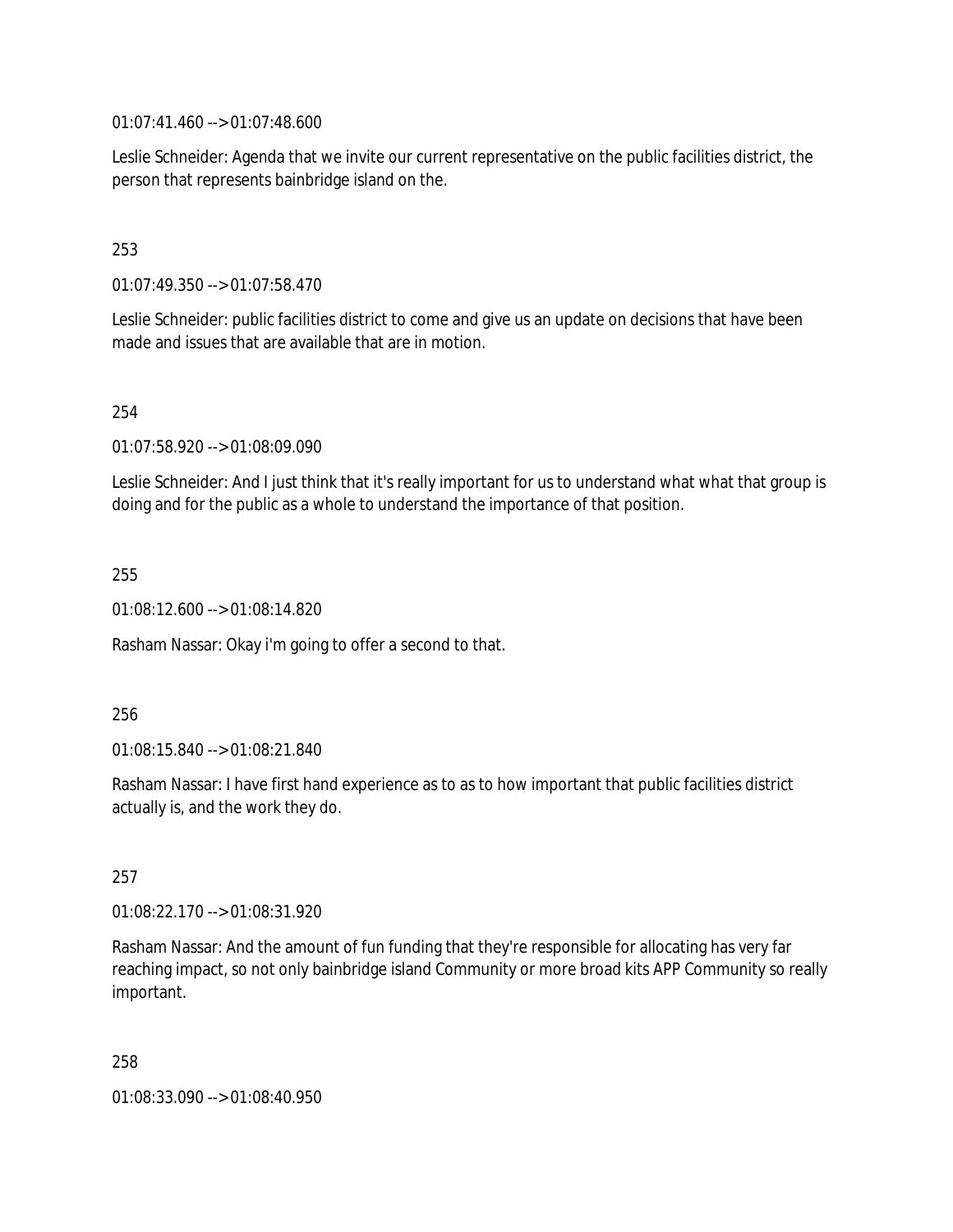01:07:41.460 --> 01:07:48.600

Leslie Schneider: Agenda that we invite our current representative on the public facilities district, the person that represents bainbridge island on the.

253

01:07:49.350 --> 01:07:58.470

Leslie Schneider: public facilities district to come and give us an update on decisions that have been made and issues that are available that are in motion.

254

01:07:58.920 --> 01:08:09.090

Leslie Schneider: And I just think that it's really important for us to understand what what that group is doing and for the public as a whole to understand the importance of that position.

255

01:08:12.600 --> 01:08:14.820

Rasham Nassar: Okay i'm going to offer a second to that.

256

01:08:15.840 --> 01:08:21.840

Rasham Nassar: I have first hand experience as to as to how important that public facilities district actually is, and the work they do.

257

01:08:22.170 --> 01:08:31.920

Rasham Nassar: And the amount of fun funding that they're responsible for allocating has very far reaching impact, so not only bainbridge island Community or more broad kits APP Community so really important.

258

01:08:33.090 --> 01:08:40.950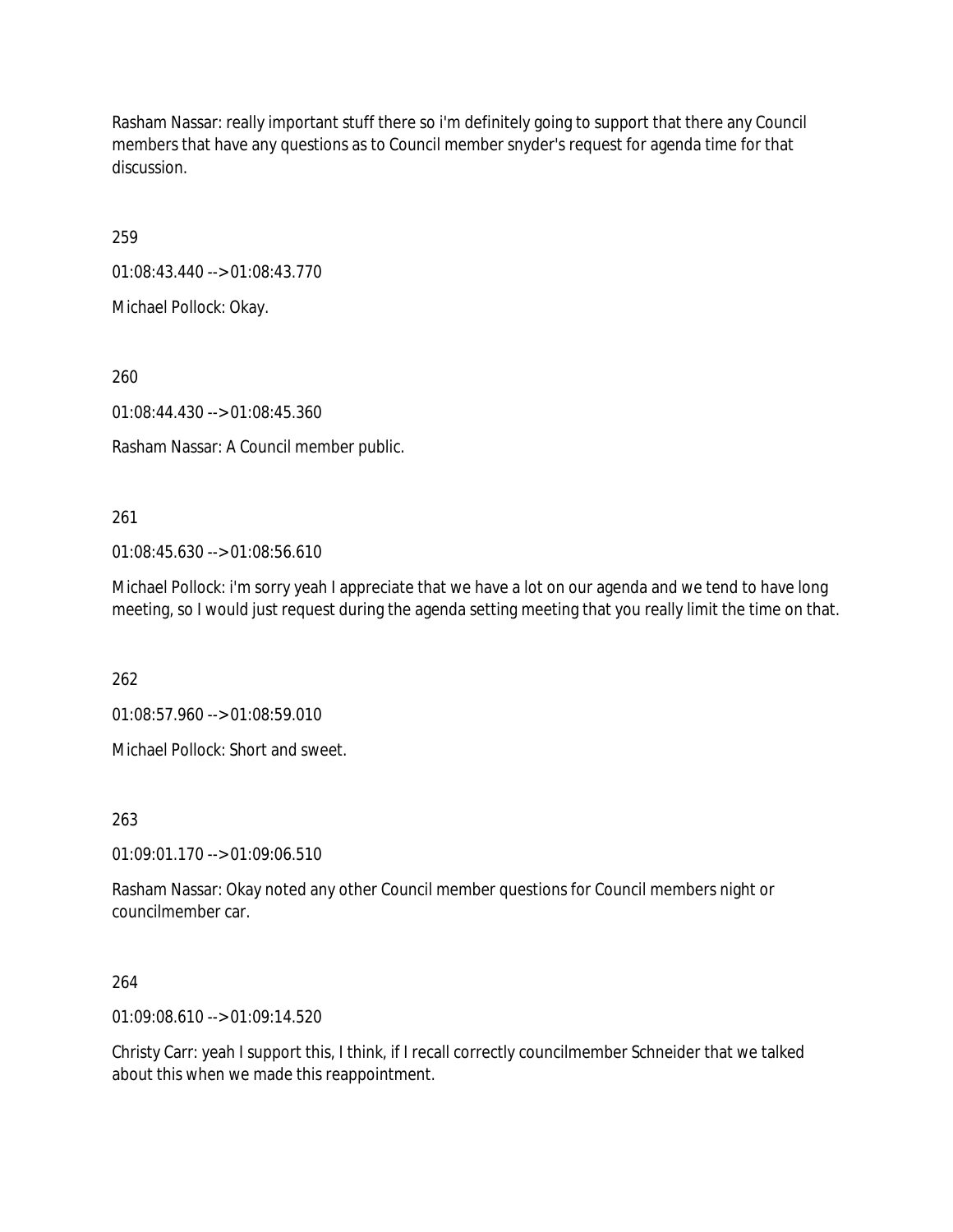Rasham Nassar: really important stuff there so i'm definitely going to support that there any Council members that have any questions as to Council member snyder's request for agenda time for that discussion.

259

01:08:43.440 --> 01:08:43.770

Michael Pollock: Okay.

260

01:08:44.430 --> 01:08:45.360

Rasham Nassar: A Council member public.

261

01:08:45.630 --> 01:08:56.610

Michael Pollock: i'm sorry yeah I appreciate that we have a lot on our agenda and we tend to have long meeting, so I would just request during the agenda setting meeting that you really limit the time on that.

262

01:08:57.960 --> 01:08:59.010

Michael Pollock: Short and sweet.

263

01:09:01.170 --> 01:09:06.510

Rasham Nassar: Okay noted any other Council member questions for Council members night or councilmember car.

264

01:09:08.610 --> 01:09:14.520

Christy Carr: yeah I support this, I think, if I recall correctly councilmember Schneider that we talked about this when we made this reappointment.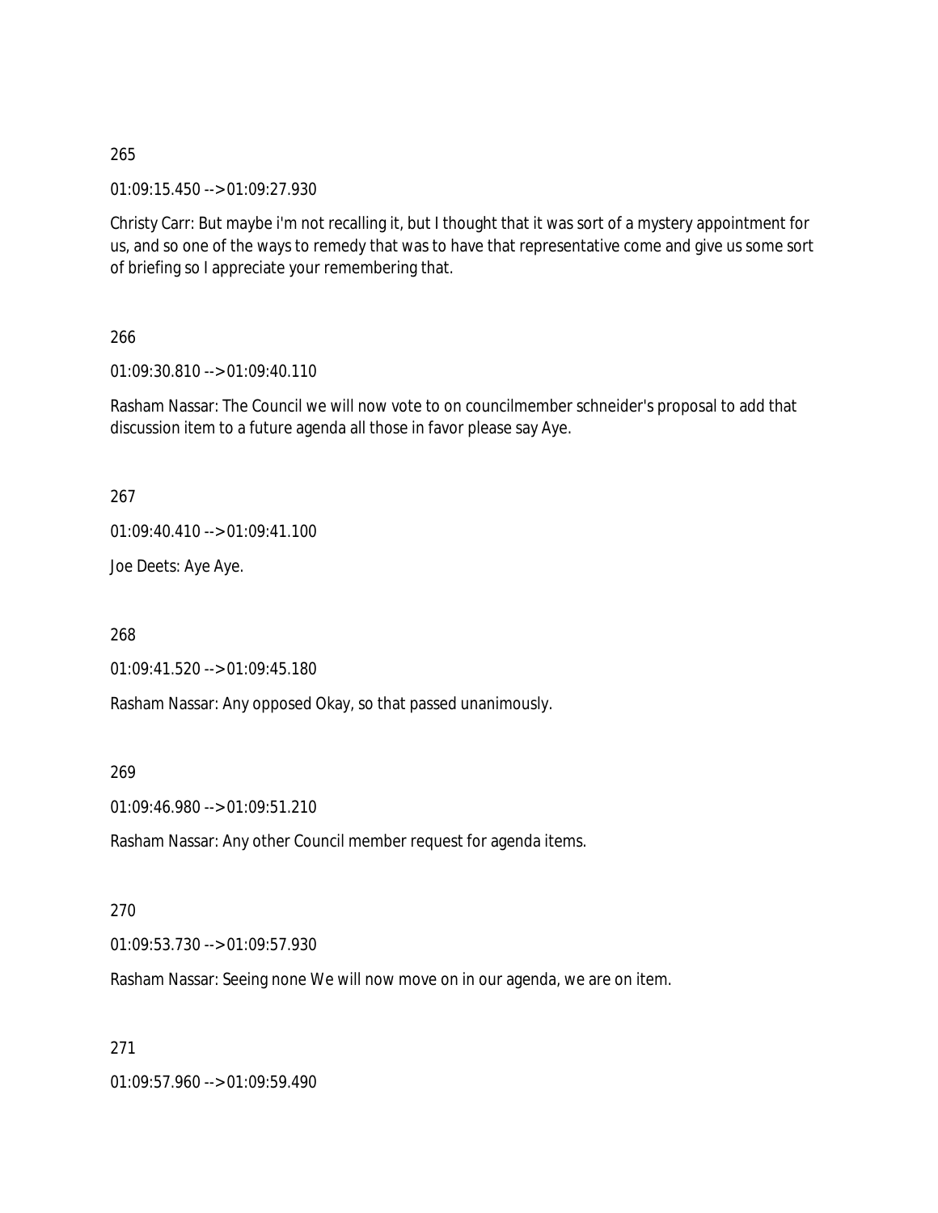265

01:09:15.450 --> 01:09:27.930

Christy Carr: But maybe i'm not recalling it, but I thought that it was sort of a mystery appointment for us, and so one of the ways to remedy that was to have that representative come and give us some sort of briefing so I appreciate your remembering that.

266

01:09:30.810 --> 01:09:40.110

Rasham Nassar: The Council we will now vote to on councilmember schneider's proposal to add that discussion item to a future agenda all those in favor please say Aye.

267

01:09:40.410 --> 01:09:41.100

Joe Deets: Aye Aye.

268

01:09:41.520 --> 01:09:45.180

Rasham Nassar: Any opposed Okay, so that passed unanimously.

269

01:09:46.980 --> 01:09:51.210

Rasham Nassar: Any other Council member request for agenda items.

270

01:09:53.730 --> 01:09:57.930

Rasham Nassar: Seeing none We will now move on in our agenda, we are on item.

271

01:09:57.960 --> 01:09:59.490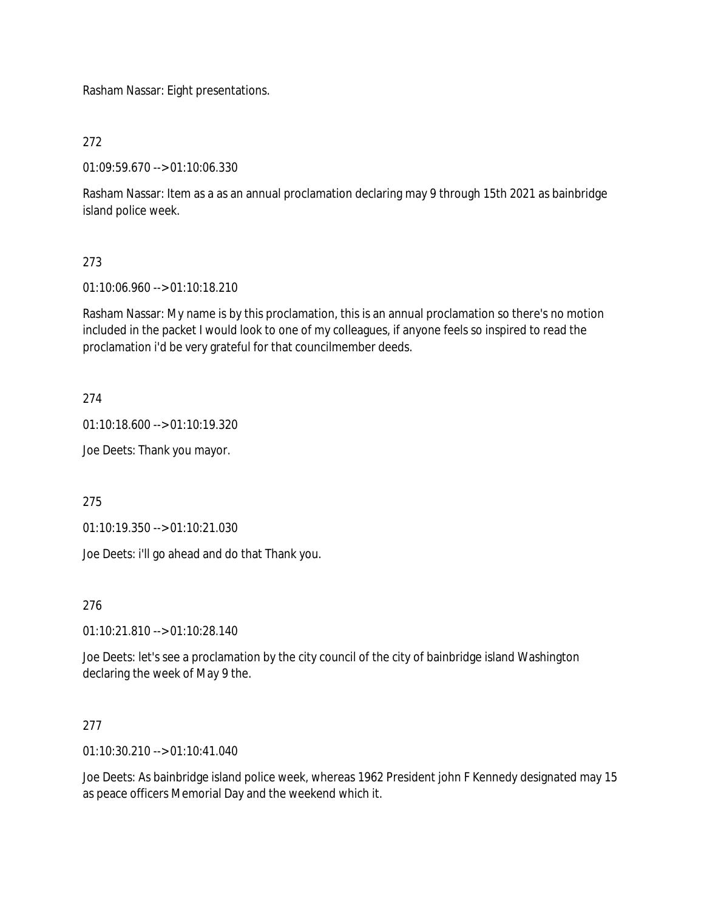Rasham Nassar: Eight presentations.

272

01:09:59.670 --> 01:10:06.330

Rasham Nassar: Item as a as an annual proclamation declaring may 9 through 15th 2021 as bainbridge island police week.

273

01:10:06.960 --> 01:10:18.210

Rasham Nassar: My name is by this proclamation, this is an annual proclamation so there's no motion included in the packet I would look to one of my colleagues, if anyone feels so inspired to read the proclamation i'd be very grateful for that councilmember deeds.

274

01:10:18.600 --> 01:10:19.320

Joe Deets: Thank you mayor.

275

01:10:19.350 --> 01:10:21.030

Joe Deets: i'll go ahead and do that Thank you.

276

01:10:21.810 --> 01:10:28.140

Joe Deets: let's see a proclamation by the city council of the city of bainbridge island Washington declaring the week of May 9 the.

277

01:10:30.210 --> 01:10:41.040

Joe Deets: As bainbridge island police week, whereas 1962 President john F Kennedy designated may 15 as peace officers Memorial Day and the weekend which it.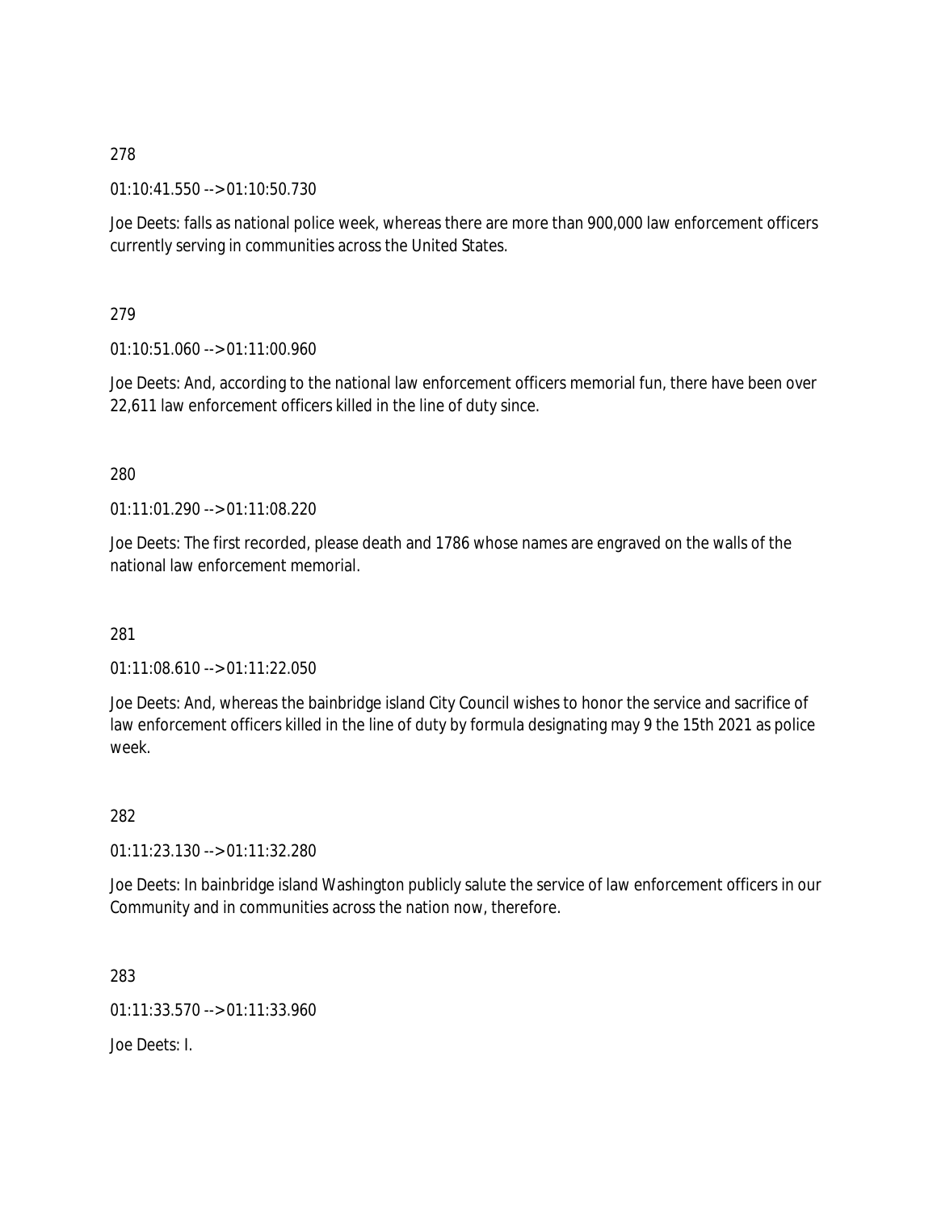278

01:10:41.550 --> 01:10:50.730

Joe Deets: falls as national police week, whereas there are more than 900,000 law enforcement officers currently serving in communities across the United States.

279

01:10:51.060 --> 01:11:00.960

Joe Deets: And, according to the national law enforcement officers memorial fun, there have been over 22,611 law enforcement officers killed in the line of duty since.

280

01:11:01.290 --> 01:11:08.220

Joe Deets: The first recorded, please death and 1786 whose names are engraved on the walls of the national law enforcement memorial.

281

01:11:08.610 --> 01:11:22.050

Joe Deets: And, whereas the bainbridge island City Council wishes to honor the service and sacrifice of law enforcement officers killed in the line of duty by formula designating may 9 the 15th 2021 as police week.

282

01:11:23.130 --> 01:11:32.280

Joe Deets: In bainbridge island Washington publicly salute the service of law enforcement officers in our Community and in communities across the nation now, therefore.

283

01:11:33.570 --> 01:11:33.960

Joe Deets: I.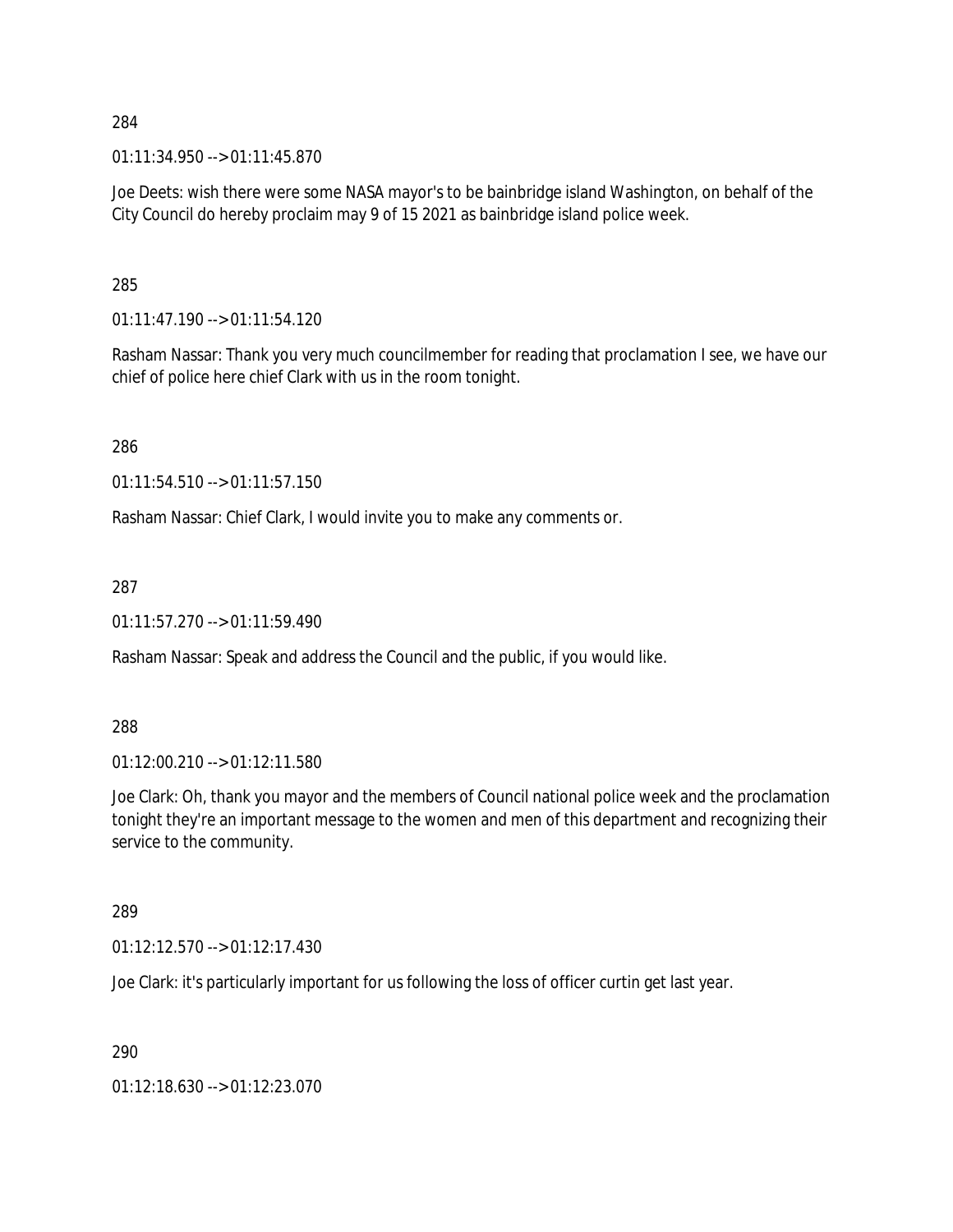284

01:11:34.950 --> 01:11:45.870

Joe Deets: wish there were some NASA mayor's to be bainbridge island Washington, on behalf of the City Council do hereby proclaim may 9 of 15 2021 as bainbridge island police week.

285

01:11:47.190 --> 01:11:54.120

Rasham Nassar: Thank you very much councilmember for reading that proclamation I see, we have our chief of police here chief Clark with us in the room tonight.

286

01:11:54.510 --> 01:11:57.150

Rasham Nassar: Chief Clark, I would invite you to make any comments or.

287

01:11:57.270 --> 01:11:59.490

Rasham Nassar: Speak and address the Council and the public, if you would like.

288

01:12:00.210 --> 01:12:11.580

Joe Clark: Oh, thank you mayor and the members of Council national police week and the proclamation tonight they're an important message to the women and men of this department and recognizing their service to the community.

289

01:12:12.570 --> 01:12:17.430

Joe Clark: it's particularly important for us following the loss of officer curtin get last year.

290

01:12:18.630 --> 01:12:23.070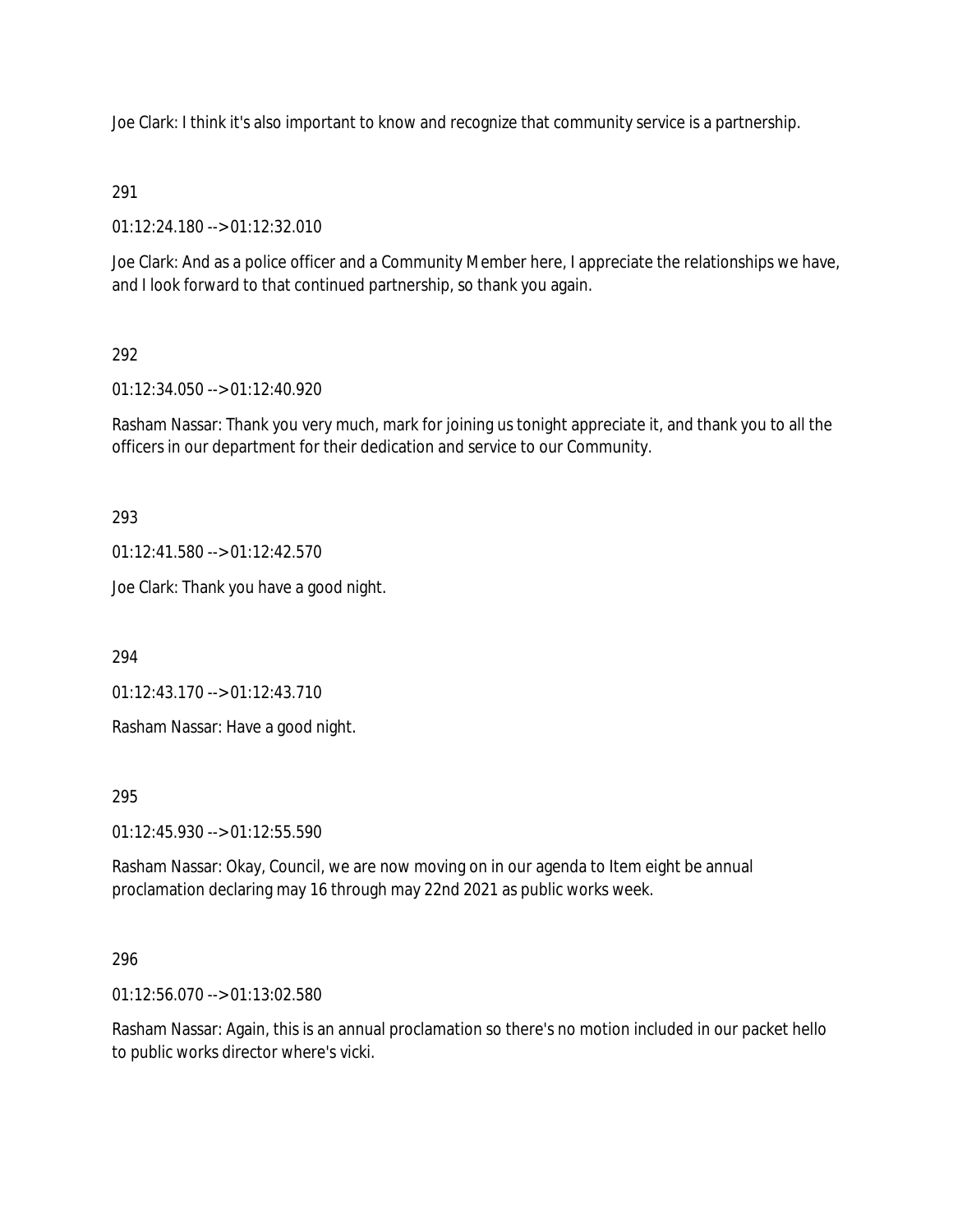Joe Clark: I think it's also important to know and recognize that community service is a partnership.

291

01:12:24.180 --> 01:12:32.010

Joe Clark: And as a police officer and a Community Member here, I appreciate the relationships we have, and I look forward to that continued partnership, so thank you again.

292

01:12:34.050 --> 01:12:40.920

Rasham Nassar: Thank you very much, mark for joining us tonight appreciate it, and thank you to all the officers in our department for their dedication and service to our Community.

293

01:12:41.580 --> 01:12:42.570

Joe Clark: Thank you have a good night.

294

01:12:43.170 --> 01:12:43.710

Rasham Nassar: Have a good night.

295

01:12:45.930 --> 01:12:55.590

Rasham Nassar: Okay, Council, we are now moving on in our agenda to Item eight be annual proclamation declaring may 16 through may 22nd 2021 as public works week.

296

01:12:56.070 --> 01:13:02.580

Rasham Nassar: Again, this is an annual proclamation so there's no motion included in our packet hello to public works director where's vicki.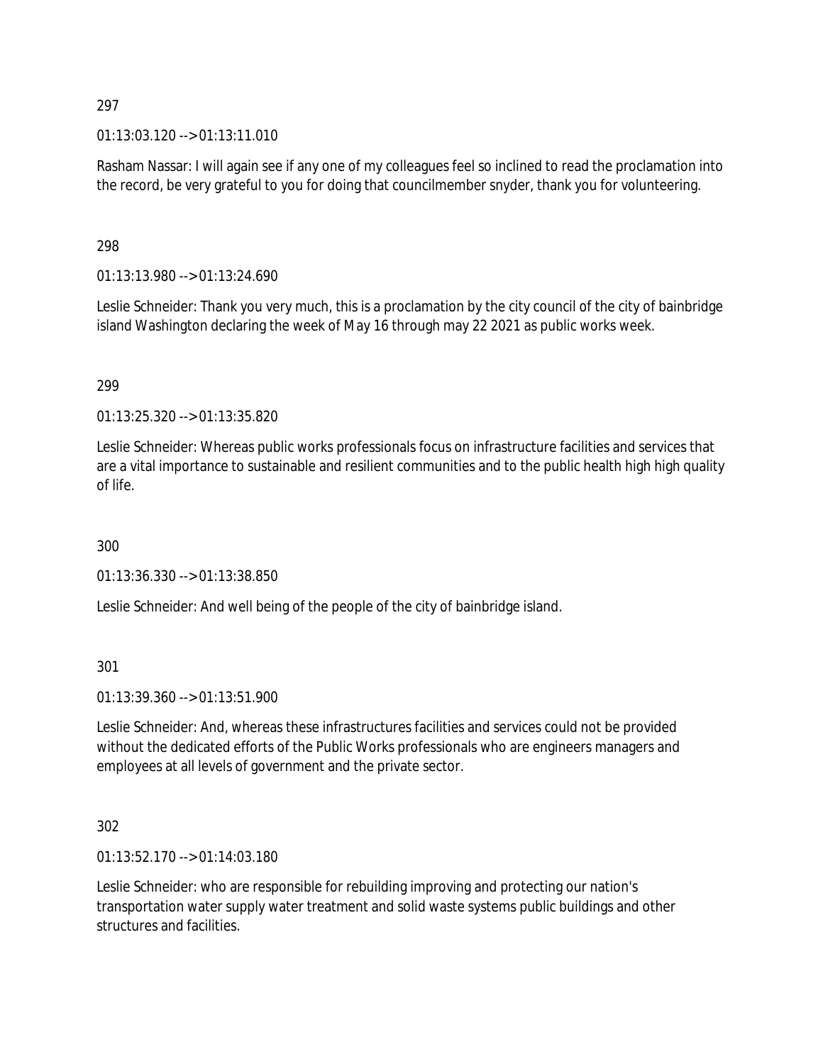297

01:13:03.120 --> 01:13:11.010

Rasham Nassar: I will again see if any one of my colleagues feel so inclined to read the proclamation into the record, be very grateful to you for doing that councilmember snyder, thank you for volunteering.

298

01:13:13.980 --> 01:13:24.690

Leslie Schneider: Thank you very much, this is a proclamation by the city council of the city of bainbridge island Washington declaring the week of May 16 through may 22 2021 as public works week.

299

01:13:25.320 --> 01:13:35.820

Leslie Schneider: Whereas public works professionals focus on infrastructure facilities and services that are a vital importance to sustainable and resilient communities and to the public health high high quality of life.

300

01:13:36.330 --> 01:13:38.850

Leslie Schneider: And well being of the people of the city of bainbridge island.

301

01:13:39.360 --> 01:13:51.900

Leslie Schneider: And, whereas these infrastructures facilities and services could not be provided without the dedicated efforts of the Public Works professionals who are engineers managers and employees at all levels of government and the private sector.

302

01:13:52.170 --> 01:14:03.180

Leslie Schneider: who are responsible for rebuilding improving and protecting our nation's transportation water supply water treatment and solid waste systems public buildings and other structures and facilities.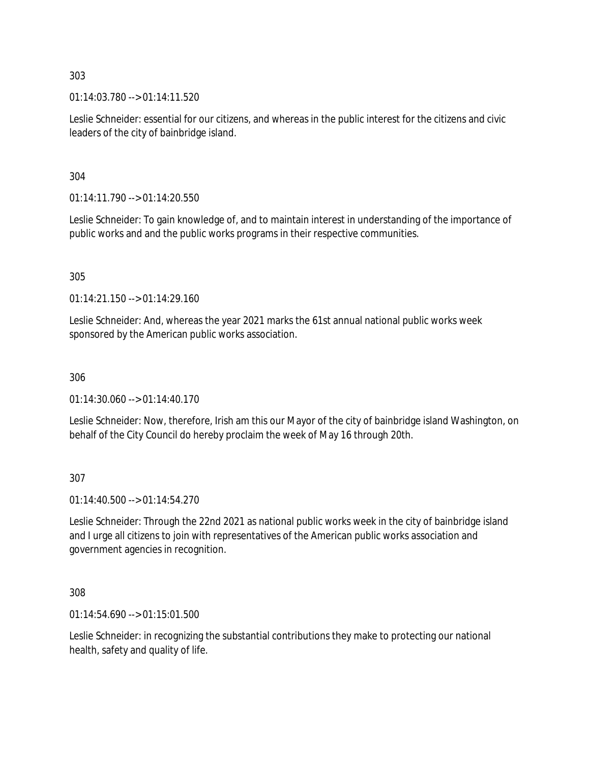303

01:14:03.780 --> 01:14:11.520

Leslie Schneider: essential for our citizens, and whereas in the public interest for the citizens and civic leaders of the city of bainbridge island.

304

01:14:11.790 --> 01:14:20.550

Leslie Schneider: To gain knowledge of, and to maintain interest in understanding of the importance of public works and and the public works programs in their respective communities.

305

01:14:21.150 --> 01:14:29.160

Leslie Schneider: And, whereas the year 2021 marks the 61st annual national public works week sponsored by the American public works association.

306

01:14:30.060 --> 01:14:40.170

Leslie Schneider: Now, therefore, Irish am this our Mayor of the city of bainbridge island Washington, on behalf of the City Council do hereby proclaim the week of May 16 through 20th.

307

01:14:40.500 --> 01:14:54.270

Leslie Schneider: Through the 22nd 2021 as national public works week in the city of bainbridge island and I urge all citizens to join with representatives of the American public works association and government agencies in recognition.

308

01:14:54.690 --> 01:15:01.500

Leslie Schneider: in recognizing the substantial contributions they make to protecting our national health, safety and quality of life.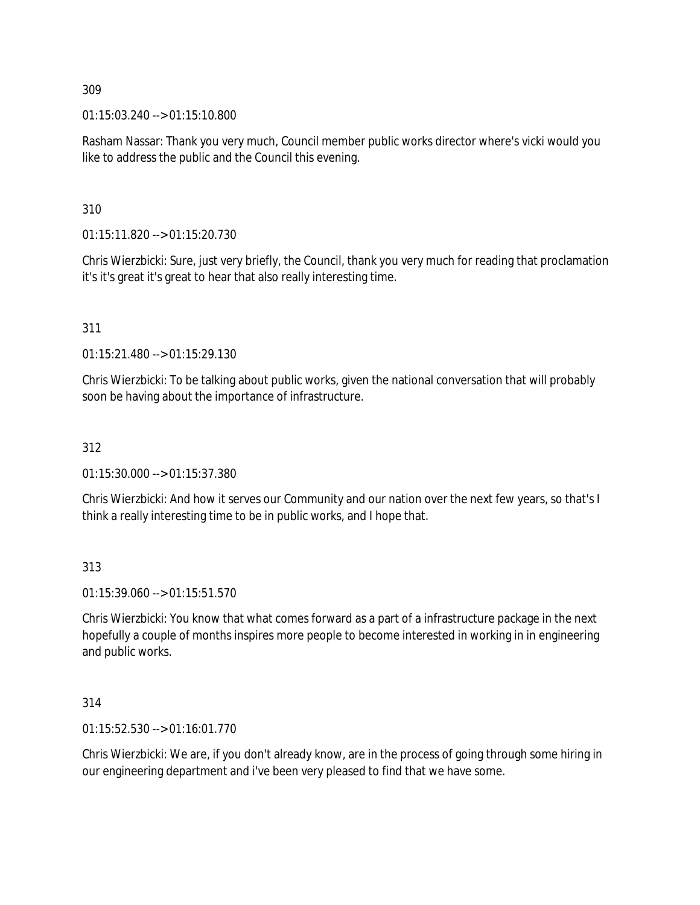309

01:15:03.240 --> 01:15:10.800

Rasham Nassar: Thank you very much, Council member public works director where's vicki would you like to address the public and the Council this evening.

310

01:15:11.820 --> 01:15:20.730

Chris Wierzbicki: Sure, just very briefly, the Council, thank you very much for reading that proclamation it's it's great it's great to hear that also really interesting time.

311

01:15:21.480 --> 01:15:29.130

Chris Wierzbicki: To be talking about public works, given the national conversation that will probably soon be having about the importance of infrastructure.

312

01:15:30.000 --> 01:15:37.380

Chris Wierzbicki: And how it serves our Community and our nation over the next few years, so that's I think a really interesting time to be in public works, and I hope that.

313

01:15:39.060 --> 01:15:51.570

Chris Wierzbicki: You know that what comes forward as a part of a infrastructure package in the next hopefully a couple of months inspires more people to become interested in working in in engineering and public works.

314

01:15:52.530 --> 01:16:01.770

Chris Wierzbicki: We are, if you don't already know, are in the process of going through some hiring in our engineering department and i've been very pleased to find that we have some.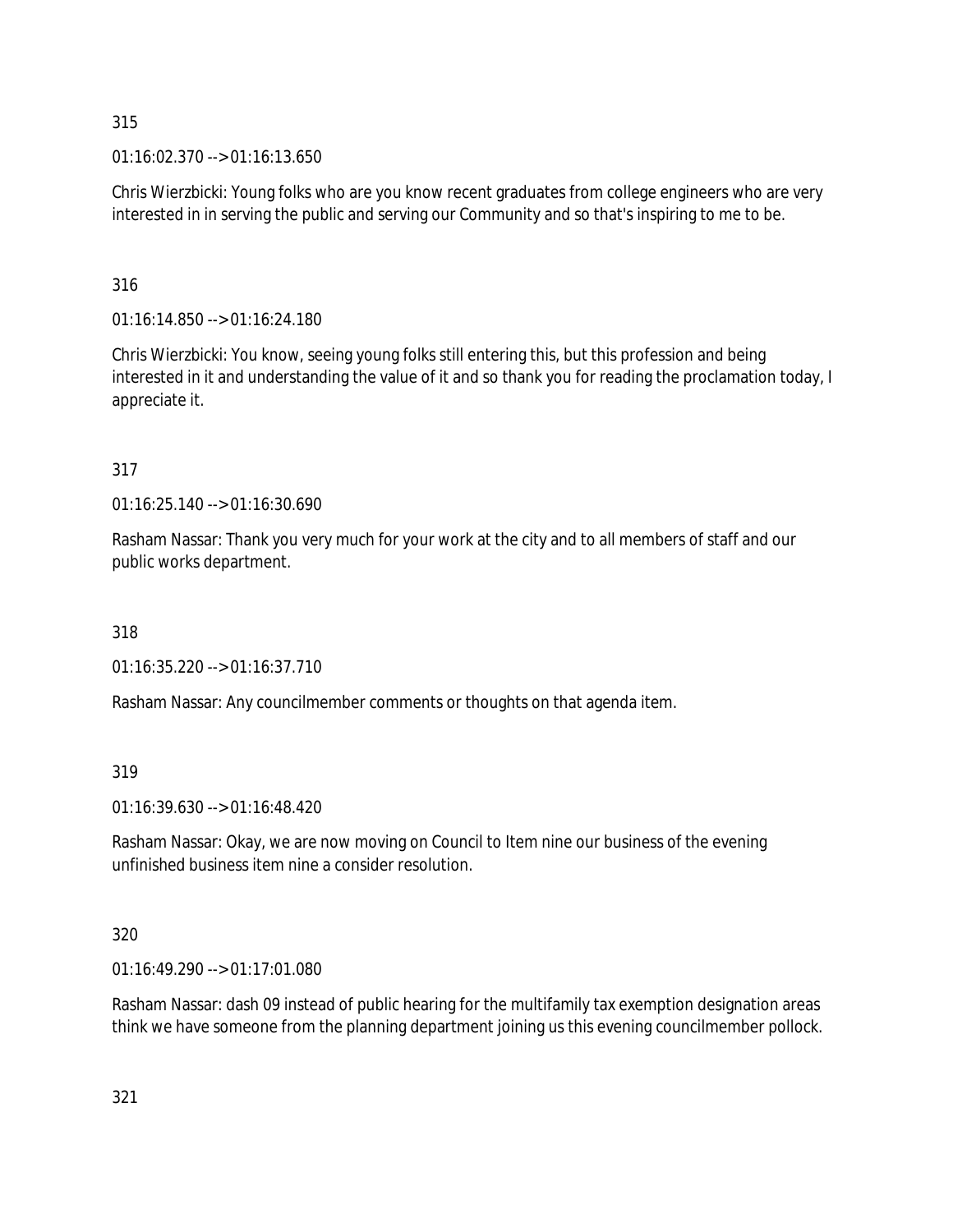01:16:02.370 --> 01:16:13.650

Chris Wierzbicki: Young folks who are you know recent graduates from college engineers who are very interested in in serving the public and serving our Community and so that's inspiring to me to be.

316

01:16:14.850 --> 01:16:24.180

Chris Wierzbicki: You know, seeing young folks still entering this, but this profession and being interested in it and understanding the value of it and so thank you for reading the proclamation today, I appreciate it.

317

01:16:25.140 --> 01:16:30.690

Rasham Nassar: Thank you very much for your work at the city and to all members of staff and our public works department.

318

01:16:35.220 --> 01:16:37.710

Rasham Nassar: Any councilmember comments or thoughts on that agenda item.

319

01:16:39.630 --> 01:16:48.420

Rasham Nassar: Okay, we are now moving on Council to Item nine our business of the evening unfinished business item nine a consider resolution.

320

01:16:49.290 --> 01:17:01.080

Rasham Nassar: dash 09 instead of public hearing for the multifamily tax exemption designation areas think we have someone from the planning department joining us this evening councilmember pollock.

321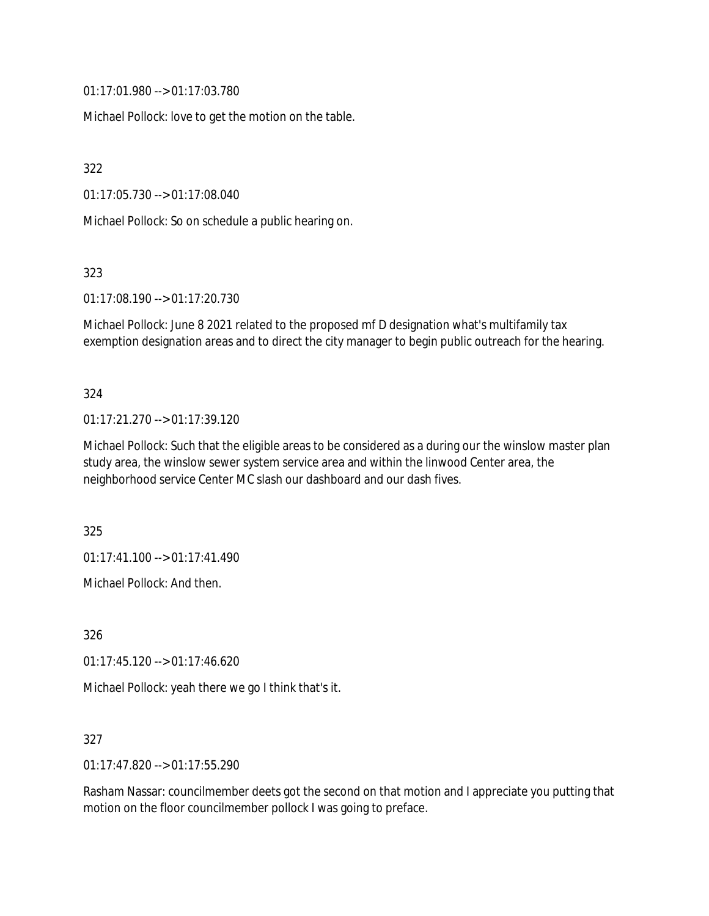01:17:01.980 --> 01:17:03.780

Michael Pollock: love to get the motion on the table.

322

01:17:05.730 --> 01:17:08.040

Michael Pollock: So on schedule a public hearing on.

323

01:17:08.190 --> 01:17:20.730

Michael Pollock: June 8 2021 related to the proposed mf D designation what's multifamily tax exemption designation areas and to direct the city manager to begin public outreach for the hearing.

324

01:17:21.270 --> 01:17:39.120

Michael Pollock: Such that the eligible areas to be considered as a during our the winslow master plan study area, the winslow sewer system service area and within the linwood Center area, the neighborhood service Center MC slash our dashboard and our dash fives.

325

01:17:41.100 --> 01:17:41.490

Michael Pollock: And then.

326

01:17:45.120 --> 01:17:46.620

Michael Pollock: yeah there we go I think that's it.

327

01:17:47.820 --> 01:17:55.290

Rasham Nassar: councilmember deets got the second on that motion and I appreciate you putting that motion on the floor councilmember pollock I was going to preface.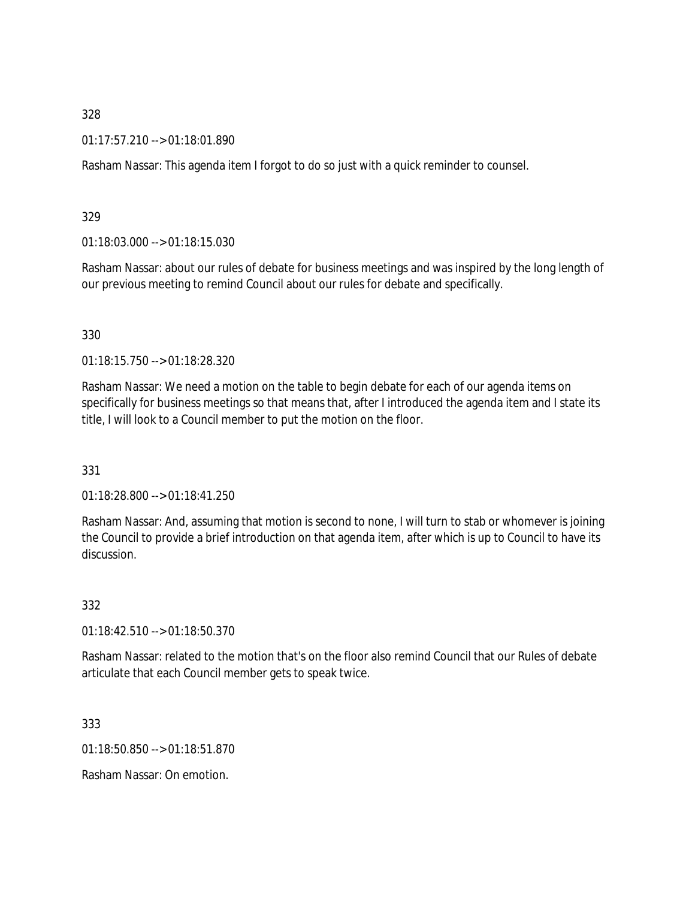328

01:17:57.210 --> 01:18:01.890

Rasham Nassar: This agenda item I forgot to do so just with a quick reminder to counsel.

329

01:18:03.000 --> 01:18:15.030

Rasham Nassar: about our rules of debate for business meetings and was inspired by the long length of our previous meeting to remind Council about our rules for debate and specifically.

330

01:18:15.750 --> 01:18:28.320

Rasham Nassar: We need a motion on the table to begin debate for each of our agenda items on specifically for business meetings so that means that, after I introduced the agenda item and I state its title, I will look to a Council member to put the motion on the floor.

331

01:18:28.800 --> 01:18:41.250

Rasham Nassar: And, assuming that motion is second to none, I will turn to stab or whomever is joining the Council to provide a brief introduction on that agenda item, after which is up to Council to have its discussion.

332

01:18:42.510 --> 01:18:50.370

Rasham Nassar: related to the motion that's on the floor also remind Council that our Rules of debate articulate that each Council member gets to speak twice.

333

01:18:50.850 --> 01:18:51.870

Rasham Nassar: On emotion.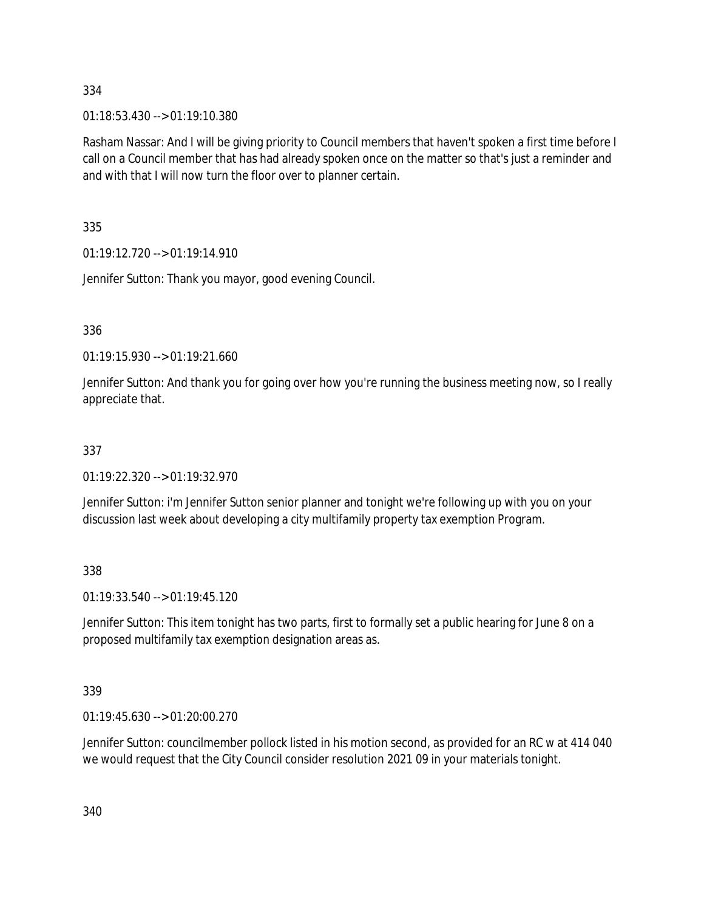334

01:18:53.430 --> 01:19:10.380

Rasham Nassar: And I will be giving priority to Council members that haven't spoken a first time before I call on a Council member that has had already spoken once on the matter so that's just a reminder and and with that I will now turn the floor over to planner certain.

335

01:19:12.720 --> 01:19:14.910

Jennifer Sutton: Thank you mayor, good evening Council.

336

01:19:15.930 --> 01:19:21.660

Jennifer Sutton: And thank you for going over how you're running the business meeting now, so I really appreciate that.

337

01:19:22.320 --> 01:19:32.970

Jennifer Sutton: i'm Jennifer Sutton senior planner and tonight we're following up with you on your discussion last week about developing a city multifamily property tax exemption Program.

338

01:19:33.540 --> 01:19:45.120

Jennifer Sutton: This item tonight has two parts, first to formally set a public hearing for June 8 on a proposed multifamily tax exemption designation areas as.

339

01:19:45.630 --> 01:20:00.270

Jennifer Sutton: councilmember pollock listed in his motion second, as provided for an RC w at 414 040 we would request that the City Council consider resolution 2021 09 in your materials tonight.

340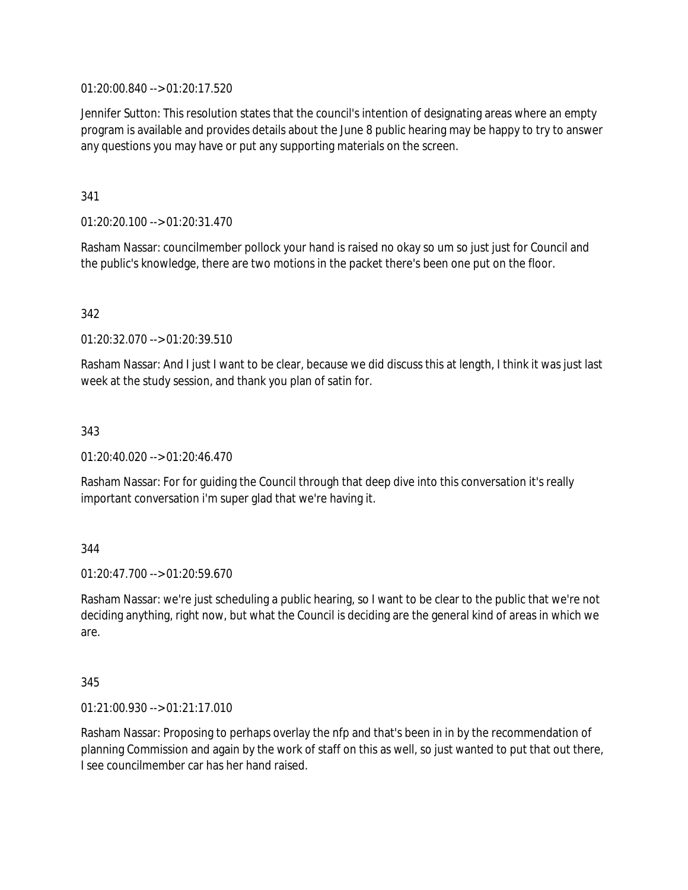01:20:00.840 --> 01:20:17.520

Jennifer Sutton: This resolution states that the council's intention of designating areas where an empty program is available and provides details about the June 8 public hearing may be happy to try to answer any questions you may have or put any supporting materials on the screen.

341

01:20:20.100 --> 01:20:31.470

Rasham Nassar: councilmember pollock your hand is raised no okay so um so just just for Council and the public's knowledge, there are two motions in the packet there's been one put on the floor.

342

01:20:32.070 --> 01:20:39.510

Rasham Nassar: And I just I want to be clear, because we did discuss this at length, I think it was just last week at the study session, and thank you plan of satin for.

343

01:20:40.020 --> 01:20:46.470

Rasham Nassar: For for guiding the Council through that deep dive into this conversation it's really important conversation i'm super glad that we're having it.

344

01:20:47.700 --> 01:20:59.670

Rasham Nassar: we're just scheduling a public hearing, so I want to be clear to the public that we're not deciding anything, right now, but what the Council is deciding are the general kind of areas in which we are.

345

01:21:00.930 --> 01:21:17.010

Rasham Nassar: Proposing to perhaps overlay the nfp and that's been in in by the recommendation of planning Commission and again by the work of staff on this as well, so just wanted to put that out there, I see councilmember car has her hand raised.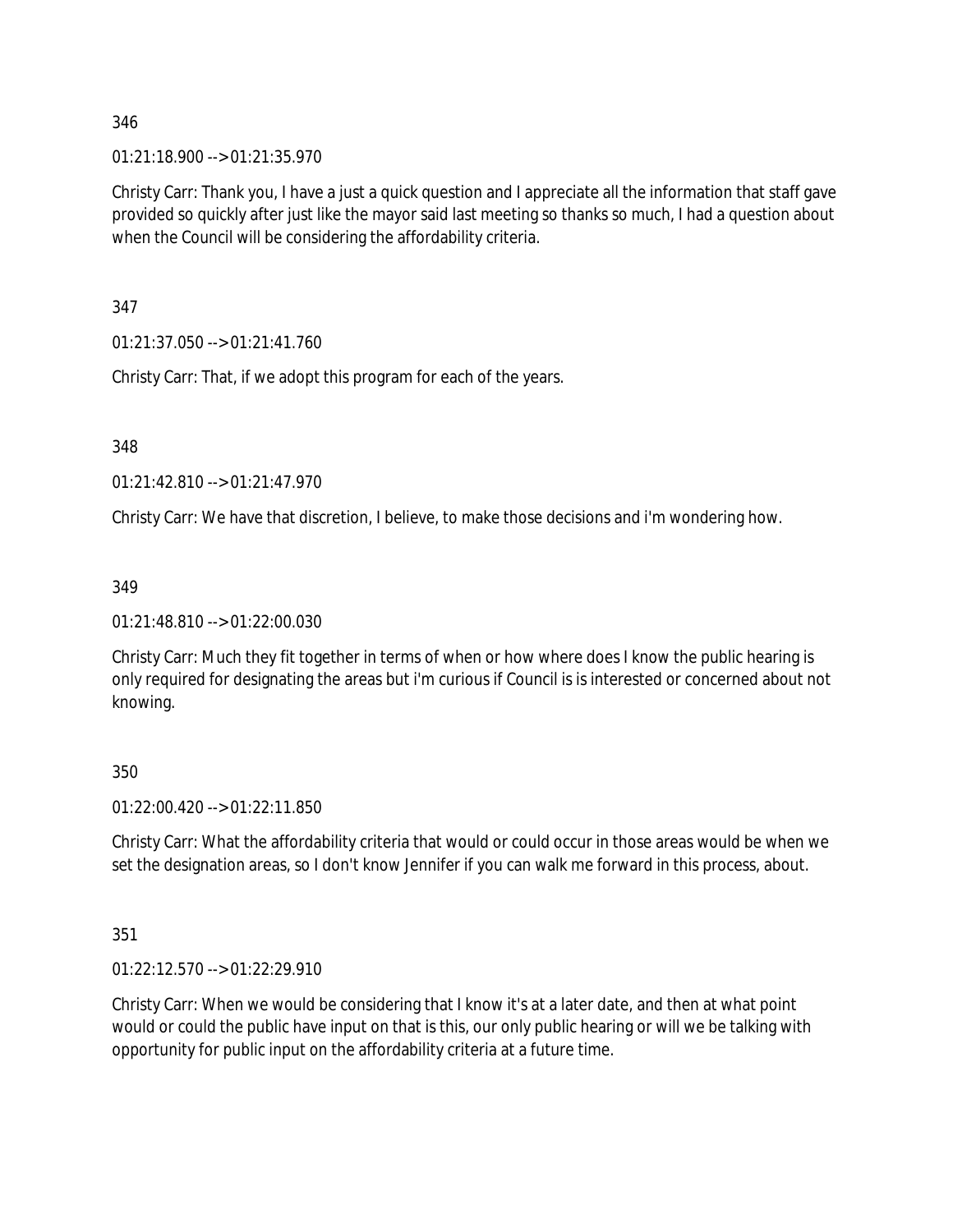346

01:21:18.900 --> 01:21:35.970

Christy Carr: Thank you, I have a just a quick question and I appreciate all the information that staff gave provided so quickly after just like the mayor said last meeting so thanks so much, I had a question about when the Council will be considering the affordability criteria.

347

01:21:37.050 --> 01:21:41.760

Christy Carr: That, if we adopt this program for each of the years.

348

01:21:42.810 --> 01:21:47.970

Christy Carr: We have that discretion, I believe, to make those decisions and i'm wondering how.

349

01:21:48.810 --> 01:22:00.030

Christy Carr: Much they fit together in terms of when or how where does I know the public hearing is only required for designating the areas but i'm curious if Council is is interested or concerned about not knowing.

350

01:22:00.420 --> 01:22:11.850

Christy Carr: What the affordability criteria that would or could occur in those areas would be when we set the designation areas, so I don't know Jennifer if you can walk me forward in this process, about.

351

01:22:12.570 --> 01:22:29.910

Christy Carr: When we would be considering that I know it's at a later date, and then at what point would or could the public have input on that is this, our only public hearing or will we be talking with opportunity for public input on the affordability criteria at a future time.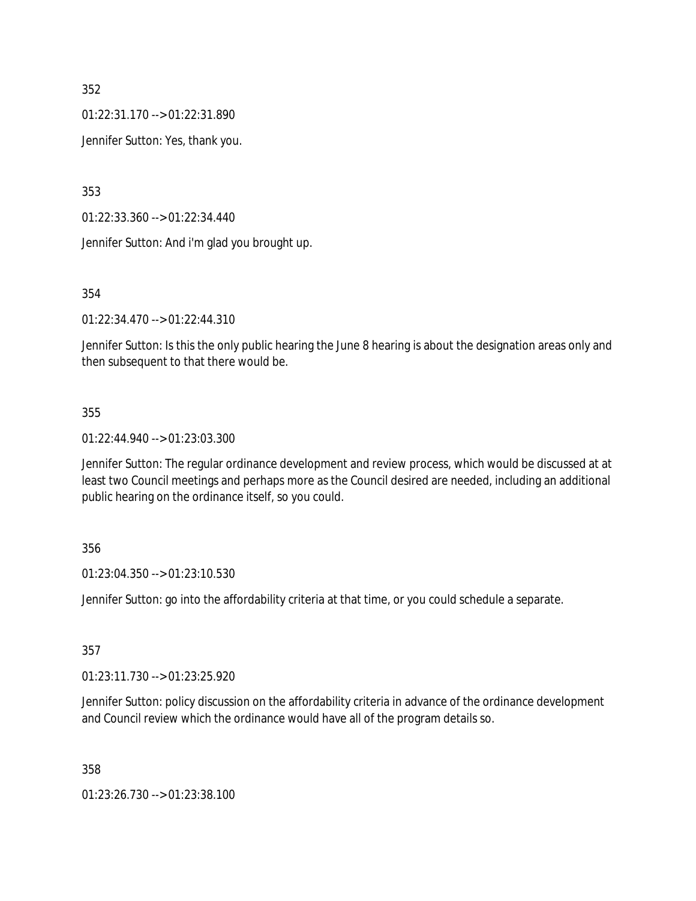352

01:22:31.170 --> 01:22:31.890

Jennifer Sutton: Yes, thank you.

353

01:22:33.360 --> 01:22:34.440

Jennifer Sutton: And i'm glad you brought up.

354

01:22:34.470 --> 01:22:44.310

Jennifer Sutton: Is this the only public hearing the June 8 hearing is about the designation areas only and then subsequent to that there would be.

355

01:22:44.940 --> 01:23:03.300

Jennifer Sutton: The regular ordinance development and review process, which would be discussed at at least two Council meetings and perhaps more as the Council desired are needed, including an additional public hearing on the ordinance itself, so you could.

356

01:23:04.350 --> 01:23:10.530

Jennifer Sutton: go into the affordability criteria at that time, or you could schedule a separate.

357

01:23:11.730 --> 01:23:25.920

Jennifer Sutton: policy discussion on the affordability criteria in advance of the ordinance development and Council review which the ordinance would have all of the program details so.

358

01:23:26.730 --> 01:23:38.100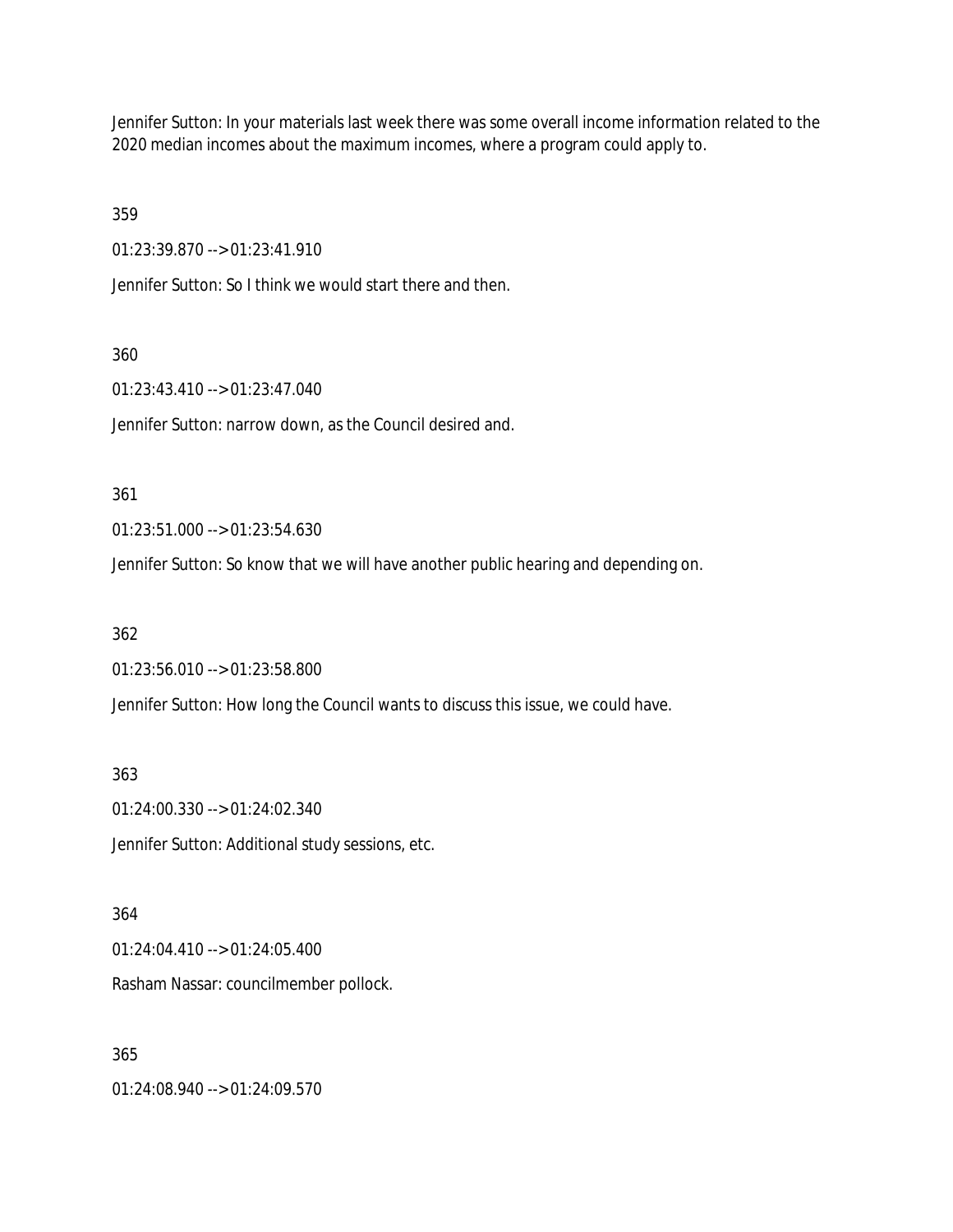Jennifer Sutton: In your materials last week there was some overall income information related to the 2020 median incomes about the maximum incomes, where a program could apply to.

359

01:23:39.870 --> 01:23:41.910

Jennifer Sutton: So I think we would start there and then.

360

01:23:43.410 --> 01:23:47.040

Jennifer Sutton: narrow down, as the Council desired and.

361

01:23:51.000 --> 01:23:54.630

Jennifer Sutton: So know that we will have another public hearing and depending on.

362

01:23:56.010 --> 01:23:58.800

Jennifer Sutton: How long the Council wants to discuss this issue, we could have.

363

01:24:00.330 --> 01:24:02.340

Jennifer Sutton: Additional study sessions, etc.

364

01:24:04.410 --> 01:24:05.400

Rasham Nassar: councilmember pollock.

365

01:24:08.940 --> 01:24:09.570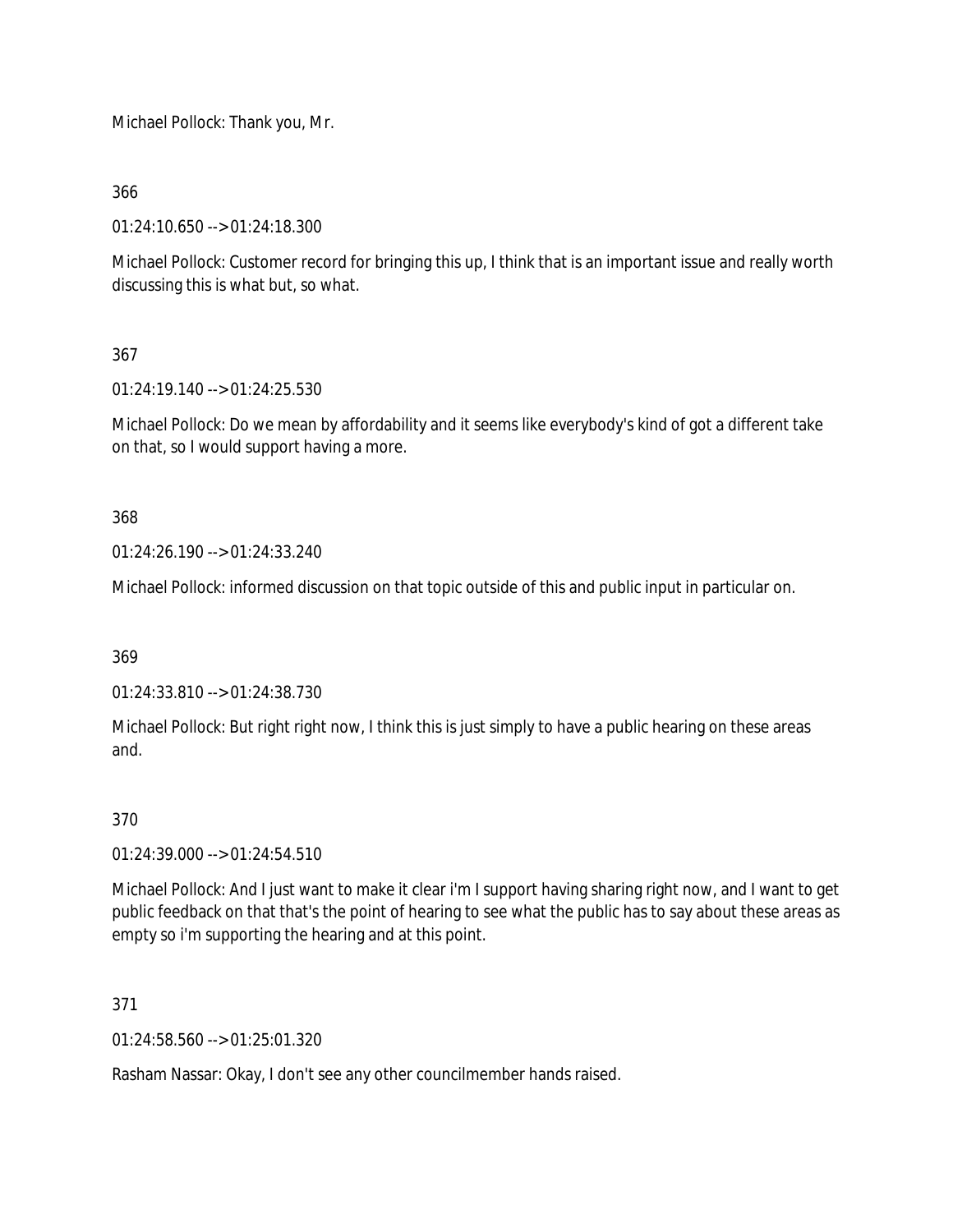Michael Pollock: Thank you, Mr.

366

01:24:10.650 --> 01:24:18.300

Michael Pollock: Customer record for bringing this up, I think that is an important issue and really worth discussing this is what but, so what.

367

01:24:19.140 --> 01:24:25.530

Michael Pollock: Do we mean by affordability and it seems like everybody's kind of got a different take on that, so I would support having a more.

368

01:24:26.190 --> 01:24:33.240

Michael Pollock: informed discussion on that topic outside of this and public input in particular on.

369

01:24:33.810 --> 01:24:38.730

Michael Pollock: But right right now, I think this is just simply to have a public hearing on these areas and.

370

01:24:39.000 --> 01:24:54.510

Michael Pollock: And I just want to make it clear i'm I support having sharing right now, and I want to get public feedback on that that's the point of hearing to see what the public has to say about these areas as empty so i'm supporting the hearing and at this point.

371

01:24:58.560 --> 01:25:01.320

Rasham Nassar: Okay, I don't see any other councilmember hands raised.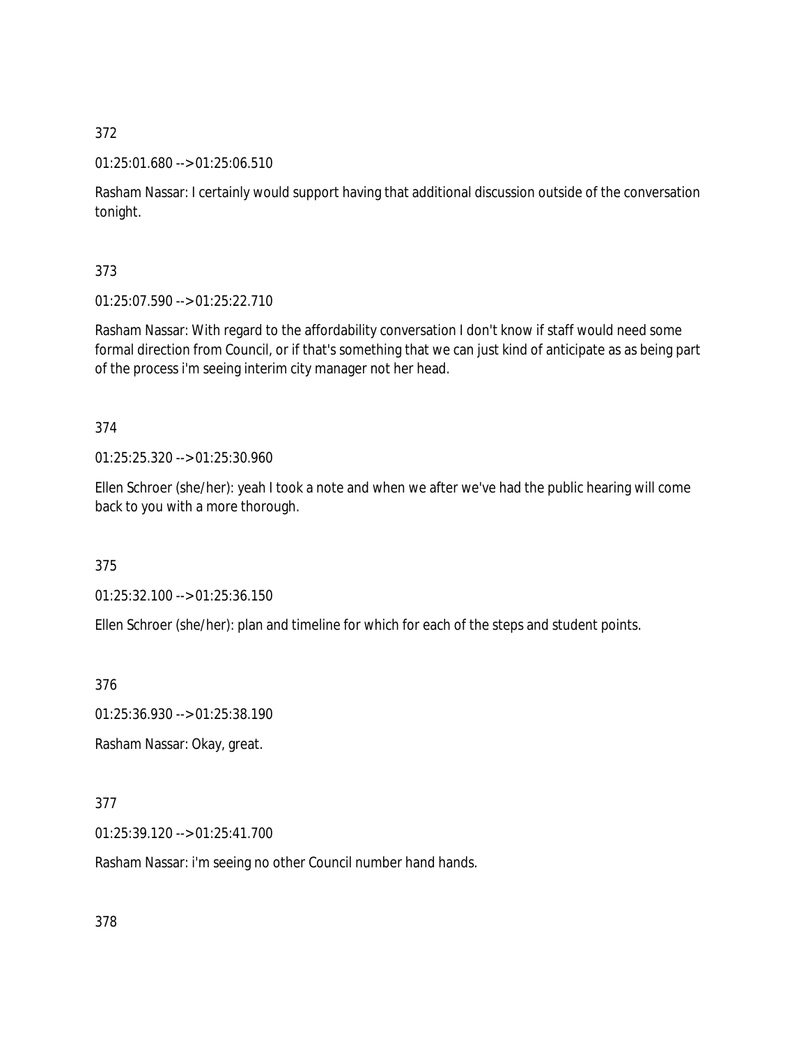372

01:25:01.680 --> 01:25:06.510

Rasham Nassar: I certainly would support having that additional discussion outside of the conversation tonight.

373

01:25:07.590 --> 01:25:22.710

Rasham Nassar: With regard to the affordability conversation I don't know if staff would need some formal direction from Council, or if that's something that we can just kind of anticipate as as being part of the process i'm seeing interim city manager not her head.

374

01:25:25.320 --> 01:25:30.960

Ellen Schroer (she/her): yeah I took a note and when we after we've had the public hearing will come back to you with a more thorough.

375

01:25:32.100 --> 01:25:36.150

Ellen Schroer (she/her): plan and timeline for which for each of the steps and student points.

376

01:25:36.930 --> 01:25:38.190

Rasham Nassar: Okay, great.

377

01:25:39.120 --> 01:25:41.700

Rasham Nassar: i'm seeing no other Council number hand hands.

378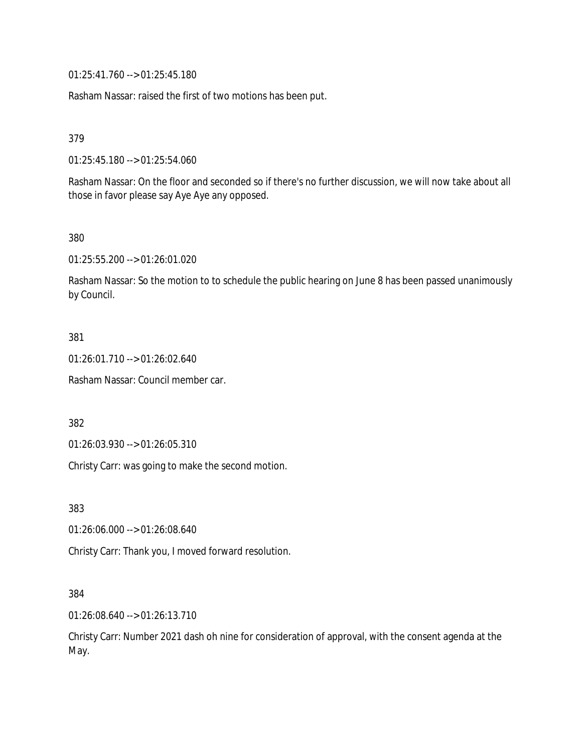01:25:41.760 --> 01:25:45.180

Rasham Nassar: raised the first of two motions has been put.

379

01:25:45.180 --> 01:25:54.060

Rasham Nassar: On the floor and seconded so if there's no further discussion, we will now take about all those in favor please say Aye Aye any opposed.

380

01:25:55.200 --> 01:26:01.020

Rasham Nassar: So the motion to to schedule the public hearing on June 8 has been passed unanimously by Council.

381

01:26:01.710 --> 01:26:02.640

Rasham Nassar: Council member car.

382

01:26:03.930 --> 01:26:05.310

Christy Carr: was going to make the second motion.

383

01:26:06.000 --> 01:26:08.640

Christy Carr: Thank you, I moved forward resolution.

384

01:26:08.640 --> 01:26:13.710

Christy Carr: Number 2021 dash oh nine for consideration of approval, with the consent agenda at the May.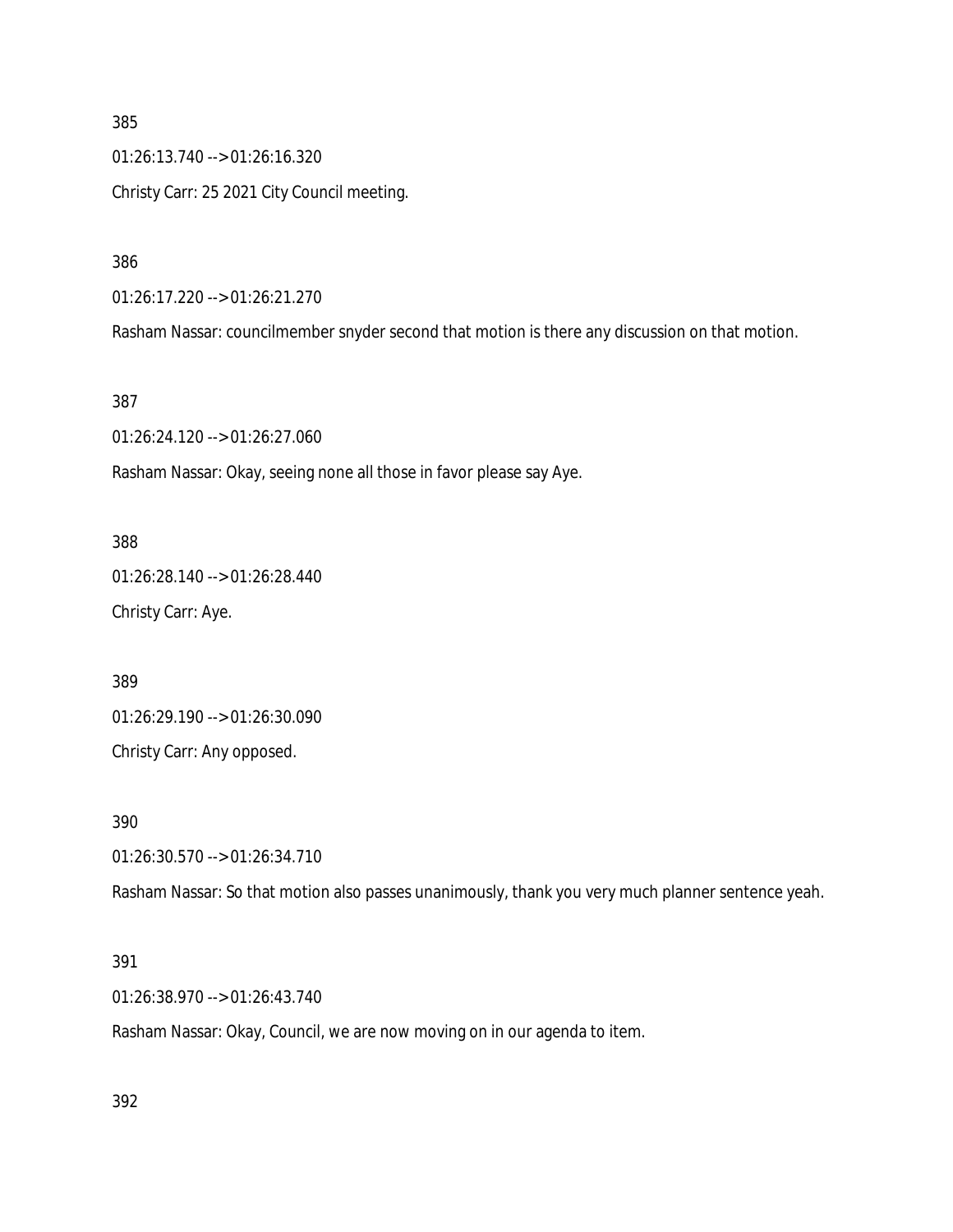385

01:26:13.740 --> 01:26:16.320

Christy Carr: 25 2021 City Council meeting.

386

01:26:17.220 --> 01:26:21.270

Rasham Nassar: councilmember snyder second that motion is there any discussion on that motion.

387

01:26:24.120 --> 01:26:27.060

Rasham Nassar: Okay, seeing none all those in favor please say Aye.

388

01:26:28.140 --> 01:26:28.440

Christy Carr: Aye.

389

01:26:29.190 --> 01:26:30.090

Christy Carr: Any opposed.

390

01:26:30.570 --> 01:26:34.710

Rasham Nassar: So that motion also passes unanimously, thank you very much planner sentence yeah.

391

01:26:38.970 --> 01:26:43.740

Rasham Nassar: Okay, Council, we are now moving on in our agenda to item.

392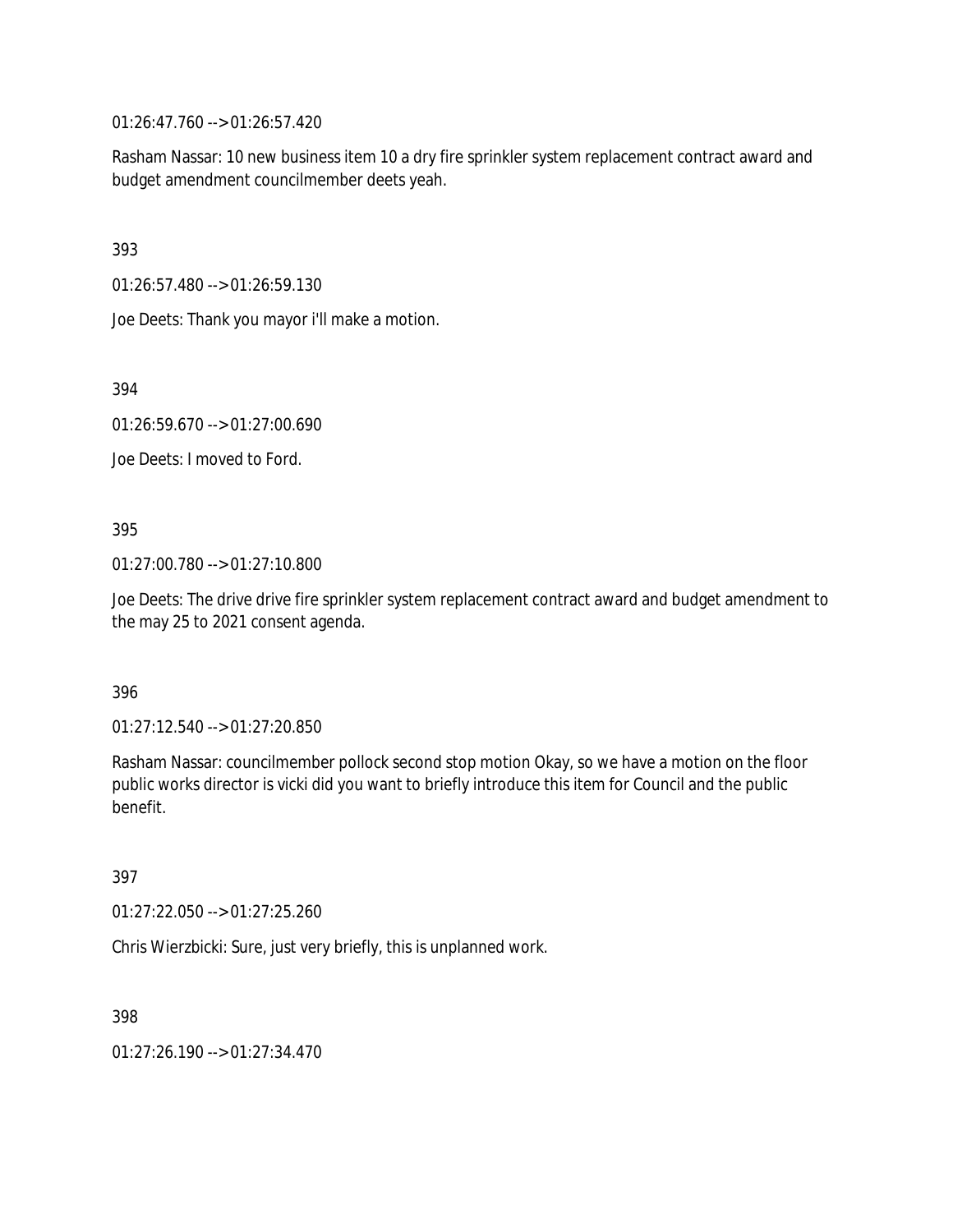01:26:47.760 --> 01:26:57.420

Rasham Nassar: 10 new business item 10 a dry fire sprinkler system replacement contract award and budget amendment councilmember deets yeah.

393

01:26:57.480 --> 01:26:59.130

Joe Deets: Thank you mayor i'll make a motion.

394

01:26:59.670 --> 01:27:00.690

Joe Deets: I moved to Ford.

395

01:27:00.780 --> 01:27:10.800

Joe Deets: The drive drive fire sprinkler system replacement contract award and budget amendment to the may 25 to 2021 consent agenda.

396

01:27:12.540 --> 01:27:20.850

Rasham Nassar: councilmember pollock second stop motion Okay, so we have a motion on the floor public works director is vicki did you want to briefly introduce this item for Council and the public benefit.

397

01:27:22.050 --> 01:27:25.260

Chris Wierzbicki: Sure, just very briefly, this is unplanned work.

398

01:27:26.190 --> 01:27:34.470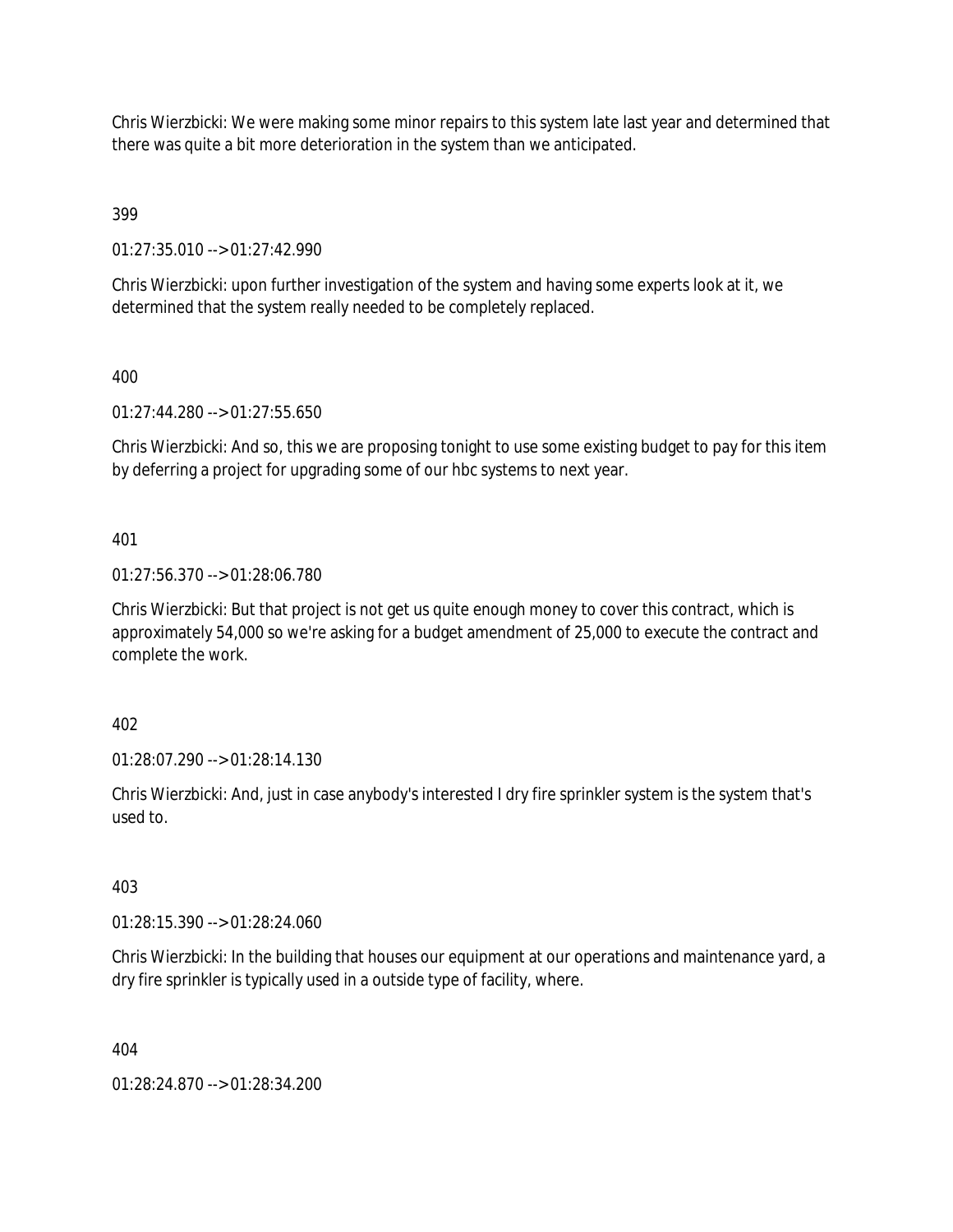Chris Wierzbicki: We were making some minor repairs to this system late last year and determined that there was quite a bit more deterioration in the system than we anticipated.

399

01:27:35.010 --> 01:27:42.990

Chris Wierzbicki: upon further investigation of the system and having some experts look at it, we determined that the system really needed to be completely replaced.

400

01:27:44.280 --> 01:27:55.650

Chris Wierzbicki: And so, this we are proposing tonight to use some existing budget to pay for this item by deferring a project for upgrading some of our hbc systems to next year.

401

01:27:56.370 --> 01:28:06.780

Chris Wierzbicki: But that project is not get us quite enough money to cover this contract, which is approximately 54,000 so we're asking for a budget amendment of 25,000 to execute the contract and complete the work.

402

01:28:07.290 --> 01:28:14.130

Chris Wierzbicki: And, just in case anybody's interested I dry fire sprinkler system is the system that's used to.

403

01:28:15.390 --> 01:28:24.060

Chris Wierzbicki: In the building that houses our equipment at our operations and maintenance yard, a dry fire sprinkler is typically used in a outside type of facility, where.

404

01:28:24.870 --> 01:28:34.200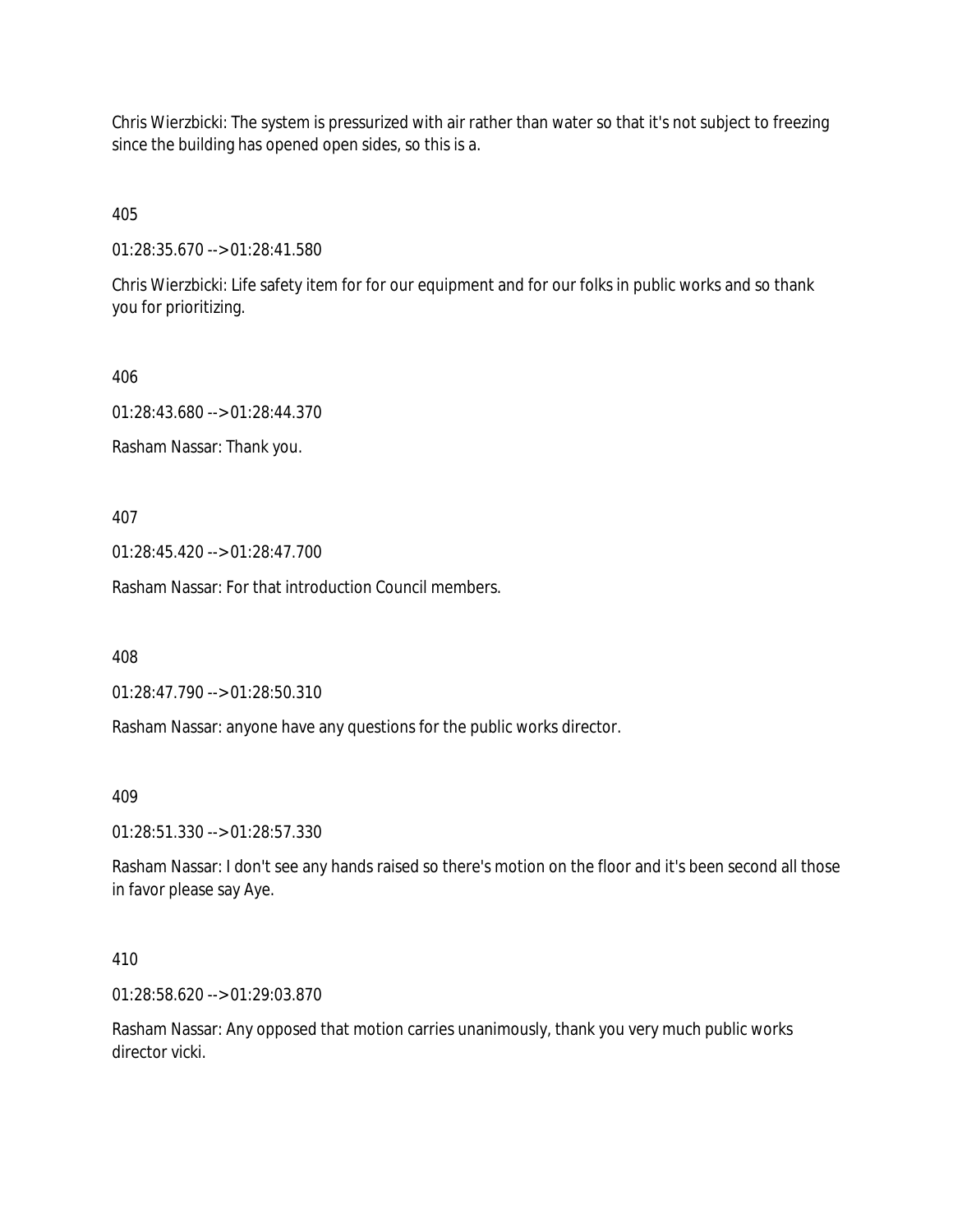Chris Wierzbicki: The system is pressurized with air rather than water so that it's not subject to freezing since the building has opened open sides, so this is a.

405

01:28:35.670 --> 01:28:41.580

Chris Wierzbicki: Life safety item for for our equipment and for our folks in public works and so thank you for prioritizing.

406

01:28:43.680 --> 01:28:44.370

Rasham Nassar: Thank you.

407

01:28:45.420 --> 01:28:47.700

Rasham Nassar: For that introduction Council members.

408

01:28:47.790 --> 01:28:50.310

Rasham Nassar: anyone have any questions for the public works director.

409

01:28:51.330 --> 01:28:57.330

Rasham Nassar: I don't see any hands raised so there's motion on the floor and it's been second all those in favor please say Aye.

410

01:28:58.620 --> 01:29:03.870

Rasham Nassar: Any opposed that motion carries unanimously, thank you very much public works director vicki.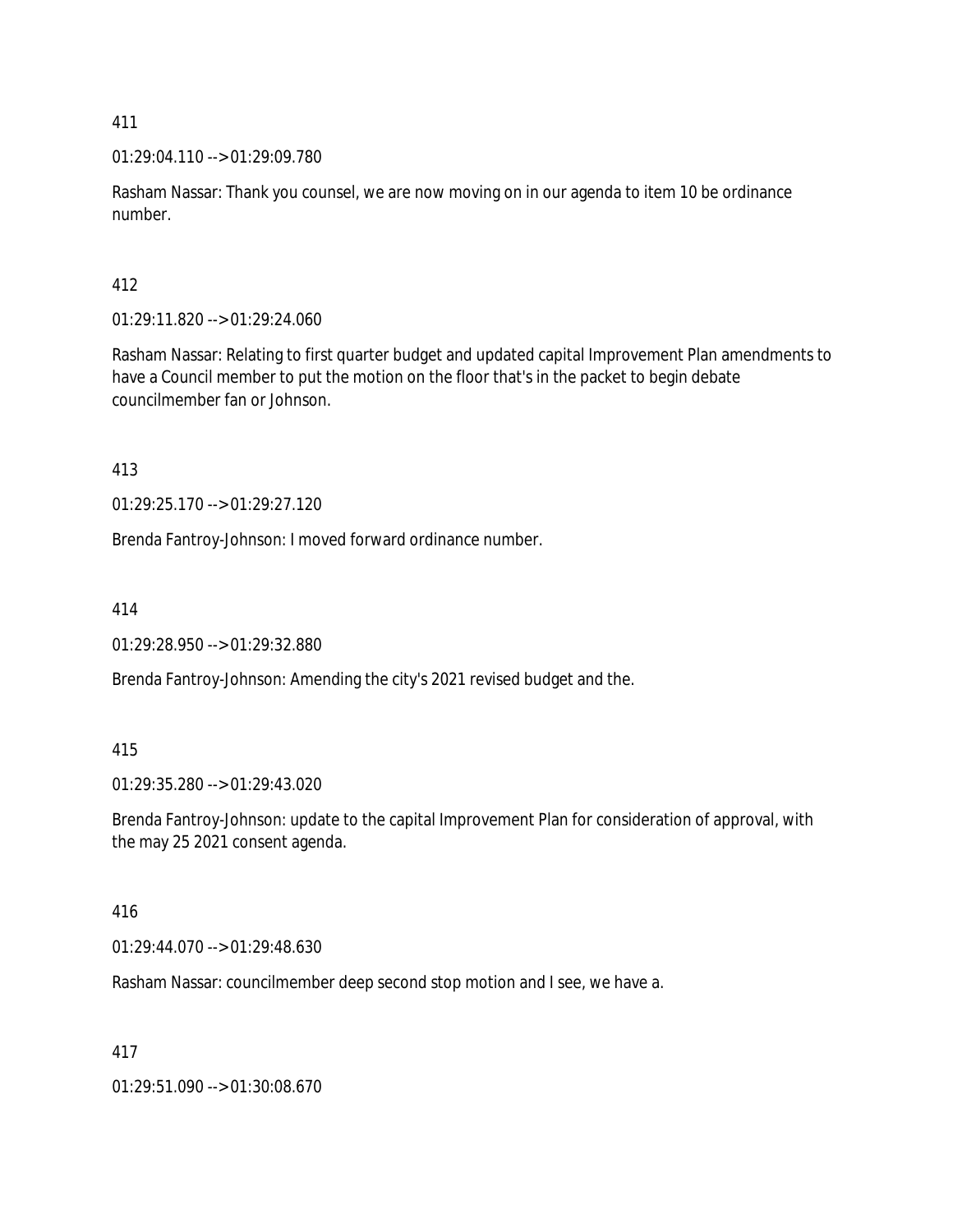411

01:29:04.110 --> 01:29:09.780

Rasham Nassar: Thank you counsel, we are now moving on in our agenda to item 10 be ordinance number.

412

01:29:11.820 --> 01:29:24.060

Rasham Nassar: Relating to first quarter budget and updated capital Improvement Plan amendments to have a Council member to put the motion on the floor that's in the packet to begin debate councilmember fan or Johnson.

413

01:29:25.170 --> 01:29:27.120

Brenda Fantroy-Johnson: I moved forward ordinance number.

414

01:29:28.950 --> 01:29:32.880

Brenda Fantroy-Johnson: Amending the city's 2021 revised budget and the.

415

01:29:35.280 --> 01:29:43.020

Brenda Fantroy-Johnson: update to the capital Improvement Plan for consideration of approval, with the may 25 2021 consent agenda.

416

01:29:44.070 --> 01:29:48.630

Rasham Nassar: councilmember deep second stop motion and I see, we have a.

417

01:29:51.090 --> 01:30:08.670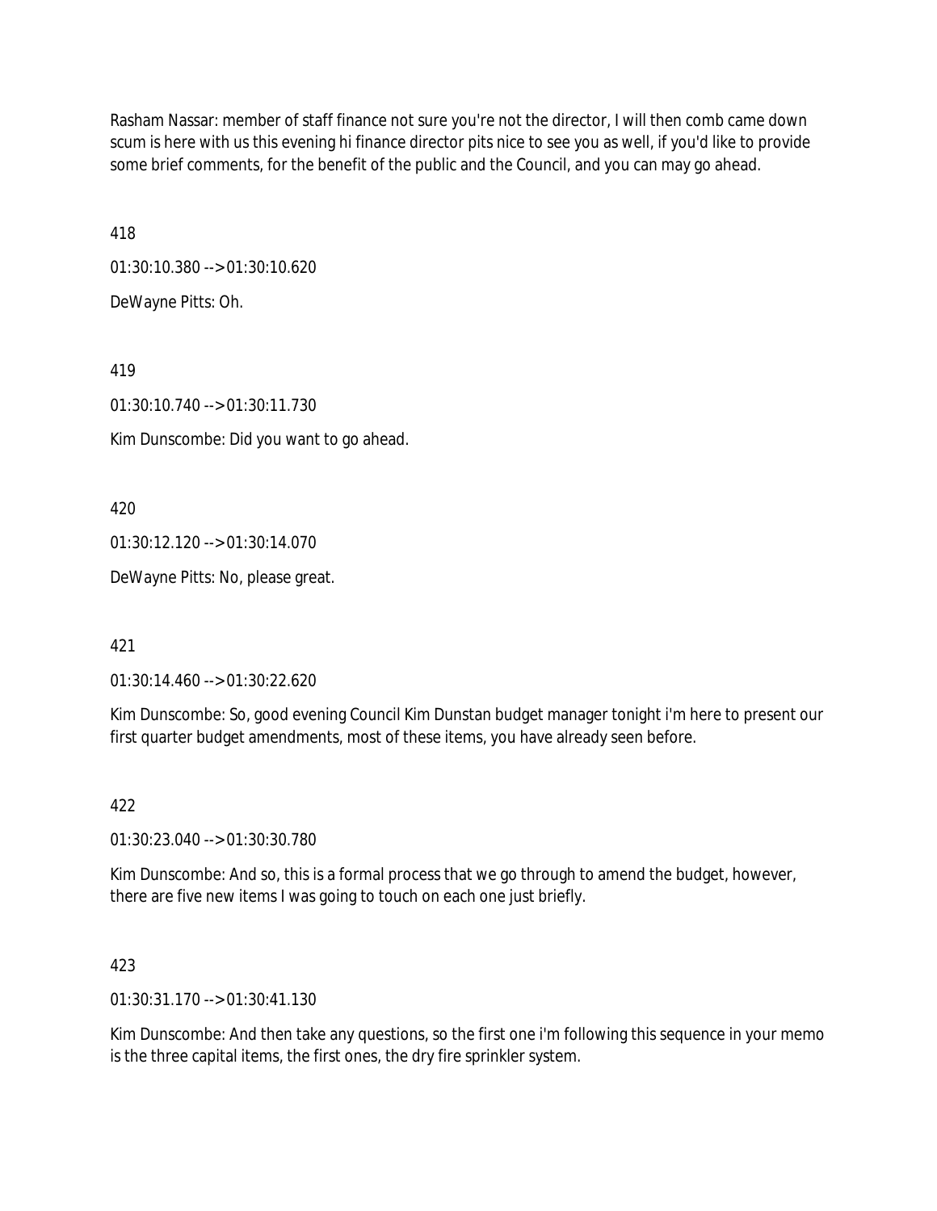Rasham Nassar: member of staff finance not sure you're not the director, I will then comb came down scum is here with us this evening hi finance director pits nice to see you as well, if you'd like to provide some brief comments, for the benefit of the public and the Council, and you can may go ahead.

418

01:30:10.380 --> 01:30:10.620

DeWayne Pitts: Oh.

419

01:30:10.740 --> 01:30:11.730

Kim Dunscombe: Did you want to go ahead.

420

01:30:12.120 --> 01:30:14.070

DeWayne Pitts: No, please great.

421

01:30:14.460 --> 01:30:22.620

Kim Dunscombe: So, good evening Council Kim Dunstan budget manager tonight i'm here to present our first quarter budget amendments, most of these items, you have already seen before.

422

01:30:23.040 --> 01:30:30.780

Kim Dunscombe: And so, this is a formal process that we go through to amend the budget, however, there are five new items I was going to touch on each one just briefly.

423

01:30:31.170 --> 01:30:41.130

Kim Dunscombe: And then take any questions, so the first one i'm following this sequence in your memo is the three capital items, the first ones, the dry fire sprinkler system.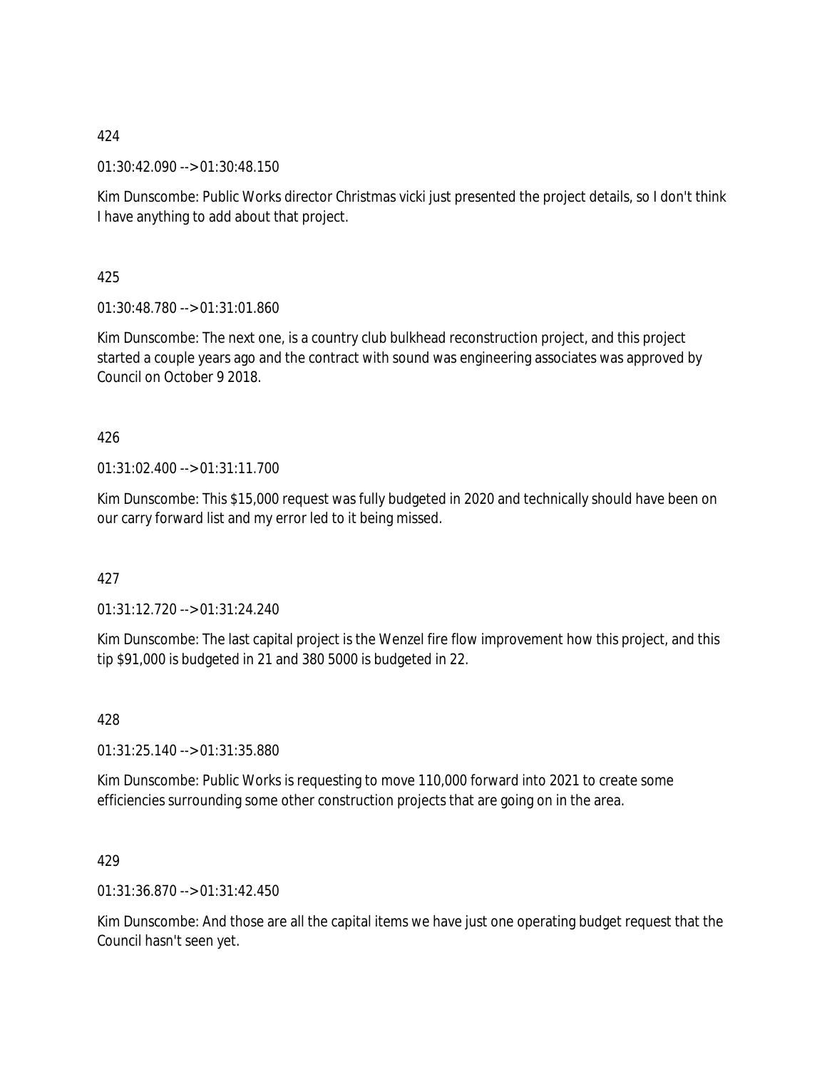424

01:30:42.090 --> 01:30:48.150

Kim Dunscombe: Public Works director Christmas vicki just presented the project details, so I don't think I have anything to add about that project.

425

01:30:48.780 --> 01:31:01.860

Kim Dunscombe: The next one, is a country club bulkhead reconstruction project, and this project started a couple years ago and the contract with sound was engineering associates was approved by Council on October 9 2018.

426

01:31:02.400 --> 01:31:11.700

Kim Dunscombe: This $15,000 request was fully budgeted in 2020 and technically should have been on our carry forward list and my error led to it being missed.

427

01:31:12.720 --> 01:31:24.240

Kim Dunscombe: The last capital project is the Wenzel fire flow improvement how this project, and this tip $91,000 is budgeted in 21 and 380 5000 is budgeted in 22.

428

01:31:25.140 --> 01:31:35.880

Kim Dunscombe: Public Works is requesting to move 110,000 forward into 2021 to create some efficiencies surrounding some other construction projects that are going on in the area.

429

01:31:36.870 --> 01:31:42.450

Kim Dunscombe: And those are all the capital items we have just one operating budget request that the Council hasn't seen yet.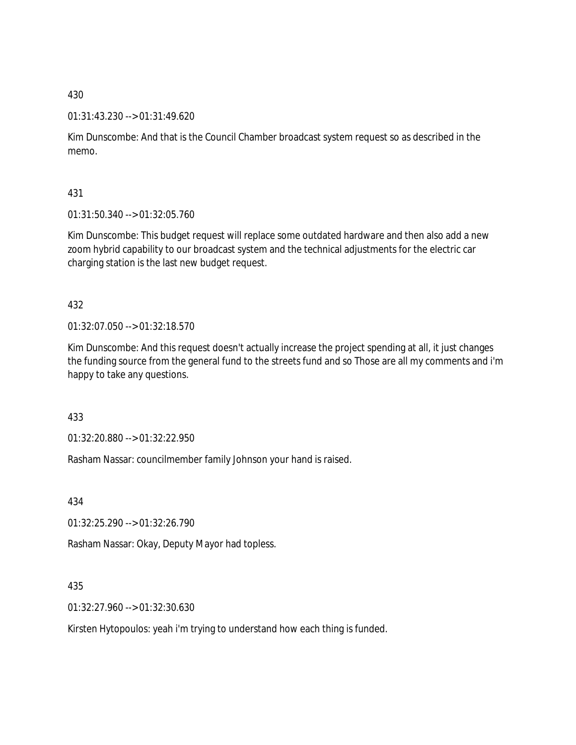430

01:31:43.230 --> 01:31:49.620

Kim Dunscombe: And that is the Council Chamber broadcast system request so as described in the memo.

431

01:31:50.340 --> 01:32:05.760

Kim Dunscombe: This budget request will replace some outdated hardware and then also add a new zoom hybrid capability to our broadcast system and the technical adjustments for the electric car charging station is the last new budget request.

432

01:32:07.050 --> 01:32:18.570

Kim Dunscombe: And this request doesn't actually increase the project spending at all, it just changes the funding source from the general fund to the streets fund and so Those are all my comments and i'm happy to take any questions.

433

01:32:20.880 --> 01:32:22.950

Rasham Nassar: councilmember family Johnson your hand is raised.

434

01:32:25.290 --> 01:32:26.790

Rasham Nassar: Okay, Deputy Mayor had topless.

435

01:32:27.960 --> 01:32:30.630

Kirsten Hytopoulos: yeah i'm trying to understand how each thing is funded.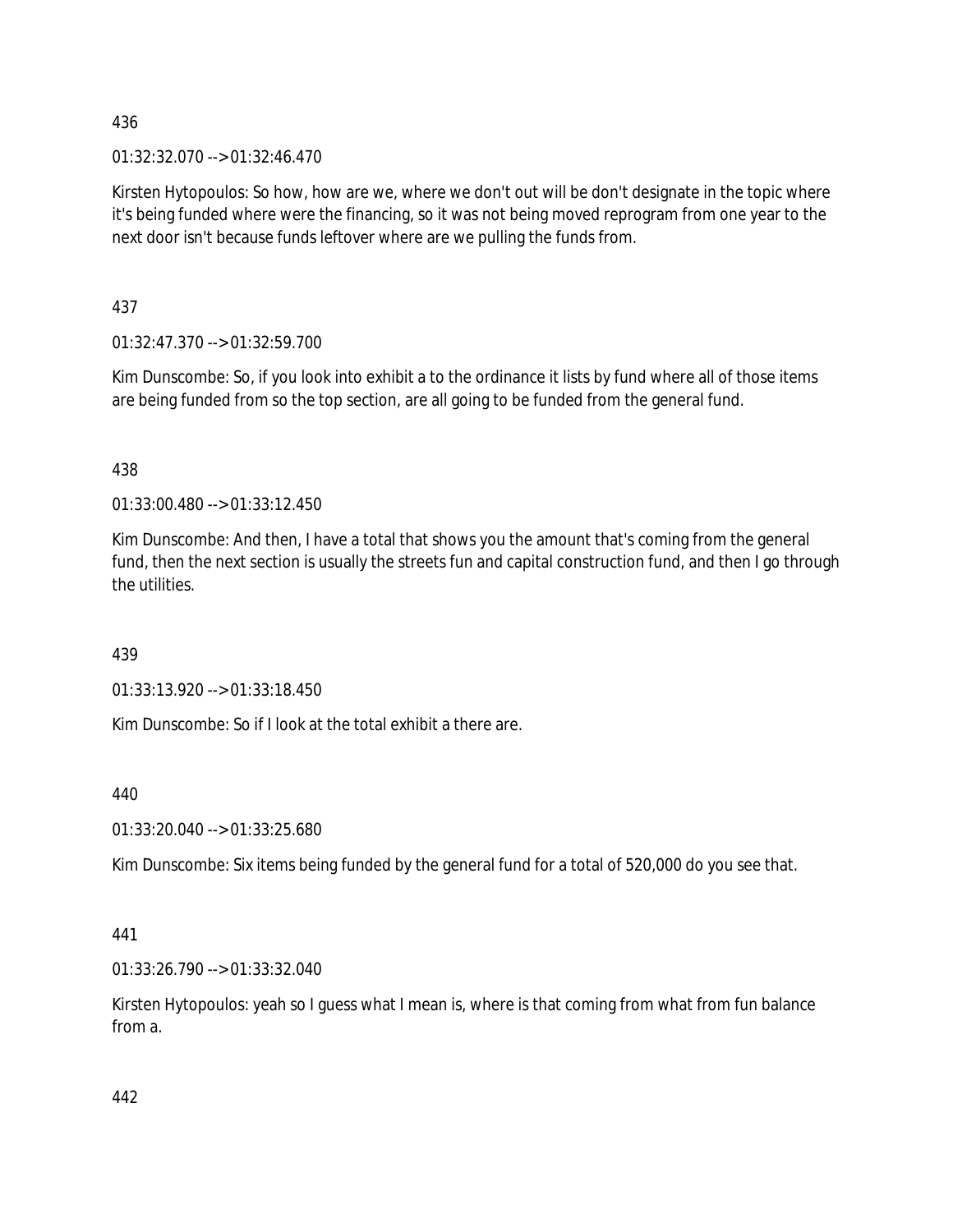436

01:32:32.070 --> 01:32:46.470

Kirsten Hytopoulos: So how, how are we, where we don't out will be don't designate in the topic where it's being funded where were the financing, so it was not being moved reprogram from one year to the next door isn't because funds leftover where are we pulling the funds from.

437

01:32:47.370 --> 01:32:59.700

Kim Dunscombe: So, if you look into exhibit a to the ordinance it lists by fund where all of those items are being funded from so the top section, are all going to be funded from the general fund.

438

01:33:00.480 --> 01:33:12.450

Kim Dunscombe: And then, I have a total that shows you the amount that's coming from the general fund, then the next section is usually the streets fun and capital construction fund, and then I go through the utilities.

439

01:33:13.920 --> 01:33:18.450

Kim Dunscombe: So if I look at the total exhibit a there are.

440

01:33:20.040 --> 01:33:25.680

Kim Dunscombe: Six items being funded by the general fund for a total of 520,000 do you see that.

441

01:33:26.790 --> 01:33:32.040

Kirsten Hytopoulos: yeah so I guess what I mean is, where is that coming from what from fun balance from a.

442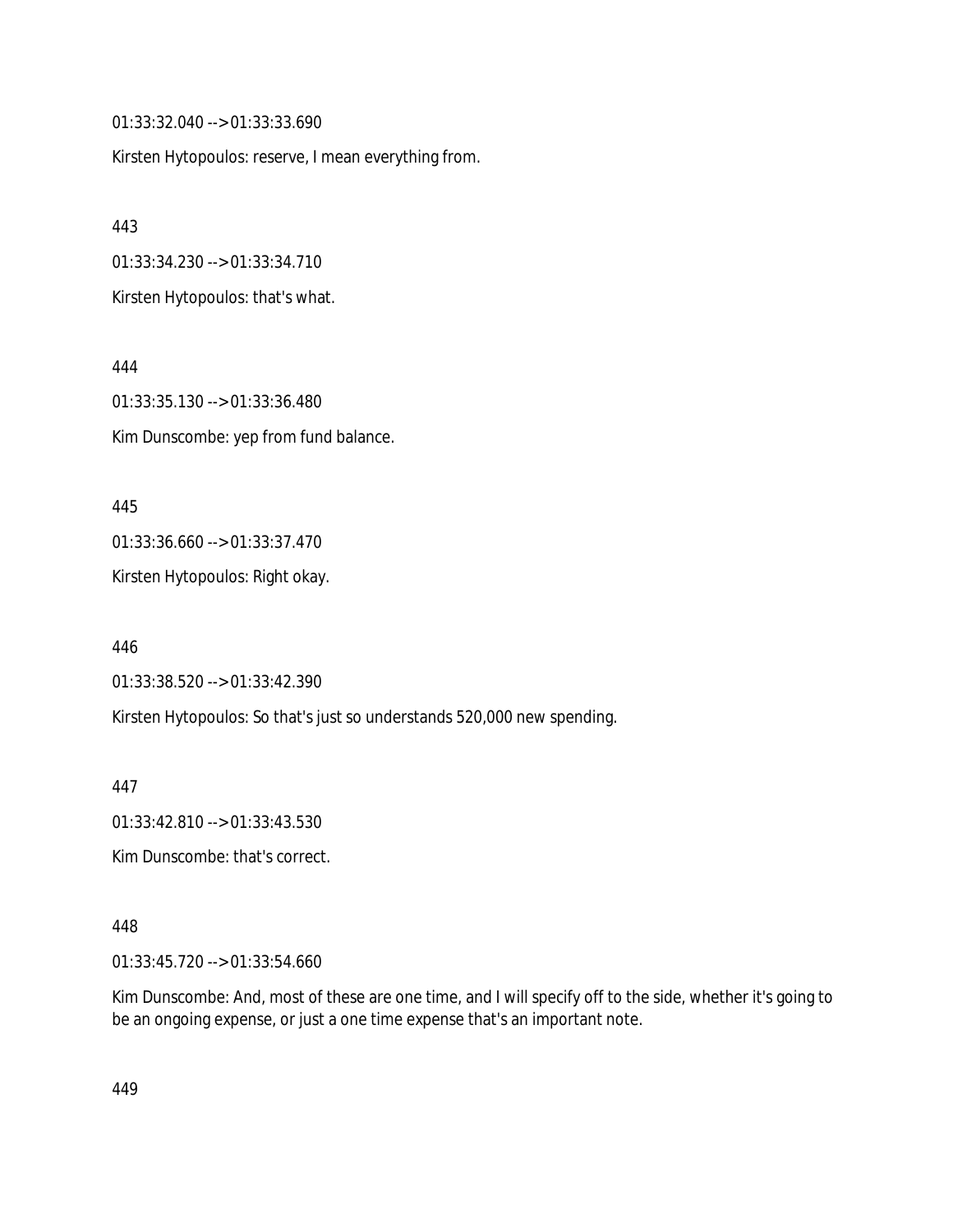01:33:32.040 --> 01:33:33.690

Kirsten Hytopoulos: reserve, I mean everything from.

443

01:33:34.230 --> 01:33:34.710

Kirsten Hytopoulos: that's what.

444

01:33:35.130 --> 01:33:36.480

Kim Dunscombe: yep from fund balance.

445

01:33:36.660 --> 01:33:37.470

Kirsten Hytopoulos: Right okay.

446

01:33:38.520 --> 01:33:42.390

Kirsten Hytopoulos: So that's just so understands 520,000 new spending.

447

01:33:42.810 --> 01:33:43.530

Kim Dunscombe: that's correct.

448

01:33:45.720 --> 01:33:54.660

Kim Dunscombe: And, most of these are one time, and I will specify off to the side, whether it's going to be an ongoing expense, or just a one time expense that's an important note.

449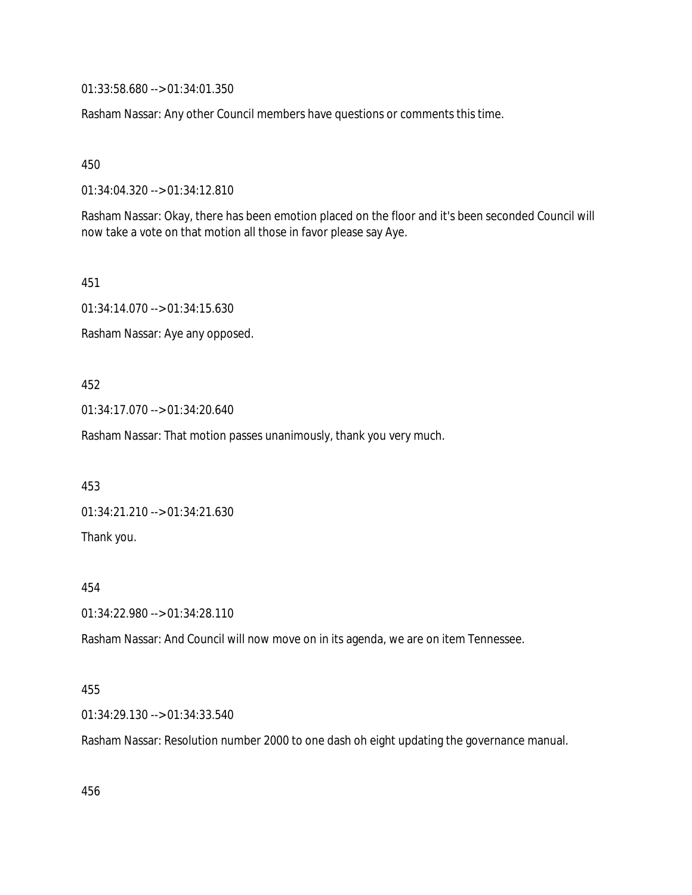01:33:58.680 --> 01:34:01.350

Rasham Nassar: Any other Council members have questions or comments this time.

450

01:34:04.320 --> 01:34:12.810

Rasham Nassar: Okay, there has been emotion placed on the floor and it's been seconded Council will now take a vote on that motion all those in favor please say Aye.

451

01:34:14.070 --> 01:34:15.630

Rasham Nassar: Aye any opposed.

452

01:34:17.070 --> 01:34:20.640

Rasham Nassar: That motion passes unanimously, thank you very much.

453

01:34:21.210 --> 01:34:21.630

Thank you.

454

01:34:22.980 --> 01:34:28.110

Rasham Nassar: And Council will now move on in its agenda, we are on item Tennessee.

455

01:34:29.130 --> 01:34:33.540

Rasham Nassar: Resolution number 2000 to one dash oh eight updating the governance manual.

456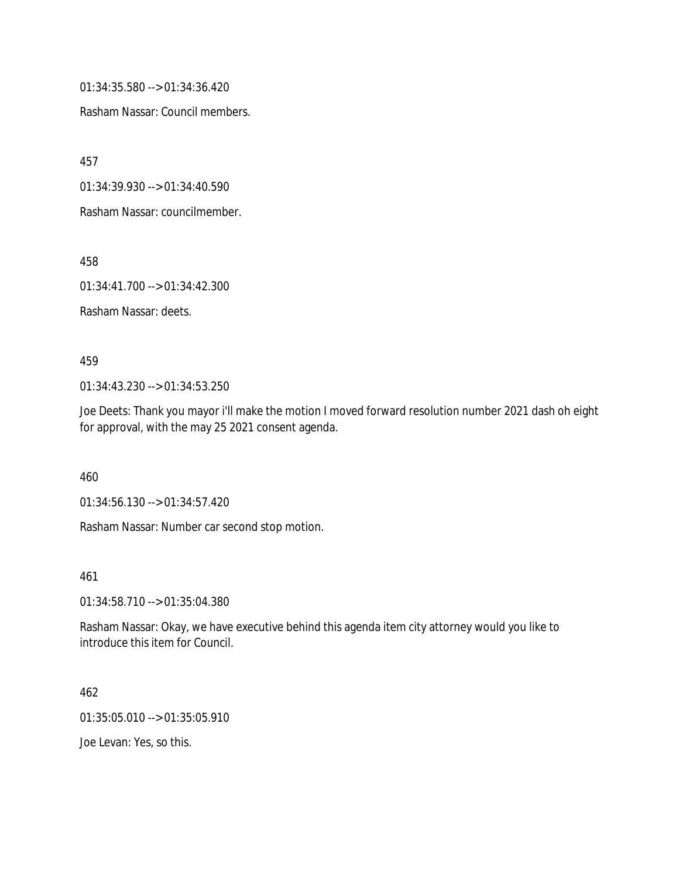01:34:35.580 --> 01:34:36.420

Rasham Nassar: Council members.

457

01:34:39.930 --> 01:34:40.590

Rasham Nassar: councilmember.

458

01:34:41.700 --> 01:34:42.300

Rasham Nassar: deets.

459

01:34:43.230 --> 01:34:53.250

Joe Deets: Thank you mayor i'll make the motion I moved forward resolution number 2021 dash oh eight for approval, with the may 25 2021 consent agenda.

460

01:34:56.130 --> 01:34:57.420

Rasham Nassar: Number car second stop motion.

461

01:34:58.710 --> 01:35:04.380

Rasham Nassar: Okay, we have executive behind this agenda item city attorney would you like to introduce this item for Council.

462

01:35:05.010 --> 01:35:05.910

Joe Levan: Yes, so this.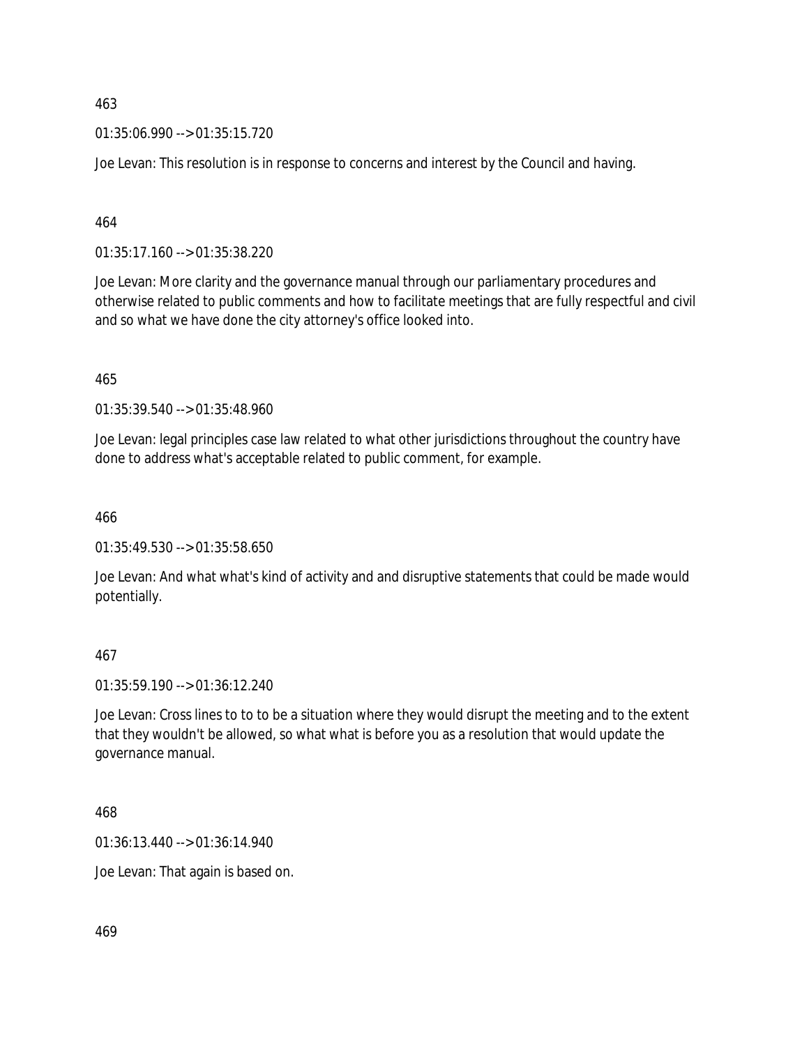463

01:35:06.990 --> 01:35:15.720

Joe Levan: This resolution is in response to concerns and interest by the Council and having.

464

01:35:17.160 --> 01:35:38.220

Joe Levan: More clarity and the governance manual through our parliamentary procedures and otherwise related to public comments and how to facilitate meetings that are fully respectful and civil and so what we have done the city attorney's office looked into.

465

01:35:39.540 --> 01:35:48.960

Joe Levan: legal principles case law related to what other jurisdictions throughout the country have done to address what's acceptable related to public comment, for example.

466

01:35:49.530 --> 01:35:58.650

Joe Levan: And what what's kind of activity and and disruptive statements that could be made would potentially.

467

01:35:59.190 --> 01:36:12.240

Joe Levan: Cross lines to to to be a situation where they would disrupt the meeting and to the extent that they wouldn't be allowed, so what what is before you as a resolution that would update the governance manual.

468

01:36:13.440 --> 01:36:14.940

Joe Levan: That again is based on.

469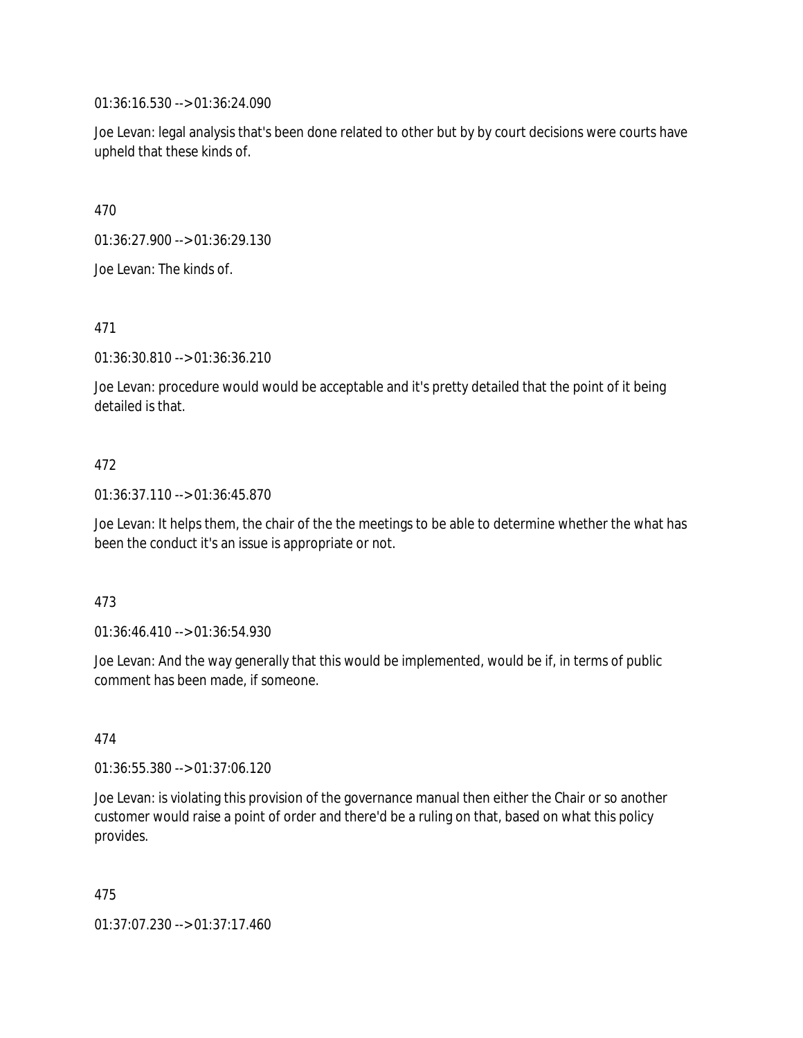01:36:16.530 --> 01:36:24.090

Joe Levan: legal analysis that's been done related to other but by by court decisions were courts have upheld that these kinds of.

470

01:36:27.900 --> 01:36:29.130

Joe Levan: The kinds of.

471

01:36:30.810 --> 01:36:36.210

Joe Levan: procedure would would be acceptable and it's pretty detailed that the point of it being detailed is that.

472

01:36:37.110 --> 01:36:45.870

Joe Levan: It helps them, the chair of the the meetings to be able to determine whether the what has been the conduct it's an issue is appropriate or not.

473

01:36:46.410 --> 01:36:54.930

Joe Levan: And the way generally that this would be implemented, would be if, in terms of public comment has been made, if someone.

474

01:36:55.380 --> 01:37:06.120

Joe Levan: is violating this provision of the governance manual then either the Chair or so another customer would raise a point of order and there'd be a ruling on that, based on what this policy provides.

475

01:37:07.230 --> 01:37:17.460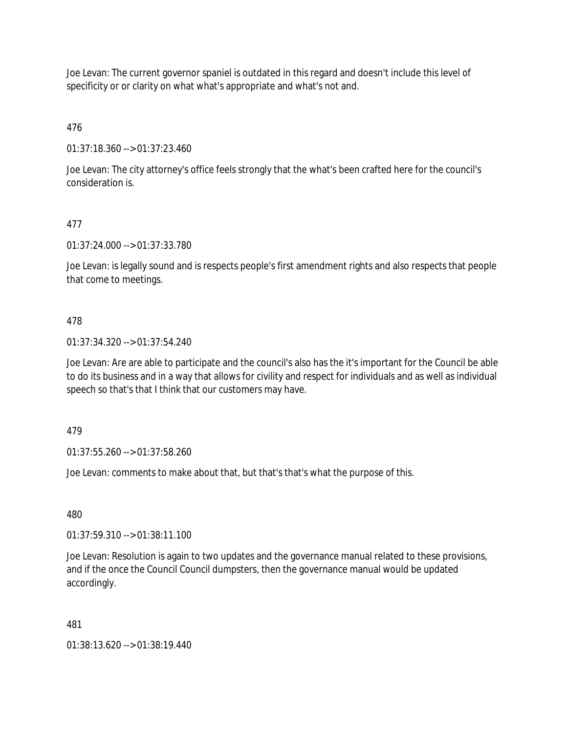Joe Levan: The current governor spaniel is outdated in this regard and doesn't include this level of specificity or or clarity on what what's appropriate and what's not and.

476

01:37:18.360 --> 01:37:23.460

Joe Levan: The city attorney's office feels strongly that the what's been crafted here for the council's consideration is.

477

01:37:24.000 --> 01:37:33.780

Joe Levan: is legally sound and is respects people's first amendment rights and also respects that people that come to meetings.

478

01:37:34.320 --> 01:37:54.240

Joe Levan: Are are able to participate and the council's also has the it's important for the Council be able to do its business and in a way that allows for civility and respect for individuals and as well as individual speech so that's that I think that our customers may have.

479

01:37:55.260 --> 01:37:58.260

Joe Levan: comments to make about that, but that's that's what the purpose of this.

480

01:37:59.310 --> 01:38:11.100

Joe Levan: Resolution is again to two updates and the governance manual related to these provisions, and if the once the Council Council dumpsters, then the governance manual would be updated accordingly.

481

01:38:13.620 --> 01:38:19.440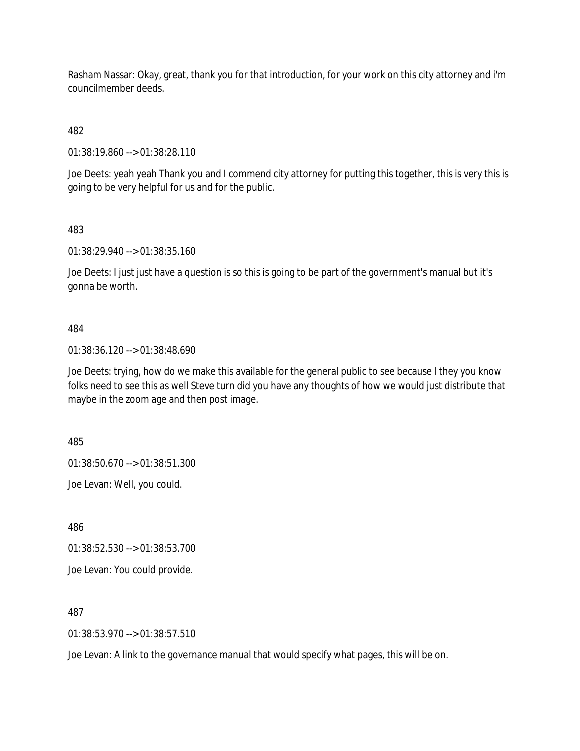Rasham Nassar: Okay, great, thank you for that introduction, for your work on this city attorney and i'm councilmember deeds.

482

01:38:19.860 --> 01:38:28.110

Joe Deets: yeah yeah Thank you and I commend city attorney for putting this together, this is very this is going to be very helpful for us and for the public.

483

01:38:29.940 --> 01:38:35.160

Joe Deets: I just just have a question is so this is going to be part of the government's manual but it's gonna be worth.

484

01:38:36.120 --> 01:38:48.690

Joe Deets: trying, how do we make this available for the general public to see because I they you know folks need to see this as well Steve turn did you have any thoughts of how we would just distribute that maybe in the zoom age and then post image.

485

01:38:50.670 --> 01:38:51.300

Joe Levan: Well, you could.

486

01:38:52.530 --> 01:38:53.700

Joe Levan: You could provide.

487

01:38:53.970 --> 01:38:57.510

Joe Levan: A link to the governance manual that would specify what pages, this will be on.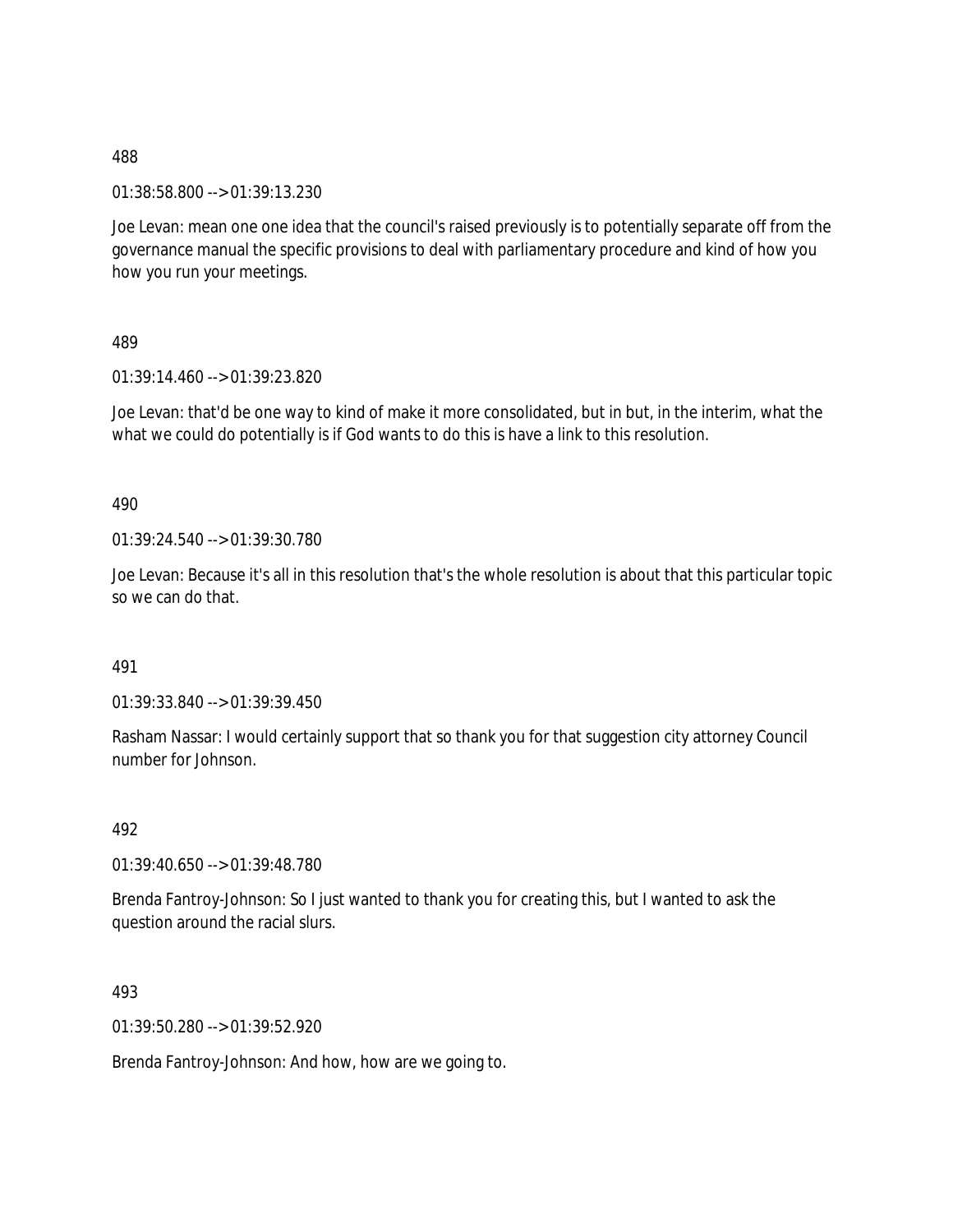488

01:38:58.800 --> 01:39:13.230

Joe Levan: mean one one idea that the council's raised previously is to potentially separate off from the governance manual the specific provisions to deal with parliamentary procedure and kind of how you how you run your meetings.

489

01:39:14.460 --> 01:39:23.820

Joe Levan: that'd be one way to kind of make it more consolidated, but in but, in the interim, what the what we could do potentially is if God wants to do this is have a link to this resolution.

490

01:39:24.540 --> 01:39:30.780

Joe Levan: Because it's all in this resolution that's the whole resolution is about that this particular topic so we can do that.

491

01:39:33.840 --> 01:39:39.450

Rasham Nassar: I would certainly support that so thank you for that suggestion city attorney Council number for Johnson.

492

01:39:40.650 --> 01:39:48.780

Brenda Fantroy-Johnson: So I just wanted to thank you for creating this, but I wanted to ask the question around the racial slurs.

493

01:39:50.280 --> 01:39:52.920

Brenda Fantroy-Johnson: And how, how are we going to.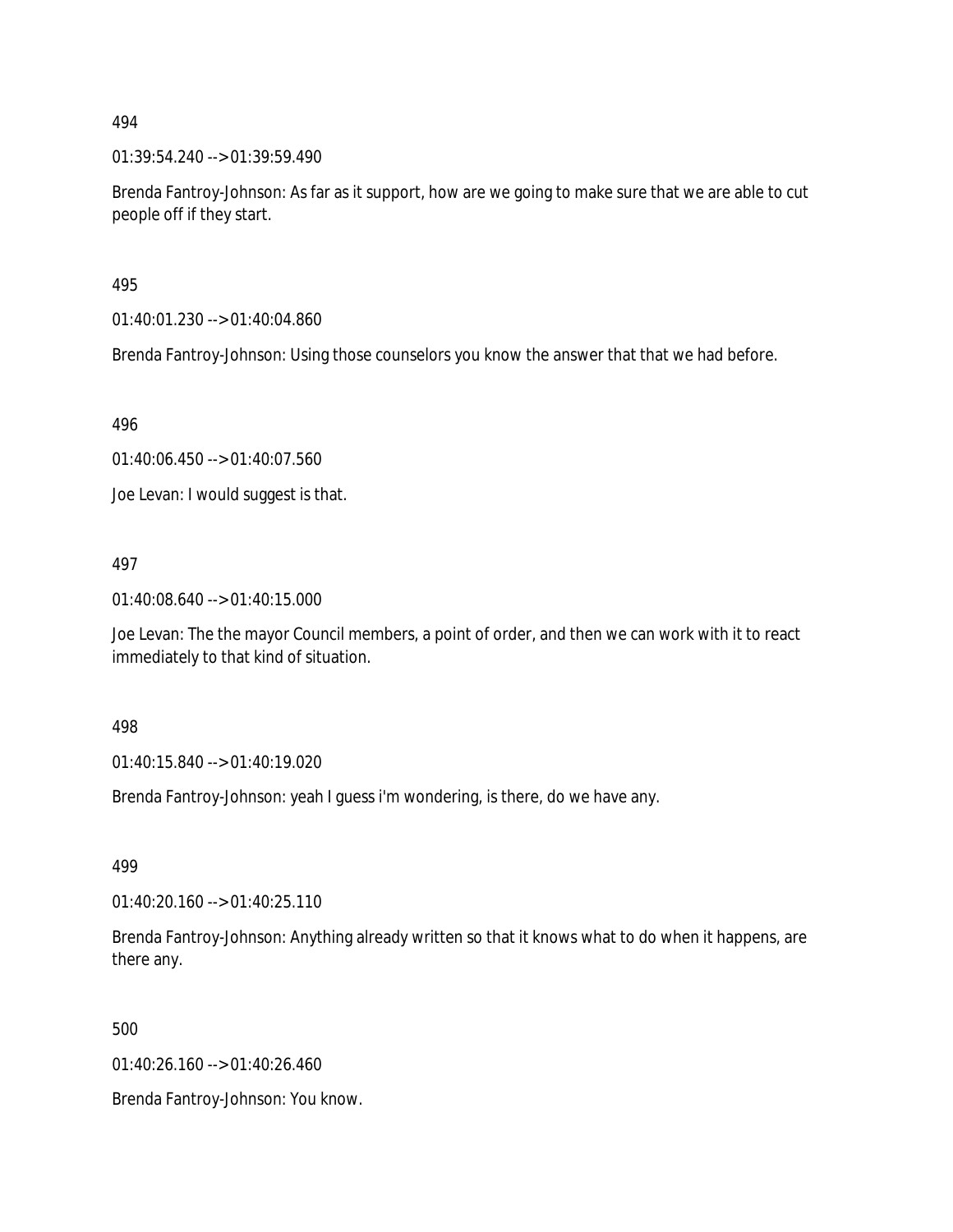494

01:39:54.240 --> 01:39:59.490

Brenda Fantroy-Johnson: As far as it support, how are we going to make sure that we are able to cut people off if they start.

495

01:40:01.230 --> 01:40:04.860

Brenda Fantroy-Johnson: Using those counselors you know the answer that that we had before.

496

01:40:06.450 --> 01:40:07.560

Joe Levan: I would suggest is that.

497

01:40:08.640 --> 01:40:15.000

Joe Levan: The the mayor Council members, a point of order, and then we can work with it to react immediately to that kind of situation.

498

01:40:15.840 --> 01:40:19.020

Brenda Fantroy-Johnson: yeah I guess i'm wondering, is there, do we have any.

499

01:40:20.160 --> 01:40:25.110

Brenda Fantroy-Johnson: Anything already written so that it knows what to do when it happens, are there any.

500

01:40:26.160 --> 01:40:26.460

Brenda Fantroy-Johnson: You know.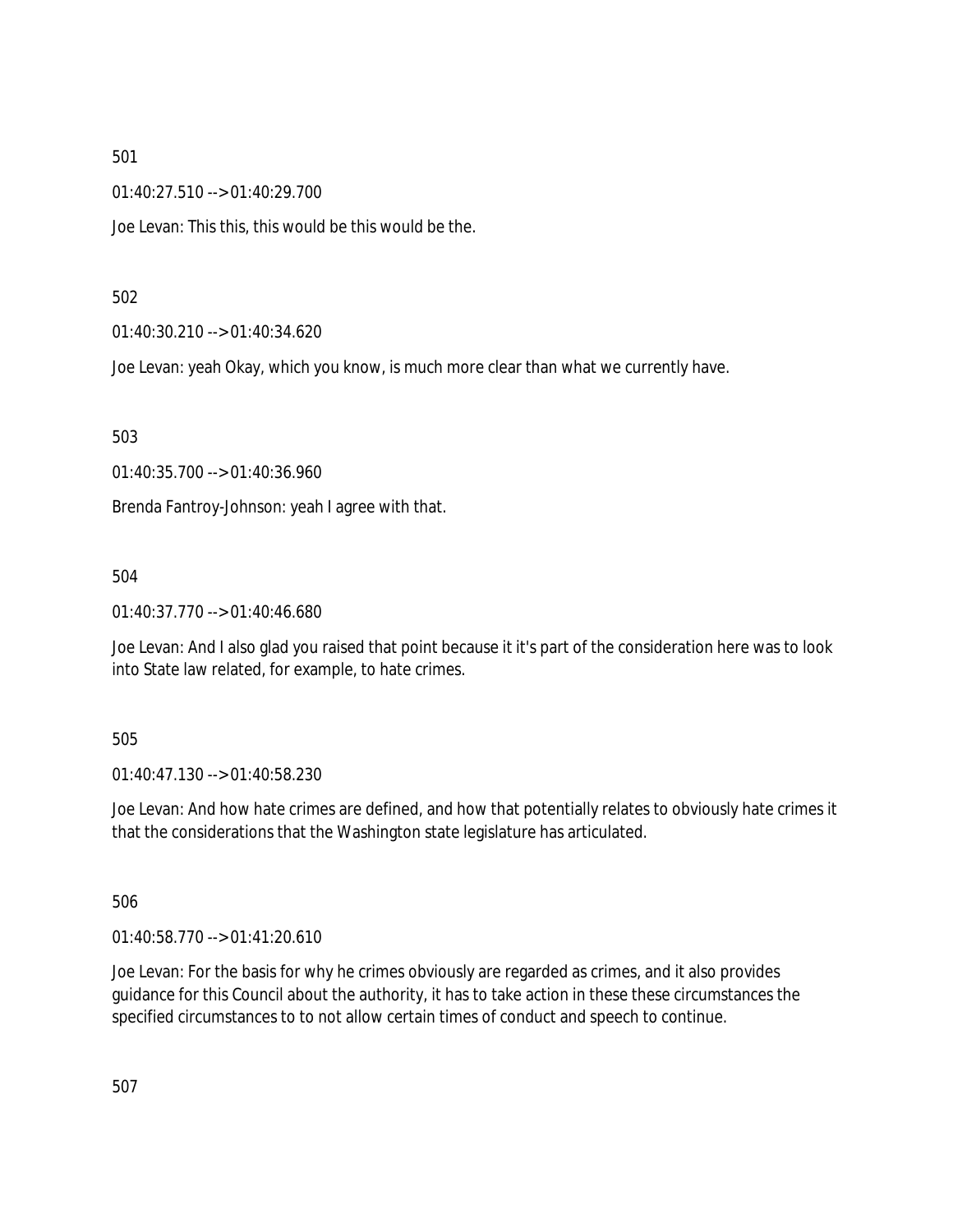501

01:40:27.510 --> 01:40:29.700

Joe Levan: This this, this would be this would be the.

502

01:40:30.210 --> 01:40:34.620

Joe Levan: yeah Okay, which you know, is much more clear than what we currently have.

503

01:40:35.700 --> 01:40:36.960

Brenda Fantroy-Johnson: yeah I agree with that.

504

01:40:37.770 --> 01:40:46.680

Joe Levan: And I also glad you raised that point because it it's part of the consideration here was to look into State law related, for example, to hate crimes.

505

01:40:47.130 --> 01:40:58.230

Joe Levan: And how hate crimes are defined, and how that potentially relates to obviously hate crimes it that the considerations that the Washington state legislature has articulated.

506

01:40:58.770 --> 01:41:20.610

Joe Levan: For the basis for why he crimes obviously are regarded as crimes, and it also provides guidance for this Council about the authority, it has to take action in these these circumstances the specified circumstances to to not allow certain times of conduct and speech to continue.

507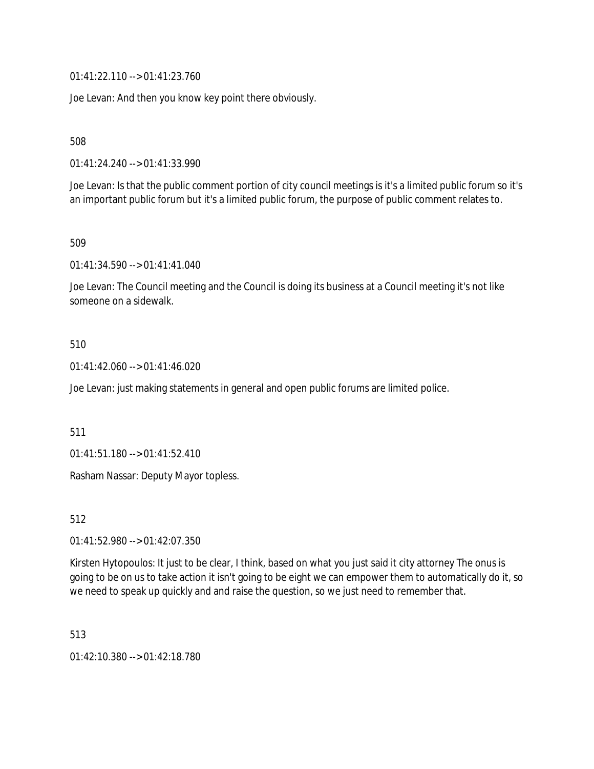01:41:22.110 --> 01:41:23.760

Joe Levan: And then you know key point there obviously.

508

01:41:24.240 --> 01:41:33.990

Joe Levan: Is that the public comment portion of city council meetings is it's a limited public forum so it's an important public forum but it's a limited public forum, the purpose of public comment relates to.

509

01:41:34.590 --> 01:41:41.040

Joe Levan: The Council meeting and the Council is doing its business at a Council meeting it's not like someone on a sidewalk.

510

01:41:42.060 --> 01:41:46.020

Joe Levan: just making statements in general and open public forums are limited police.

511

01:41:51.180 --> 01:41:52.410

Rasham Nassar: Deputy Mayor topless.

512

01:41:52.980 --> 01:42:07.350

Kirsten Hytopoulos: It just to be clear, I think, based on what you just said it city attorney The onus is going to be on us to take action it isn't going to be eight we can empower them to automatically do it, so we need to speak up quickly and and raise the question, so we just need to remember that.

513

01:42:10.380 --> 01:42:18.780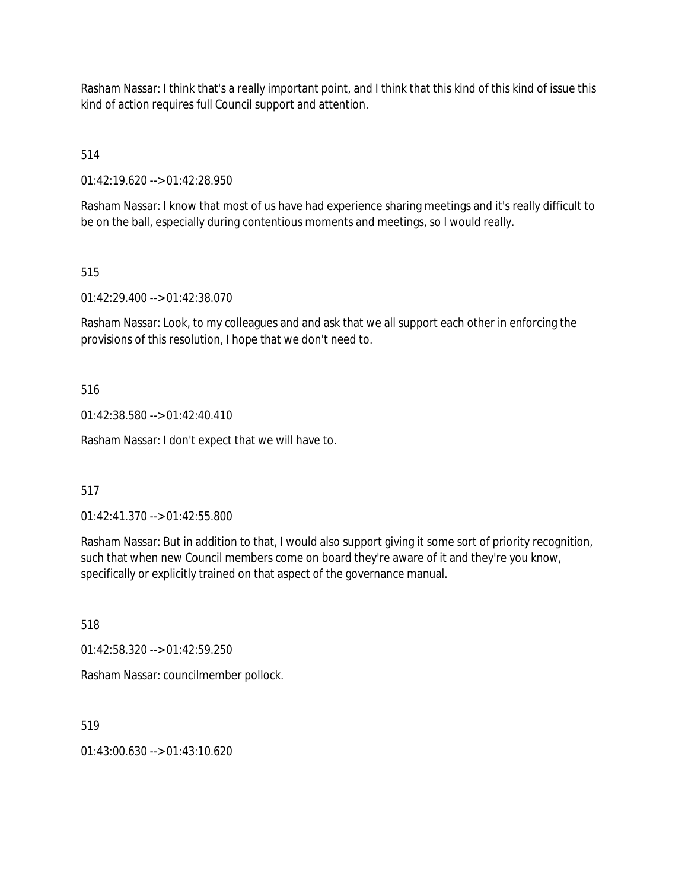Rasham Nassar: I think that's a really important point, and I think that this kind of this kind of issue this kind of action requires full Council support and attention.

514

01:42:19.620 --> 01:42:28.950

Rasham Nassar: I know that most of us have had experience sharing meetings and it's really difficult to be on the ball, especially during contentious moments and meetings, so I would really.

515

01:42:29.400 --> 01:42:38.070

Rasham Nassar: Look, to my colleagues and and ask that we all support each other in enforcing the provisions of this resolution, I hope that we don't need to.

516

01:42:38.580 --> 01:42:40.410

Rasham Nassar: I don't expect that we will have to.

517

01:42:41.370 --> 01:42:55.800

Rasham Nassar: But in addition to that, I would also support giving it some sort of priority recognition, such that when new Council members come on board they're aware of it and they're you know, specifically or explicitly trained on that aspect of the governance manual.

518

01:42:58.320 --> 01:42:59.250

Rasham Nassar: councilmember pollock.

519

01:43:00.630 --> 01:43:10.620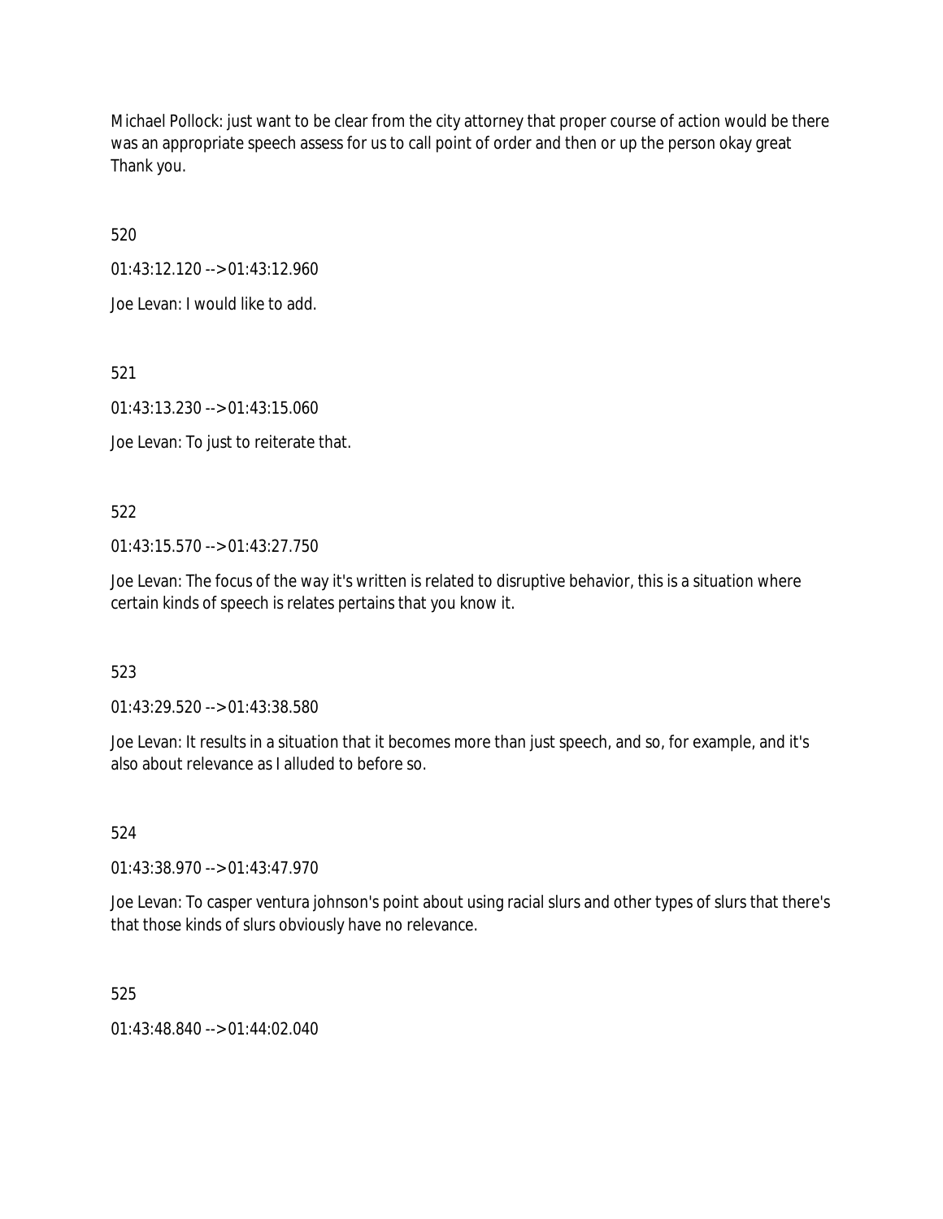Michael Pollock: just want to be clear from the city attorney that proper course of action would be there was an appropriate speech assess for us to call point of order and then or up the person okay great Thank you.

520

01:43:12.120 --> 01:43:12.960

Joe Levan: I would like to add.

521

01:43:13.230 --> 01:43:15.060

Joe Levan: To just to reiterate that.

522

01:43:15.570 --> 01:43:27.750

Joe Levan: The focus of the way it's written is related to disruptive behavior, this is a situation where certain kinds of speech is relates pertains that you know it.

523

01:43:29.520 --> 01:43:38.580

Joe Levan: It results in a situation that it becomes more than just speech, and so, for example, and it's also about relevance as I alluded to before so.

524

01:43:38.970 --> 01:43:47.970

Joe Levan: To casper ventura johnson's point about using racial slurs and other types of slurs that there's that those kinds of slurs obviously have no relevance.

525

01:43:48.840 --> 01:44:02.040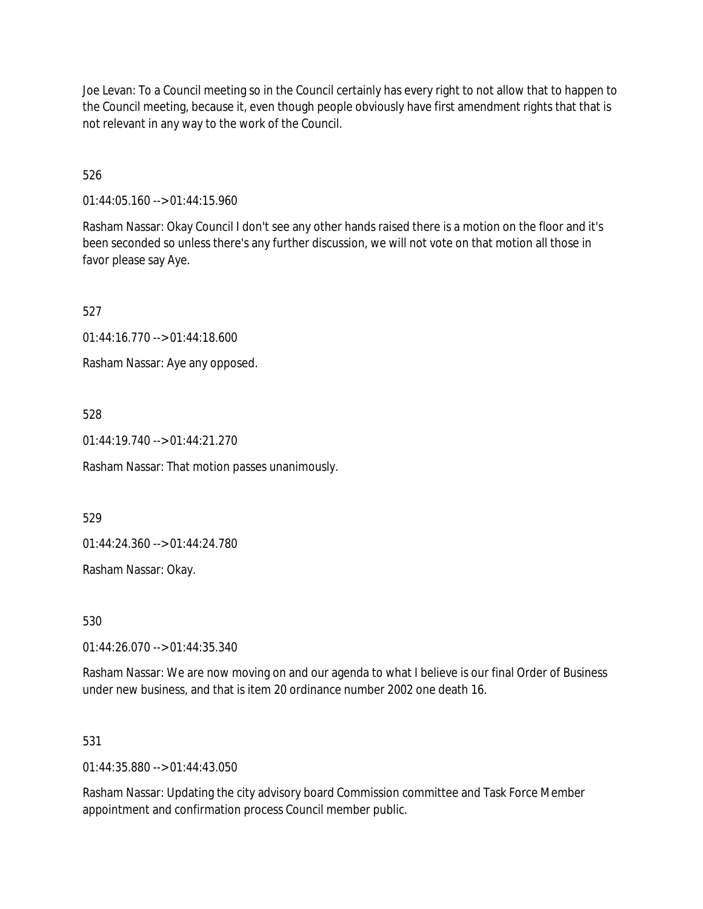Joe Levan: To a Council meeting so in the Council certainly has every right to not allow that to happen to the Council meeting, because it, even though people obviously have first amendment rights that that is not relevant in any way to the work of the Council.

526

01:44:05.160 --> 01:44:15.960

Rasham Nassar: Okay Council I don't see any other hands raised there is a motion on the floor and it's been seconded so unless there's any further discussion, we will not vote on that motion all those in favor please say Aye.

527

01:44:16.770 --> 01:44:18.600

Rasham Nassar: Aye any opposed.

528

01:44:19.740 --> 01:44:21.270

Rasham Nassar: That motion passes unanimously.

529

01:44:24.360 --> 01:44:24.780

Rasham Nassar: Okay.

530

01:44:26.070 --> 01:44:35.340

Rasham Nassar: We are now moving on and our agenda to what I believe is our final Order of Business under new business, and that is item 20 ordinance number 2002 one death 16.

531

01:44:35.880 --> 01:44:43.050

Rasham Nassar: Updating the city advisory board Commission committee and Task Force Member appointment and confirmation process Council member public.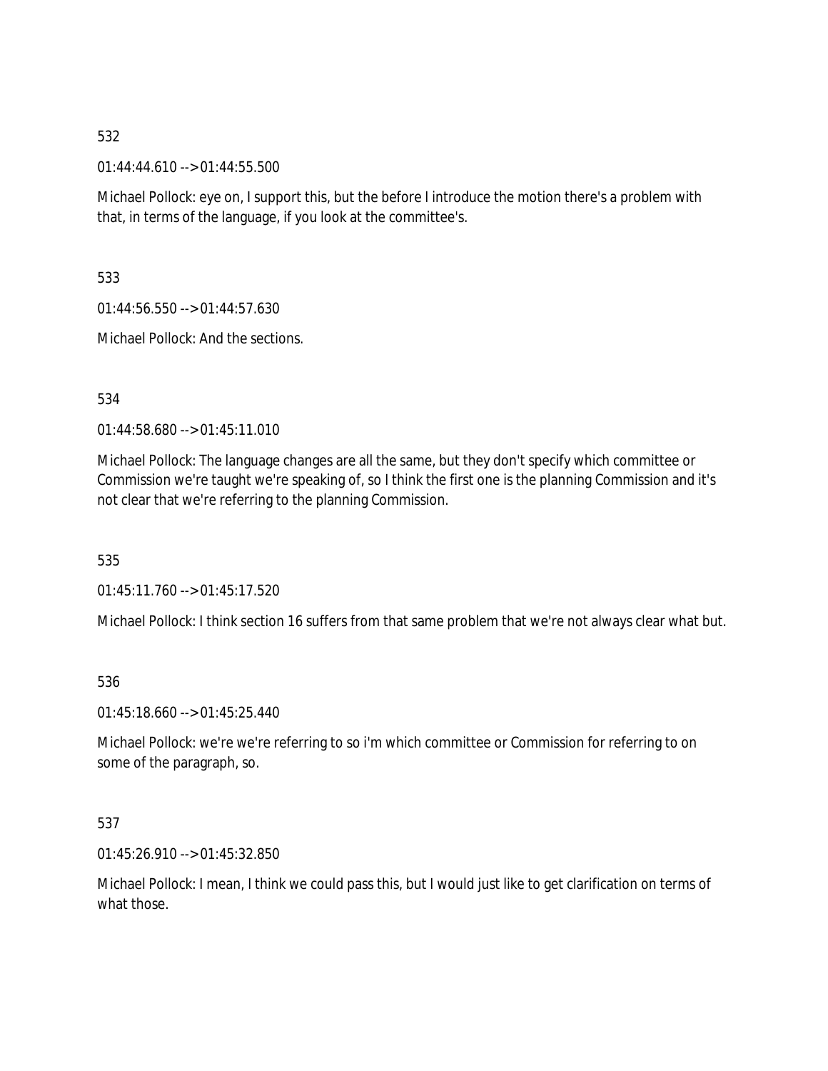532

01:44:44.610 --> 01:44:55.500

Michael Pollock: eye on, I support this, but the before I introduce the motion there's a problem with that, in terms of the language, if you look at the committee's.

533

01:44:56.550 --> 01:44:57.630

Michael Pollock: And the sections.

534

01:44:58.680 --> 01:45:11.010

Michael Pollock: The language changes are all the same, but they don't specify which committee or Commission we're taught we're speaking of, so I think the first one is the planning Commission and it's not clear that we're referring to the planning Commission.

535

01:45:11.760 --> 01:45:17.520

Michael Pollock: I think section 16 suffers from that same problem that we're not always clear what but.

536

01:45:18.660 --> 01:45:25.440

Michael Pollock: we're we're referring to so i'm which committee or Commission for referring to on some of the paragraph, so.

537

01:45:26.910 --> 01:45:32.850

Michael Pollock: I mean, I think we could pass this, but I would just like to get clarification on terms of what those.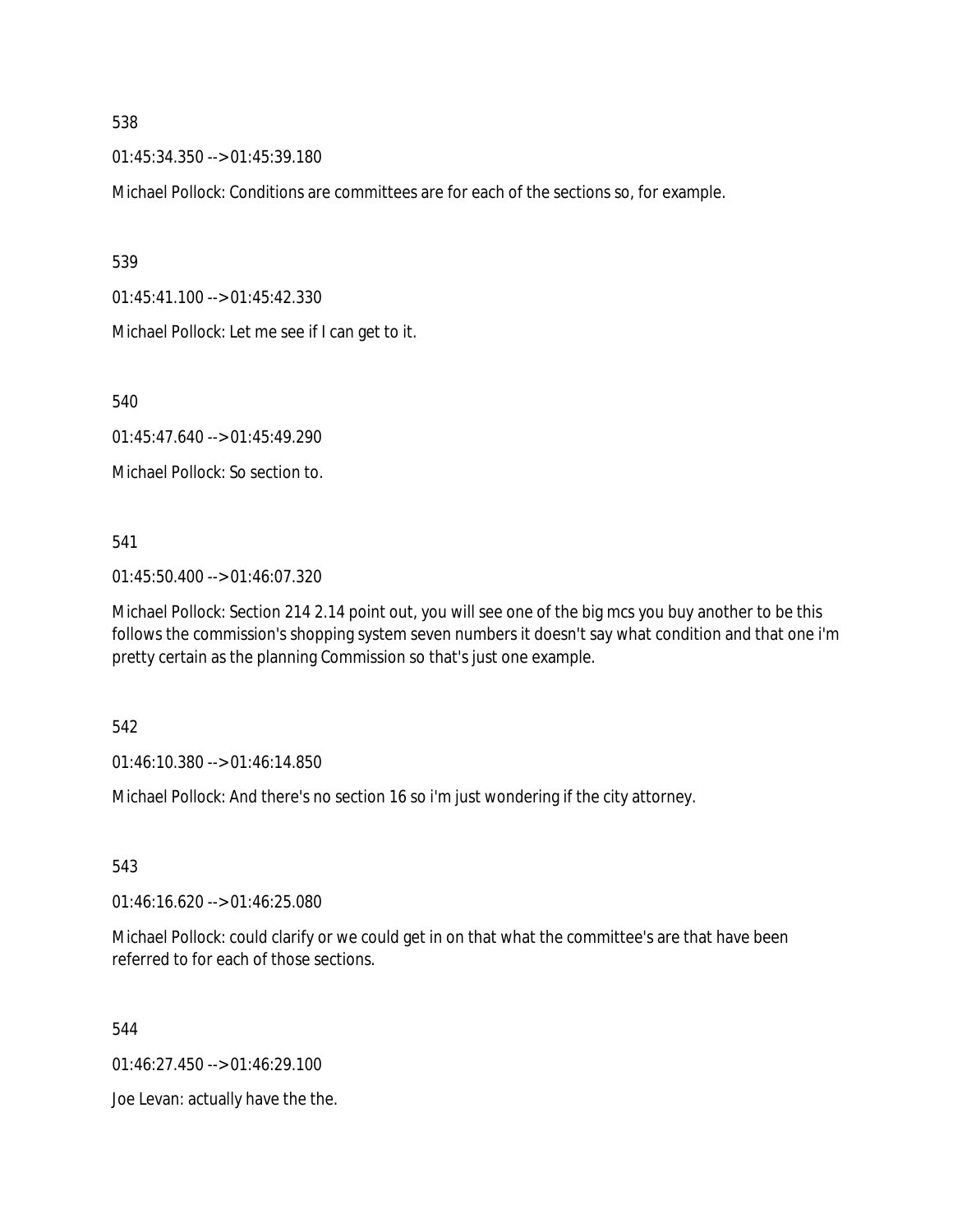538

01:45:34.350 --> 01:45:39.180

Michael Pollock: Conditions are committees are for each of the sections so, for example.

539

01:45:41.100 --> 01:45:42.330

Michael Pollock: Let me see if I can get to it.

540

01:45:47.640 --> 01:45:49.290

Michael Pollock: So section to.

541

01:45:50.400 --> 01:46:07.320

Michael Pollock: Section 214 2.14 point out, you will see one of the big mcs you buy another to be this follows the commission's shopping system seven numbers it doesn't say what condition and that one i'm pretty certain as the planning Commission so that's just one example.

542

01:46:10.380 --> 01:46:14.850

Michael Pollock: And there's no section 16 so i'm just wondering if the city attorney.

543

01:46:16.620 --> 01:46:25.080

Michael Pollock: could clarify or we could get in on that what the committee's are that have been referred to for each of those sections.

544

01:46:27.450 --> 01:46:29.100

Joe Levan: actually have the the.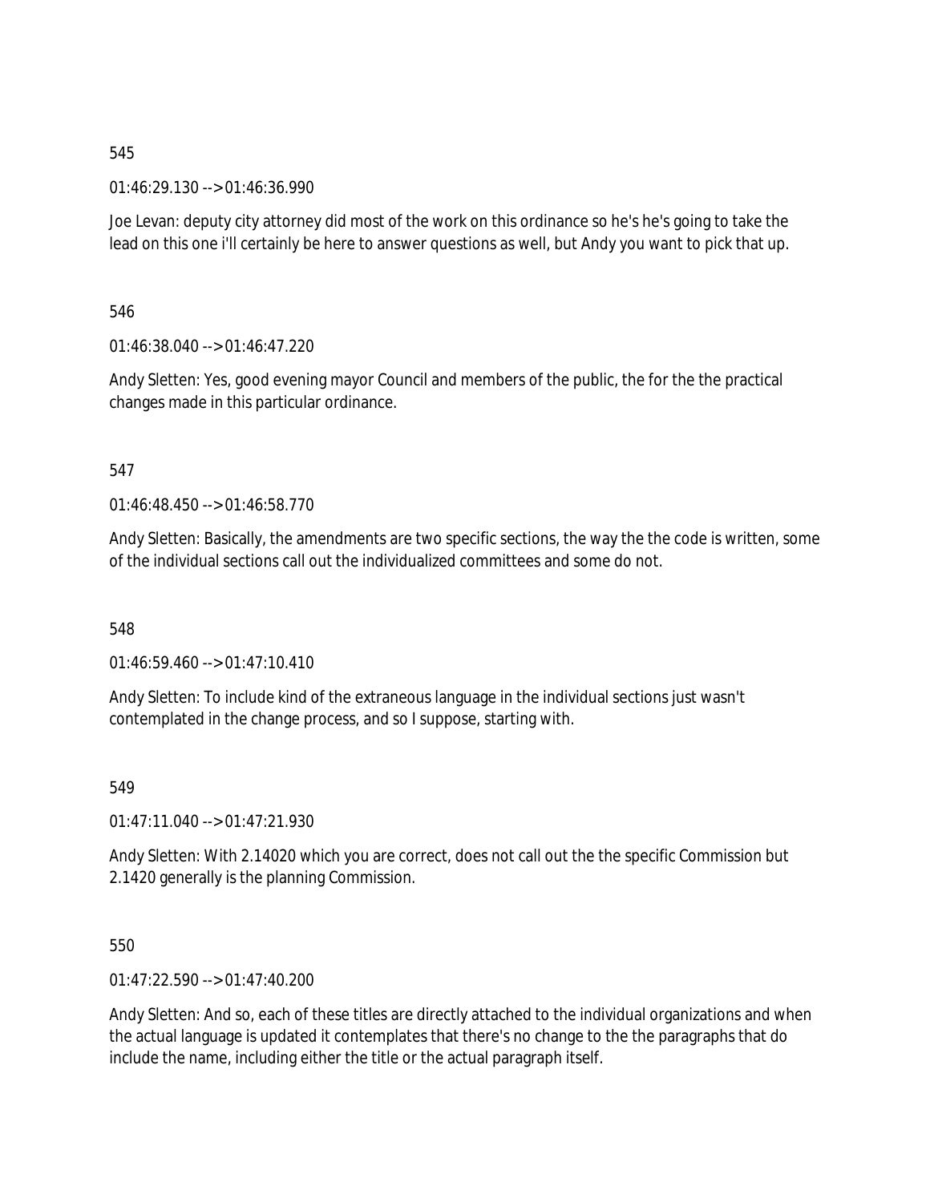545

01:46:29.130 --> 01:46:36.990

Joe Levan: deputy city attorney did most of the work on this ordinance so he's he's going to take the lead on this one i'll certainly be here to answer questions as well, but Andy you want to pick that up.

546

01:46:38.040 --> 01:46:47.220

Andy Sletten: Yes, good evening mayor Council and members of the public, the for the the practical changes made in this particular ordinance.

547

01:46:48.450 --> 01:46:58.770

Andy Sletten: Basically, the amendments are two specific sections, the way the the code is written, some of the individual sections call out the individualized committees and some do not.

548

01:46:59.460 --> 01:47:10.410

Andy Sletten: To include kind of the extraneous language in the individual sections just wasn't contemplated in the change process, and so I suppose, starting with.

549

01:47:11.040 --> 01:47:21.930

Andy Sletten: With 2.14020 which you are correct, does not call out the the specific Commission but 2.1420 generally is the planning Commission.

550

01:47:22.590 --> 01:47:40.200

Andy Sletten: And so, each of these titles are directly attached to the individual organizations and when the actual language is updated it contemplates that there's no change to the the paragraphs that do include the name, including either the title or the actual paragraph itself.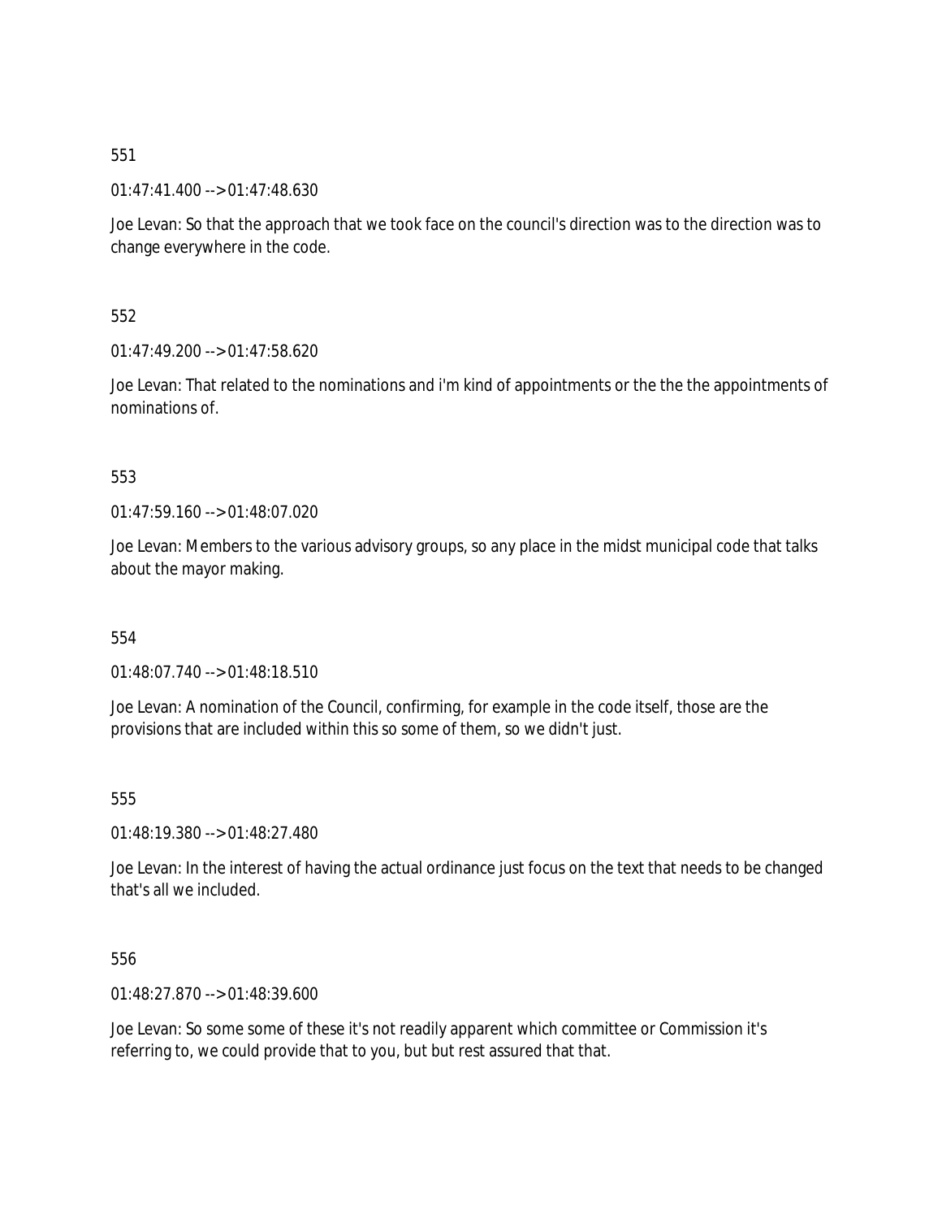551

01:47:41.400 --> 01:47:48.630

Joe Levan: So that the approach that we took face on the council's direction was to the direction was to change everywhere in the code.

552

01:47:49.200 --> 01:47:58.620

Joe Levan: That related to the nominations and i'm kind of appointments or the the the appointments of nominations of.

553

01:47:59.160 --> 01:48:07.020

Joe Levan: Members to the various advisory groups, so any place in the midst municipal code that talks about the mayor making.

554

01:48:07.740 --> 01:48:18.510

Joe Levan: A nomination of the Council, confirming, for example in the code itself, those are the provisions that are included within this so some of them, so we didn't just.

555

01:48:19.380 --> 01:48:27.480

Joe Levan: In the interest of having the actual ordinance just focus on the text that needs to be changed that's all we included.

556

01:48:27.870 --> 01:48:39.600

Joe Levan: So some some of these it's not readily apparent which committee or Commission it's referring to, we could provide that to you, but but rest assured that that.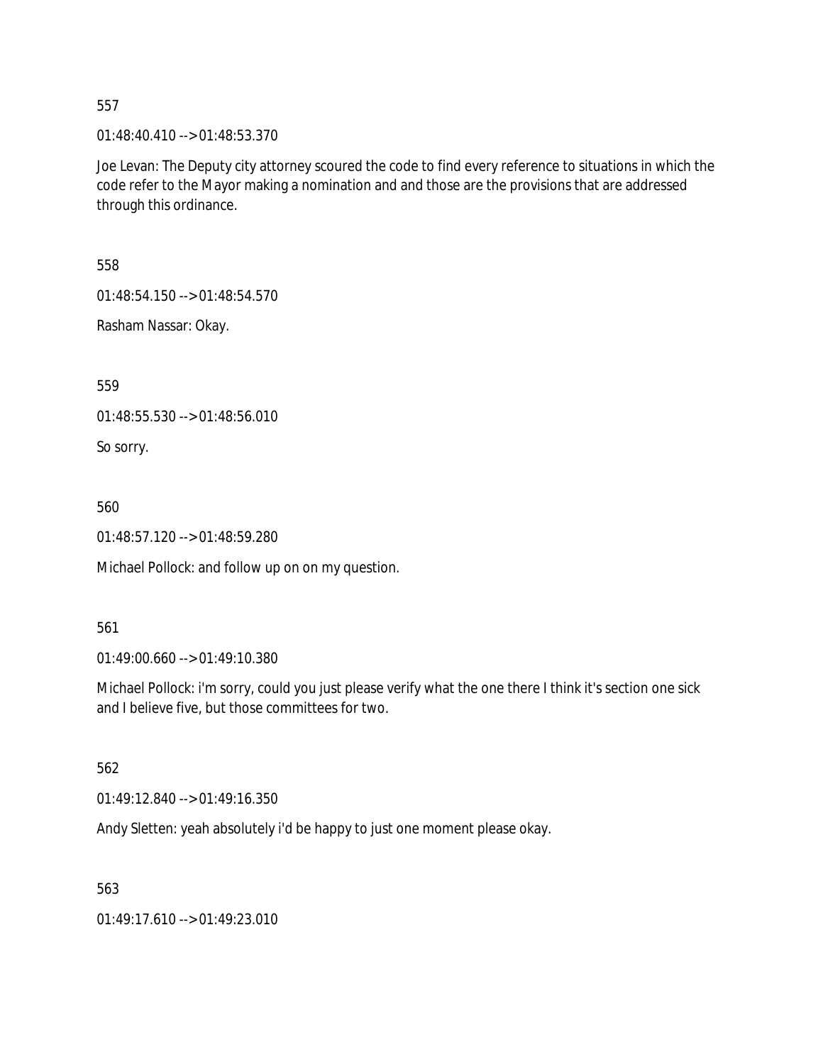557

01:48:40.410 --> 01:48:53.370

Joe Levan: The Deputy city attorney scoured the code to find every reference to situations in which the code refer to the Mayor making a nomination and and those are the provisions that are addressed through this ordinance.

558

01:48:54.150 --> 01:48:54.570

Rasham Nassar: Okay.

559

01:48:55.530 --> 01:48:56.010

So sorry.

560

01:48:57.120 --> 01:48:59.280

Michael Pollock: and follow up on on my question.

561

01:49:00.660 --> 01:49:10.380

Michael Pollock: i'm sorry, could you just please verify what the one there I think it's section one sick and I believe five, but those committees for two.

562

01:49:12.840 --> 01:49:16.350

Andy Sletten: yeah absolutely i'd be happy to just one moment please okay.

563

01:49:17.610 --> 01:49:23.010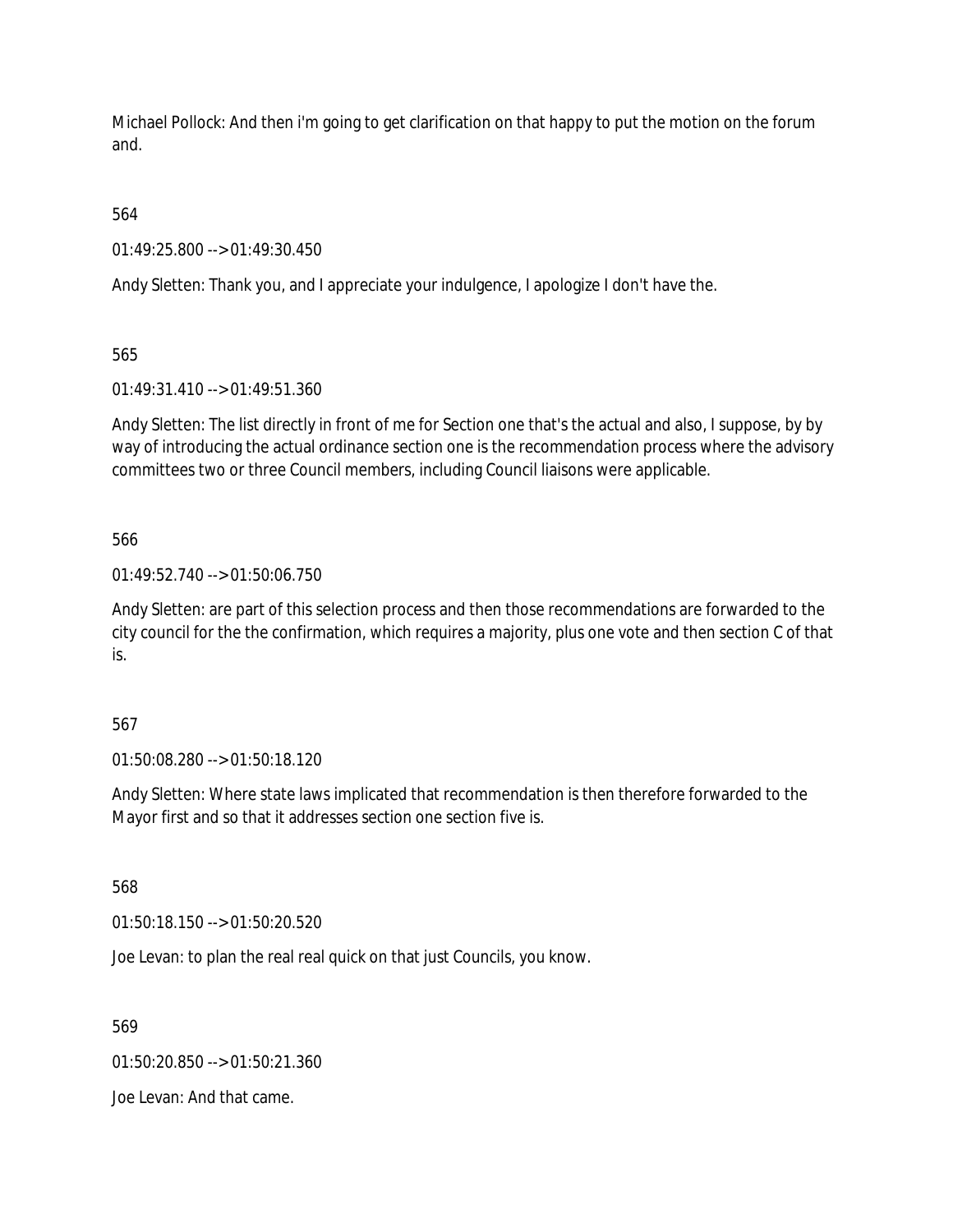Michael Pollock: And then i'm going to get clarification on that happy to put the motion on the forum and.

564

01:49:25.800 --> 01:49:30.450

Andy Sletten: Thank you, and I appreciate your indulgence, I apologize I don't have the.

565

01:49:31.410 --> 01:49:51.360

Andy Sletten: The list directly in front of me for Section one that's the actual and also, I suppose, by by way of introducing the actual ordinance section one is the recommendation process where the advisory committees two or three Council members, including Council liaisons were applicable.

566

01:49:52.740 --> 01:50:06.750

Andy Sletten: are part of this selection process and then those recommendations are forwarded to the city council for the the confirmation, which requires a majority, plus one vote and then section C of that is.

567

01:50:08.280 --> 01:50:18.120

Andy Sletten: Where state laws implicated that recommendation is then therefore forwarded to the Mayor first and so that it addresses section one section five is.

568

01:50:18.150 --> 01:50:20.520

Joe Levan: to plan the real real quick on that just Councils, you know.

569

01:50:20.850 --> 01:50:21.360

Joe Levan: And that came.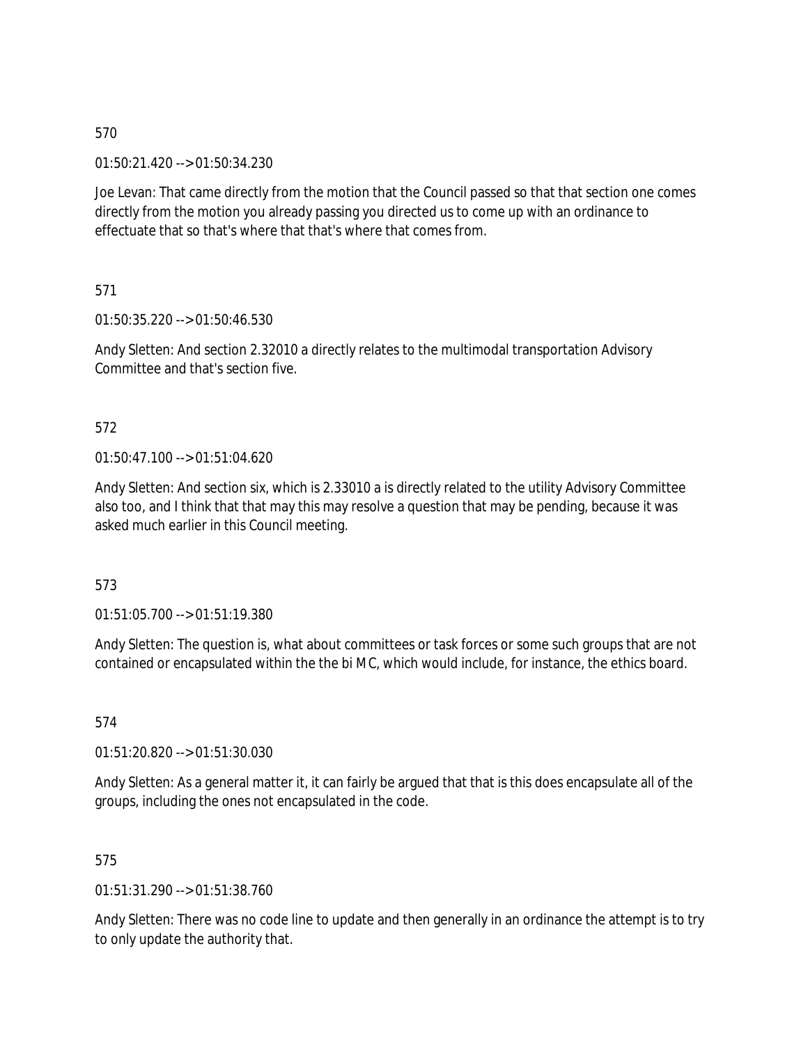570

01:50:21.420 --> 01:50:34.230

Joe Levan: That came directly from the motion that the Council passed so that that section one comes directly from the motion you already passing you directed us to come up with an ordinance to effectuate that so that's where that that's where that comes from.

571

01:50:35.220 --> 01:50:46.530

Andy Sletten: And section 2.32010 a directly relates to the multimodal transportation Advisory Committee and that's section five.

572

01:50:47.100 --> 01:51:04.620

Andy Sletten: And section six, which is 2.33010 a is directly related to the utility Advisory Committee also too, and I think that that may this may resolve a question that may be pending, because it was asked much earlier in this Council meeting.

573

01:51:05.700 --> 01:51:19.380

Andy Sletten: The question is, what about committees or task forces or some such groups that are not contained or encapsulated within the the bi MC, which would include, for instance, the ethics board.

574

01:51:20.820 --> 01:51:30.030

Andy Sletten: As a general matter it, it can fairly be argued that that is this does encapsulate all of the groups, including the ones not encapsulated in the code.

575

01:51:31.290 --> 01:51:38.760

Andy Sletten: There was no code line to update and then generally in an ordinance the attempt is to try to only update the authority that.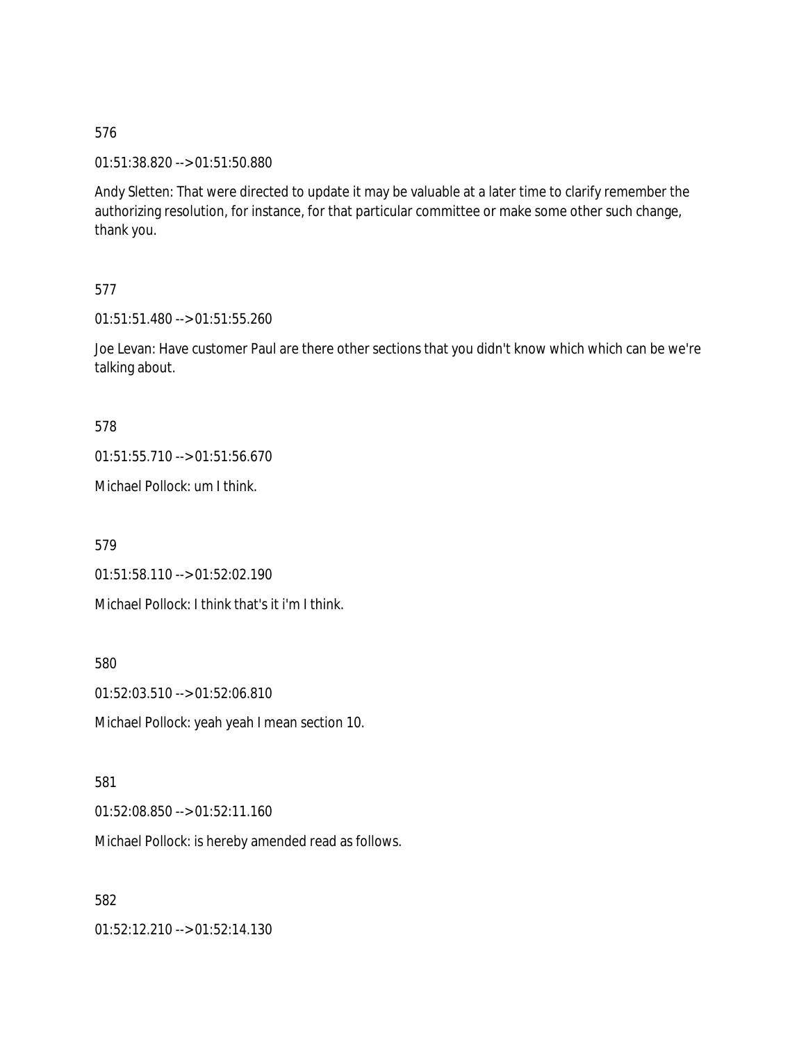576

01:51:38.820 --> 01:51:50.880

Andy Sletten: That were directed to update it may be valuable at a later time to clarify remember the authorizing resolution, for instance, for that particular committee or make some other such change, thank you.

577

01:51:51.480 --> 01:51:55.260

Joe Levan: Have customer Paul are there other sections that you didn't know which which can be we're talking about.

578

01:51:55.710 --> 01:51:56.670

Michael Pollock: um I think.

579

01:51:58.110 --> 01:52:02.190

Michael Pollock: I think that's it i'm I think.

580

01:52:03.510 --> 01:52:06.810

Michael Pollock: yeah yeah I mean section 10.

581

01:52:08.850 --> 01:52:11.160

Michael Pollock: is hereby amended read as follows.

582

01:52:12.210 --> 01:52:14.130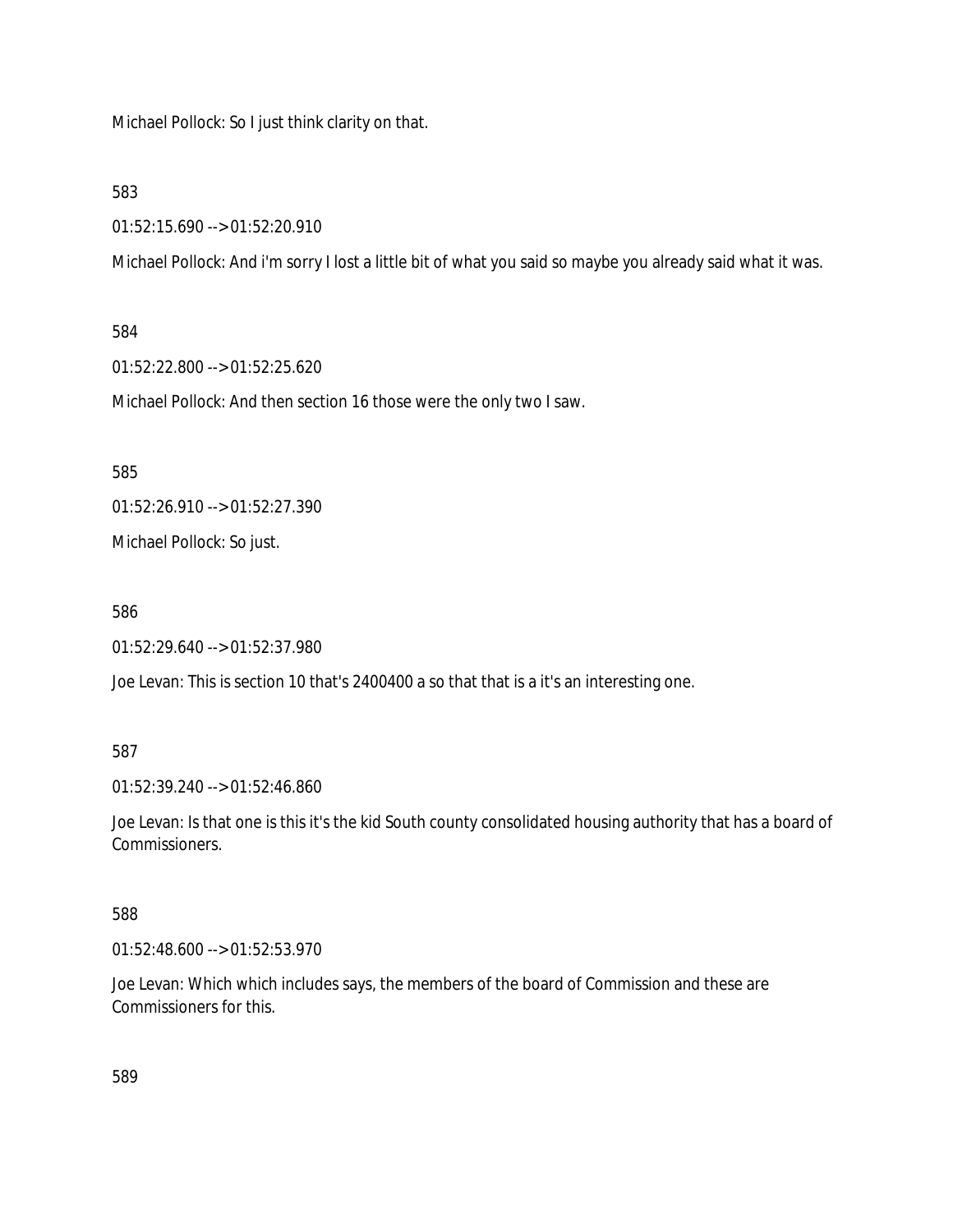Michael Pollock: So I just think clarity on that.

583

01:52:15.690 --> 01:52:20.910

Michael Pollock: And i'm sorry I lost a little bit of what you said so maybe you already said what it was.

584

01:52:22.800 --> 01:52:25.620

Michael Pollock: And then section 16 those were the only two I saw.

585

01:52:26.910 --> 01:52:27.390

Michael Pollock: So just.

586

01:52:29.640 --> 01:52:37.980

Joe Levan: This is section 10 that's 2400400 a so that that is a it's an interesting one.

587

01:52:39.240 --> 01:52:46.860

Joe Levan: Is that one is this it's the kid South county consolidated housing authority that has a board of Commissioners.

588

01:52:48.600 --> 01:52:53.970

Joe Levan: Which which includes says, the members of the board of Commission and these are Commissioners for this.

589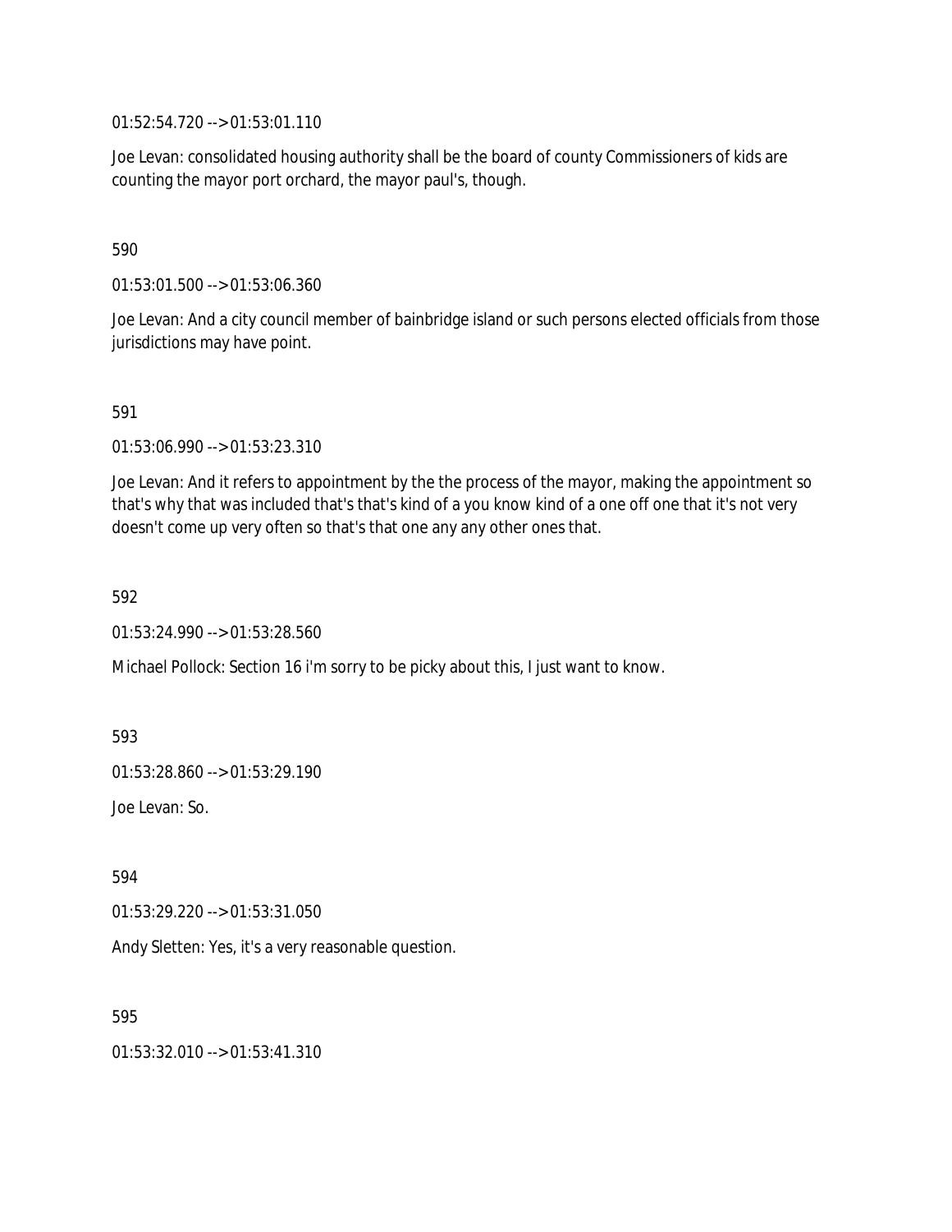01:52:54.720 --> 01:53:01.110

Joe Levan: consolidated housing authority shall be the board of county Commissioners of kids are counting the mayor port orchard, the mayor paul's, though.

590

01:53:01.500 --> 01:53:06.360

Joe Levan: And a city council member of bainbridge island or such persons elected officials from those jurisdictions may have point.

591

01:53:06.990 --> 01:53:23.310

Joe Levan: And it refers to appointment by the the process of the mayor, making the appointment so that's why that was included that's that's kind of a you know kind of a one off one that it's not very doesn't come up very often so that's that one any any other ones that.

592

01:53:24.990 --> 01:53:28.560

Michael Pollock: Section 16 i'm sorry to be picky about this, I just want to know.

593

01:53:28.860 --> 01:53:29.190

Joe Levan: So.

594

01:53:29.220 --> 01:53:31.050

Andy Sletten: Yes, it's a very reasonable question.

595

01:53:32.010 --> 01:53:41.310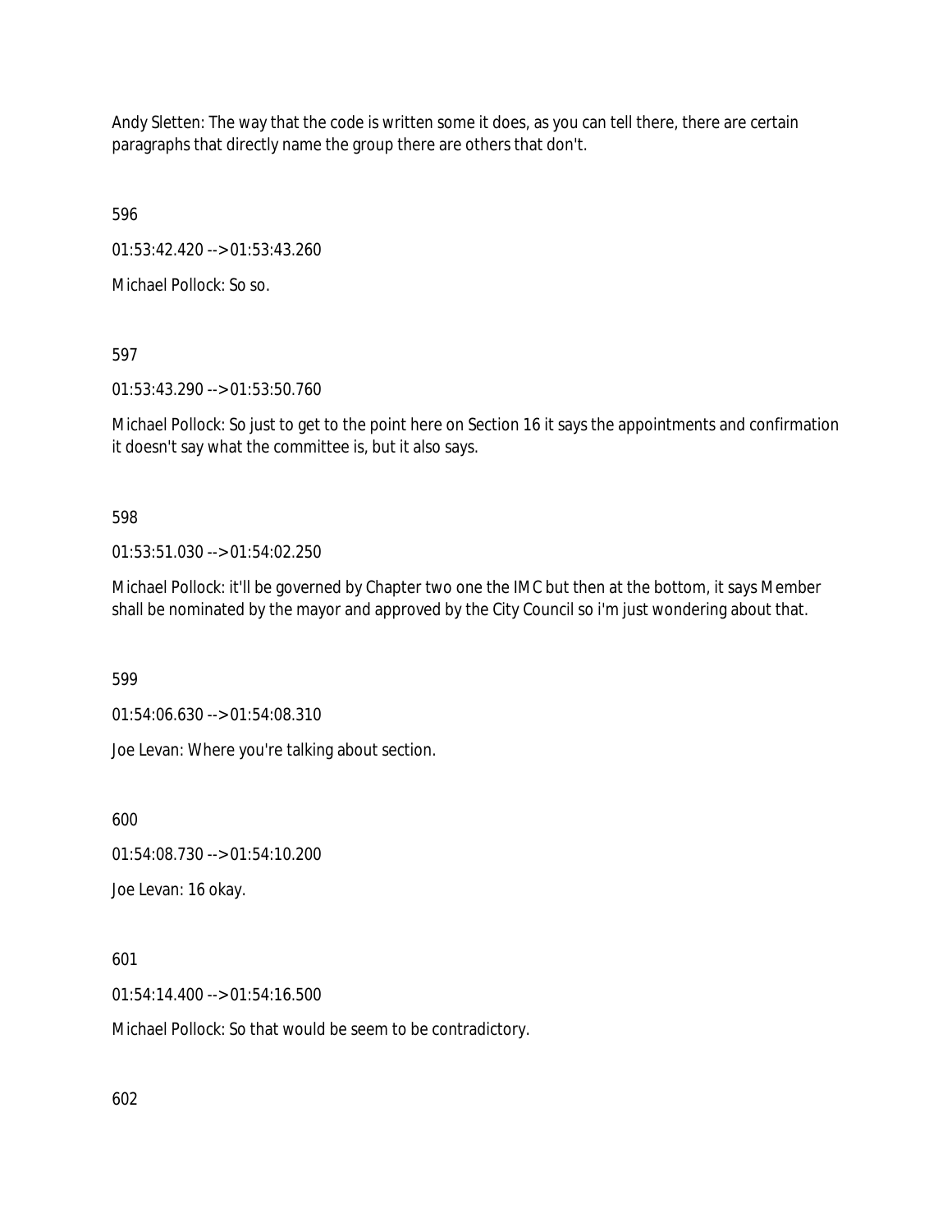Andy Sletten: The way that the code is written some it does, as you can tell there, there are certain paragraphs that directly name the group there are others that don't.

596

01:53:42.420 --> 01:53:43.260

Michael Pollock: So so.

597

01:53:43.290 --> 01:53:50.760

Michael Pollock: So just to get to the point here on Section 16 it says the appointments and confirmation it doesn't say what the committee is, but it also says.

598

01:53:51.030 --> 01:54:02.250

Michael Pollock: it'll be governed by Chapter two one the IMC but then at the bottom, it says Member shall be nominated by the mayor and approved by the City Council so i'm just wondering about that.

599

01:54:06.630 --> 01:54:08.310

Joe Levan: Where you're talking about section.

600

01:54:08.730 --> 01:54:10.200

Joe Levan: 16 okay.

601

01:54:14.400 --> 01:54:16.500

Michael Pollock: So that would be seem to be contradictory.

602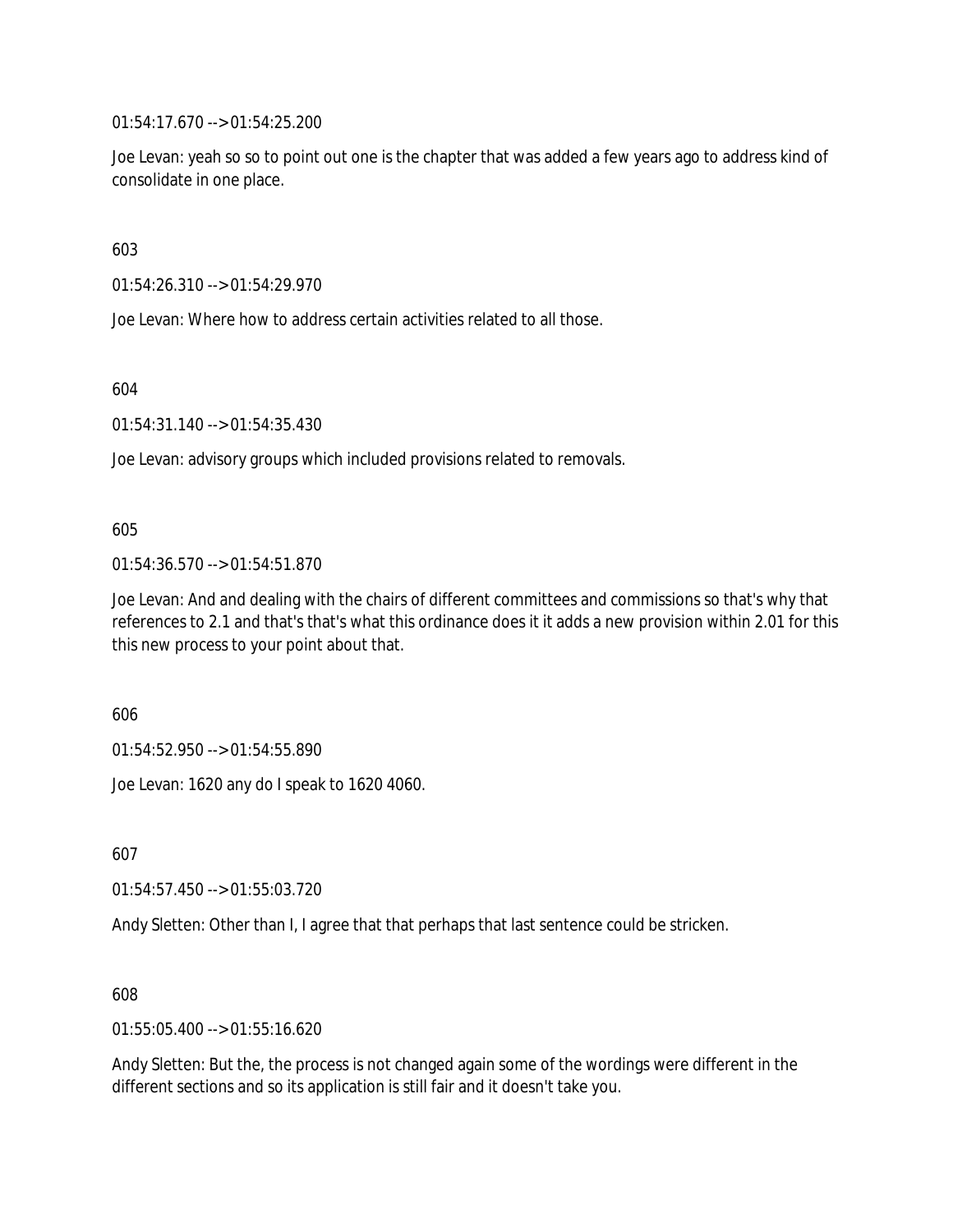01:54:17.670 --> 01:54:25.200

Joe Levan: yeah so so to point out one is the chapter that was added a few years ago to address kind of consolidate in one place.

603

01:54:26.310 --> 01:54:29.970

Joe Levan: Where how to address certain activities related to all those.

604

01:54:31.140 --> 01:54:35.430

Joe Levan: advisory groups which included provisions related to removals.

605

01:54:36.570 --> 01:54:51.870

Joe Levan: And and dealing with the chairs of different committees and commissions so that's why that references to 2.1 and that's that's what this ordinance does it it adds a new provision within 2.01 for this this new process to your point about that.

606

01:54:52.950 --> 01:54:55.890

Joe Levan: 1620 any do I speak to 1620 4060.

607

01:54:57.450 --> 01:55:03.720

Andy Sletten: Other than I, I agree that that perhaps that last sentence could be stricken.

608

01:55:05.400 --> 01:55:16.620

Andy Sletten: But the, the process is not changed again some of the wordings were different in the different sections and so its application is still fair and it doesn't take you.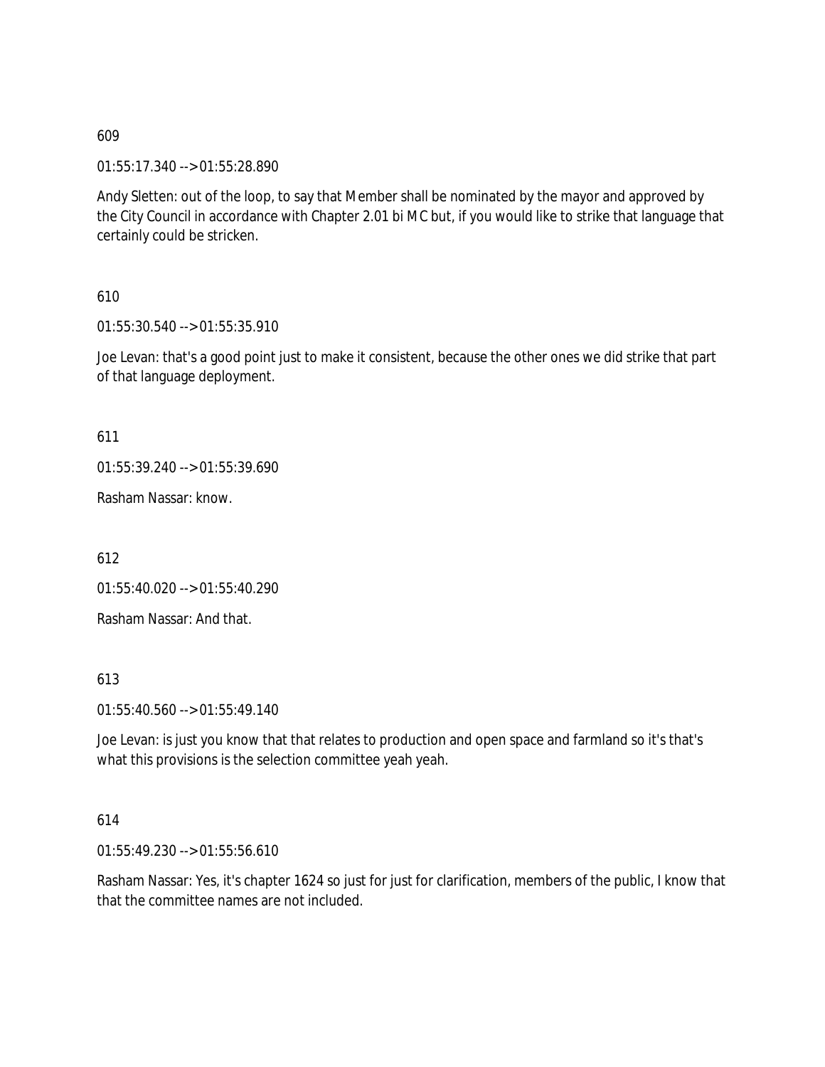609

01:55:17.340 --> 01:55:28.890

Andy Sletten: out of the loop, to say that Member shall be nominated by the mayor and approved by the City Council in accordance with Chapter 2.01 bi MC but, if you would like to strike that language that certainly could be stricken.

610

01:55:30.540 --> 01:55:35.910

Joe Levan: that's a good point just to make it consistent, because the other ones we did strike that part of that language deployment.

611

01:55:39.240 --> 01:55:39.690

Rasham Nassar: know.

612

01:55:40.020 --> 01:55:40.290

Rasham Nassar: And that.

613

01:55:40.560 --> 01:55:49.140

Joe Levan: is just you know that that relates to production and open space and farmland so it's that's what this provisions is the selection committee yeah yeah.

614

01:55:49.230 --> 01:55:56.610

Rasham Nassar: Yes, it's chapter 1624 so just for just for clarification, members of the public, I know that that the committee names are not included.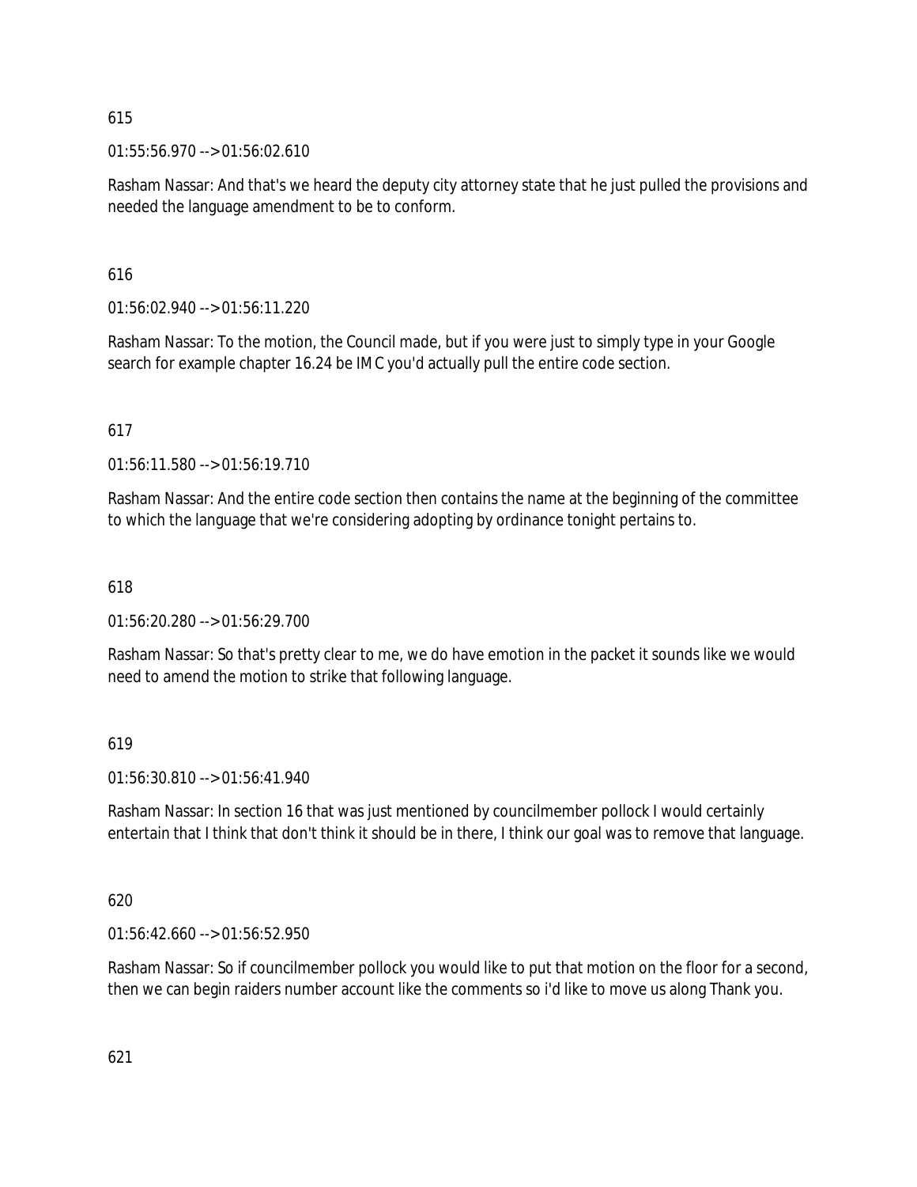615

01:55:56.970 --> 01:56:02.610

Rasham Nassar: And that's we heard the deputy city attorney state that he just pulled the provisions and needed the language amendment to be to conform.

616

01:56:02.940 --> 01:56:11.220

Rasham Nassar: To the motion, the Council made, but if you were just to simply type in your Google search for example chapter 16.24 be IMC you'd actually pull the entire code section.

617

01:56:11.580 --> 01:56:19.710

Rasham Nassar: And the entire code section then contains the name at the beginning of the committee to which the language that we're considering adopting by ordinance tonight pertains to.

618

01:56:20.280 --> 01:56:29.700

Rasham Nassar: So that's pretty clear to me, we do have emotion in the packet it sounds like we would need to amend the motion to strike that following language.

619

01:56:30.810 --> 01:56:41.940

Rasham Nassar: In section 16 that was just mentioned by councilmember pollock I would certainly entertain that I think that don't think it should be in there, I think our goal was to remove that language.

620

01:56:42.660 --> 01:56:52.950

Rasham Nassar: So if councilmember pollock you would like to put that motion on the floor for a second, then we can begin raiders number account like the comments so i'd like to move us along Thank you.

621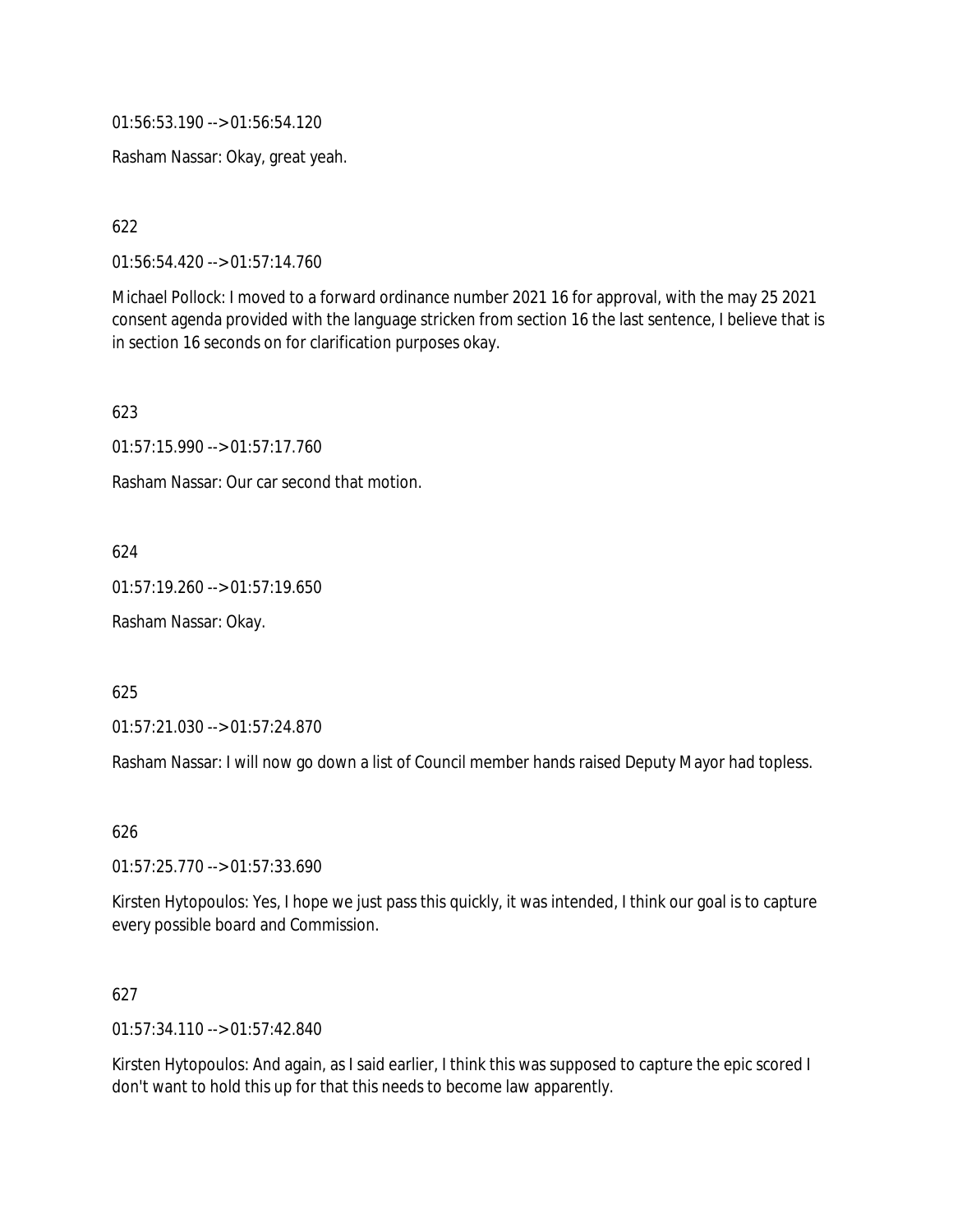01:56:53.190 --> 01:56:54.120

Rasham Nassar: Okay, great yeah.

622

01:56:54.420 --> 01:57:14.760

Michael Pollock: I moved to a forward ordinance number 2021 16 for approval, with the may 25 2021 consent agenda provided with the language stricken from section 16 the last sentence, I believe that is in section 16 seconds on for clarification purposes okay.

623

01:57:15.990 --> 01:57:17.760

Rasham Nassar: Our car second that motion.

624

01:57:19.260 --> 01:57:19.650

Rasham Nassar: Okay.

625

01:57:21.030 --> 01:57:24.870

Rasham Nassar: I will now go down a list of Council member hands raised Deputy Mayor had topless.

626

01:57:25.770 --> 01:57:33.690

Kirsten Hytopoulos: Yes, I hope we just pass this quickly, it was intended, I think our goal is to capture every possible board and Commission.

627

01:57:34.110 --> 01:57:42.840

Kirsten Hytopoulos: And again, as I said earlier, I think this was supposed to capture the epic scored I don't want to hold this up for that this needs to become law apparently.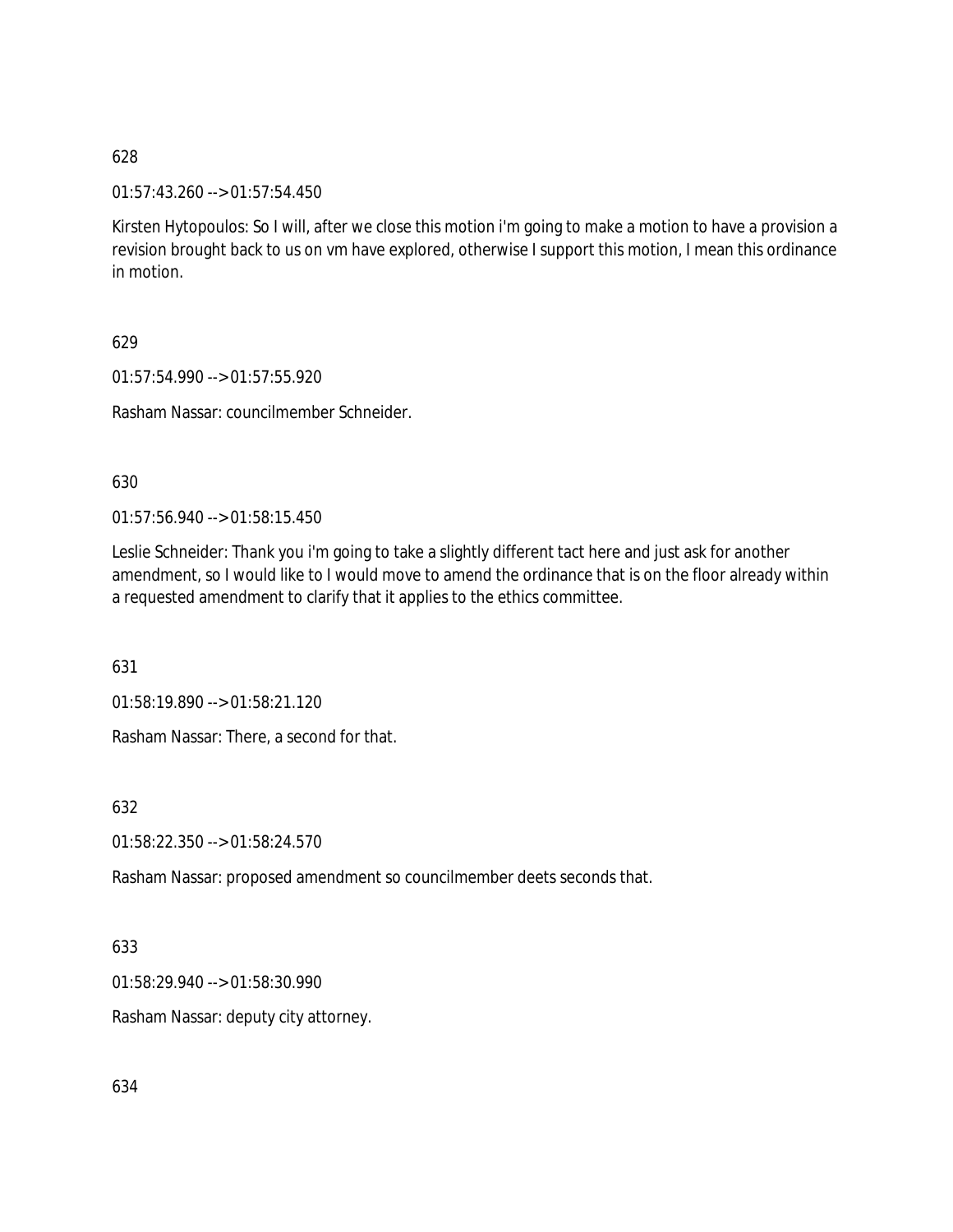628

01:57:43.260 --> 01:57:54.450

Kirsten Hytopoulos: So I will, after we close this motion i'm going to make a motion to have a provision a revision brought back to us on vm have explored, otherwise I support this motion, I mean this ordinance in motion.

629

01:57:54.990 --> 01:57:55.920

Rasham Nassar: councilmember Schneider.

630

01:57:56.940 --> 01:58:15.450

Leslie Schneider: Thank you i'm going to take a slightly different tact here and just ask for another amendment, so I would like to I would move to amend the ordinance that is on the floor already within a requested amendment to clarify that it applies to the ethics committee.

631

01:58:19.890 --> 01:58:21.120

Rasham Nassar: There, a second for that.

632

01:58:22.350 --> 01:58:24.570

Rasham Nassar: proposed amendment so councilmember deets seconds that.

633

01:58:29.940 --> 01:58:30.990

Rasham Nassar: deputy city attorney.

634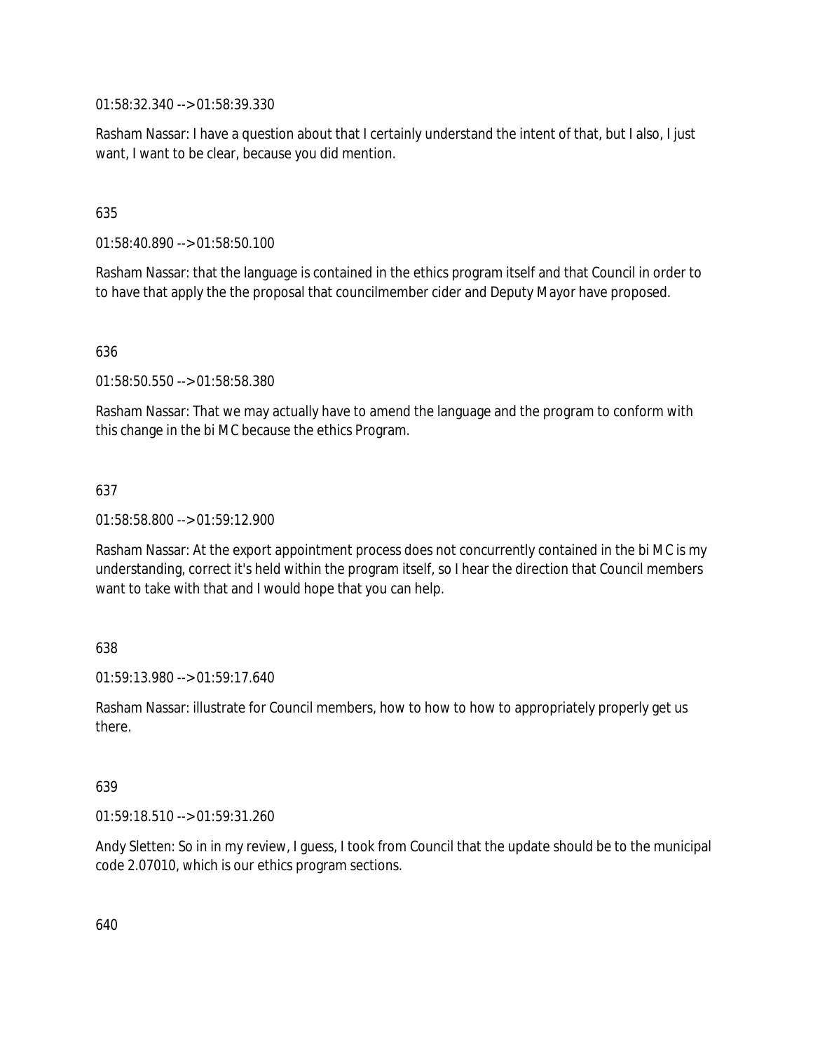01:58:32.340 --> 01:58:39.330

Rasham Nassar: I have a question about that I certainly understand the intent of that, but I also, I just want, I want to be clear, because you did mention.

635

01:58:40.890 --> 01:58:50.100

Rasham Nassar: that the language is contained in the ethics program itself and that Council in order to to have that apply the the proposal that councilmember cider and Deputy Mayor have proposed.

636

01:58:50.550 --> 01:58:58.380

Rasham Nassar: That we may actually have to amend the language and the program to conform with this change in the bi MC because the ethics Program.

637

01:58:58.800 --> 01:59:12.900

Rasham Nassar: At the export appointment process does not concurrently contained in the bi MC is my understanding, correct it's held within the program itself, so I hear the direction that Council members want to take with that and I would hope that you can help.

638

01:59:13.980 --> 01:59:17.640

Rasham Nassar: illustrate for Council members, how to how to how to appropriately properly get us there.

639

01:59:18.510 --> 01:59:31.260

Andy Sletten: So in in my review, I guess, I took from Council that the update should be to the municipal code 2.07010, which is our ethics program sections.

640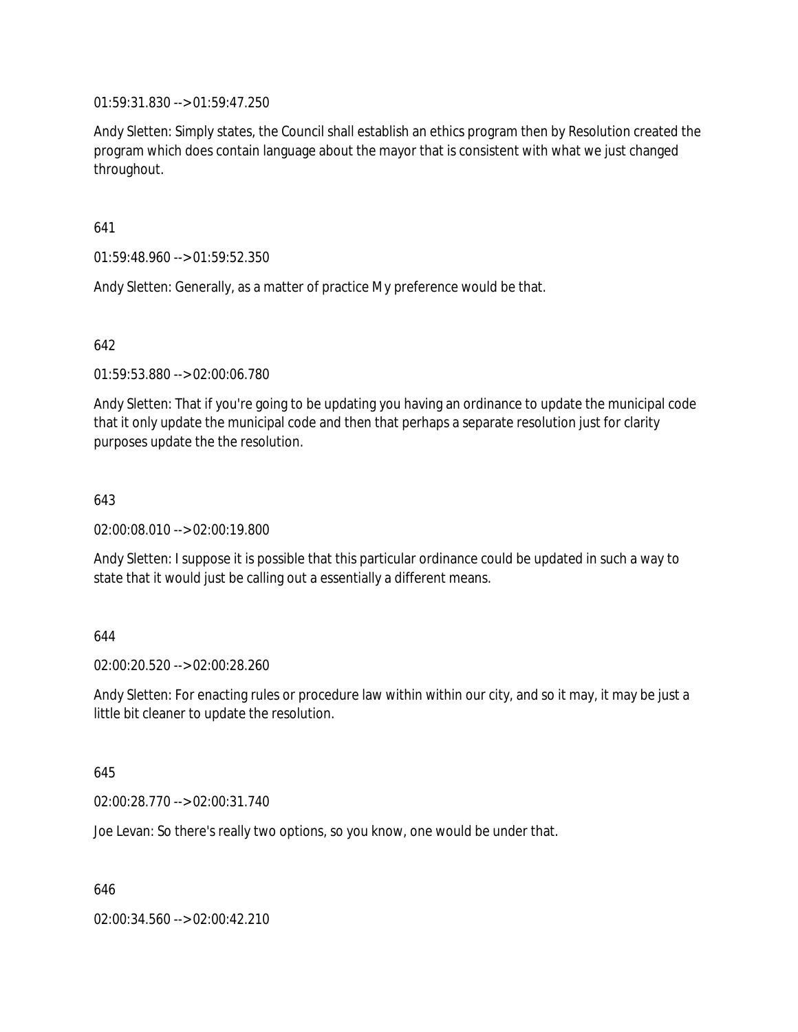01:59:31.830 --> 01:59:47.250

Andy Sletten: Simply states, the Council shall establish an ethics program then by Resolution created the program which does contain language about the mayor that is consistent with what we just changed throughout.

641

01:59:48.960 --> 01:59:52.350

Andy Sletten: Generally, as a matter of practice My preference would be that.

642

01:59:53.880 --> 02:00:06.780

Andy Sletten: That if you're going to be updating you having an ordinance to update the municipal code that it only update the municipal code and then that perhaps a separate resolution just for clarity purposes update the the resolution.

643

02:00:08.010 --> 02:00:19.800

Andy Sletten: I suppose it is possible that this particular ordinance could be updated in such a way to state that it would just be calling out a essentially a different means.

644

02:00:20.520 --> 02:00:28.260

Andy Sletten: For enacting rules or procedure law within within our city, and so it may, it may be just a little bit cleaner to update the resolution.

645

02:00:28.770 --> 02:00:31.740

Joe Levan: So there's really two options, so you know, one would be under that.

646

02:00:34.560 --> 02:00:42.210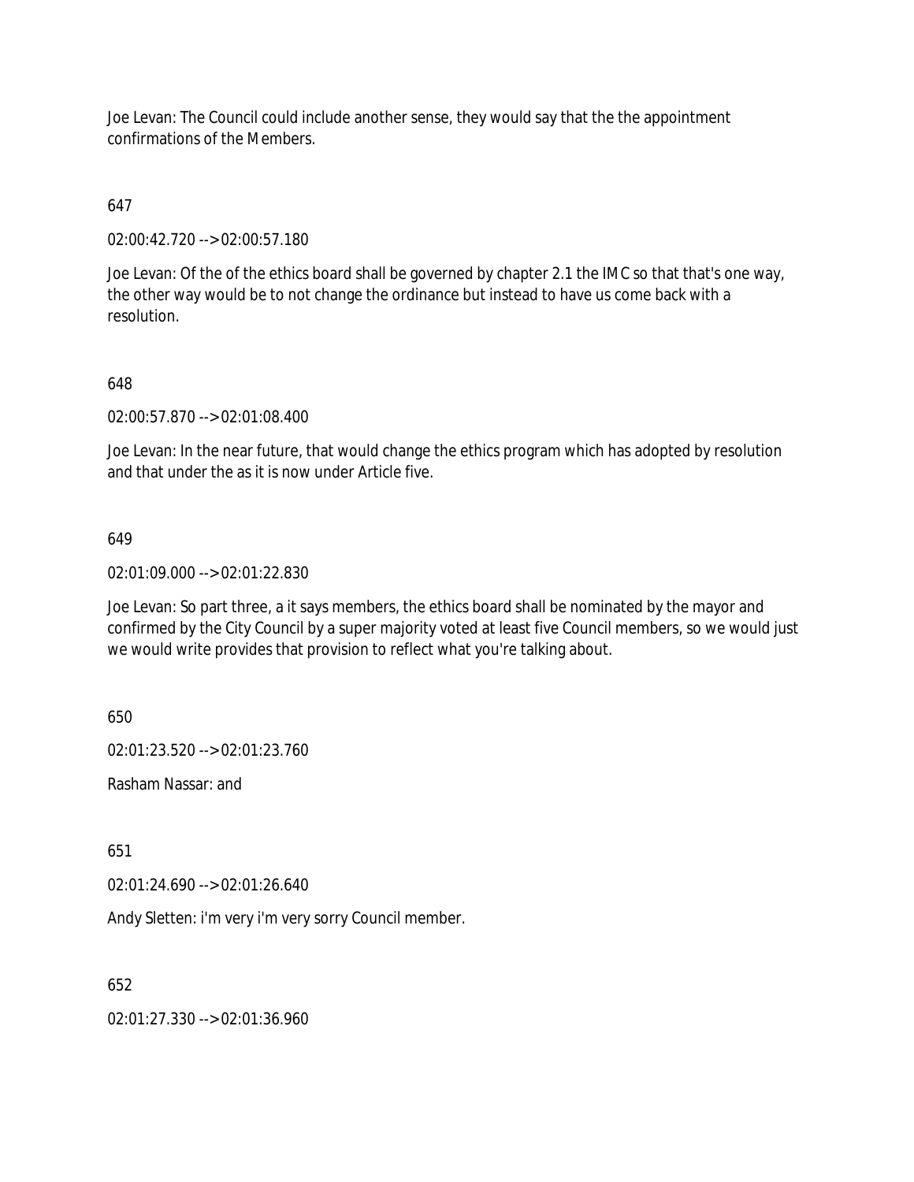Joe Levan: The Council could include another sense, they would say that the the appointment confirmations of the Members.

647

02:00:42.720 --> 02:00:57.180

Joe Levan: Of the of the ethics board shall be governed by chapter 2.1 the IMC so that that's one way, the other way would be to not change the ordinance but instead to have us come back with a resolution.

648

02:00:57.870 --> 02:01:08.400

Joe Levan: In the near future, that would change the ethics program which has adopted by resolution and that under the as it is now under Article five.

649

02:01:09.000 --> 02:01:22.830

Joe Levan: So part three, a it says members, the ethics board shall be nominated by the mayor and confirmed by the City Council by a super majority voted at least five Council members, so we would just we would write provides that provision to reflect what you're talking about.

650

02:01:23.520 --> 02:01:23.760

Rasham Nassar: and

651

02:01:24.690 --> 02:01:26.640

Andy Sletten: i'm very i'm very sorry Council member.

652

02:01:27.330 --> 02:01:36.960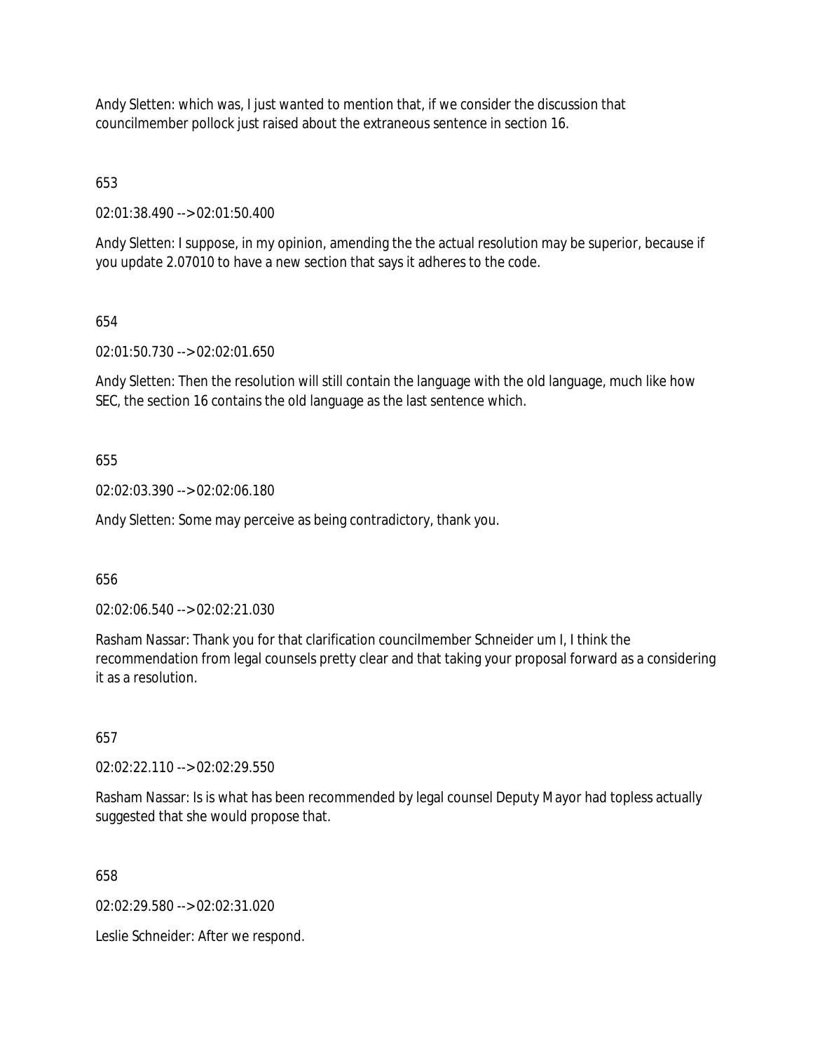Andy Sletten: which was, I just wanted to mention that, if we consider the discussion that councilmember pollock just raised about the extraneous sentence in section 16.

653

02:01:38.490 --> 02:01:50.400

Andy Sletten: I suppose, in my opinion, amending the the actual resolution may be superior, because if you update 2.07010 to have a new section that says it adheres to the code.

654

02:01:50.730 --> 02:02:01.650

Andy Sletten: Then the resolution will still contain the language with the old language, much like how SEC, the section 16 contains the old language as the last sentence which.

655

02:02:03.390 --> 02:02:06.180

Andy Sletten: Some may perceive as being contradictory, thank you.

656

02:02:06.540 --> 02:02:21.030

Rasham Nassar: Thank you for that clarification councilmember Schneider um I, I think the recommendation from legal counsels pretty clear and that taking your proposal forward as a considering it as a resolution.

657

02:02:22.110 --> 02:02:29.550

Rasham Nassar: Is is what has been recommended by legal counsel Deputy Mayor had topless actually suggested that she would propose that.

658

02:02:29.580 --> 02:02:31.020

Leslie Schneider: After we respond.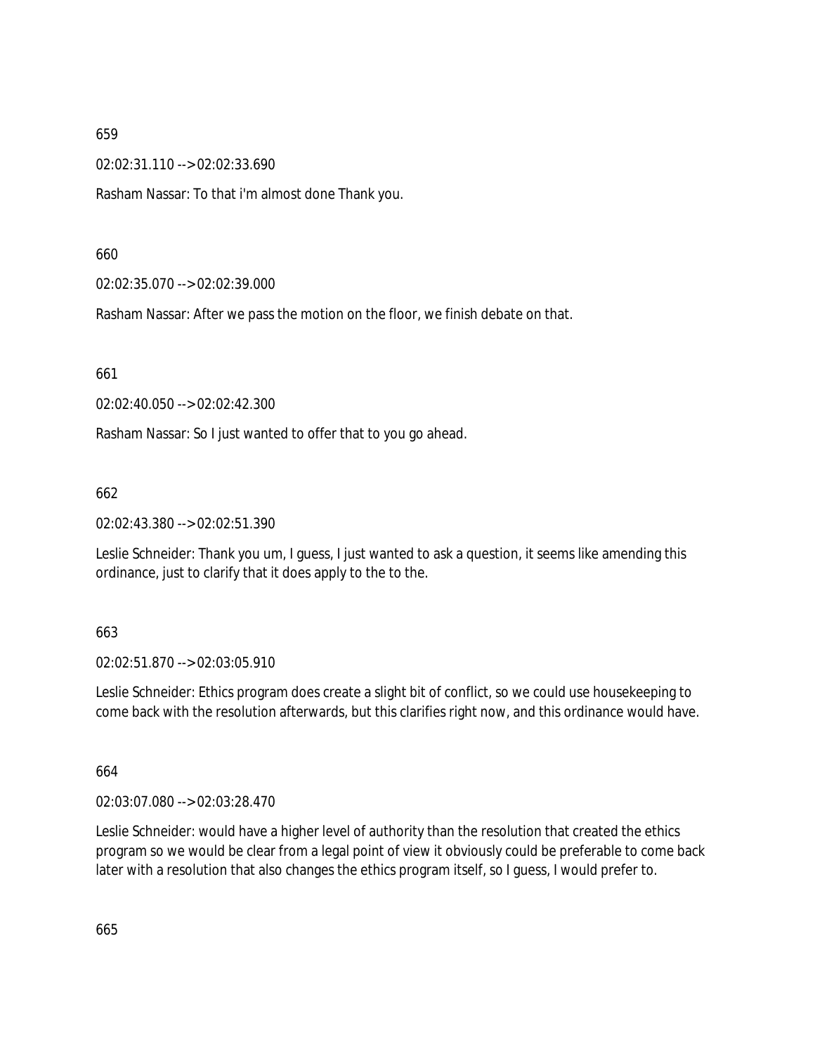659

02:02:31.110 --> 02:02:33.690

Rasham Nassar: To that i'm almost done Thank you.

660

02:02:35.070 --> 02:02:39.000

Rasham Nassar: After we pass the motion on the floor, we finish debate on that.

661

02:02:40.050 --> 02:02:42.300

Rasham Nassar: So I just wanted to offer that to you go ahead.

662

02:02:43.380 --> 02:02:51.390

Leslie Schneider: Thank you um, I guess, I just wanted to ask a question, it seems like amending this ordinance, just to clarify that it does apply to the to the.

663

02:02:51.870 --> 02:03:05.910

Leslie Schneider: Ethics program does create a slight bit of conflict, so we could use housekeeping to come back with the resolution afterwards, but this clarifies right now, and this ordinance would have.

664

02:03:07.080 --> 02:03:28.470

Leslie Schneider: would have a higher level of authority than the resolution that created the ethics program so we would be clear from a legal point of view it obviously could be preferable to come back later with a resolution that also changes the ethics program itself, so I guess, I would prefer to.

665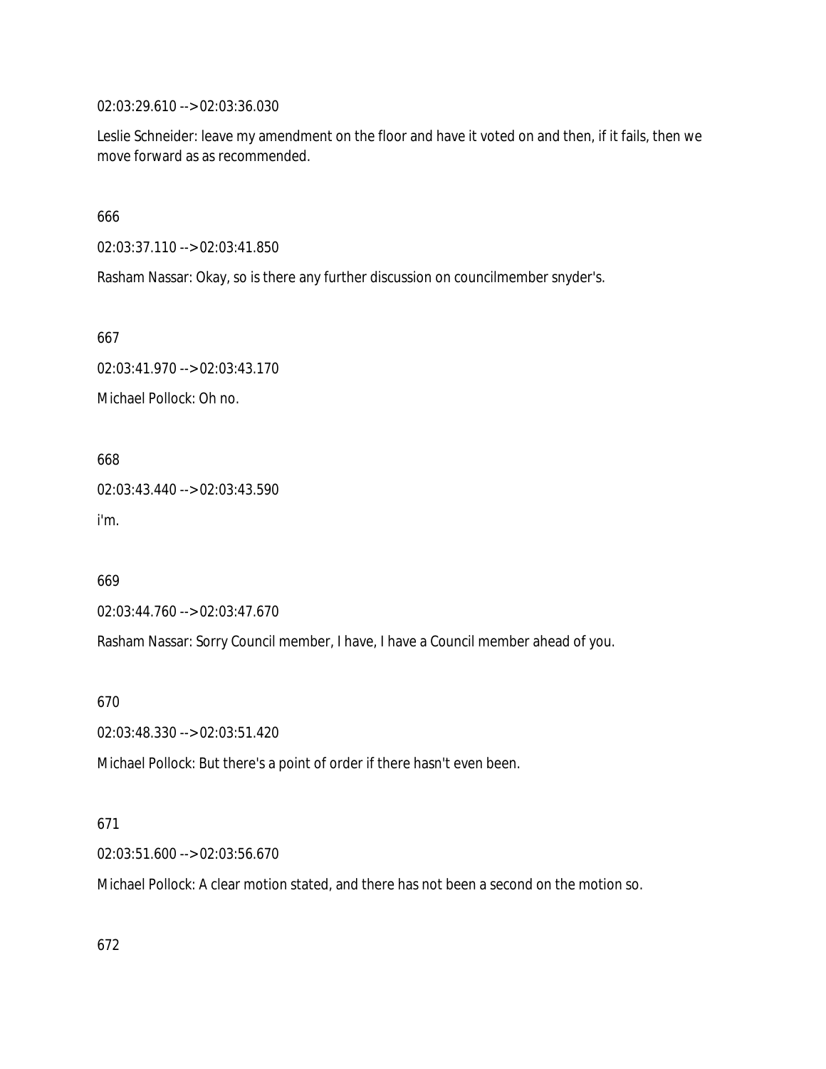02:03:29.610 --> 02:03:36.030

Leslie Schneider: leave my amendment on the floor and have it voted on and then, if it fails, then we move forward as as recommended.

666

02:03:37.110 --> 02:03:41.850

Rasham Nassar: Okay, so is there any further discussion on councilmember snyder's.

667

02:03:41.970 --> 02:03:43.170

Michael Pollock: Oh no.

668

02:03:43.440 --> 02:03:43.590

i'm.

669

02:03:44.760 --> 02:03:47.670

Rasham Nassar: Sorry Council member, I have, I have a Council member ahead of you.

670

02:03:48.330 --> 02:03:51.420

Michael Pollock: But there's a point of order if there hasn't even been.

671

02:03:51.600 --> 02:03:56.670

Michael Pollock: A clear motion stated, and there has not been a second on the motion so.

672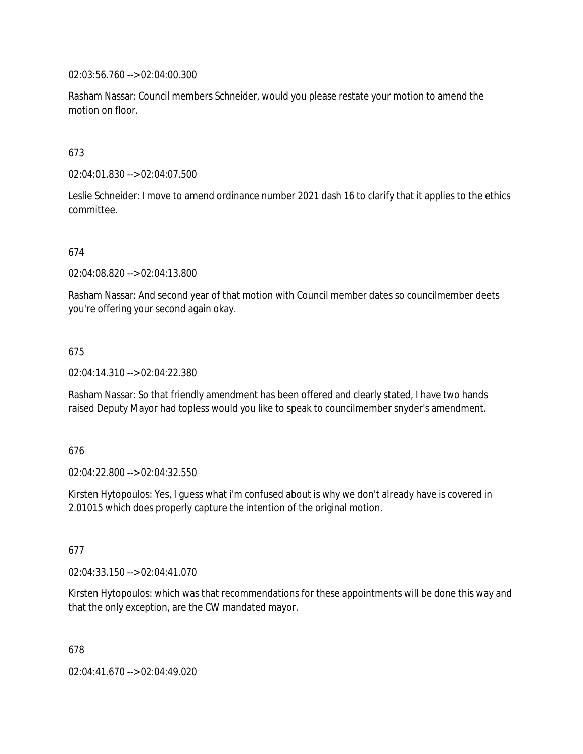02:03:56.760 --> 02:04:00.300

Rasham Nassar: Council members Schneider, would you please restate your motion to amend the motion on floor.

673

02:04:01.830 --> 02:04:07.500

Leslie Schneider: I move to amend ordinance number 2021 dash 16 to clarify that it applies to the ethics committee.

674

02:04:08.820 --> 02:04:13.800

Rasham Nassar: And second year of that motion with Council member dates so councilmember deets you're offering your second again okay.

675

02:04:14.310 --> 02:04:22.380

Rasham Nassar: So that friendly amendment has been offered and clearly stated, I have two hands raised Deputy Mayor had topless would you like to speak to councilmember snyder's amendment.

676

02:04:22.800 --> 02:04:32.550

Kirsten Hytopoulos: Yes, I guess what i'm confused about is why we don't already have is covered in 2.01015 which does properly capture the intention of the original motion.

677

02:04:33.150 --> 02:04:41.070

Kirsten Hytopoulos: which was that recommendations for these appointments will be done this way and that the only exception, are the CW mandated mayor.

678

02:04:41.670 --> 02:04:49.020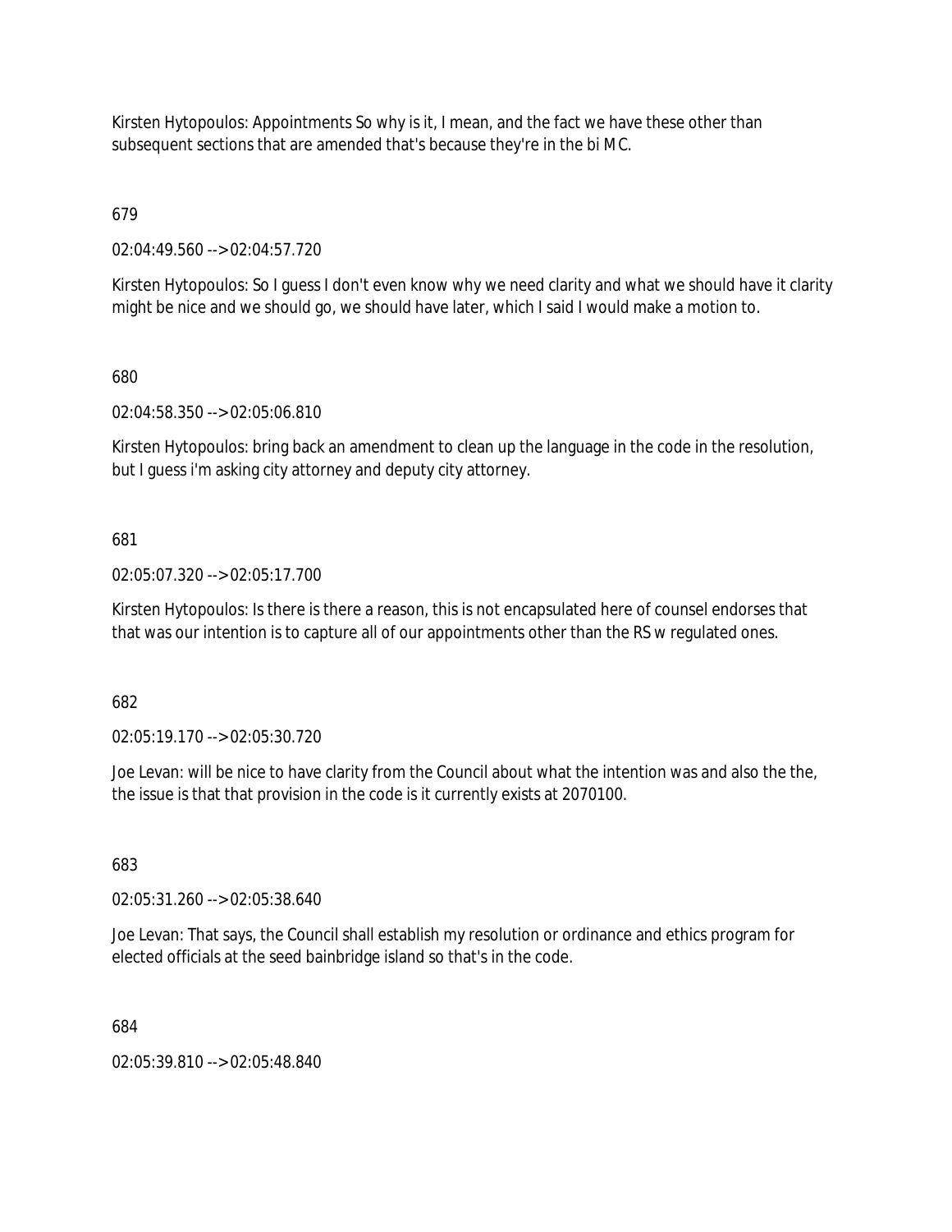Kirsten Hytopoulos: Appointments So why is it, I mean, and the fact we have these other than subsequent sections that are amended that's because they're in the bi MC.

679

02:04:49.560 --> 02:04:57.720

Kirsten Hytopoulos: So I guess I don't even know why we need clarity and what we should have it clarity might be nice and we should go, we should have later, which I said I would make a motion to.

680

02:04:58.350 --> 02:05:06.810

Kirsten Hytopoulos: bring back an amendment to clean up the language in the code in the resolution, but I guess i'm asking city attorney and deputy city attorney.

681

02:05:07.320 --> 02:05:17.700

Kirsten Hytopoulos: Is there is there a reason, this is not encapsulated here of counsel endorses that that was our intention is to capture all of our appointments other than the RS w regulated ones.

682

02:05:19.170 --> 02:05:30.720

Joe Levan: will be nice to have clarity from the Council about what the intention was and also the the, the issue is that that provision in the code is it currently exists at 2070100.

683

02:05:31.260 --> 02:05:38.640

Joe Levan: That says, the Council shall establish my resolution or ordinance and ethics program for elected officials at the seed bainbridge island so that's in the code.

684

02:05:39.810 --> 02:05:48.840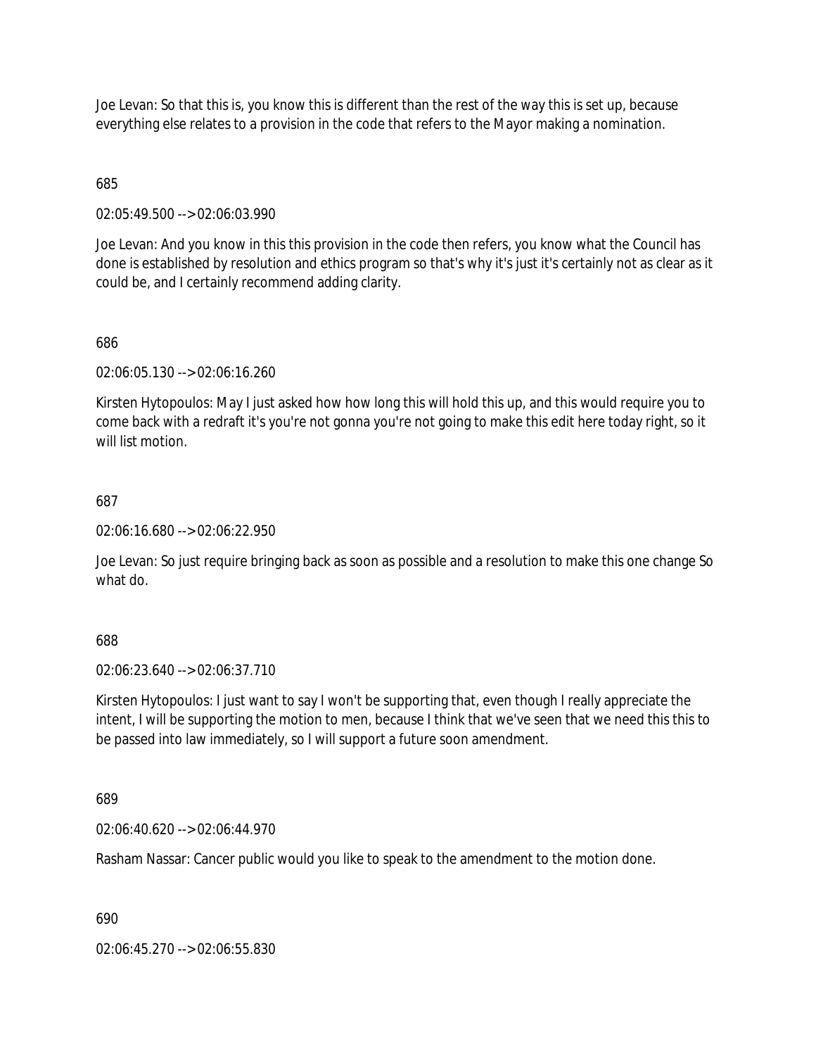Joe Levan: So that this is, you know this is different than the rest of the way this is set up, because everything else relates to a provision in the code that refers to the Mayor making a nomination.

685

02:05:49.500 --> 02:06:03.990

Joe Levan: And you know in this this provision in the code then refers, you know what the Council has done is established by resolution and ethics program so that's why it's just it's certainly not as clear as it could be, and I certainly recommend adding clarity.

686

02:06:05.130 --> 02:06:16.260

Kirsten Hytopoulos: May I just asked how how long this will hold this up, and this would require you to come back with a redraft it's you're not gonna you're not going to make this edit here today right, so it will list motion.

687

02:06:16.680 --> 02:06:22.950

Joe Levan: So just require bringing back as soon as possible and a resolution to make this one change So what do.

688

02:06:23.640 --> 02:06:37.710

Kirsten Hytopoulos: I just want to say I won't be supporting that, even though I really appreciate the intent, I will be supporting the motion to men, because I think that we've seen that we need this this to be passed into law immediately, so I will support a future soon amendment.

689

02:06:40.620 --> 02:06:44.970

Rasham Nassar: Cancer public would you like to speak to the amendment to the motion done.

690

02:06:45.270 --> 02:06:55.830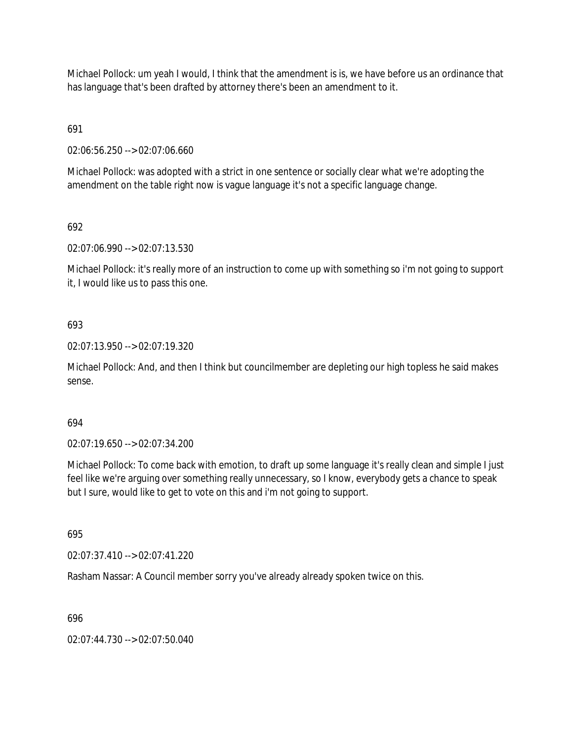Michael Pollock: um yeah I would, I think that the amendment is is, we have before us an ordinance that has language that's been drafted by attorney there's been an amendment to it.

691

02:06:56.250 --> 02:07:06.660

Michael Pollock: was adopted with a strict in one sentence or socially clear what we're adopting the amendment on the table right now is vague language it's not a specific language change.

692

02:07:06.990 --> 02:07:13.530

Michael Pollock: it's really more of an instruction to come up with something so i'm not going to support it, I would like us to pass this one.

693

02:07:13.950 --> 02:07:19.320

Michael Pollock: And, and then I think but councilmember are depleting our high topless he said makes sense.

694

02:07:19.650 --> 02:07:34.200

Michael Pollock: To come back with emotion, to draft up some language it's really clean and simple I just feel like we're arguing over something really unnecessary, so I know, everybody gets a chance to speak but I sure, would like to get to vote on this and i'm not going to support.

695

02:07:37.410 --> 02:07:41.220

Rasham Nassar: A Council member sorry you've already already spoken twice on this.

696

02:07:44.730 --> 02:07:50.040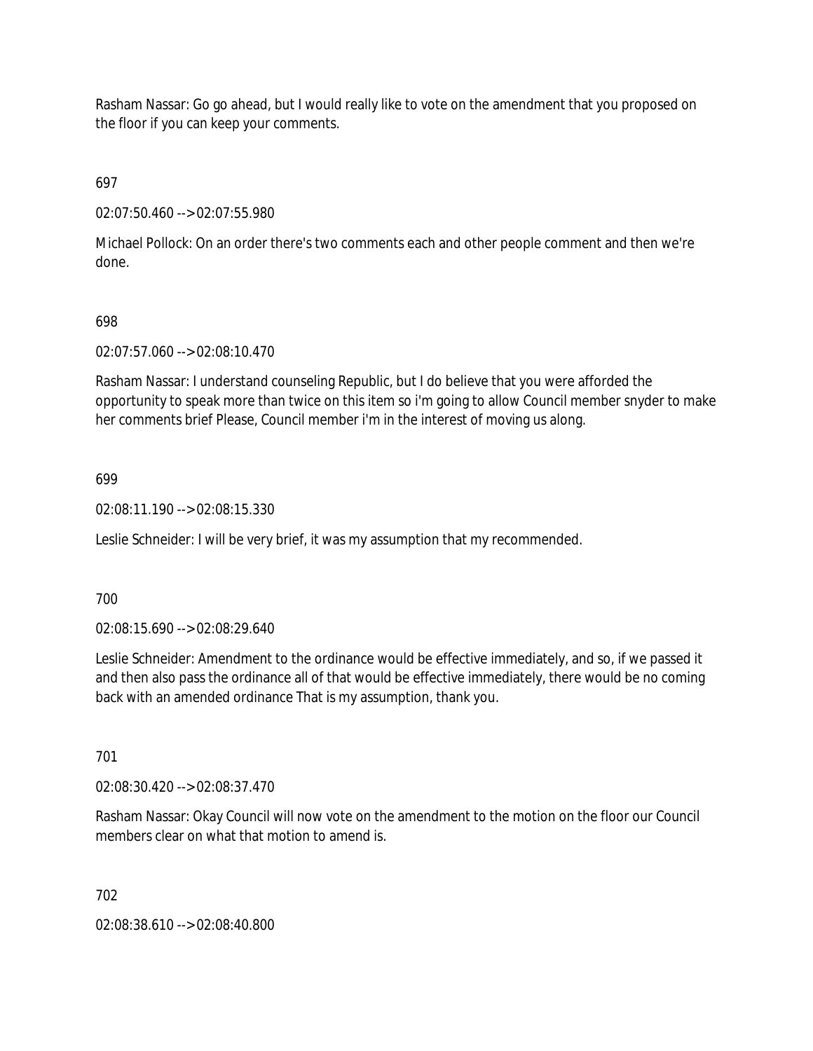Rasham Nassar: Go go ahead, but I would really like to vote on the amendment that you proposed on the floor if you can keep your comments.

697

02:07:50.460 --> 02:07:55.980

Michael Pollock: On an order there's two comments each and other people comment and then we're done.

698

02:07:57.060 --> 02:08:10.470

Rasham Nassar: I understand counseling Republic, but I do believe that you were afforded the opportunity to speak more than twice on this item so i'm going to allow Council member snyder to make her comments brief Please, Council member i'm in the interest of moving us along.

699

02:08:11.190 --> 02:08:15.330

Leslie Schneider: I will be very brief, it was my assumption that my recommended.

700

02:08:15.690 --> 02:08:29.640

Leslie Schneider: Amendment to the ordinance would be effective immediately, and so, if we passed it and then also pass the ordinance all of that would be effective immediately, there would be no coming back with an amended ordinance That is my assumption, thank you.

701

02:08:30.420 --> 02:08:37.470

Rasham Nassar: Okay Council will now vote on the amendment to the motion on the floor our Council members clear on what that motion to amend is.

702

02:08:38.610 --> 02:08:40.800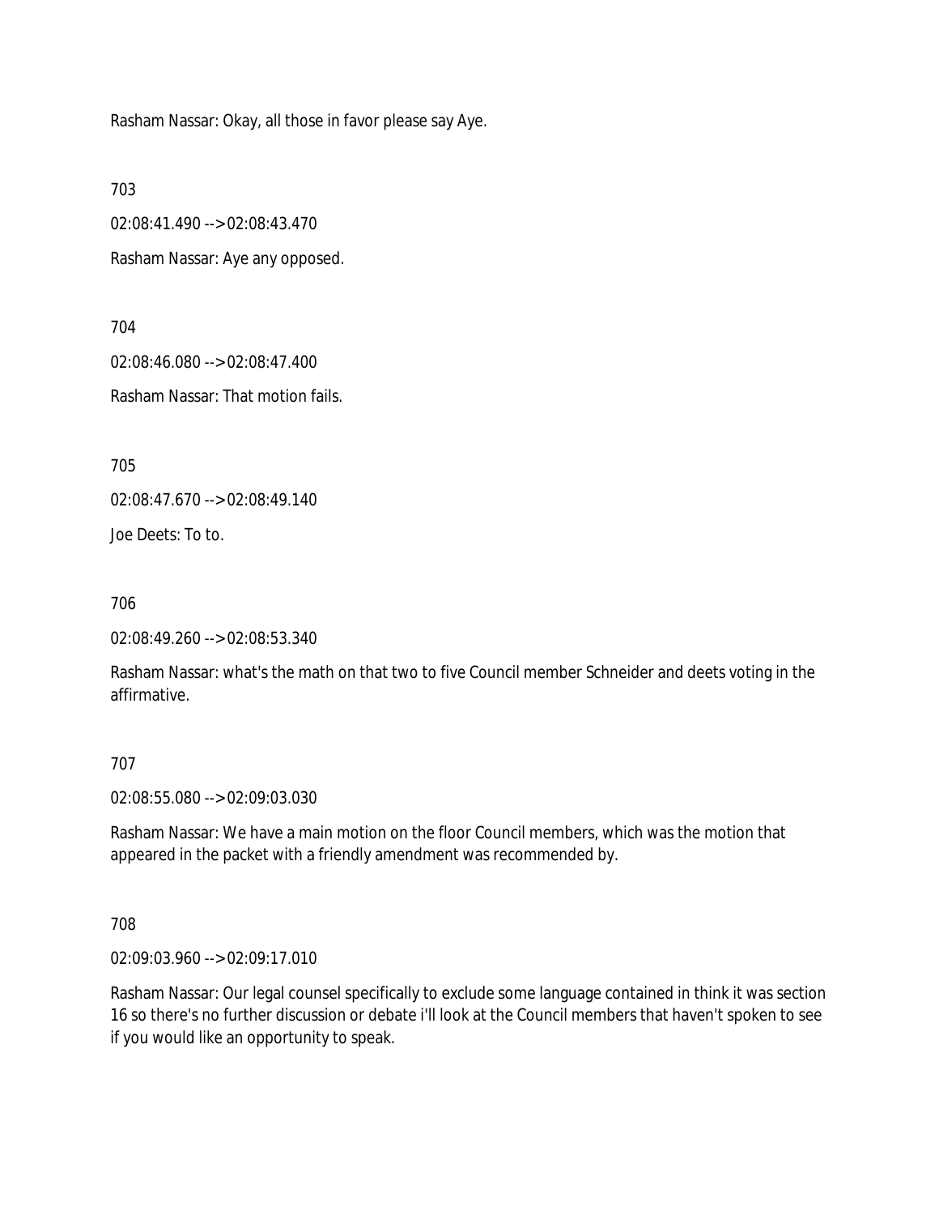Rasham Nassar: Okay, all those in favor please say Aye.

703

02:08:41.490 --> 02:08:43.470

Rasham Nassar: Aye any opposed.

704

02:08:46.080 --> 02:08:47.400

Rasham Nassar: That motion fails.

705

02:08:47.670 --> 02:08:49.140

Joe Deets: To to.

706

02:08:49.260 --> 02:08:53.340

Rasham Nassar: what's the math on that two to five Council member Schneider and deets voting in the affirmative.

707

02:08:55.080 --> 02:09:03.030

Rasham Nassar: We have a main motion on the floor Council members, which was the motion that appeared in the packet with a friendly amendment was recommended by.

708

02:09:03.960 --> 02:09:17.010

Rasham Nassar: Our legal counsel specifically to exclude some language contained in think it was section 16 so there's no further discussion or debate i'll look at the Council members that haven't spoken to see if you would like an opportunity to speak.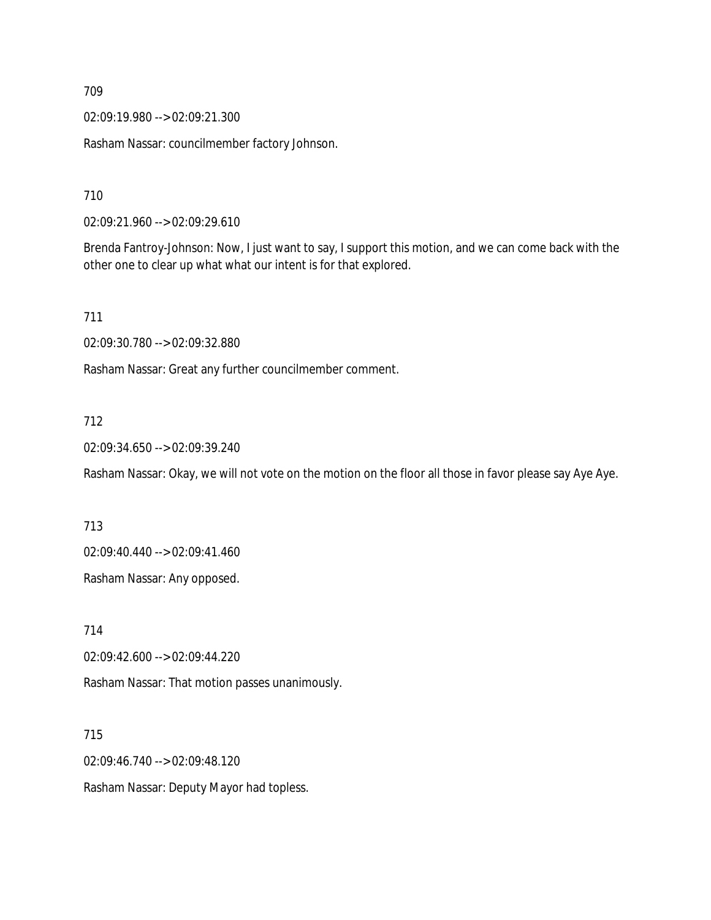709

02:09:19.980 --> 02:09:21.300

Rasham Nassar: councilmember factory Johnson.

710

02:09:21.960 --> 02:09:29.610

Brenda Fantroy-Johnson: Now, I just want to say, I support this motion, and we can come back with the other one to clear up what what our intent is for that explored.

711

02:09:30.780 --> 02:09:32.880

Rasham Nassar: Great any further councilmember comment.

712

02:09:34.650 --> 02:09:39.240

Rasham Nassar: Okay, we will not vote on the motion on the floor all those in favor please say Aye Aye.

713

02:09:40.440 --> 02:09:41.460

Rasham Nassar: Any opposed.

714

02:09:42.600 --> 02:09:44.220

Rasham Nassar: That motion passes unanimously.

715

02:09:46.740 --> 02:09:48.120

Rasham Nassar: Deputy Mayor had topless.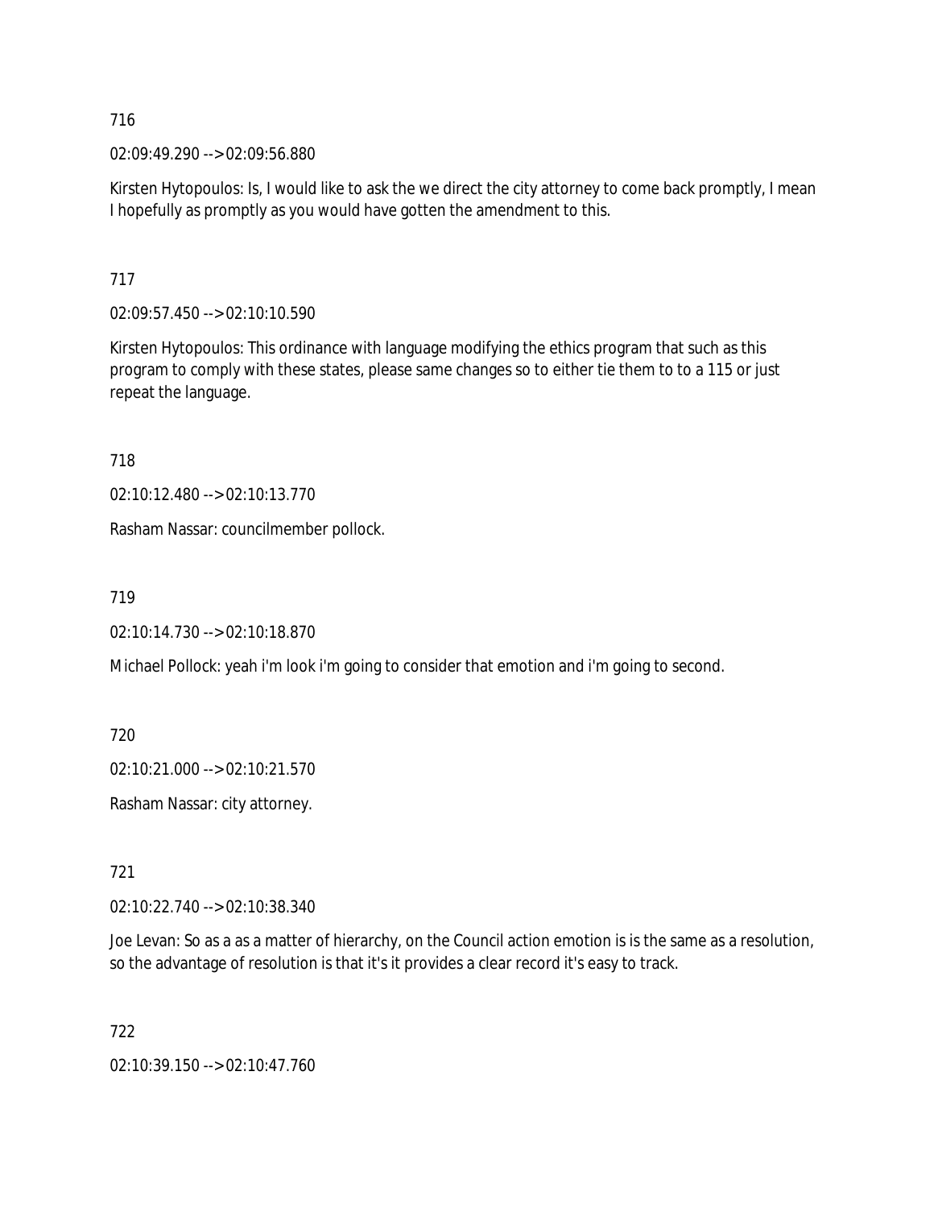716

02:09:49.290 --> 02:09:56.880

Kirsten Hytopoulos: Is, I would like to ask the we direct the city attorney to come back promptly, I mean I hopefully as promptly as you would have gotten the amendment to this.

717

02:09:57.450 --> 02:10:10.590

Kirsten Hytopoulos: This ordinance with language modifying the ethics program that such as this program to comply with these states, please same changes so to either tie them to to a 115 or just repeat the language.

718

02:10:12.480 --> 02:10:13.770

Rasham Nassar: councilmember pollock.

719

02:10:14.730 --> 02:10:18.870

Michael Pollock: yeah i'm look i'm going to consider that emotion and i'm going to second.

720

02:10:21.000 --> 02:10:21.570

Rasham Nassar: city attorney.

721

02:10:22.740 --> 02:10:38.340

Joe Levan: So as a as a matter of hierarchy, on the Council action emotion is is the same as a resolution, so the advantage of resolution is that it's it provides a clear record it's easy to track.

722

02:10:39.150 --> 02:10:47.760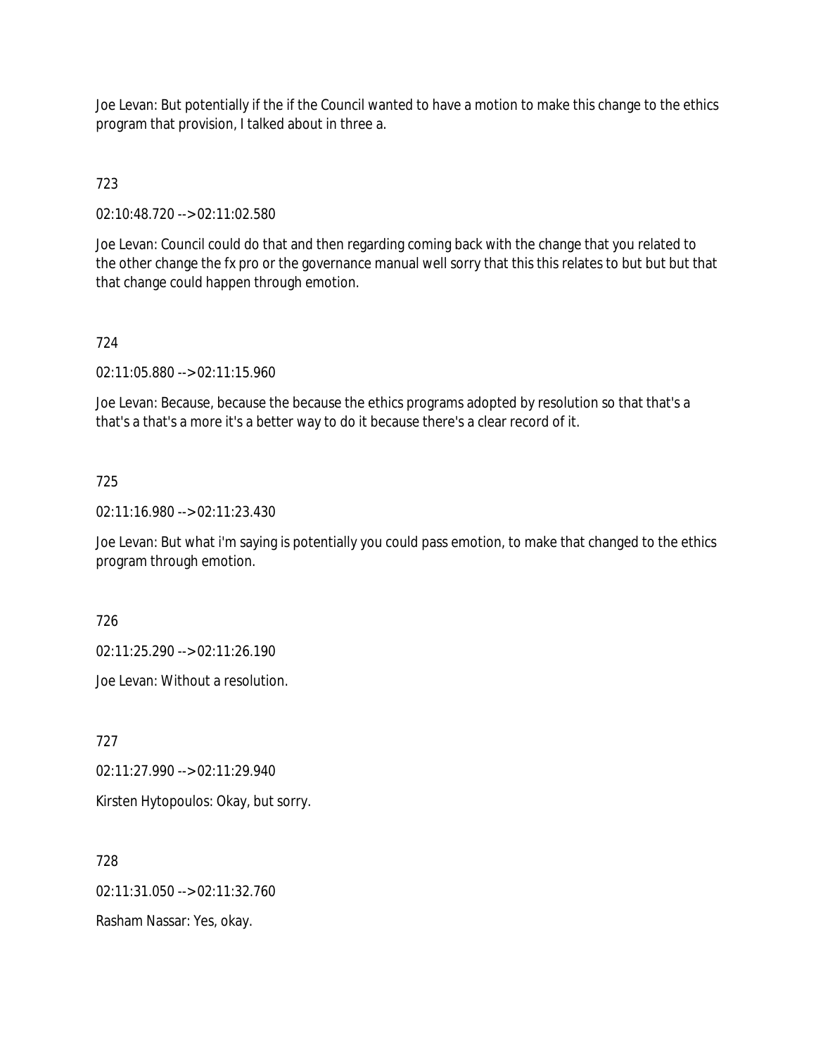Joe Levan: But potentially if the if the Council wanted to have a motion to make this change to the ethics program that provision, I talked about in three a.

723

02:10:48.720 --> 02:11:02.580

Joe Levan: Council could do that and then regarding coming back with the change that you related to the other change the fx pro or the governance manual well sorry that this this relates to but but but that that change could happen through emotion.

724

02:11:05.880 --> 02:11:15.960

Joe Levan: Because, because the because the ethics programs adopted by resolution so that that's a that's a that's a more it's a better way to do it because there's a clear record of it.

725

02:11:16.980 --> 02:11:23.430

Joe Levan: But what i'm saying is potentially you could pass emotion, to make that changed to the ethics program through emotion.

726

02:11:25.290 --> 02:11:26.190

Joe Levan: Without a resolution.

727

02:11:27.990 --> 02:11:29.940

Kirsten Hytopoulos: Okay, but sorry.

728

02:11:31.050 --> 02:11:32.760

Rasham Nassar: Yes, okay.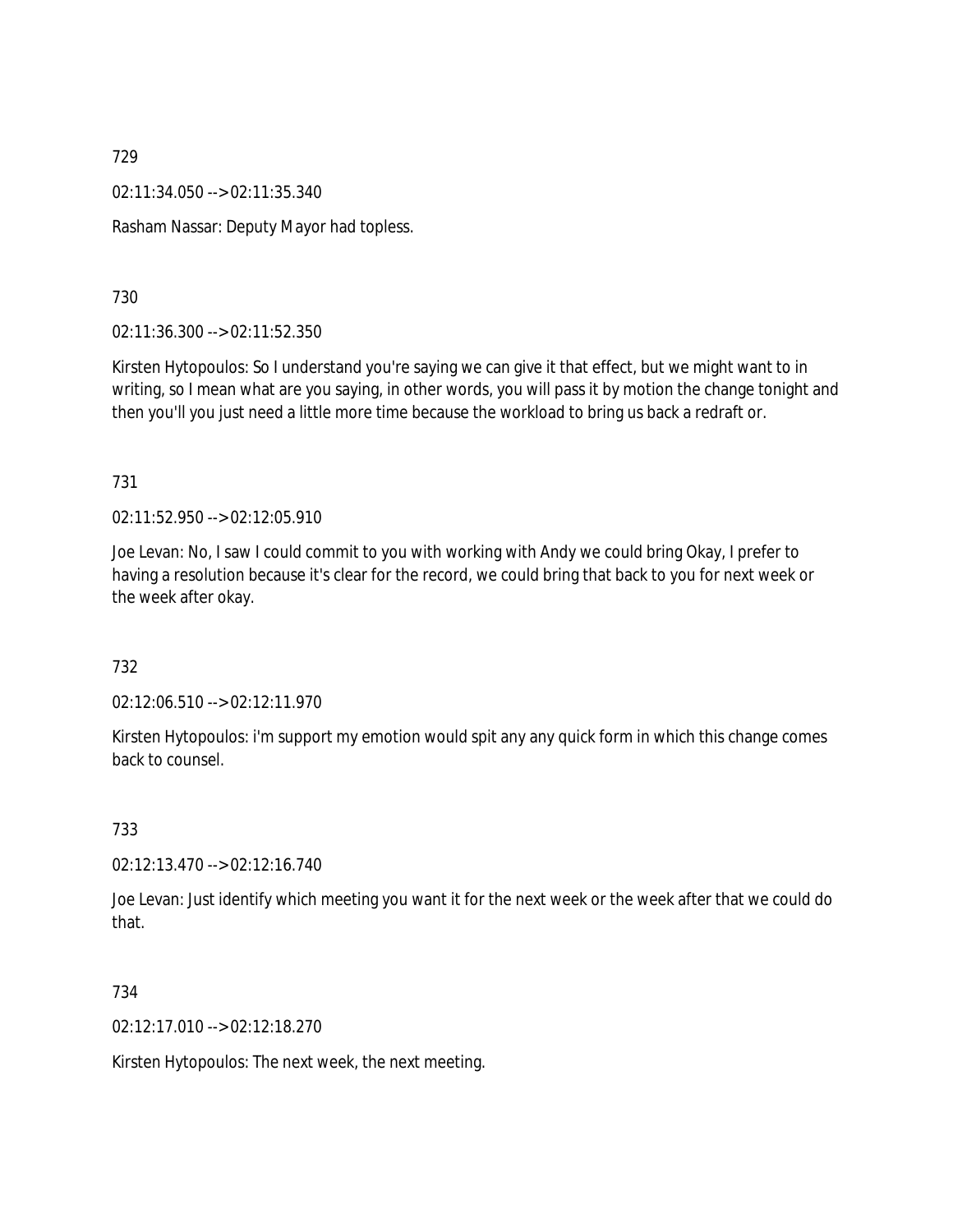729

02:11:34.050 --> 02:11:35.340

Rasham Nassar: Deputy Mayor had topless.

730

02:11:36.300 --> 02:11:52.350

Kirsten Hytopoulos: So I understand you're saying we can give it that effect, but we might want to in writing, so I mean what are you saying, in other words, you will pass it by motion the change tonight and then you'll you just need a little more time because the workload to bring us back a redraft or.

731

02:11:52.950 --> 02:12:05.910

Joe Levan: No, I saw I could commit to you with working with Andy we could bring Okay, I prefer to having a resolution because it's clear for the record, we could bring that back to you for next week or the week after okay.

732

02:12:06.510 --> 02:12:11.970

Kirsten Hytopoulos: i'm support my emotion would spit any any quick form in which this change comes back to counsel.

733

02:12:13.470 --> 02:12:16.740

Joe Levan: Just identify which meeting you want it for the next week or the week after that we could do that.

734

02:12:17.010 --> 02:12:18.270

Kirsten Hytopoulos: The next week, the next meeting.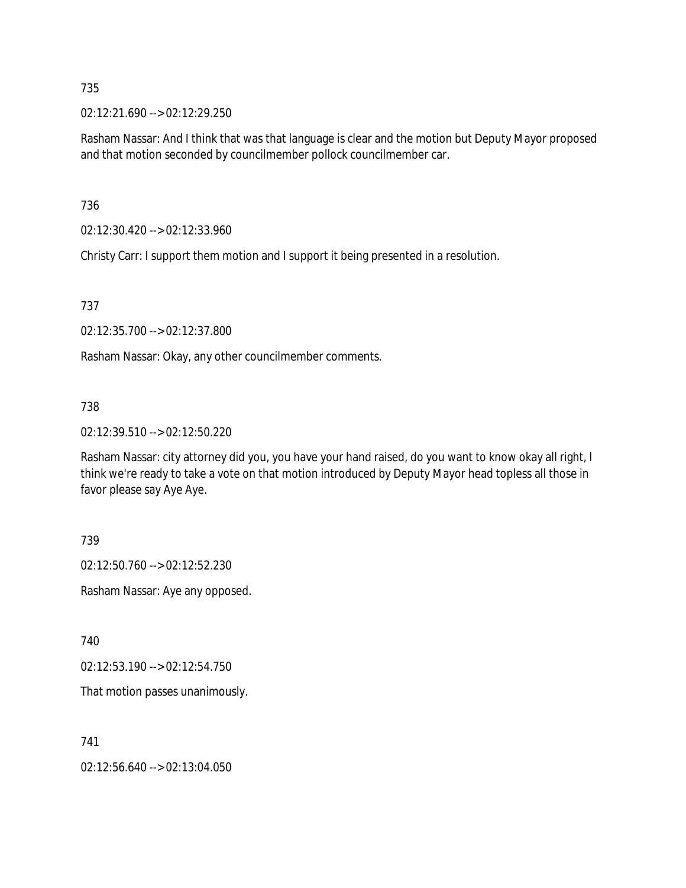735

02:12:21.690 --> 02:12:29.250

Rasham Nassar: And I think that was that language is clear and the motion but Deputy Mayor proposed and that motion seconded by councilmember pollock councilmember car.

736

02:12:30.420 --> 02:12:33.960

Christy Carr: I support them motion and I support it being presented in a resolution.

737

02:12:35.700 --> 02:12:37.800

Rasham Nassar: Okay, any other councilmember comments.

738

02:12:39.510 --> 02:12:50.220

Rasham Nassar: city attorney did you, you have your hand raised, do you want to know okay all right, I think we're ready to take a vote on that motion introduced by Deputy Mayor head topless all those in favor please say Aye Aye.

739

02:12:50.760 --> 02:12:52.230

Rasham Nassar: Aye any opposed.

740

02:12:53.190 --> 02:12:54.750

That motion passes unanimously.

741

02:12:56.640 --> 02:13:04.050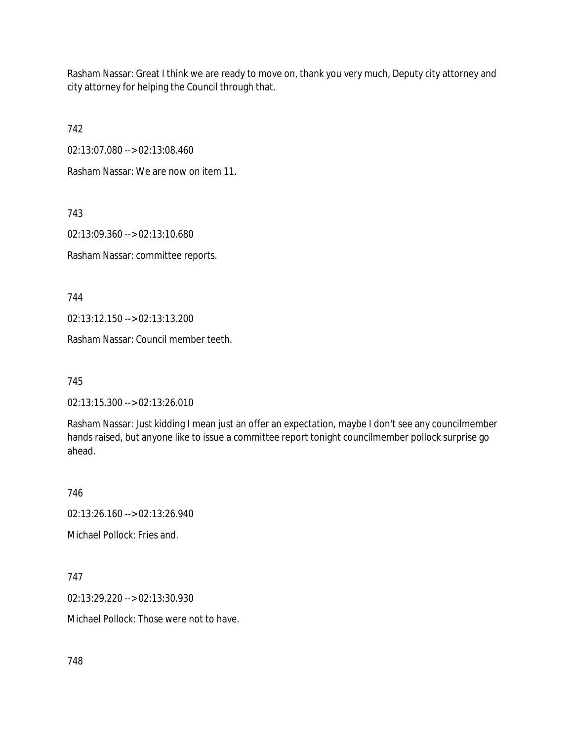Rasham Nassar: Great I think we are ready to move on, thank you very much, Deputy city attorney and city attorney for helping the Council through that.

742

02:13:07.080 --> 02:13:08.460

Rasham Nassar: We are now on item 11.

743

02:13:09.360 --> 02:13:10.680

Rasham Nassar: committee reports.

744

02:13:12.150 --> 02:13:13.200

Rasham Nassar: Council member teeth.

745

02:13:15.300 --> 02:13:26.010

Rasham Nassar: Just kidding I mean just an offer an expectation, maybe I don't see any councilmember hands raised, but anyone like to issue a committee report tonight councilmember pollock surprise go ahead.

746

02:13:26.160 --> 02:13:26.940

Michael Pollock: Fries and.

747

02:13:29.220 --> 02:13:30.930

Michael Pollock: Those were not to have.

748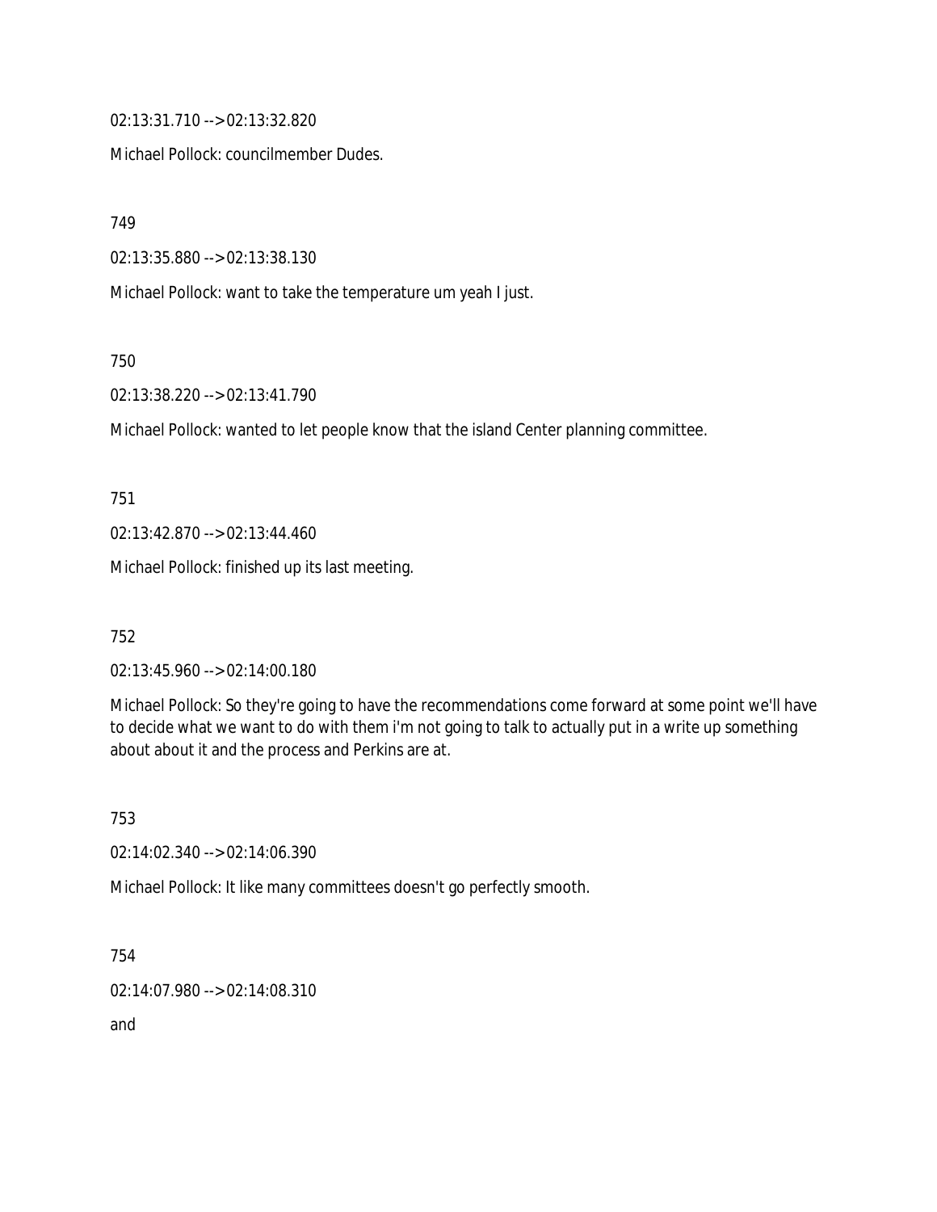02:13:31.710 --> 02:13:32.820

Michael Pollock: councilmember Dudes.

749

02:13:35.880 --> 02:13:38.130

Michael Pollock: want to take the temperature um yeah I just.

750

02:13:38.220 --> 02:13:41.790

Michael Pollock: wanted to let people know that the island Center planning committee.

751

02:13:42.870 --> 02:13:44.460

Michael Pollock: finished up its last meeting.

752

02:13:45.960 --> 02:14:00.180

Michael Pollock: So they're going to have the recommendations come forward at some point we'll have to decide what we want to do with them i'm not going to talk to actually put in a write up something about about it and the process and Perkins are at.

753

02:14:02.340 --> 02:14:06.390

Michael Pollock: It like many committees doesn't go perfectly smooth.

754

02:14:07.980 --> 02:14:08.310

and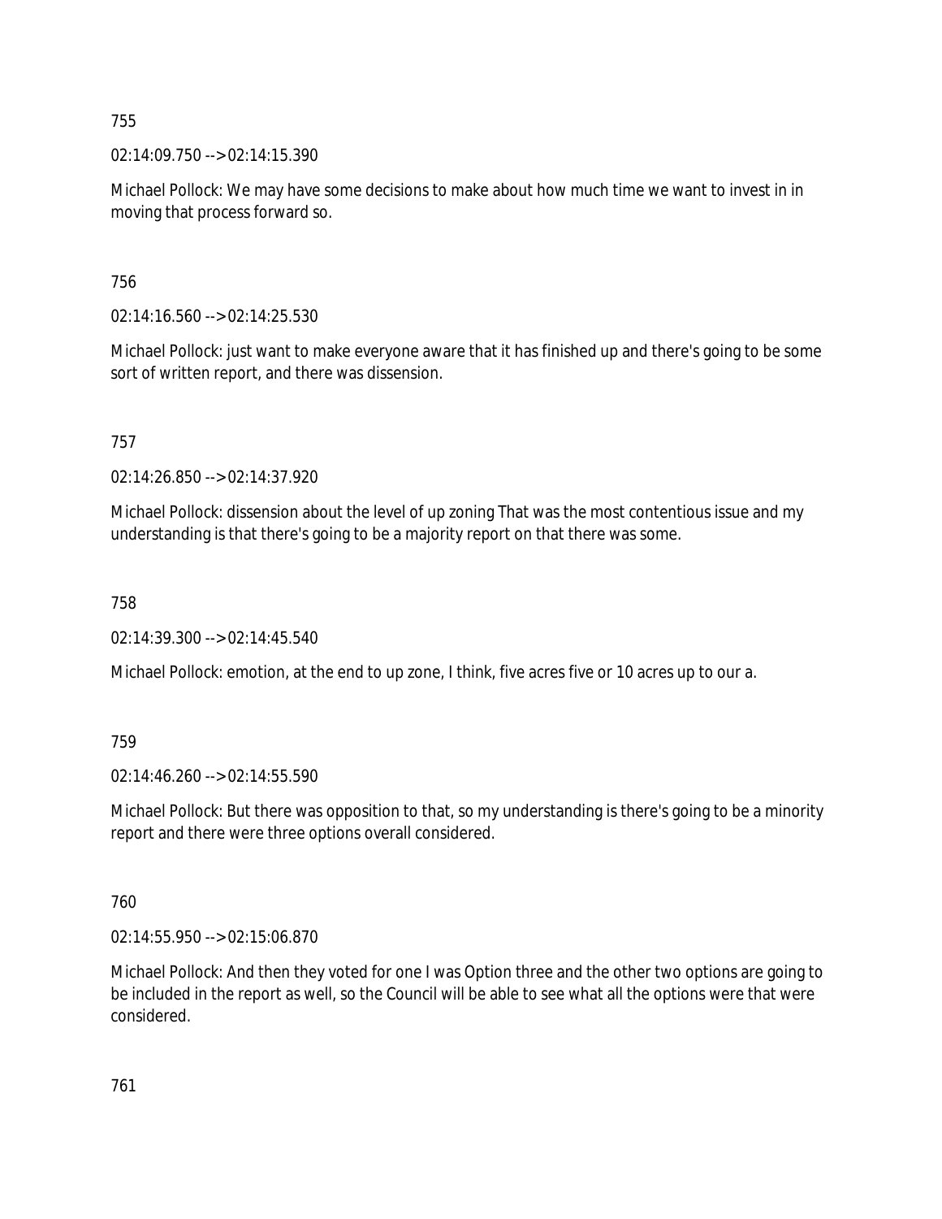755

02:14:09.750 --> 02:14:15.390

Michael Pollock: We may have some decisions to make about how much time we want to invest in in moving that process forward so.

756

02:14:16.560 --> 02:14:25.530

Michael Pollock: just want to make everyone aware that it has finished up and there's going to be some sort of written report, and there was dissension.

757

02:14:26.850 --> 02:14:37.920

Michael Pollock: dissension about the level of up zoning That was the most contentious issue and my understanding is that there's going to be a majority report on that there was some.

758

02:14:39.300 --> 02:14:45.540

Michael Pollock: emotion, at the end to up zone, I think, five acres five or 10 acres up to our a.

759

02:14:46.260 --> 02:14:55.590

Michael Pollock: But there was opposition to that, so my understanding is there's going to be a minority report and there were three options overall considered.

760

02:14:55.950 --> 02:15:06.870

Michael Pollock: And then they voted for one I was Option three and the other two options are going to be included in the report as well, so the Council will be able to see what all the options were that were considered.

761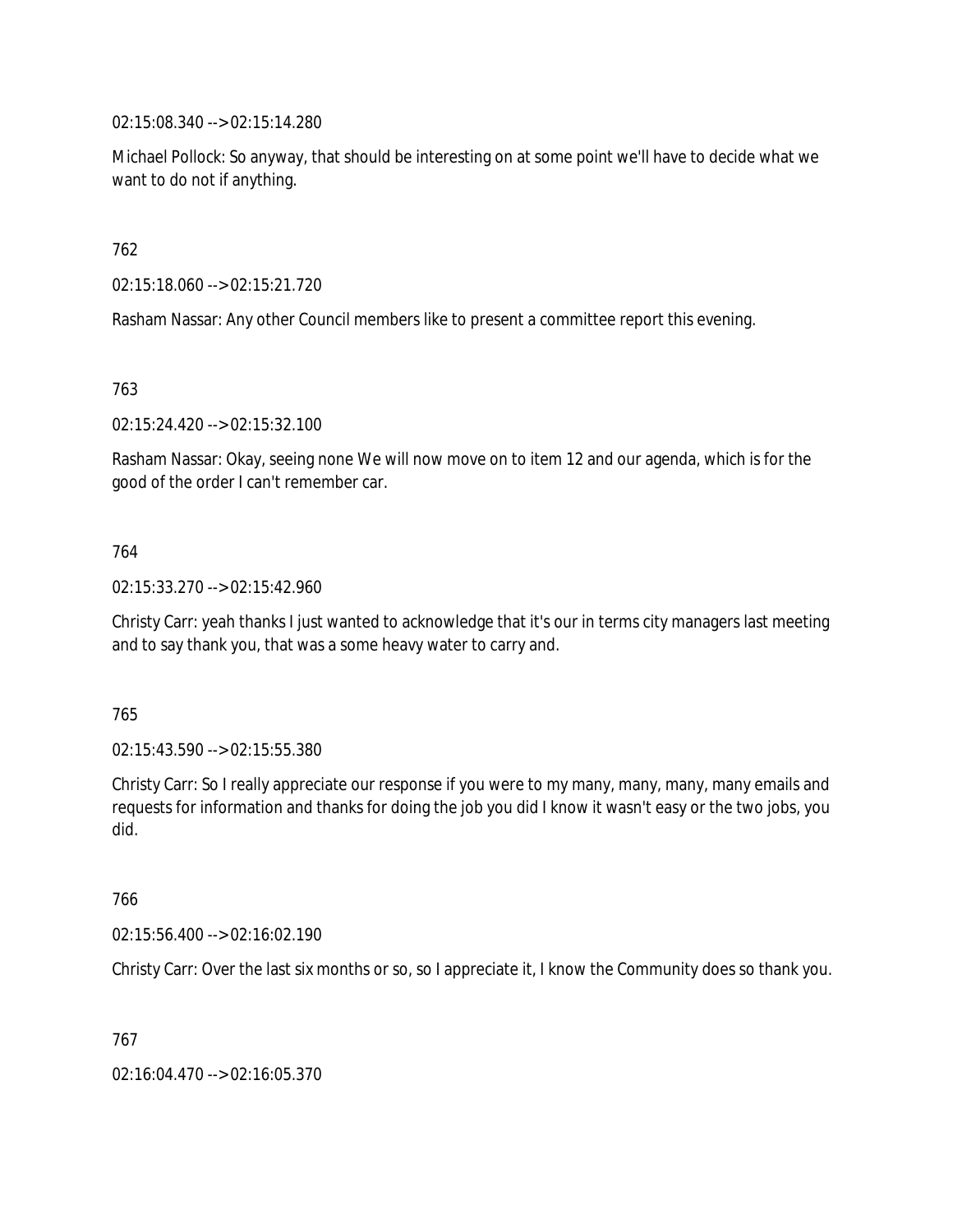02:15:08.340 --> 02:15:14.280

Michael Pollock: So anyway, that should be interesting on at some point we'll have to decide what we want to do not if anything.

762

02:15:18.060 --> 02:15:21.720

Rasham Nassar: Any other Council members like to present a committee report this evening.

763

02:15:24.420 --> 02:15:32.100

Rasham Nassar: Okay, seeing none We will now move on to item 12 and our agenda, which is for the good of the order I can't remember car.

764

02:15:33.270 --> 02:15:42.960

Christy Carr: yeah thanks I just wanted to acknowledge that it's our in terms city managers last meeting and to say thank you, that was a some heavy water to carry and.

765

02:15:43.590 --> 02:15:55.380

Christy Carr: So I really appreciate our response if you were to my many, many, many, many emails and requests for information and thanks for doing the job you did I know it wasn't easy or the two jobs, you did.

766

02:15:56.400 --> 02:16:02.190

Christy Carr: Over the last six months or so, so I appreciate it, I know the Community does so thank you.

767

02:16:04.470 --> 02:16:05.370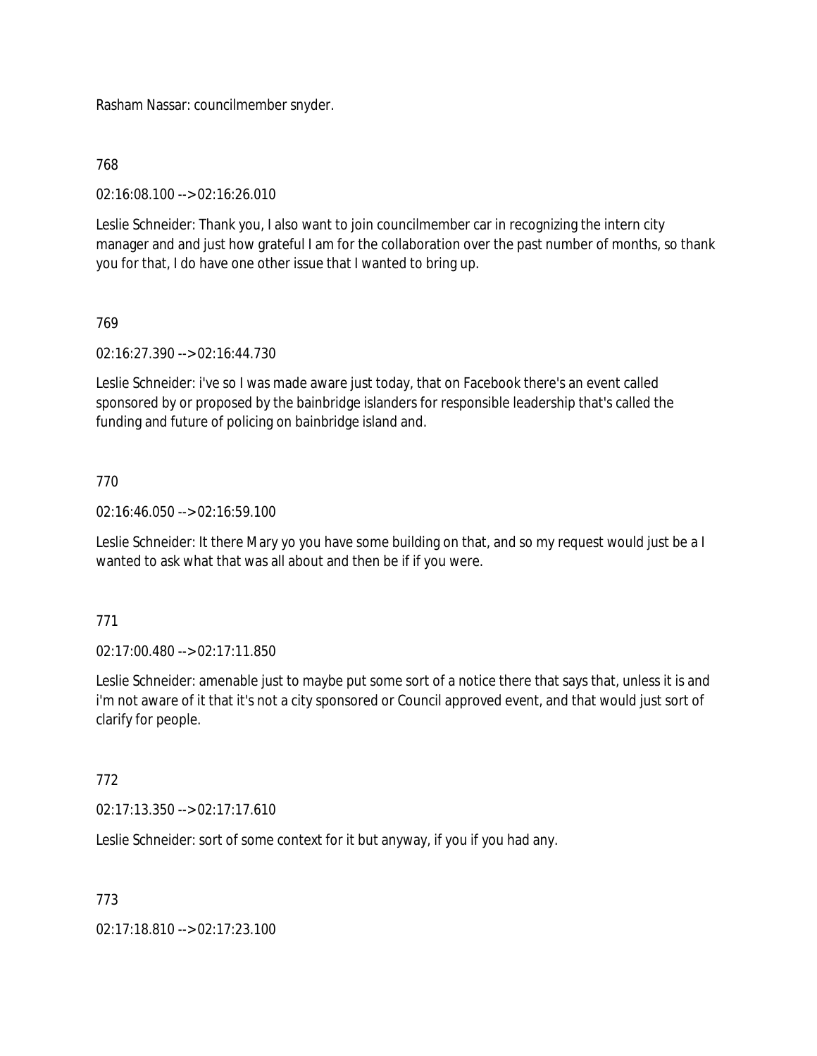Rasham Nassar: councilmember snyder.

768

02:16:08.100 --> 02:16:26.010

Leslie Schneider: Thank you, I also want to join councilmember car in recognizing the intern city manager and and just how grateful I am for the collaboration over the past number of months, so thank you for that, I do have one other issue that I wanted to bring up.

769

02:16:27.390 --> 02:16:44.730

Leslie Schneider: i've so I was made aware just today, that on Facebook there's an event called sponsored by or proposed by the bainbridge islanders for responsible leadership that's called the funding and future of policing on bainbridge island and.

770

02:16:46.050 --> 02:16:59.100

Leslie Schneider: It there Mary yo you have some building on that, and so my request would just be a I wanted to ask what that was all about and then be if if you were.

771

02:17:00.480 --> 02:17:11.850

Leslie Schneider: amenable just to maybe put some sort of a notice there that says that, unless it is and i'm not aware of it that it's not a city sponsored or Council approved event, and that would just sort of clarify for people.

772

02:17:13.350 --> 02:17:17.610

Leslie Schneider: sort of some context for it but anyway, if you if you had any.

773

02:17:18.810 --> 02:17:23.100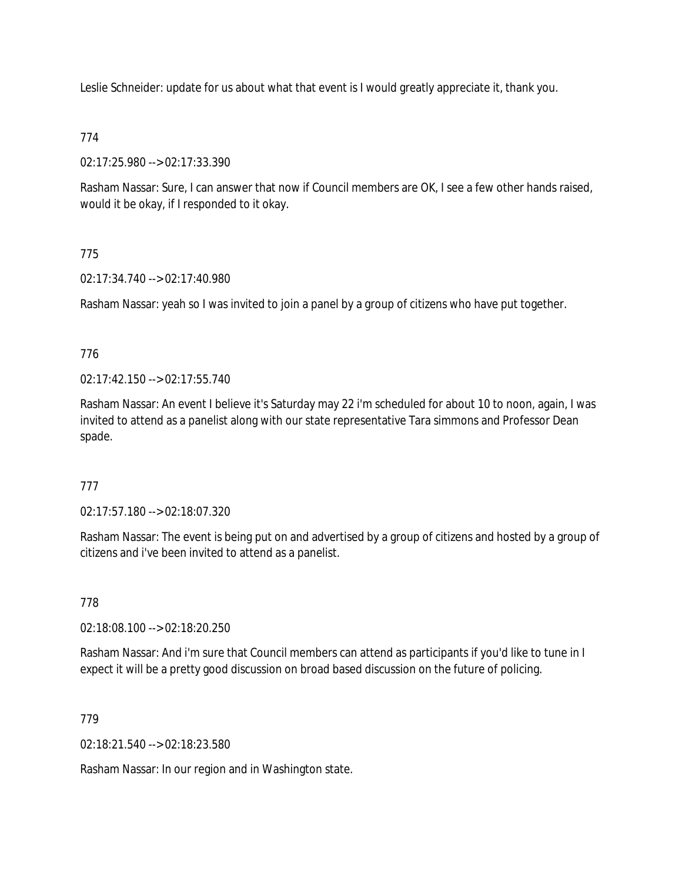Leslie Schneider: update for us about what that event is I would greatly appreciate it, thank you.

774

02:17:25.980 --> 02:17:33.390

Rasham Nassar: Sure, I can answer that now if Council members are OK, I see a few other hands raised, would it be okay, if I responded to it okay.

775

02:17:34.740 --> 02:17:40.980

Rasham Nassar: yeah so I was invited to join a panel by a group of citizens who have put together.

776

02:17:42.150 --> 02:17:55.740

Rasham Nassar: An event I believe it's Saturday may 22 i'm scheduled for about 10 to noon, again, I was invited to attend as a panelist along with our state representative Tara simmons and Professor Dean spade.

777

02:17:57.180 --> 02:18:07.320

Rasham Nassar: The event is being put on and advertised by a group of citizens and hosted by a group of citizens and i've been invited to attend as a panelist.

778

02:18:08.100 --> 02:18:20.250

Rasham Nassar: And i'm sure that Council members can attend as participants if you'd like to tune in I expect it will be a pretty good discussion on broad based discussion on the future of policing.

779

02:18:21.540 --> 02:18:23.580

Rasham Nassar: In our region and in Washington state.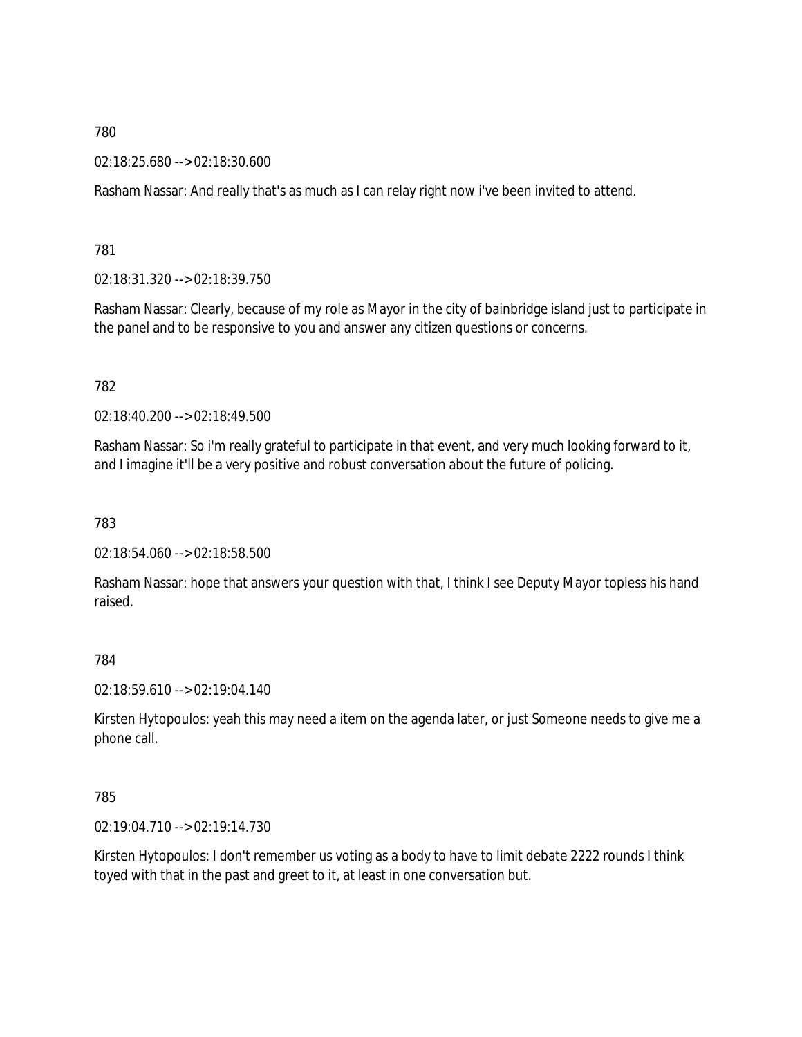780

02:18:25.680 --> 02:18:30.600

Rasham Nassar: And really that's as much as I can relay right now i've been invited to attend.

781

02:18:31.320 --> 02:18:39.750

Rasham Nassar: Clearly, because of my role as Mayor in the city of bainbridge island just to participate in the panel and to be responsive to you and answer any citizen questions or concerns.

782

02:18:40.200 --> 02:18:49.500

Rasham Nassar: So i'm really grateful to participate in that event, and very much looking forward to it, and I imagine it'll be a very positive and robust conversation about the future of policing.

783

02:18:54.060 --> 02:18:58.500

Rasham Nassar: hope that answers your question with that, I think I see Deputy Mayor topless his hand raised.

784

02:18:59.610 --> 02:19:04.140

Kirsten Hytopoulos: yeah this may need a item on the agenda later, or just Someone needs to give me a phone call.

785

02:19:04.710 --> 02:19:14.730

Kirsten Hytopoulos: I don't remember us voting as a body to have to limit debate 2222 rounds I think toyed with that in the past and greet to it, at least in one conversation but.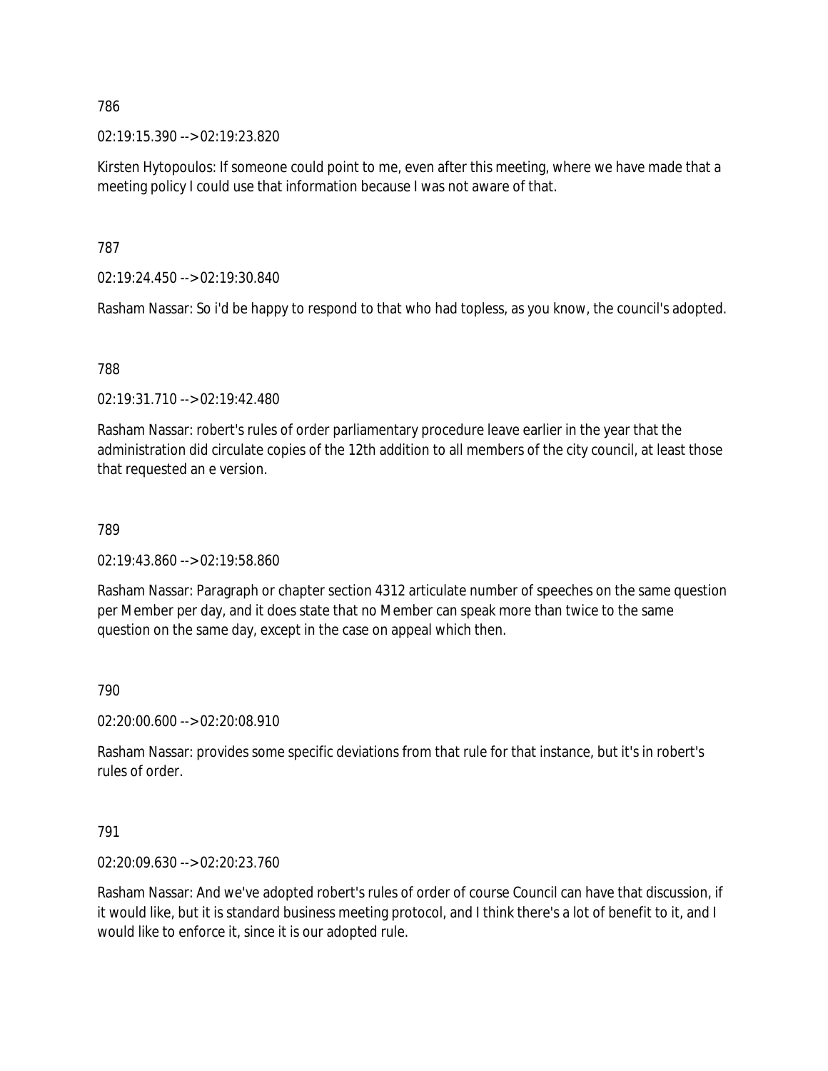786

02:19:15.390 --> 02:19:23.820

Kirsten Hytopoulos: If someone could point to me, even after this meeting, where we have made that a meeting policy I could use that information because I was not aware of that.

787

02:19:24.450 --> 02:19:30.840

Rasham Nassar: So i'd be happy to respond to that who had topless, as you know, the council's adopted.

788

02:19:31.710 --> 02:19:42.480

Rasham Nassar: robert's rules of order parliamentary procedure leave earlier in the year that the administration did circulate copies of the 12th addition to all members of the city council, at least those that requested an e version.

789

02:19:43.860 --> 02:19:58.860

Rasham Nassar: Paragraph or chapter section 4312 articulate number of speeches on the same question per Member per day, and it does state that no Member can speak more than twice to the same question on the same day, except in the case on appeal which then.

790

02:20:00.600 --> 02:20:08.910

Rasham Nassar: provides some specific deviations from that rule for that instance, but it's in robert's rules of order.

791

02:20:09.630 --> 02:20:23.760

Rasham Nassar: And we've adopted robert's rules of order of course Council can have that discussion, if it would like, but it is standard business meeting protocol, and I think there's a lot of benefit to it, and I would like to enforce it, since it is our adopted rule.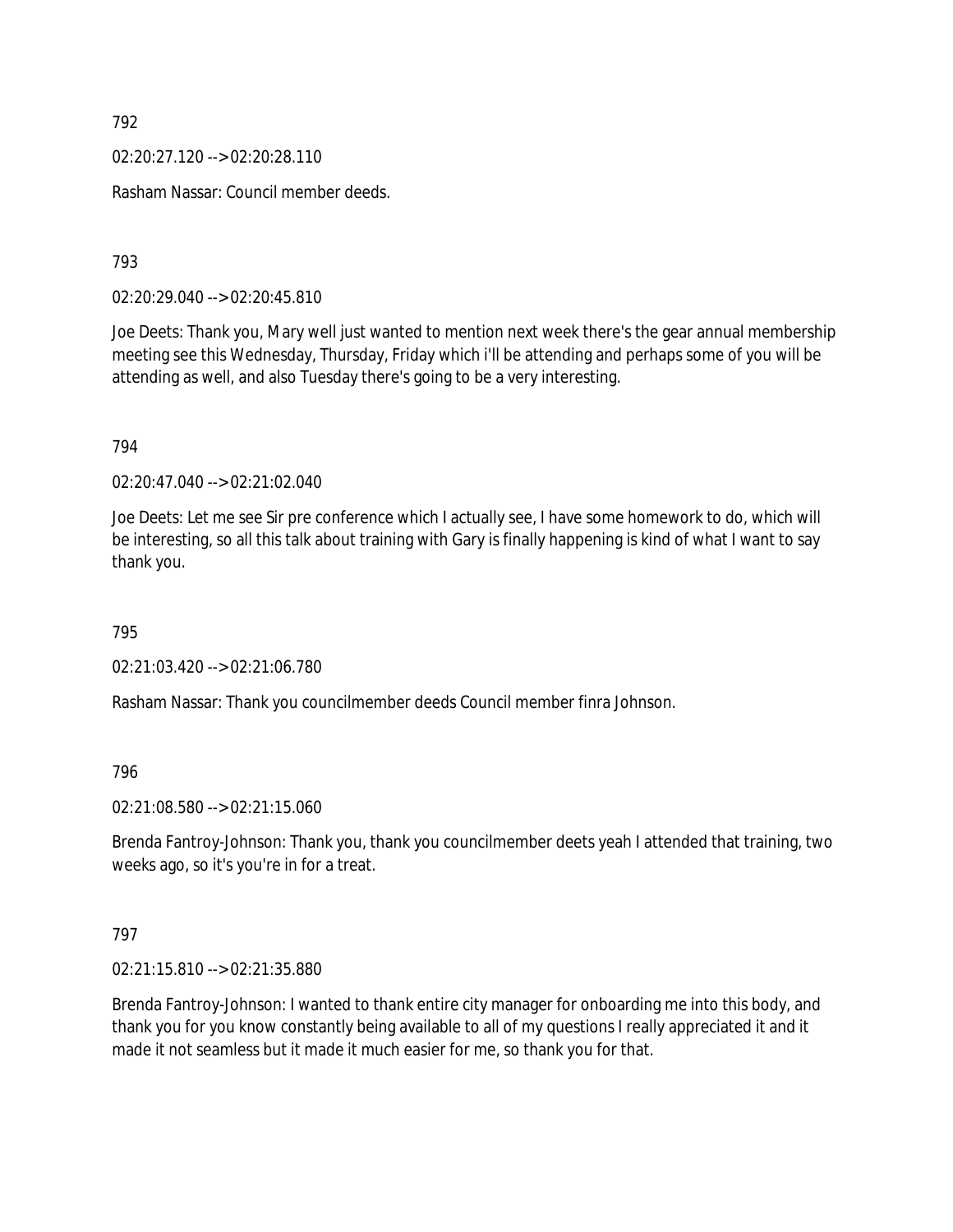792

02:20:27.120 --> 02:20:28.110

Rasham Nassar: Council member deeds.

793

02:20:29.040 --> 02:20:45.810

Joe Deets: Thank you, Mary well just wanted to mention next week there's the gear annual membership meeting see this Wednesday, Thursday, Friday which i'll be attending and perhaps some of you will be attending as well, and also Tuesday there's going to be a very interesting.

794

02:20:47.040 --> 02:21:02.040

Joe Deets: Let me see Sir pre conference which I actually see, I have some homework to do, which will be interesting, so all this talk about training with Gary is finally happening is kind of what I want to say thank you.

795

02:21:03.420 --> 02:21:06.780

Rasham Nassar: Thank you councilmember deeds Council member finra Johnson.

796

02:21:08.580 --> 02:21:15.060

Brenda Fantroy-Johnson: Thank you, thank you councilmember deets yeah I attended that training, two weeks ago, so it's you're in for a treat.

797

02:21:15.810 --> 02:21:35.880

Brenda Fantroy-Johnson: I wanted to thank entire city manager for onboarding me into this body, and thank you for you know constantly being available to all of my questions I really appreciated it and it made it not seamless but it made it much easier for me, so thank you for that.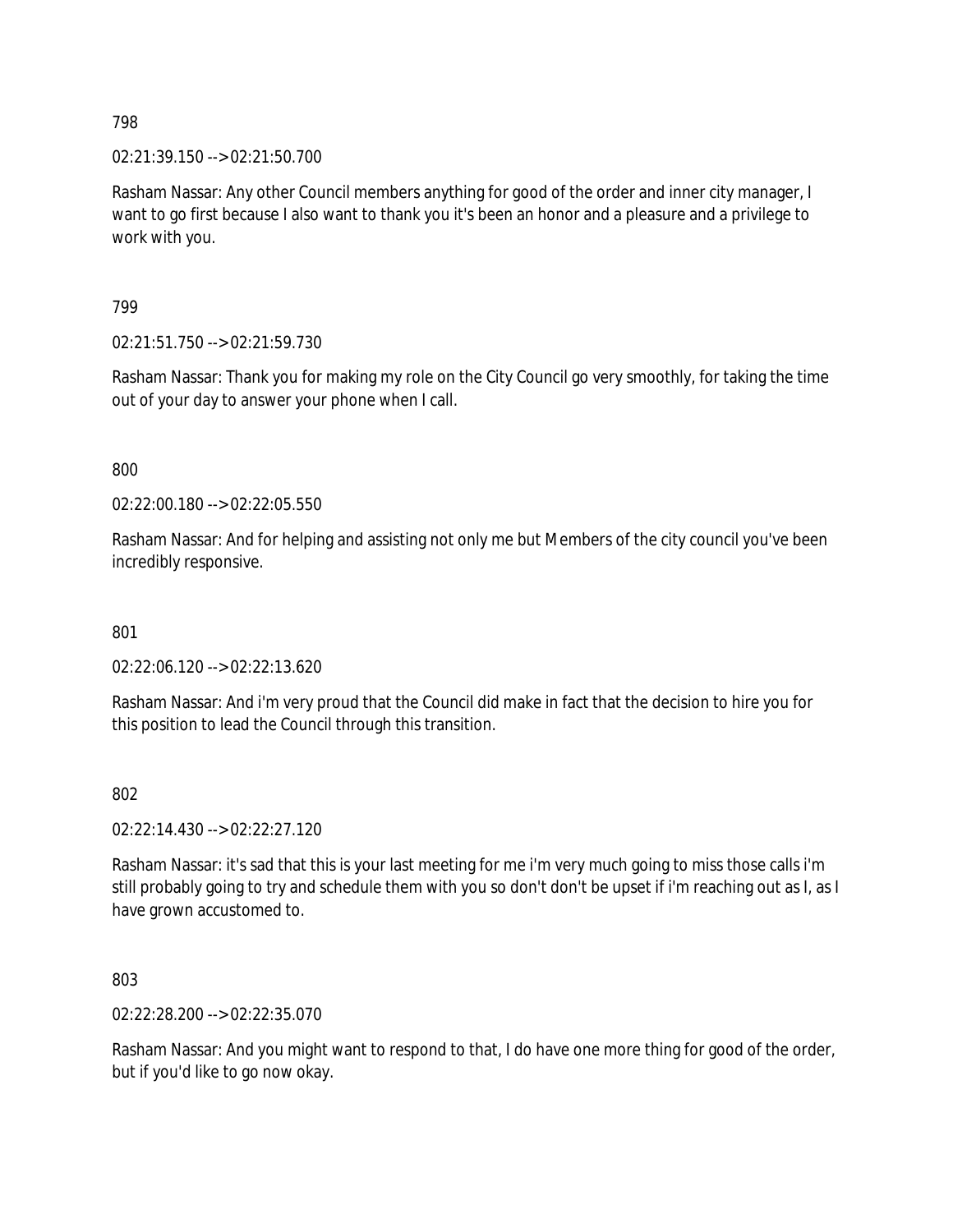798

02:21:39.150 --> 02:21:50.700

Rasham Nassar: Any other Council members anything for good of the order and inner city manager, I want to go first because I also want to thank you it's been an honor and a pleasure and a privilege to work with you.

799

02:21:51.750 --> 02:21:59.730

Rasham Nassar: Thank you for making my role on the City Council go very smoothly, for taking the time out of your day to answer your phone when I call.

800

02:22:00.180 --> 02:22:05.550

Rasham Nassar: And for helping and assisting not only me but Members of the city council you've been incredibly responsive.

801

02:22:06.120 --> 02:22:13.620

Rasham Nassar: And i'm very proud that the Council did make in fact that the decision to hire you for this position to lead the Council through this transition.

802

02:22:14.430 --> 02:22:27.120

Rasham Nassar: it's sad that this is your last meeting for me i'm very much going to miss those calls i'm still probably going to try and schedule them with you so don't don't be upset if i'm reaching out as I, as I have grown accustomed to.

803

02:22:28.200 --> 02:22:35.070

Rasham Nassar: And you might want to respond to that, I do have one more thing for good of the order, but if you'd like to go now okay.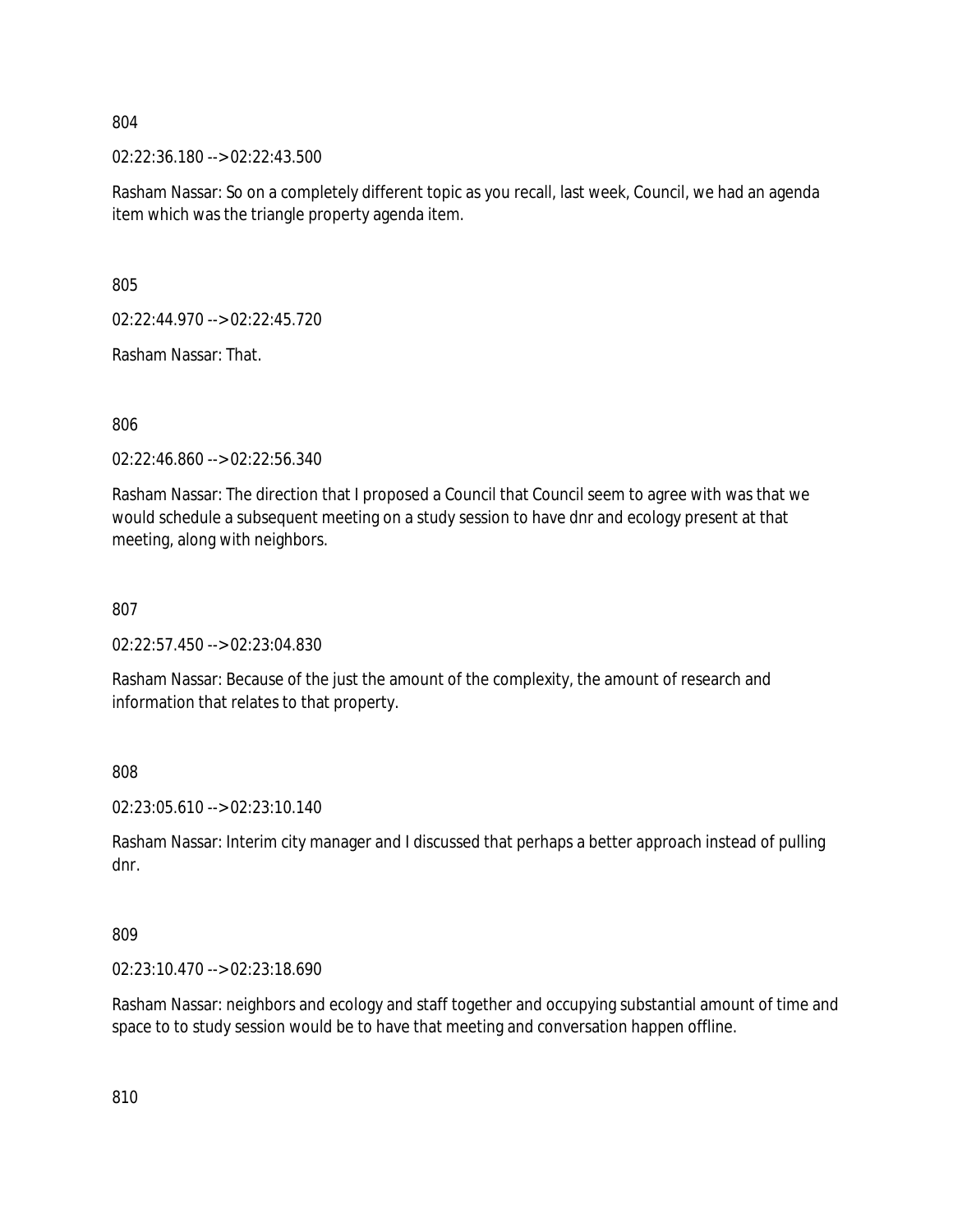804

02:22:36.180 --> 02:22:43.500

Rasham Nassar: So on a completely different topic as you recall, last week, Council, we had an agenda item which was the triangle property agenda item.

805

02:22:44.970 --> 02:22:45.720

Rasham Nassar: That.

806

02:22:46.860 --> 02:22:56.340

Rasham Nassar: The direction that I proposed a Council that Council seem to agree with was that we would schedule a subsequent meeting on a study session to have dnr and ecology present at that meeting, along with neighbors.

807

02:22:57.450 --> 02:23:04.830

Rasham Nassar: Because of the just the amount of the complexity, the amount of research and information that relates to that property.

808

02:23:05.610 --> 02:23:10.140

Rasham Nassar: Interim city manager and I discussed that perhaps a better approach instead of pulling dnr.

809

02:23:10.470 --> 02:23:18.690

Rasham Nassar: neighbors and ecology and staff together and occupying substantial amount of time and space to to study session would be to have that meeting and conversation happen offline.

810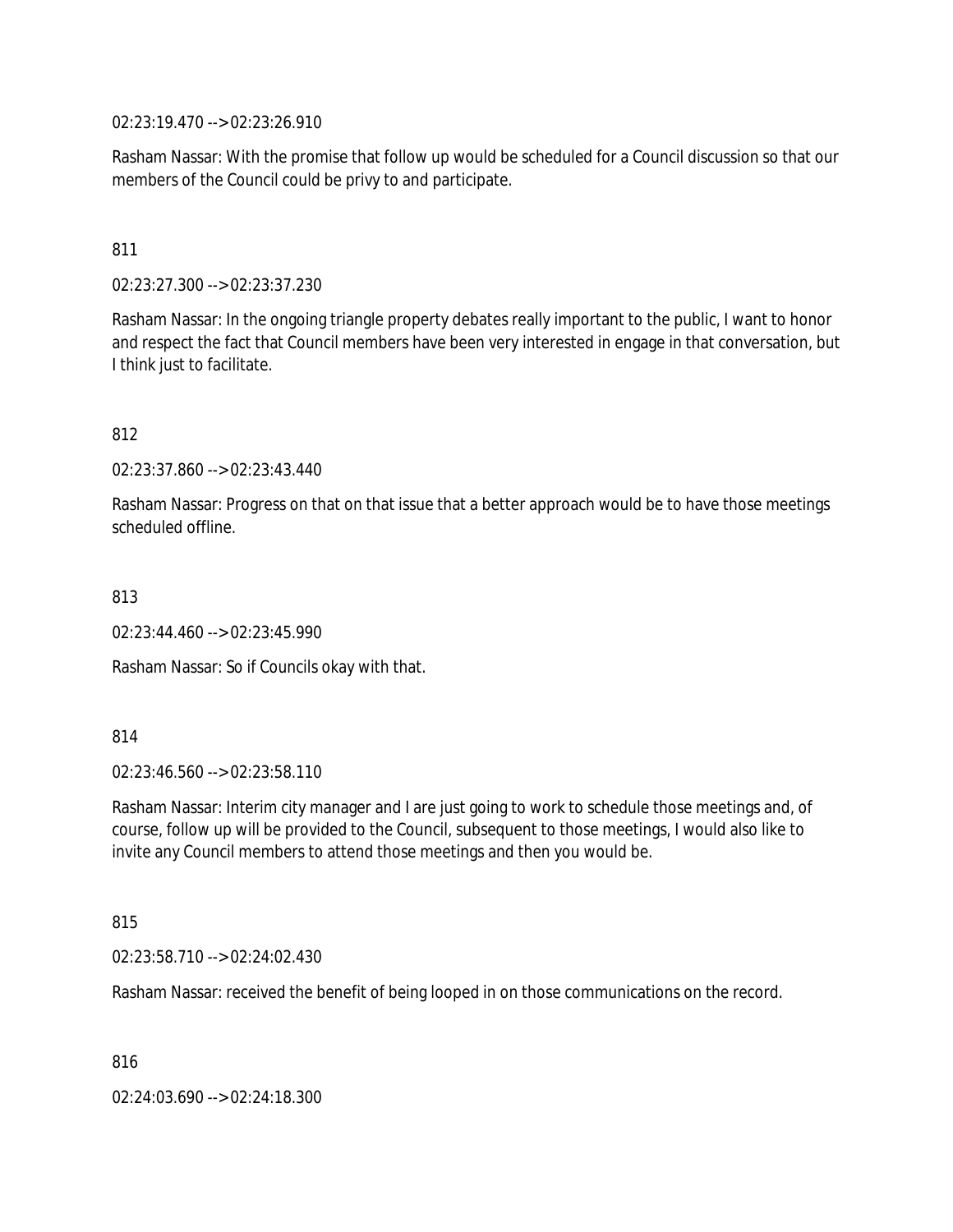02:23:19.470 --> 02:23:26.910

Rasham Nassar: With the promise that follow up would be scheduled for a Council discussion so that our members of the Council could be privy to and participate.

811

02:23:27.300 --> 02:23:37.230

Rasham Nassar: In the ongoing triangle property debates really important to the public, I want to honor and respect the fact that Council members have been very interested in engage in that conversation, but I think just to facilitate.

812

02:23:37.860 --> 02:23:43.440

Rasham Nassar: Progress on that on that issue that a better approach would be to have those meetings scheduled offline.

813

02:23:44.460 --> 02:23:45.990

Rasham Nassar: So if Councils okay with that.

814

02:23:46.560 --> 02:23:58.110

Rasham Nassar: Interim city manager and I are just going to work to schedule those meetings and, of course, follow up will be provided to the Council, subsequent to those meetings, I would also like to invite any Council members to attend those meetings and then you would be.

815

02:23:58.710 --> 02:24:02.430

Rasham Nassar: received the benefit of being looped in on those communications on the record.

816

02:24:03.690 --> 02:24:18.300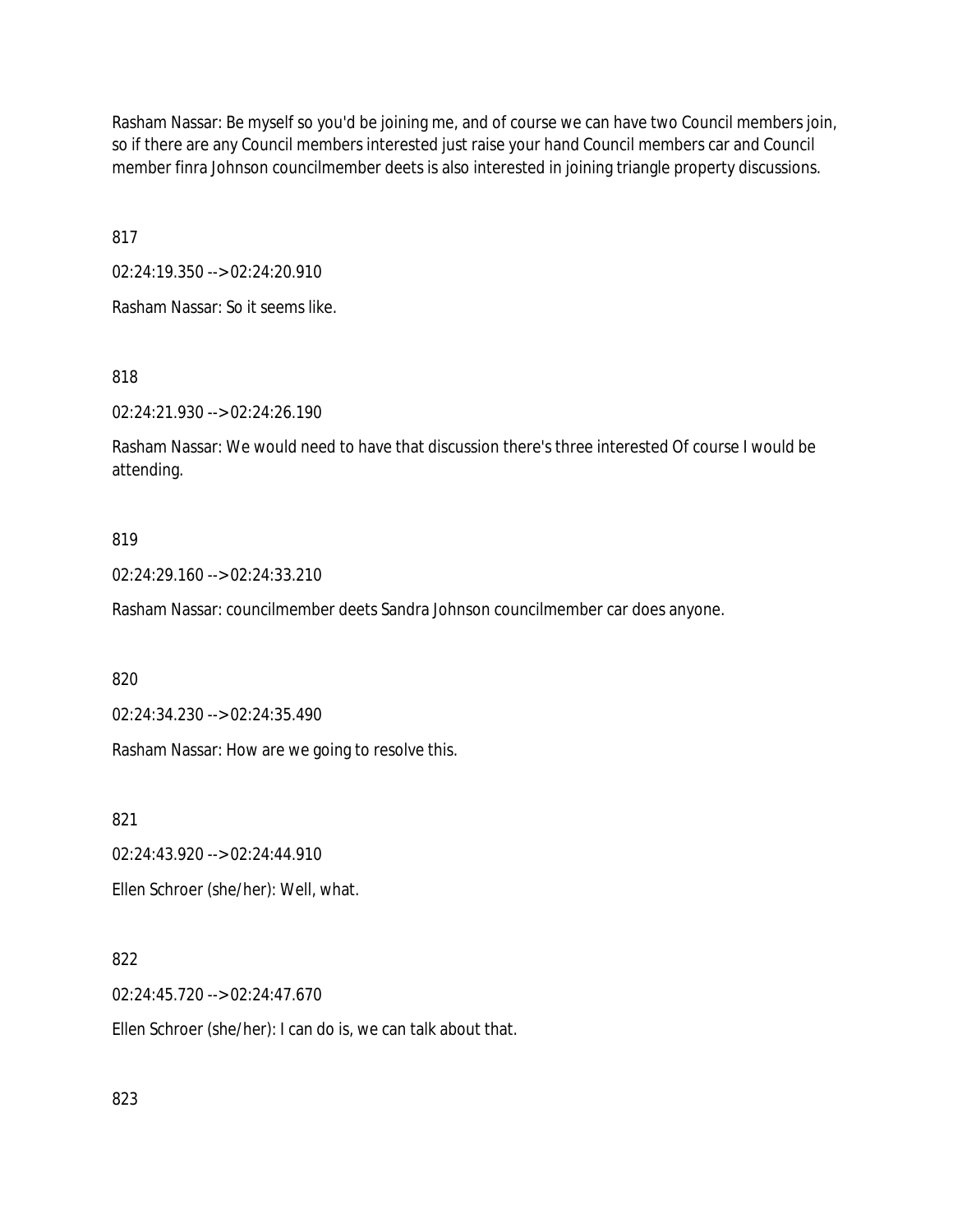Rasham Nassar: Be myself so you'd be joining me, and of course we can have two Council members join, so if there are any Council members interested just raise your hand Council members car and Council member finra Johnson councilmember deets is also interested in joining triangle property discussions.

817

02:24:19.350 --> 02:24:20.910

Rasham Nassar: So it seems like.

818

02:24:21.930 --> 02:24:26.190

Rasham Nassar: We would need to have that discussion there's three interested Of course I would be attending.

819

02:24:29.160 --> 02:24:33.210

Rasham Nassar: councilmember deets Sandra Johnson councilmember car does anyone.

820

02:24:34.230 --> 02:24:35.490

Rasham Nassar: How are we going to resolve this.

821

02:24:43.920 --> 02:24:44.910

Ellen Schroer (she/her): Well, what.

822

02:24:45.720 --> 02:24:47.670

Ellen Schroer (she/her): I can do is, we can talk about that.

823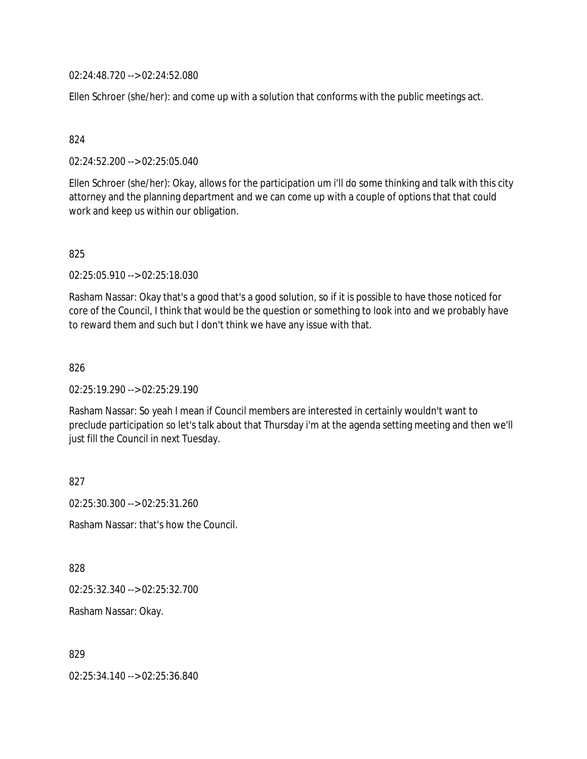02:24:48.720 --> 02:24:52.080

Ellen Schroer (she/her): and come up with a solution that conforms with the public meetings act.

824

02:24:52.200 --> 02:25:05.040

Ellen Schroer (she/her): Okay, allows for the participation um i'll do some thinking and talk with this city attorney and the planning department and we can come up with a couple of options that that could work and keep us within our obligation.

825

02:25:05.910 --> 02:25:18.030

Rasham Nassar: Okay that's a good that's a good solution, so if it is possible to have those noticed for core of the Council, I think that would be the question or something to look into and we probably have to reward them and such but I don't think we have any issue with that.

826

02:25:19.290 --> 02:25:29.190

Rasham Nassar: So yeah I mean if Council members are interested in certainly wouldn't want to preclude participation so let's talk about that Thursday i'm at the agenda setting meeting and then we'll just fill the Council in next Tuesday.

827

02:25:30.300 --> 02:25:31.260

Rasham Nassar: that's how the Council.

828

02:25:32.340 --> 02:25:32.700

Rasham Nassar: Okay.

829

02:25:34.140 --> 02:25:36.840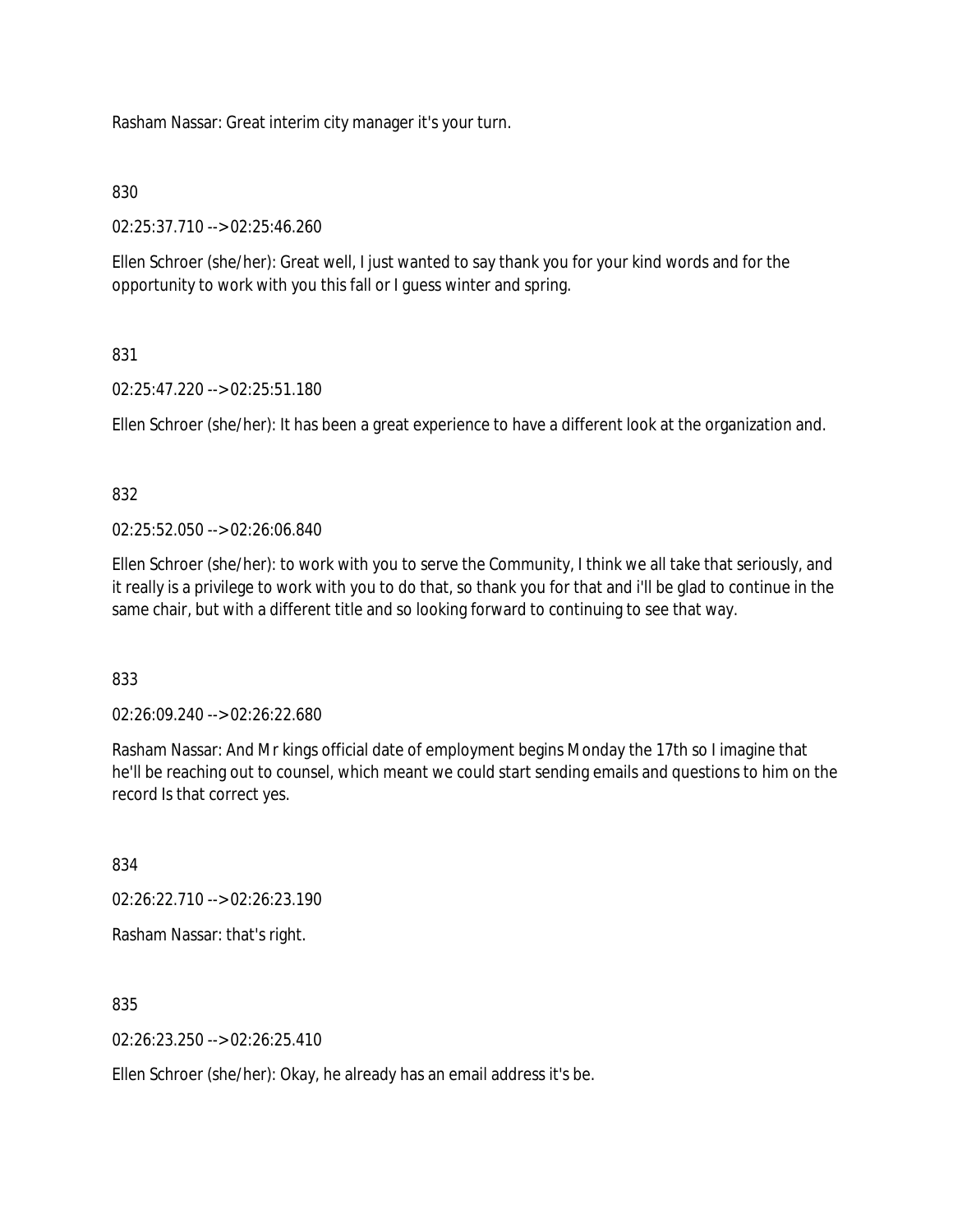Rasham Nassar: Great interim city manager it's your turn.

830

02:25:37.710 --> 02:25:46.260

Ellen Schroer (she/her): Great well, I just wanted to say thank you for your kind words and for the opportunity to work with you this fall or I guess winter and spring.

831

02:25:47.220 --> 02:25:51.180

Ellen Schroer (she/her): It has been a great experience to have a different look at the organization and.

832

02:25:52.050 --> 02:26:06.840

Ellen Schroer (she/her): to work with you to serve the Community, I think we all take that seriously, and it really is a privilege to work with you to do that, so thank you for that and i'll be glad to continue in the same chair, but with a different title and so looking forward to continuing to see that way.

833

02:26:09.240 --> 02:26:22.680

Rasham Nassar: And Mr kings official date of employment begins Monday the 17th so I imagine that he'll be reaching out to counsel, which meant we could start sending emails and questions to him on the record Is that correct yes.

834

02:26:22.710 --> 02:26:23.190

Rasham Nassar: that's right.

835

02:26:23.250 --> 02:26:25.410

Ellen Schroer (she/her): Okay, he already has an email address it's be.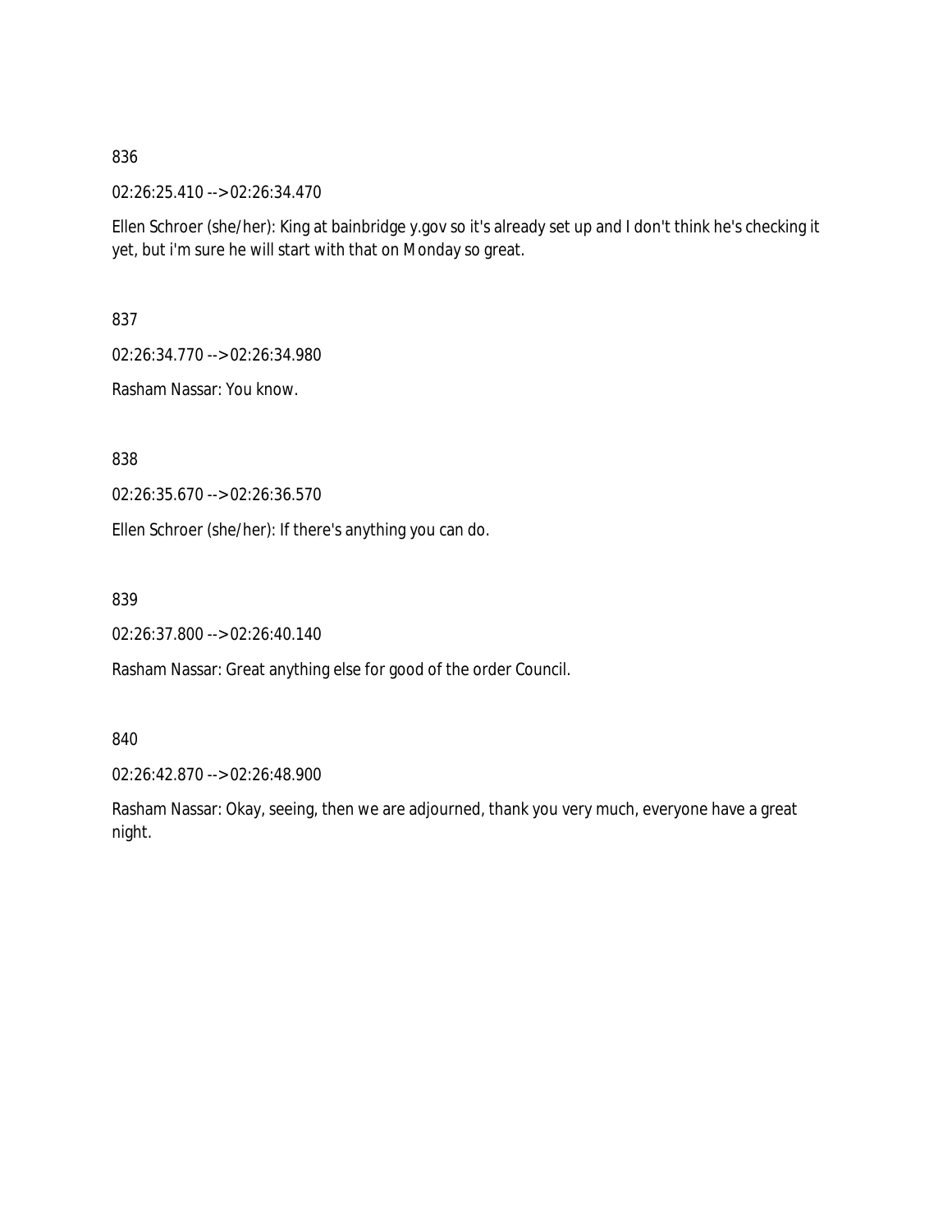836

02:26:25.410 --> 02:26:34.470

Ellen Schroer (she/her): King at bainbridge y.gov so it's already set up and I don't think he's checking it yet, but i'm sure he will start with that on Monday so great.

837

02:26:34.770 --> 02:26:34.980

Rasham Nassar: You know.

838

02:26:35.670 --> 02:26:36.570

Ellen Schroer (she/her): If there's anything you can do.

839

02:26:37.800 --> 02:26:40.140

Rasham Nassar: Great anything else for good of the order Council.

840

02:26:42.870 --> 02:26:48.900

Rasham Nassar: Okay, seeing, then we are adjourned, thank you very much, everyone have a great night.